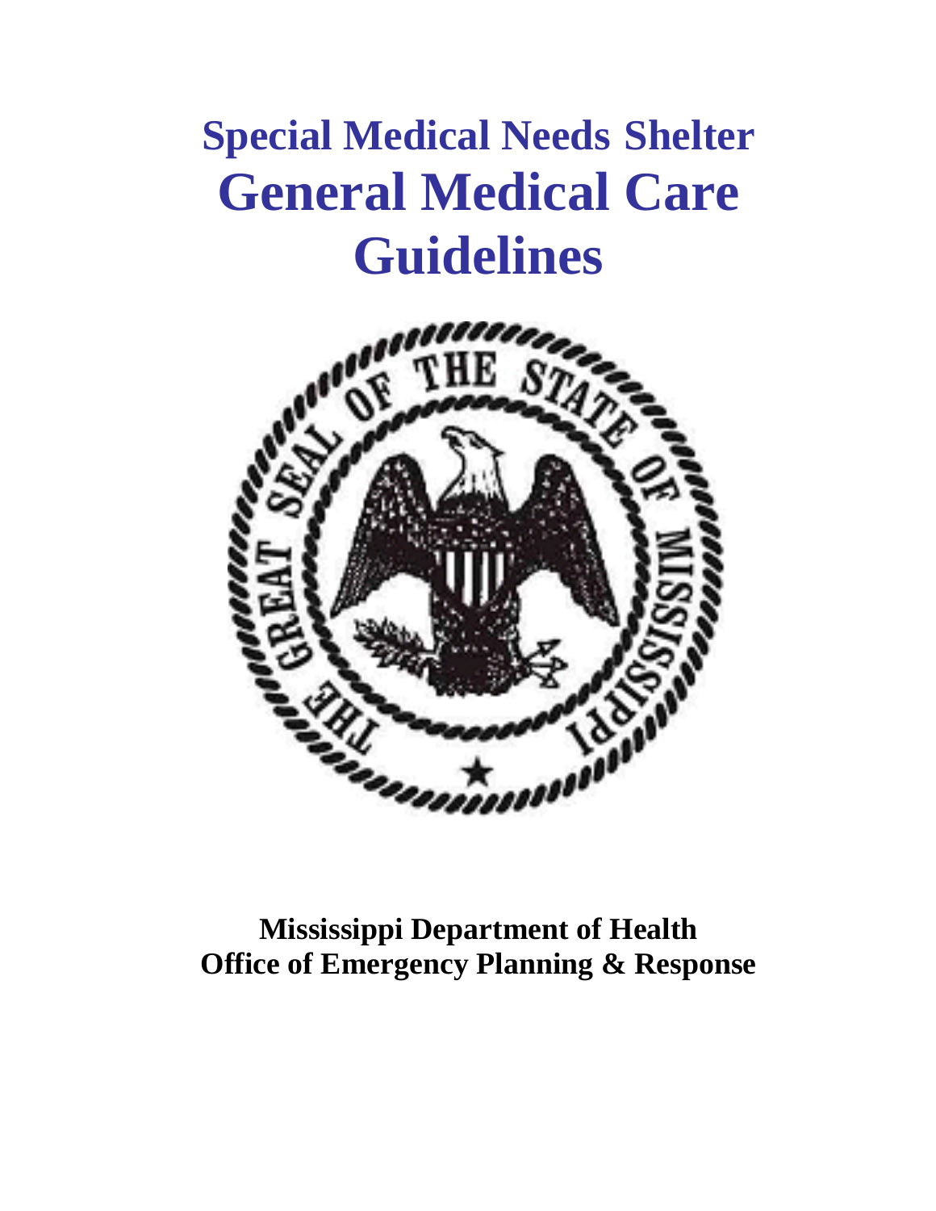# Special Medical Needs Shelter
# General Medical Care Guidelines

**Mississippi Department of Health**
**Office of Emergency Planning & Response**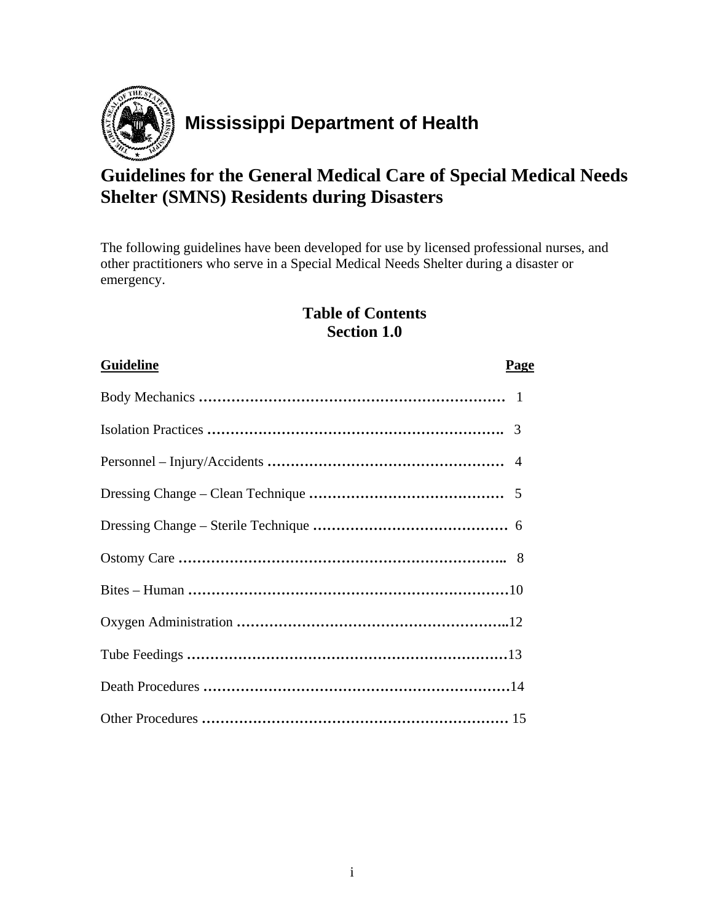# Mississippi Department of Health

## Guidelines for the General Medical Care of Special Medical Needs Shelter (SMNS) Residents during Disasters

The following guidelines have been developed for use by licensed professional nurses, and other practitioners who serve in a Special Medical Needs Shelter during a disaster or emergency.

### Table of Contents
### Section 1.0

| Guideline | Page |
|---|---|
| Body Mechanics | 1 |
| Isolation Practices | 3 |
| Personnel – Injury/Accidents | 4 |
| Dressing Change – Clean Technique | 5 |
| Dressing Change – Sterile Technique | 6 |
| Ostomy Care | 8 |
| Bites – Human | 10 |
| Oxygen Administration | 12 |
| Tube Feedings | 13 |
| Death Procedures | 14 |
| Other Procedures | 15 |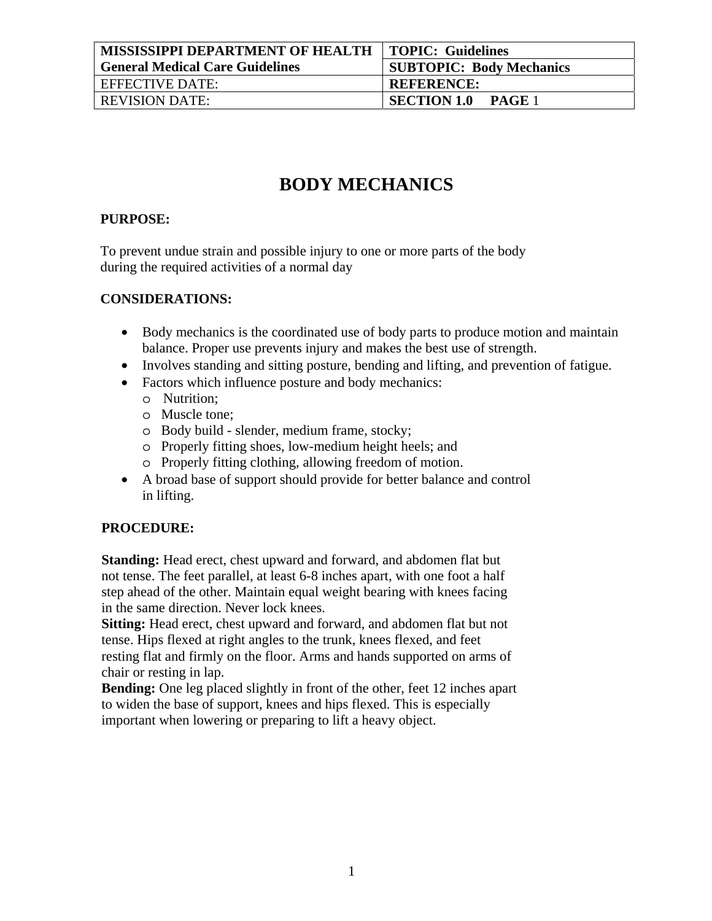| MISSISSIPPI DEPARTMENT OF HEALTH General Medical Care Guidelines | TOPIC: Guidelines |
| --- | --- |
| | SUBTOPIC: Body Mechanics |
| EFFECTIVE DATE: | REFERENCE: |
| REVISION DATE: | SECTION 1.0 PAGE 1 |

# BODY MECHANICS

**PURPOSE:**

To prevent undue strain and possible injury to one or more parts of the body during the required activities of a normal day

**CONSIDERATIONS:**

- Body mechanics is the coordinated use of body parts to produce motion and maintain balance. Proper use prevents injury and makes the best use of strength.
- Involves standing and sitting posture, bending and lifting, and prevention of fatigue.
- Factors which influence posture and body mechanics:
  - Nutrition;
  - Muscle tone;
  - Body build - slender, medium frame, stocky;
  - Properly fitting shoes, low-medium height heels; and
  - Properly fitting clothing, allowing freedom of motion.
- A broad base of support should provide for better balance and control in lifting.

**PROCEDURE:**

**Standing:** Head erect, chest upward and forward, and abdomen flat but not tense. The feet parallel, at least 6-8 inches apart, with one foot a half step ahead of the other. Maintain equal weight bearing with knees facing in the same direction. Never lock knees.

**Sitting:** Head erect, chest upward and forward, and abdomen flat but not tense. Hips flexed at right angles to the trunk, knees flexed, and feet resting flat and firmly on the floor. Arms and hands supported on arms of chair or resting in lap.

**Bending:** One leg placed slightly in front of the other, feet 12 inches apart to widen the base of support, knees and hips flexed. This is especially important when lowering or preparing to lift a heavy object.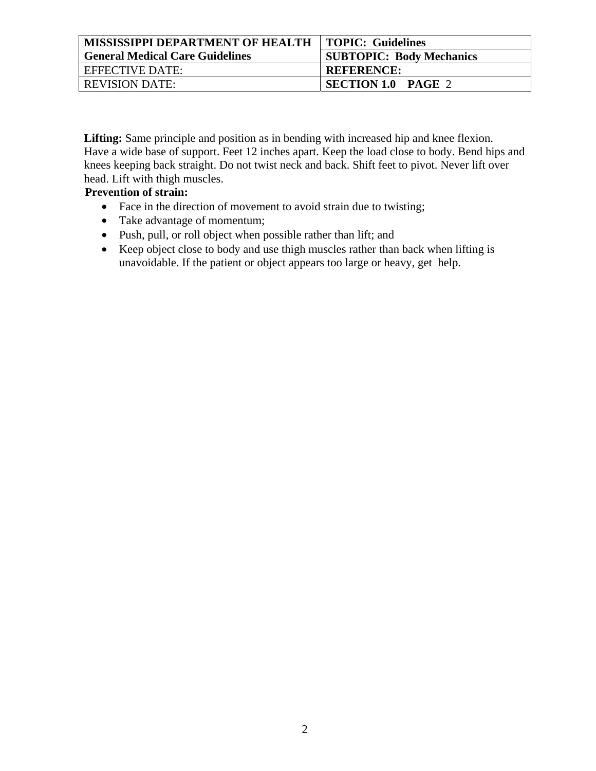| MISSISSIPPI DEPARTMENT OF HEALTH General Medical Care Guidelines | TOPIC: Guidelines |
|---|---|
| | SUBTOPIC: Body Mechanics |
| EFFECTIVE DATE: | REFERENCE: |
| REVISION DATE: | SECTION 1.0 PAGE 2 |

**Lifting:** Same principle and position as in bending with increased hip and knee flexion. Have a wide base of support. Feet 12 inches apart. Keep the load close to body. Bend hips and knees keeping back straight. Do not twist neck and back. Shift feet to pivot. Never lift over head. Lift with thigh muscles.

**Prevention of strain:**

- Face in the direction of movement to avoid strain due to twisting;
- Take advantage of momentum;
- Push, pull, or roll object when possible rather than lift; and
- Keep object close to body and use thigh muscles rather than back when lifting is unavoidable. If the patient or object appears too large or heavy, get help.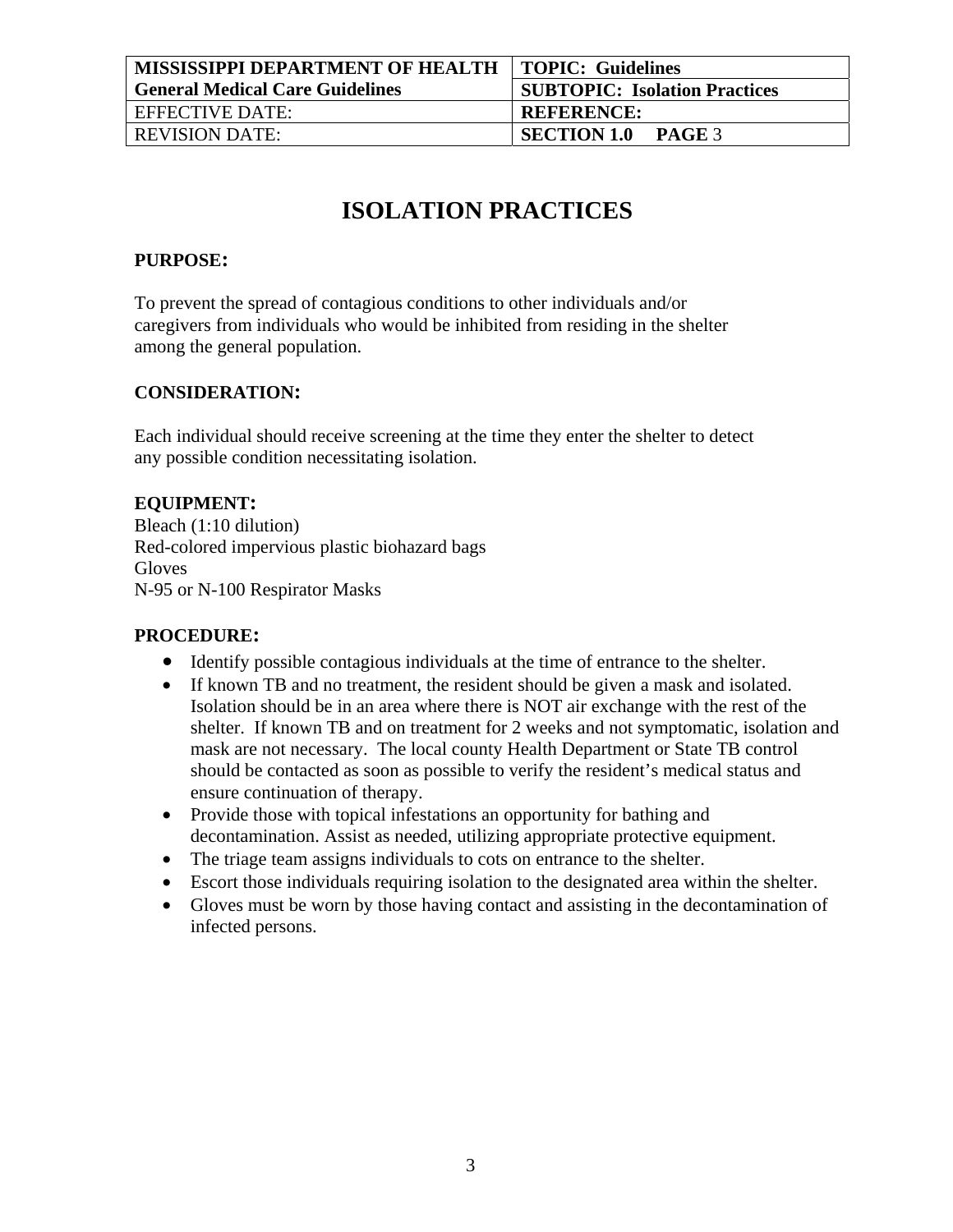# ISOLATION PRACTICES

**PURPOSE:**

To prevent the spread of contagious conditions to other individuals and/or caregivers from individuals who would be inhibited from residing in the shelter among the general population.

**CONSIDERATION:**

Each individual should receive screening at the time they enter the shelter to detect any possible condition necessitating isolation.

**EQUIPMENT:**

Bleach (1:10 dilution)
Red-colored impervious plastic biohazard bags
Gloves
N-95 or N-100 Respirator Masks

**PROCEDURE:**

- Identify possible contagious individuals at the time of entrance to the shelter.
- If known TB and no treatment, the resident should be given a mask and isolated. Isolation should be in an area where there is NOT air exchange with the rest of the shelter. If known TB and on treatment for 2 weeks and not symptomatic, isolation and mask are not necessary. The local county Health Department or State TB control should be contacted as soon as possible to verify the resident's medical status and ensure continuation of therapy.
- Provide those with topical infestations an opportunity for bathing and decontamination. Assist as needed, utilizing appropriate protective equipment.
- The triage team assigns individuals to cots on entrance to the shelter.
- Escort those individuals requiring isolation to the designated area within the shelter.
- Gloves must be worn by those having contact and assisting in the decontamination of infected persons.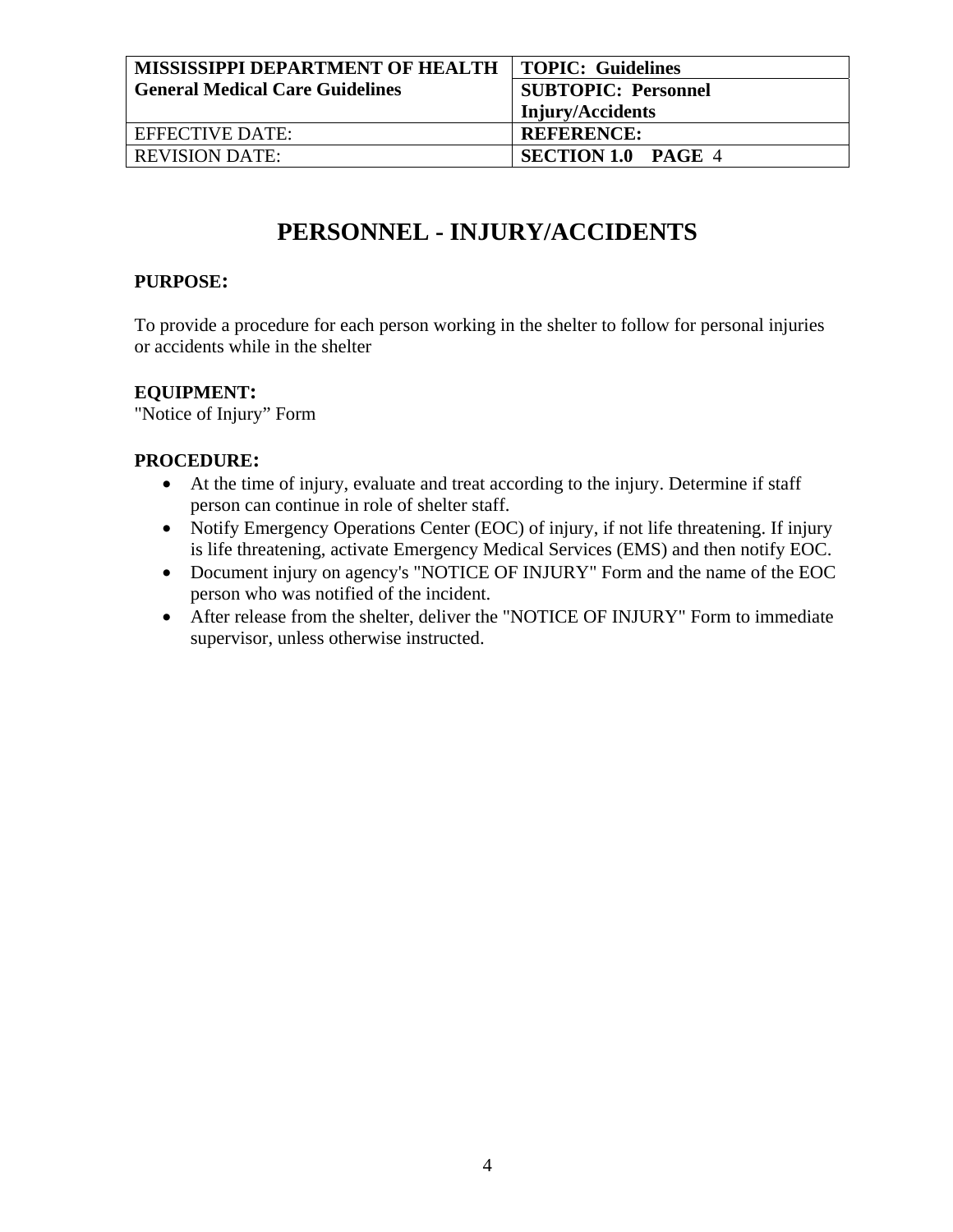| MISSISSIPPI DEPARTMENT OF HEALTH General Medical Care Guidelines | TOPIC: Guidelines |
| --- | --- |
| | SUBTOPIC: Personnel Injury/Accidents |
| EFFECTIVE DATE: | REFERENCE: |
| REVISION DATE: | SECTION 1.0 PAGE 4 |

# PERSONNEL - INJURY/ACCIDENTS

**PURPOSE:**

To provide a procedure for each person working in the shelter to follow for personal injuries or accidents while in the shelter

**EQUIPMENT:**
"Notice of Injury" Form

**PROCEDURE:**

- At the time of injury, evaluate and treat according to the injury. Determine if staff person can continue in role of shelter staff.
- Notify Emergency Operations Center (EOC) of injury, if not life threatening. If injury is life threatening, activate Emergency Medical Services (EMS) and then notify EOC.
- Document injury on agency's "NOTICE OF INJURY" Form and the name of the EOC person who was notified of the incident.
- After release from the shelter, deliver the "NOTICE OF INJURY" Form to immediate supervisor, unless otherwise instructed.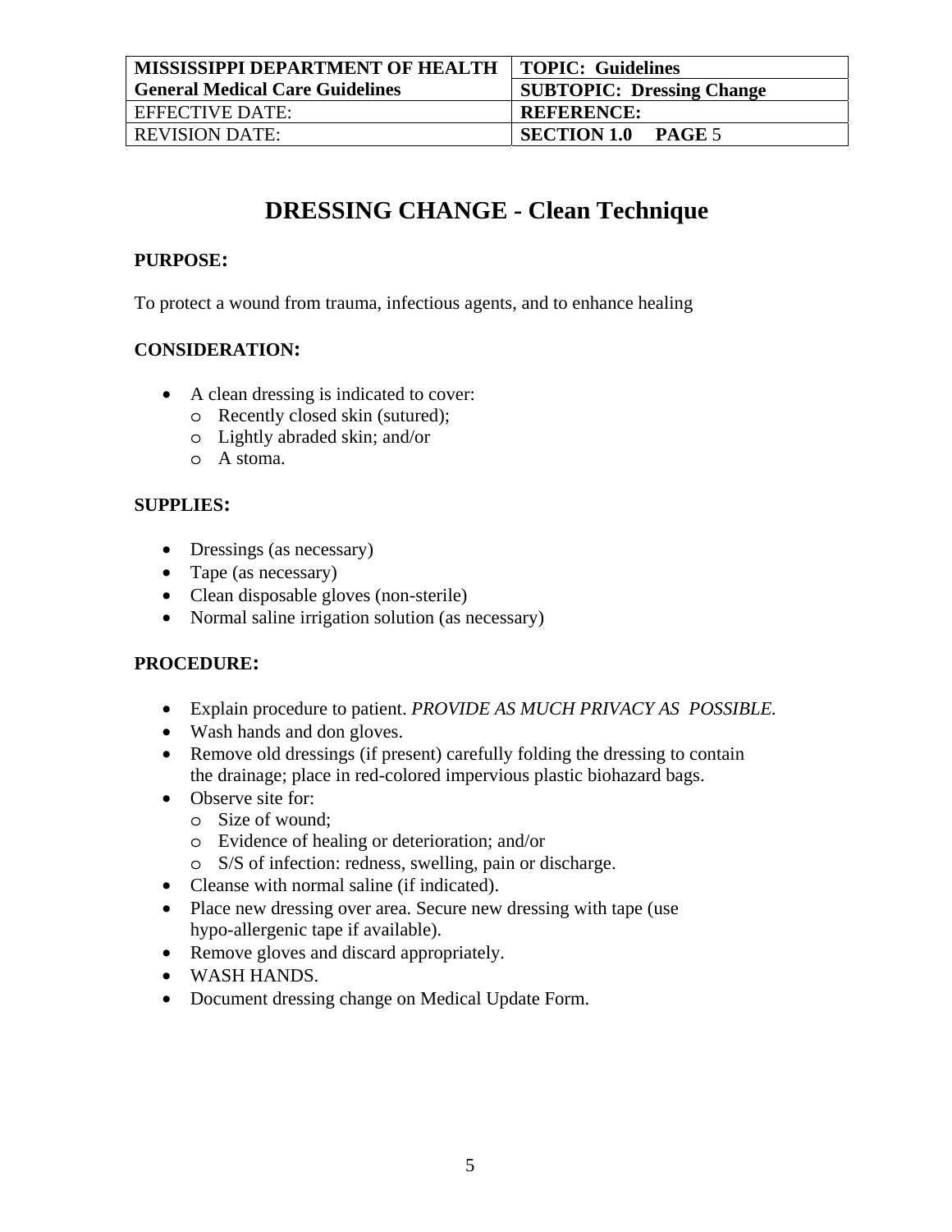| MISSISSIPPI DEPARTMENT OF HEALTH | TOPIC: Guidelines |
| --- | --- |
| General Medical Care Guidelines | SUBTOPIC: Dressing Change |
| EFFECTIVE DATE: | REFERENCE: |
| REVISION DATE: | SECTION 1.0 PAGE 5 |

# DRESSING CHANGE - Clean Technique

**PURPOSE:**

To protect a wound from trauma, infectious agents, and to enhance healing

**CONSIDERATION:**

- A clean dressing is indicated to cover:
  - Recently closed skin (sutured);
  - Lightly abraded skin; and/or
  - A stoma.

**SUPPLIES:**

- Dressings (as necessary)
- Tape (as necessary)
- Clean disposable gloves (non-sterile)
- Normal saline irrigation solution (as necessary)

**PROCEDURE:**

- Explain procedure to patient. *PROVIDE AS MUCH PRIVACY AS POSSIBLE.*
- Wash hands and don gloves.
- Remove old dressings (if present) carefully folding the dressing to contain the drainage; place in red-colored impervious plastic biohazard bags.
- Observe site for:
  - Size of wound;
  - Evidence of healing or deterioration; and/or
  - S/S of infection: redness, swelling, pain or discharge.
- Cleanse with normal saline (if indicated).
- Place new dressing over area. Secure new dressing with tape (use hypo-allergenic tape if available).
- Remove gloves and discard appropriately.
- WASH HANDS.
- Document dressing change on Medical Update Form.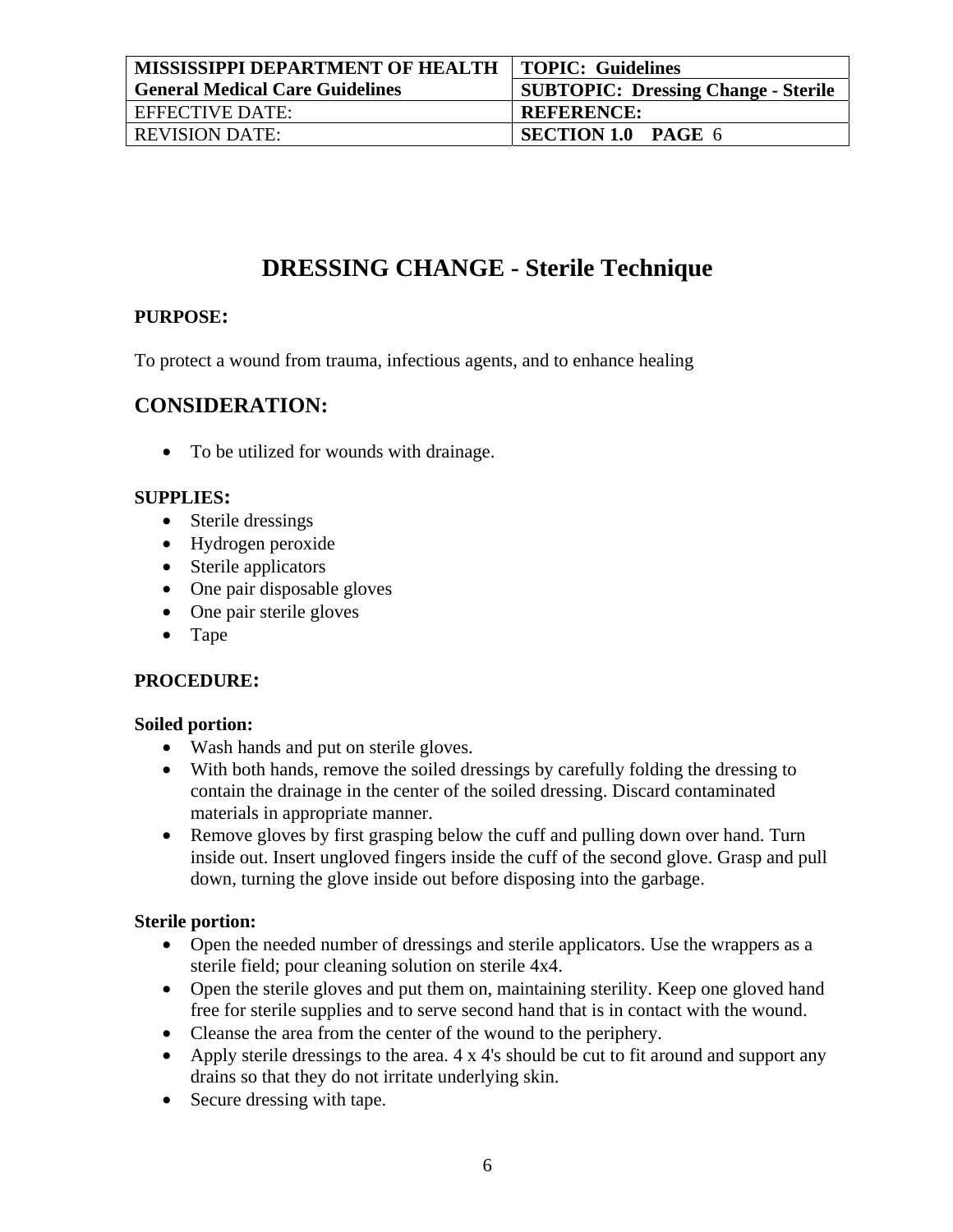| MISSISSIPPI DEPARTMENT OF HEALTH General Medical Care Guidelines | TOPIC: Guidelines |
|---|---|
| | SUBTOPIC: Dressing Change - Sterile |
| EFFECTIVE DATE: | REFERENCE: |
| REVISION DATE: | SECTION 1.0 PAGE 6 |

# DRESSING CHANGE - Sterile Technique

**PURPOSE:**

To protect a wound from trauma, infectious agents, and to enhance healing

## CONSIDERATION:

- To be utilized for wounds with drainage.

**SUPPLIES:**

- Sterile dressings
- Hydrogen peroxide
- Sterile applicators
- One pair disposable gloves
- One pair sterile gloves
- Tape

**PROCEDURE:**

**Soiled portion:**

- Wash hands and put on sterile gloves.
- With both hands, remove the soiled dressings by carefully folding the dressing to contain the drainage in the center of the soiled dressing. Discard contaminated materials in appropriate manner.
- Remove gloves by first grasping below the cuff and pulling down over hand. Turn inside out. Insert ungloved fingers inside the cuff of the second glove. Grasp and pull down, turning the glove inside out before disposing into the garbage.

**Sterile portion:**

- Open the needed number of dressings and sterile applicators. Use the wrappers as a sterile field; pour cleaning solution on sterile 4x4.
- Open the sterile gloves and put them on, maintaining sterility. Keep one gloved hand free for sterile supplies and to serve second hand that is in contact with the wound.
- Cleanse the area from the center of the wound to the periphery.
- Apply sterile dressings to the area. 4 x 4's should be cut to fit around and support any drains so that they do not irritate underlying skin.
- Secure dressing with tape.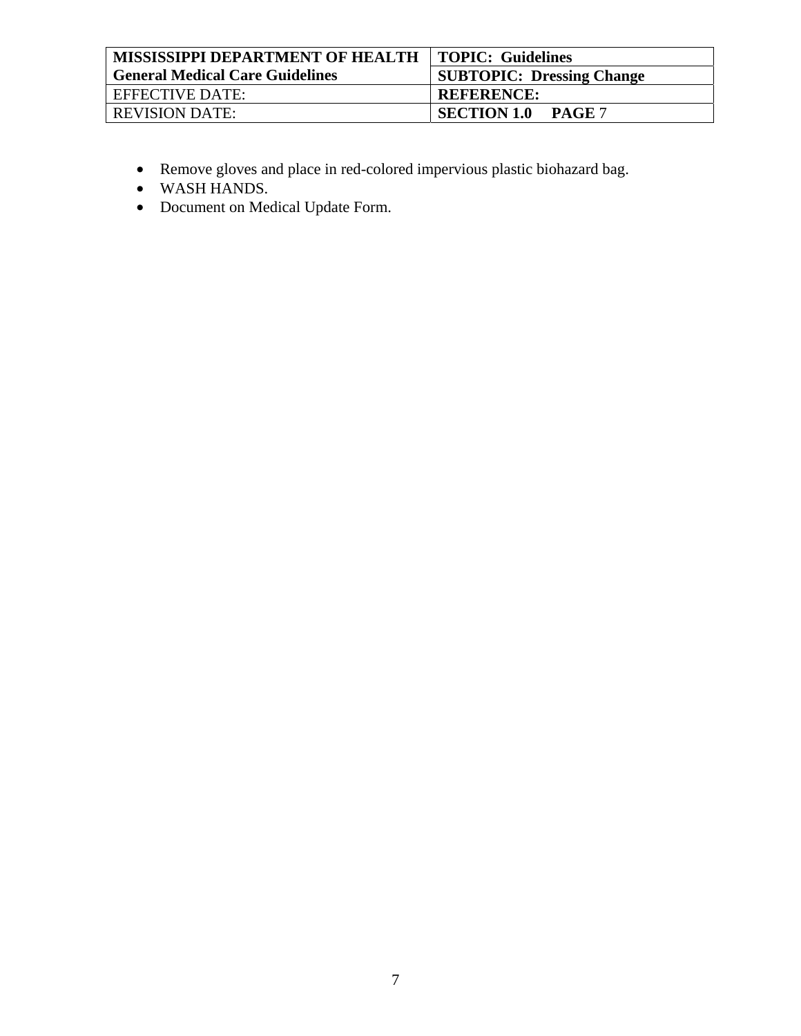- Remove gloves and place in red-colored impervious plastic biohazard bag.
- WASH HANDS.
- Document on Medical Update Form.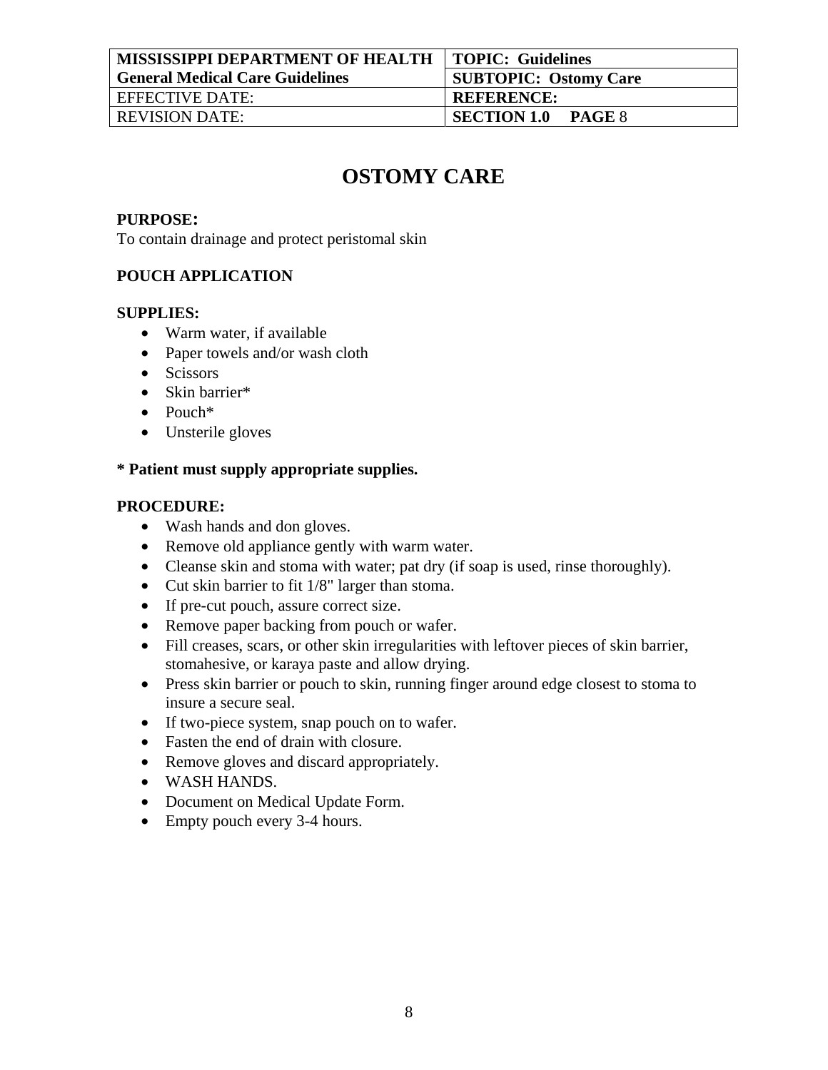| MISSISSIPPI DEPARTMENT OF HEALTH General Medical Care Guidelines | TOPIC: Guidelines |
| --- | --- |
| | SUBTOPIC: Ostomy Care |
| EFFECTIVE DATE: | REFERENCE: |
| REVISION DATE: | SECTION 1.0 PAGE 8 |

# OSTOMY CARE

**PURPOSE:**
To contain drainage and protect peristomal skin

**POUCH APPLICATION**

**SUPPLIES:**

- Warm water, if available
- Paper towels and/or wash cloth
- Scissors
- Skin barrier*
- Pouch*
- Unsterile gloves

**\* Patient must supply appropriate supplies.**

**PROCEDURE:**

- Wash hands and don gloves.
- Remove old appliance gently with warm water.
- Cleanse skin and stoma with water; pat dry (if soap is used, rinse thoroughly).
- Cut skin barrier to fit 1/8" larger than stoma.
- If pre-cut pouch, assure correct size.
- Remove paper backing from pouch or wafer.
- Fill creases, scars, or other skin irregularities with leftover pieces of skin barrier, stomahesive, or karaya paste and allow drying.
- Press skin barrier or pouch to skin, running finger around edge closest to stoma to insure a secure seal.
- If two-piece system, snap pouch on to wafer.
- Fasten the end of drain with closure.
- Remove gloves and discard appropriately.
- WASH HANDS.
- Document on Medical Update Form.
- Empty pouch every 3-4 hours.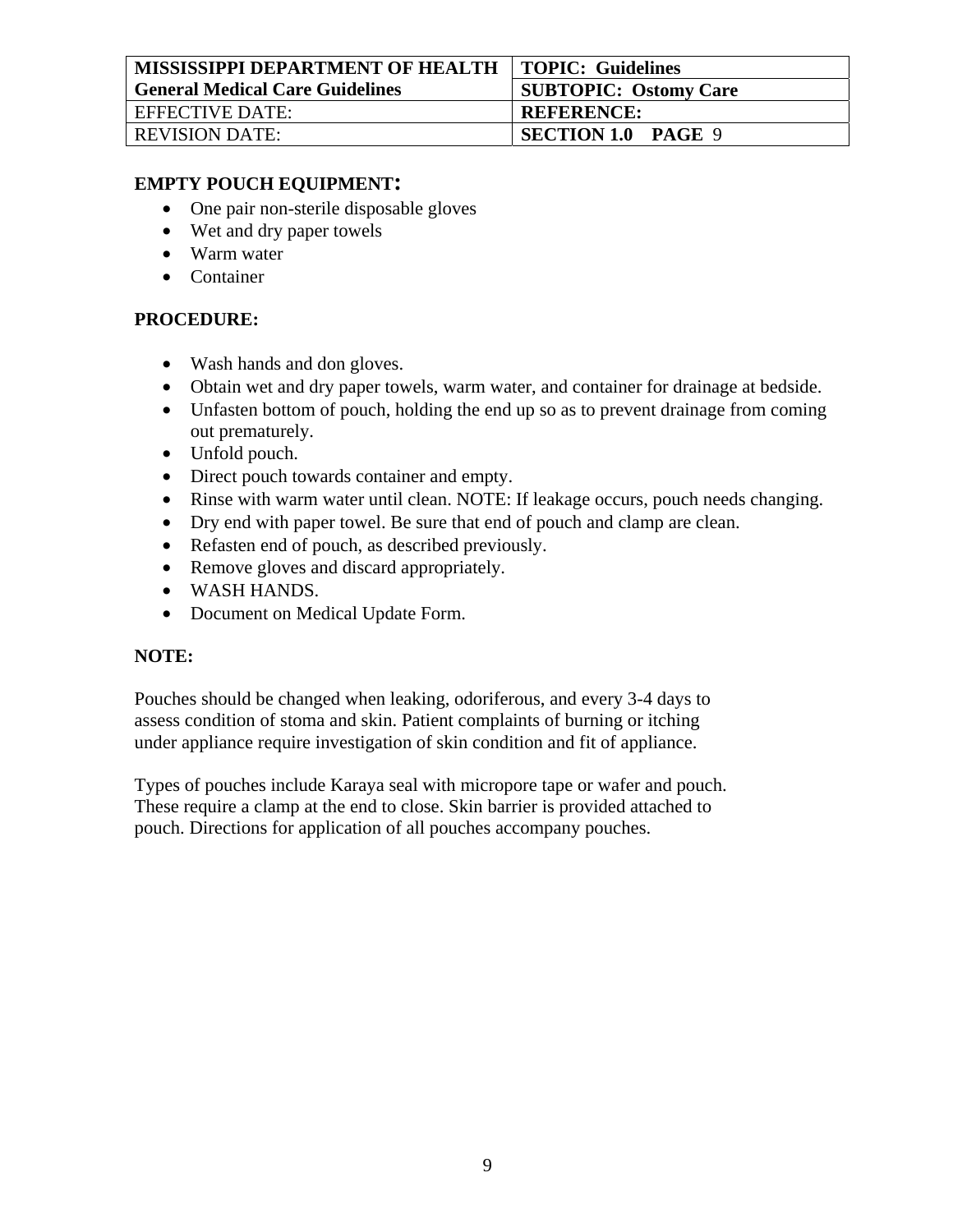| MISSISSIPPI DEPARTMENT OF HEALTH | TOPIC: Guidelines |
| --- | --- |
| General Medical Care Guidelines | SUBTOPIC: Ostomy Care |
| EFFECTIVE DATE: | REFERENCE: |
| REVISION DATE: | SECTION 1.0 PAGE 9 |

**EMPTY POUCH EQUIPMENT:**

- One pair non-sterile disposable gloves
- Wet and dry paper towels
- Warm water
- Container

**PROCEDURE:**

- Wash hands and don gloves.
- Obtain wet and dry paper towels, warm water, and container for drainage at bedside.
- Unfasten bottom of pouch, holding the end up so as to prevent drainage from coming out prematurely.
- Unfold pouch.
- Direct pouch towards container and empty.
- Rinse with warm water until clean. NOTE: If leakage occurs, pouch needs changing.
- Dry end with paper towel. Be sure that end of pouch and clamp are clean.
- Refasten end of pouch, as described previously.
- Remove gloves and discard appropriately.
- WASH HANDS.
- Document on Medical Update Form.

**NOTE:**

Pouches should be changed when leaking, odoriferous, and every 3-4 days to assess condition of stoma and skin. Patient complaints of burning or itching under appliance require investigation of skin condition and fit of appliance.

Types of pouches include Karaya seal with micropore tape or wafer and pouch. These require a clamp at the end to close. Skin barrier is provided attached to pouch. Directions for application of all pouches accompany pouches.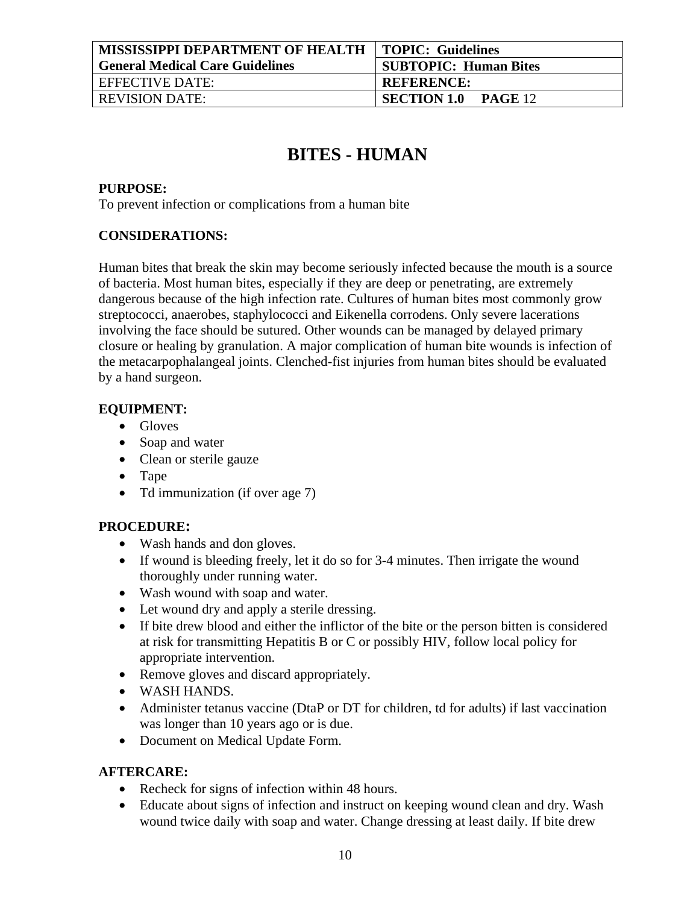| MISSISSIPPI DEPARTMENT OF HEALTH | TOPIC: Guidelines |
| --- | --- |
| General Medical Care Guidelines | SUBTOPIC: Human Bites |
| EFFECTIVE DATE: | REFERENCE: |
| REVISION DATE: | SECTION 1.0 PAGE 12 |

# BITES - HUMAN

**PURPOSE:**
To prevent infection or complications from a human bite

**CONSIDERATIONS:**

Human bites that break the skin may become seriously infected because the mouth is a source of bacteria. Most human bites, especially if they are deep or penetrating, are extremely dangerous because of the high infection rate. Cultures of human bites most commonly grow streptococci, anaerobes, staphylococci and Eikenella corrodens. Only severe lacerations involving the face should be sutured. Other wounds can be managed by delayed primary closure or healing by granulation. A major complication of human bite wounds is infection of the metacarpophalangeal joints. Clenched-fist injuries from human bites should be evaluated by a hand surgeon.

**EQUIPMENT:**

- Gloves
- Soap and water
- Clean or sterile gauze
- Tape
- Td immunization (if over age 7)

**PROCEDURE:**

- Wash hands and don gloves.
- If wound is bleeding freely, let it do so for 3-4 minutes. Then irrigate the wound thoroughly under running water.
- Wash wound with soap and water.
- Let wound dry and apply a sterile dressing.
- If bite drew blood and either the inflictor of the bite or the person bitten is considered at risk for transmitting Hepatitis B or C or possibly HIV, follow local policy for appropriate intervention.
- Remove gloves and discard appropriately.
- WASH HANDS.
- Administer tetanus vaccine (DtaP or DT for children, td for adults) if last vaccination was longer than 10 years ago or is due.
- Document on Medical Update Form.

**AFTERCARE:**

- Recheck for signs of infection within 48 hours.
- Educate about signs of infection and instruct on keeping wound clean and dry. Wash wound twice daily with soap and water. Change dressing at least daily. If bite drew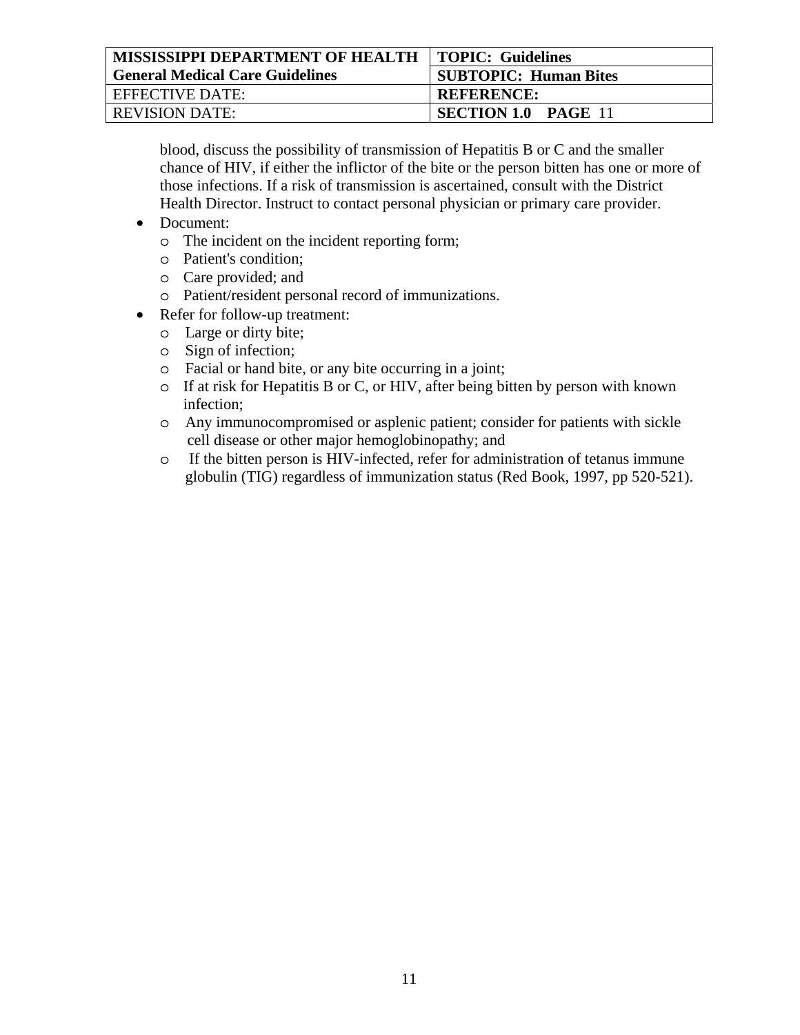blood, discuss the possibility of transmission of Hepatitis B or C and the smaller chance of HIV, if either the inflictor of the bite or the person bitten has one or more of those infections. If a risk of transmission is ascertained, consult with the District Health Director. Instruct to contact personal physician or primary care provider.

- Document:
  - The incident on the incident reporting form;
  - Patient's condition;
  - Care provided; and
  - Patient/resident personal record of immunizations.
- Refer for follow-up treatment:
  - Large or dirty bite;
  - Sign of infection;
  - Facial or hand bite, or any bite occurring in a joint;
  - If at risk for Hepatitis B or C, or HIV, after being bitten by person with known infection;
  - Any immunocompromised or asplenic patient; consider for patients with sickle cell disease or other major hemoglobinopathy; and
  - If the bitten person is HIV-infected, refer for administration of tetanus immune globulin (TIG) regardless of immunization status (Red Book, 1997, pp 520-521).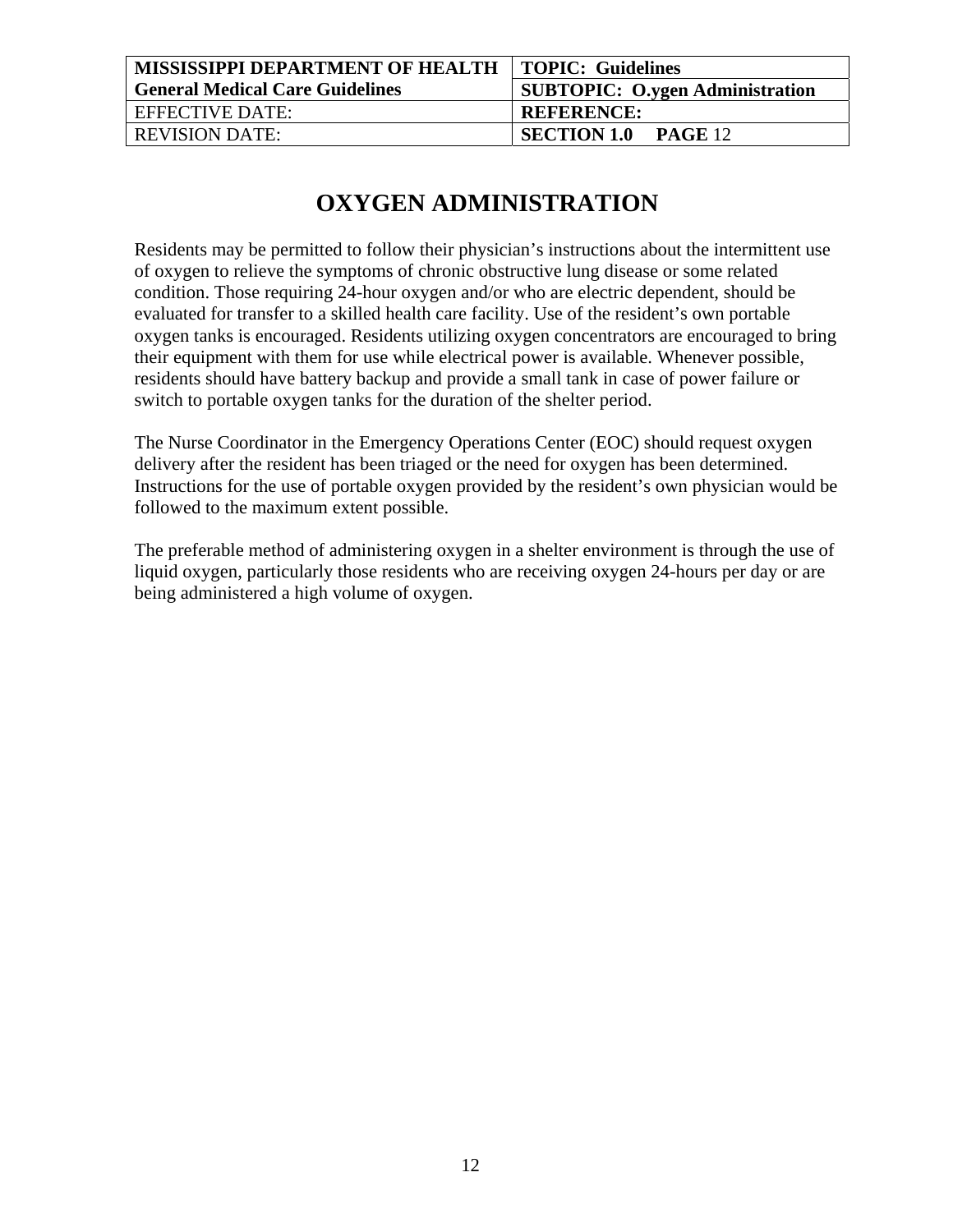| MISSISSIPPI DEPARTMENT OF HEALTH<br>General Medical Care Guidelines | TOPIC: Guidelines<br>SUBTOPIC: O.ygen Administration |
| --- | --- |
| EFFECTIVE DATE: | REFERENCE: |
| REVISION DATE: | SECTION 1.0 PAGE 12 |

# OXYGEN ADMINISTRATION

Residents may be permitted to follow their physician's instructions about the intermittent use of oxygen to relieve the symptoms of chronic obstructive lung disease or some related condition. Those requiring 24-hour oxygen and/or who are electric dependent, should be evaluated for transfer to a skilled health care facility. Use of the resident's own portable oxygen tanks is encouraged. Residents utilizing oxygen concentrators are encouraged to bring their equipment with them for use while electrical power is available. Whenever possible, residents should have battery backup and provide a small tank in case of power failure or switch to portable oxygen tanks for the duration of the shelter period.

The Nurse Coordinator in the Emergency Operations Center (EOC) should request oxygen delivery after the resident has been triaged or the need for oxygen has been determined. Instructions for the use of portable oxygen provided by the resident's own physician would be followed to the maximum extent possible.

The preferable method of administering oxygen in a shelter environment is through the use of liquid oxygen, particularly those residents who are receiving oxygen 24-hours per day or are being administered a high volume of oxygen.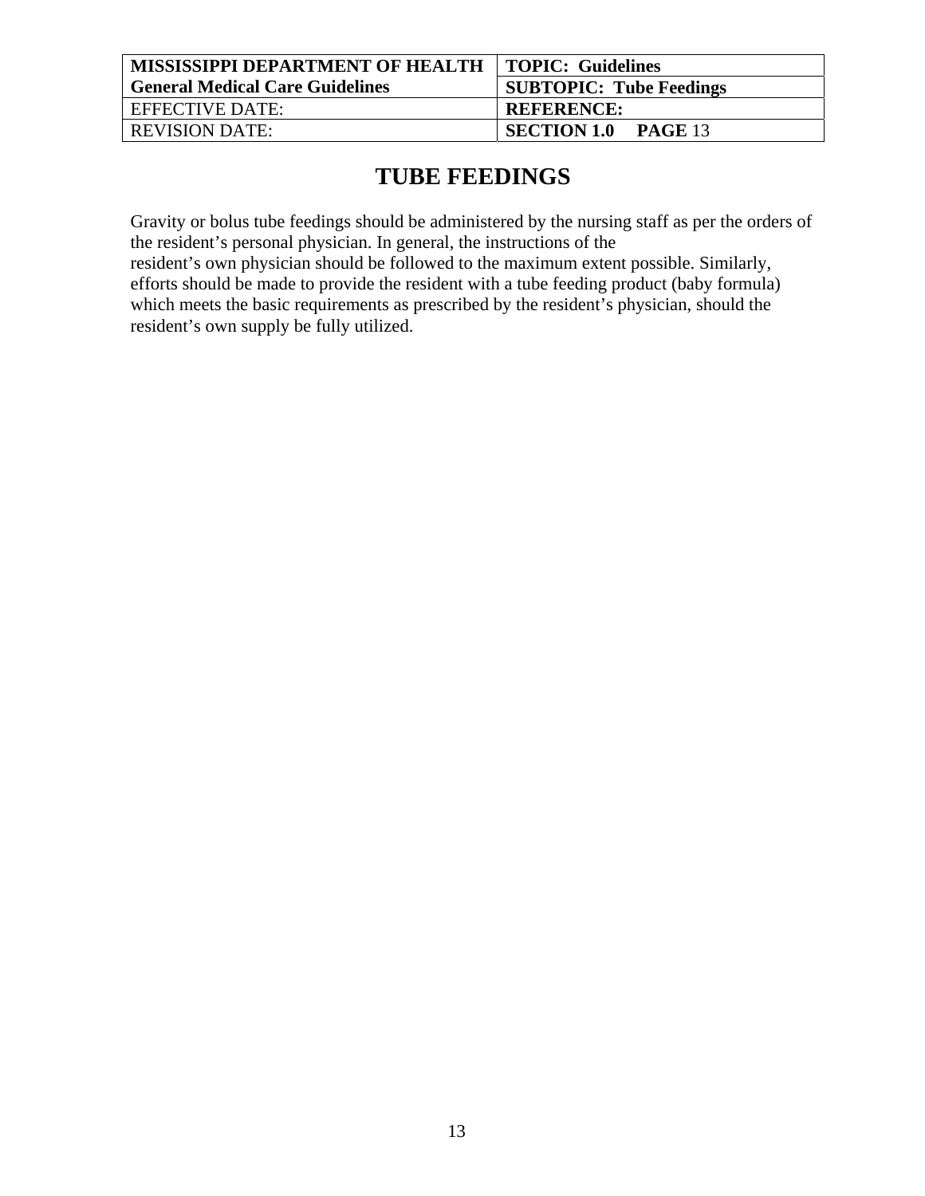| MISSISSIPPI DEPARTMENT OF HEALTH | TOPIC: Guidelines |
| --- | --- |
| General Medical Care Guidelines | SUBTOPIC: Tube Feedings |
| EFFECTIVE DATE: | REFERENCE: |
| REVISION DATE: | SECTION 1.0 PAGE 13 |

# TUBE FEEDINGS

Gravity or bolus tube feedings should be administered by the nursing staff as per the orders of the resident's personal physician. In general, the instructions of the resident's own physician should be followed to the maximum extent possible. Similarly, efforts should be made to provide the resident with a tube feeding product (baby formula) which meets the basic requirements as prescribed by the resident's physician, should the resident's own supply be fully utilized.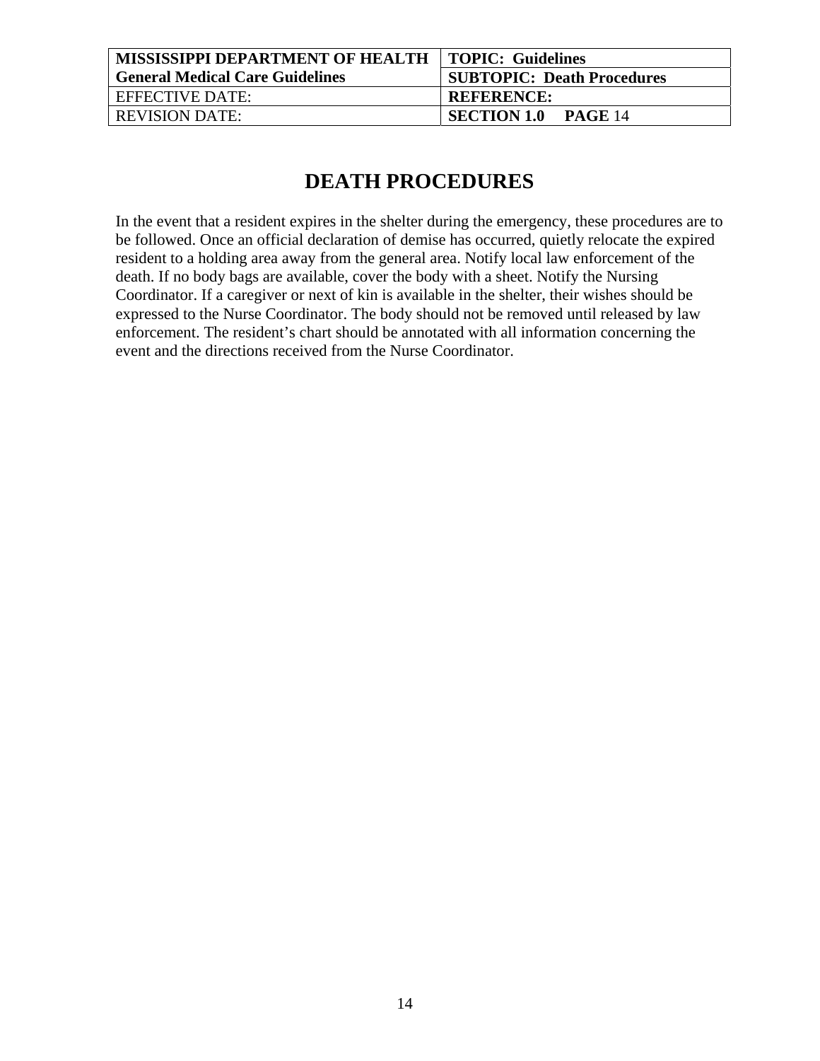| MISSISSIPPI DEPARTMENT OF HEALTH General Medical Care Guidelines | TOPIC: Guidelines |
| --- | --- |
| | SUBTOPIC: Death Procedures |
| EFFECTIVE DATE: | REFERENCE: |
| REVISION DATE: | SECTION 1.0 PAGE 14 |

# DEATH PROCEDURES

In the event that a resident expires in the shelter during the emergency, these procedures are to be followed. Once an official declaration of demise has occurred, quietly relocate the expired resident to a holding area away from the general area. Notify local law enforcement of the death. If no body bags are available, cover the body with a sheet. Notify the Nursing Coordinator. If a caregiver or next of kin is available in the shelter, their wishes should be expressed to the Nurse Coordinator. The body should not be removed until released by law enforcement. The resident's chart should be annotated with all information concerning the event and the directions received from the Nurse Coordinator.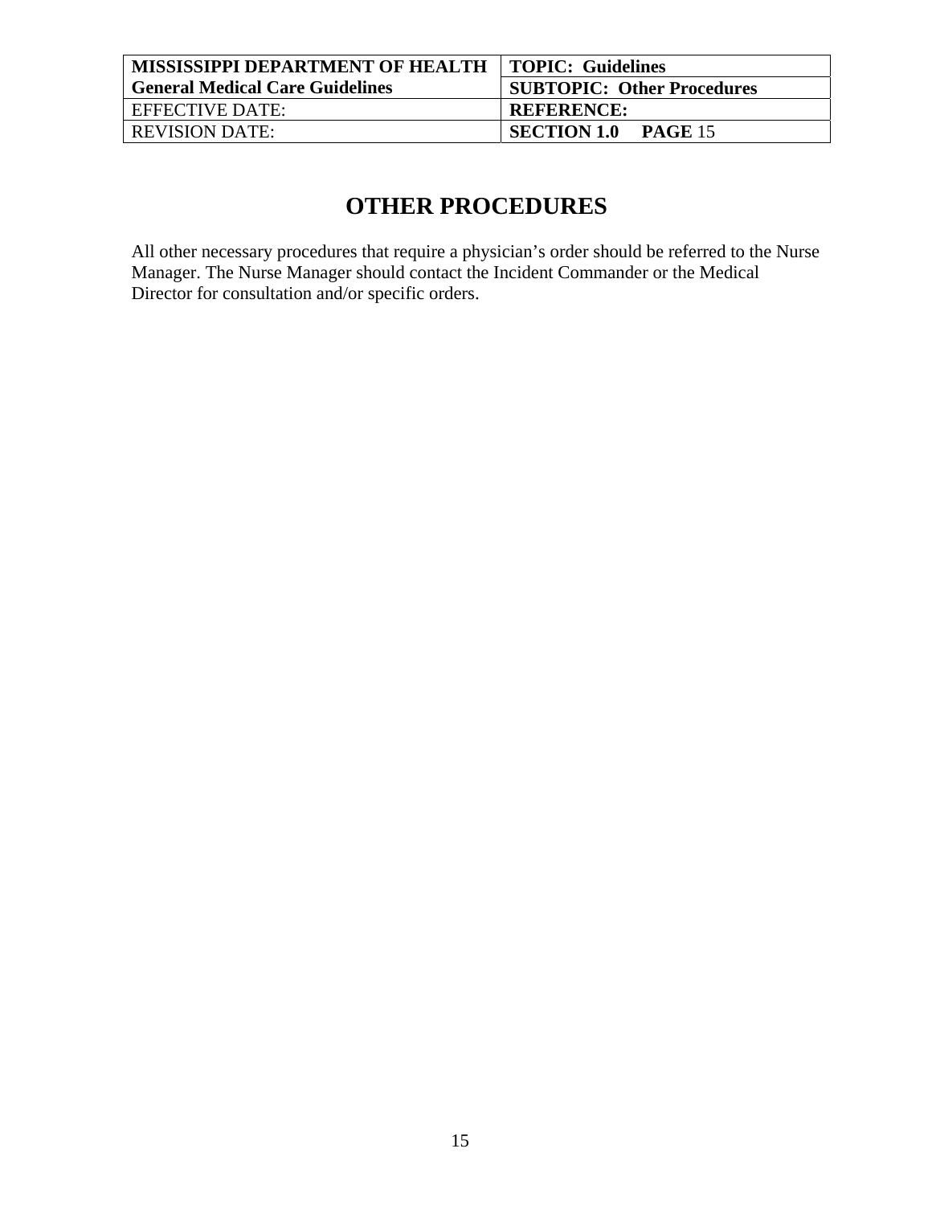| MISSISSIPPI DEPARTMENT OF HEALTH<br>General Medical Care Guidelines | TOPIC: Guidelines |
|---|---|
| | SUBTOPIC: Other Procedures |
| EFFECTIVE DATE: | REFERENCE: |
| REVISION DATE: | SECTION 1.0 PAGE 15 |

# OTHER PROCEDURES

All other necessary procedures that require a physician's order should be referred to the Nurse Manager. The Nurse Manager should contact the Incident Commander or the Medical Director for consultation and/or specific orders.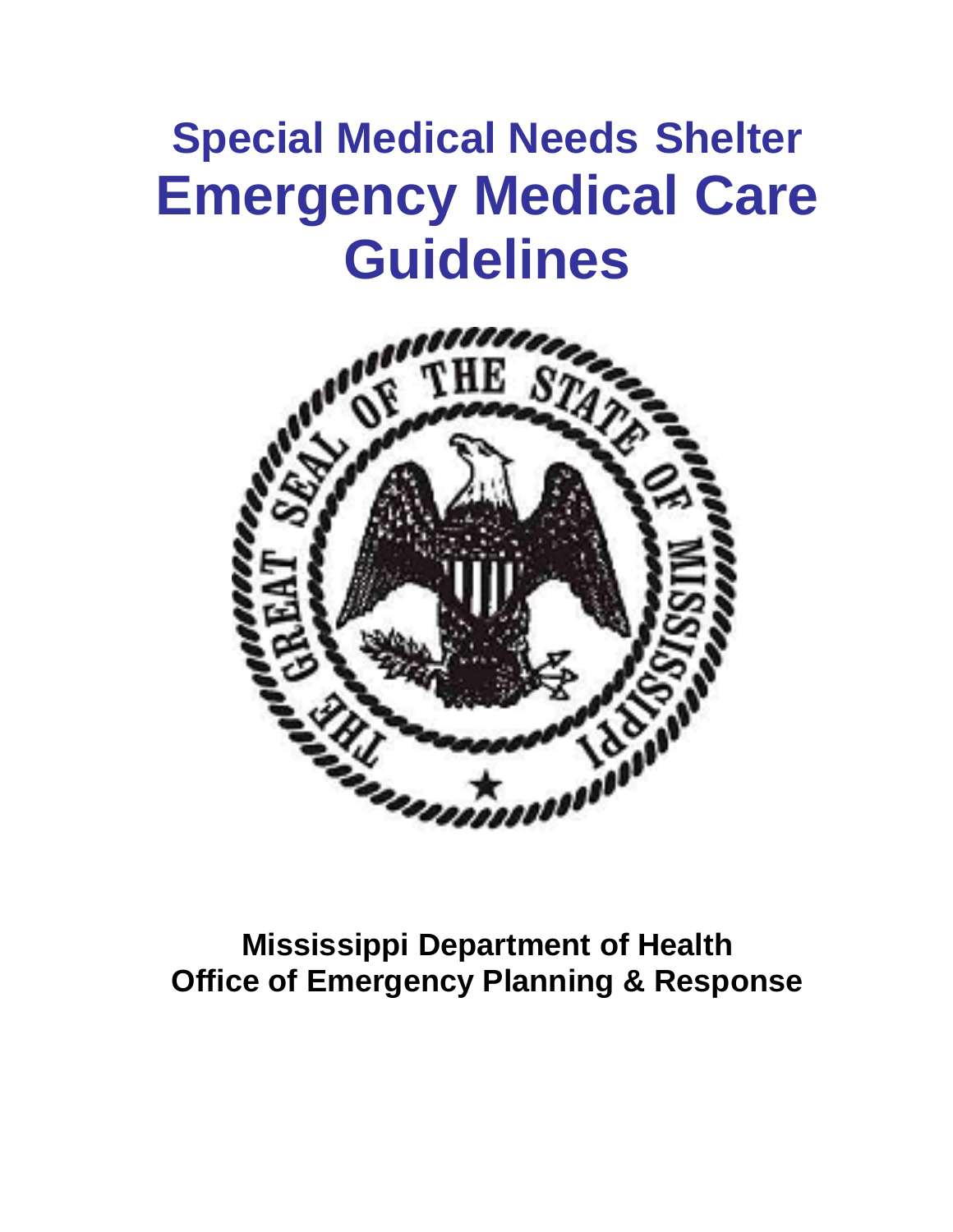# Special Medical Needs Shelter
# Emergency Medical Care Guidelines

**Mississippi Department of Health**
**Office of Emergency Planning & Response**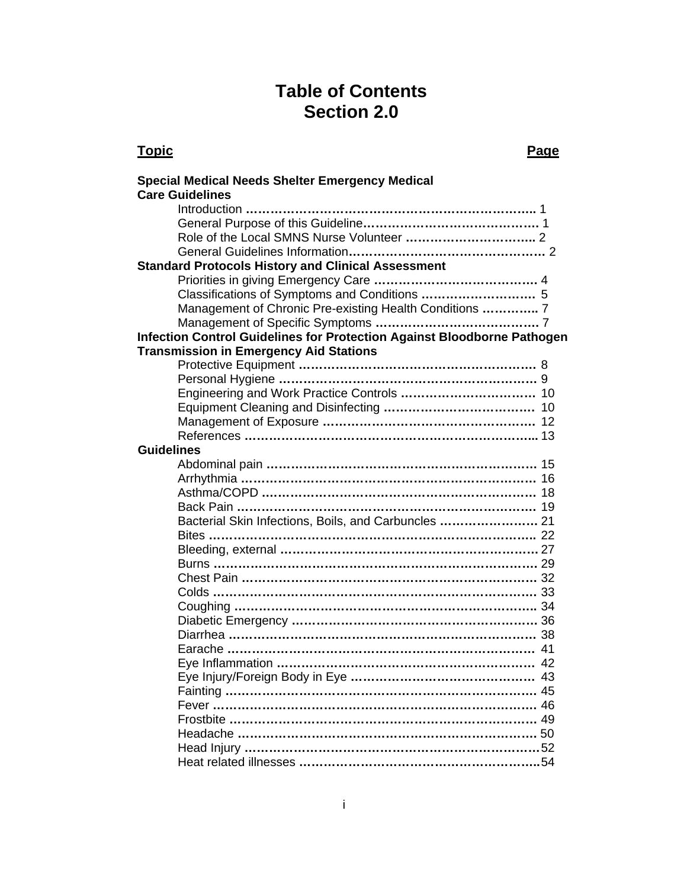# Table of Contents
# Section 2.0

| Topic | Page |
|---|---|
| **Special Medical Needs Shelter Emergency Medical Care Guidelines** | |
| Introduction | 1 |
| General Purpose of this Guideline | 1 |
| Role of the Local SMNS Nurse Volunteer | 2 |
| General Guidelines Information | 2 |
| **Standard Protocols History and Clinical Assessment** | |
| Priorities in giving Emergency Care | 4 |
| Classifications of Symptoms and Conditions | 5 |
| Management of Chronic Pre-existing Health Conditions | 7 |
| Management of Specific Symptoms | 7 |
| **Infection Control Guidelines for Protection Against Bloodborne Pathogen Transmission in Emergency Aid Stations** | |
| Protective Equipment | 8 |
| Personal Hygiene | 9 |
| Engineering and Work Practice Controls | 10 |
| Equipment Cleaning and Disinfecting | 10 |
| Management of Exposure | 12 |
| References | 13 |
| **Guidelines** | |
| Abdominal pain | 15 |
| Arrhythmia | 16 |
| Asthma/COPD | 18 |
| Back Pain | 19 |
| Bacterial Skin Infections, Boils, and Carbuncles | 21 |
| Bites | 22 |
| Bleeding, external | 27 |
| Burns | 29 |
| Chest Pain | 32 |
| Colds | 33 |
| Coughing | 34 |
| Diabetic Emergency | 36 |
| Diarrhea | 38 |
| Earache | 41 |
| Eye Inflammation | 42 |
| Eye Injury/Foreign Body in Eye | 43 |
| Fainting | 45 |
| Fever | 46 |
| Frostbite | 49 |
| Headache | 50 |
| Head Injury | 52 |
| Heat related illnesses | 54 |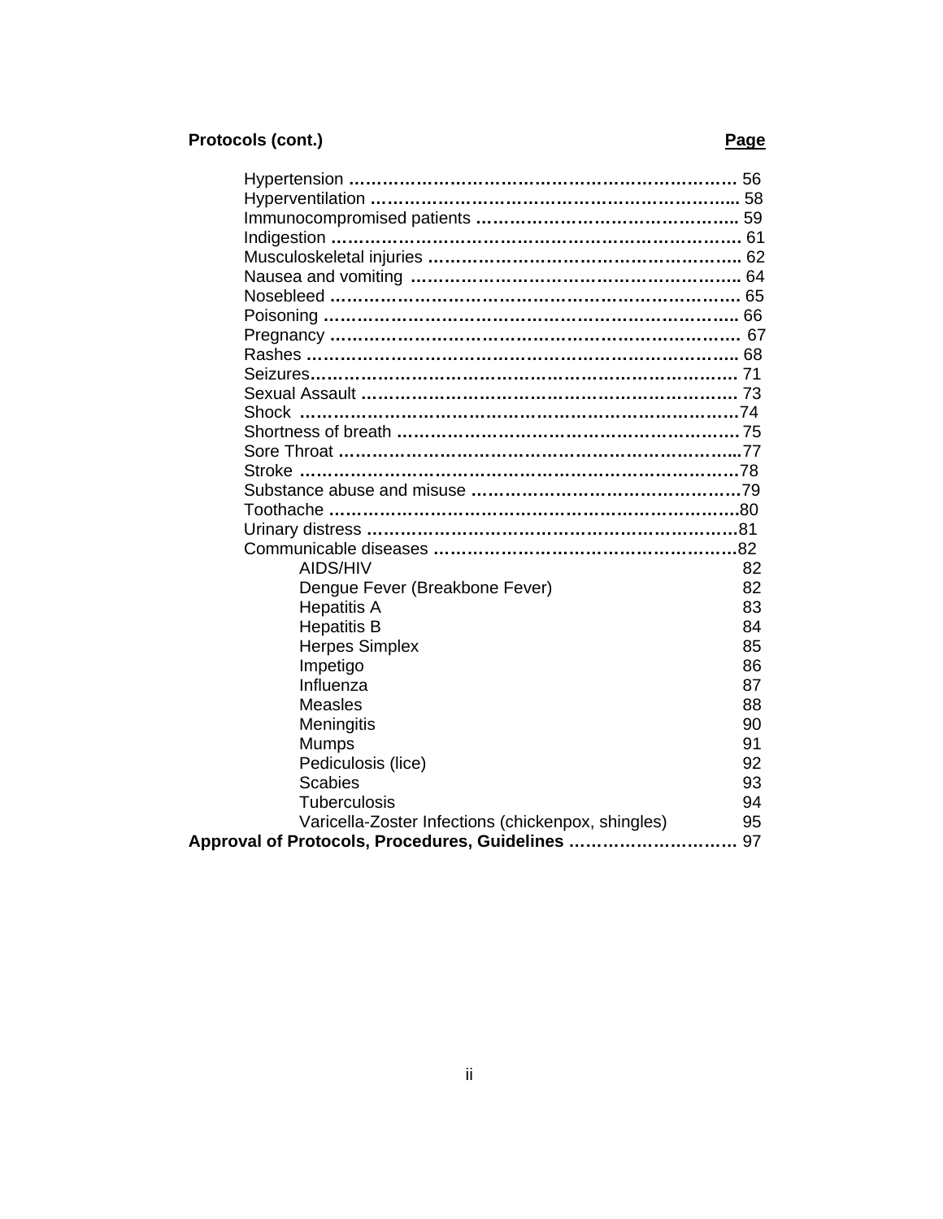**Protocols (cont.)** **Page**

| Protocol | Page |
|---|---|
| Hypertension | 56 |
| Hyperventilation | 58 |
| Immunocompromised patients | 59 |
| Indigestion | 61 |
| Musculoskeletal injuries | 62 |
| Nausea and vomiting | 64 |
| Nosebleed | 65 |
| Poisoning | 66 |
| Pregnancy | 67 |
| Rashes | 68 |
| Seizures | 71 |
| Sexual Assault | 73 |
| Shock | 74 |
| Shortness of breath | 75 |
| Sore Throat | 77 |
| Stroke | 78 |
| Substance abuse and misuse | 79 |
| Toothache | 80 |
| Urinary distress | 81 |
| Communicable diseases | 82 |
| AIDS/HIV | 82 |
| Dengue Fever (Breakbone Fever) | 82 |
| Hepatitis A | 83 |
| Hepatitis B | 84 |
| Herpes Simplex | 85 |
| Impetigo | 86 |
| Influenza | 87 |
| Measles | 88 |
| Meningitis | 90 |
| Mumps | 91 |
| Pediculosis (lice) | 92 |
| Scabies | 93 |
| Tuberculosis | 94 |
| Varicella-Zoster Infections (chickenpox, shingles) | 95 |
| **Approval of Protocols, Procedures, Guidelines** | 97 |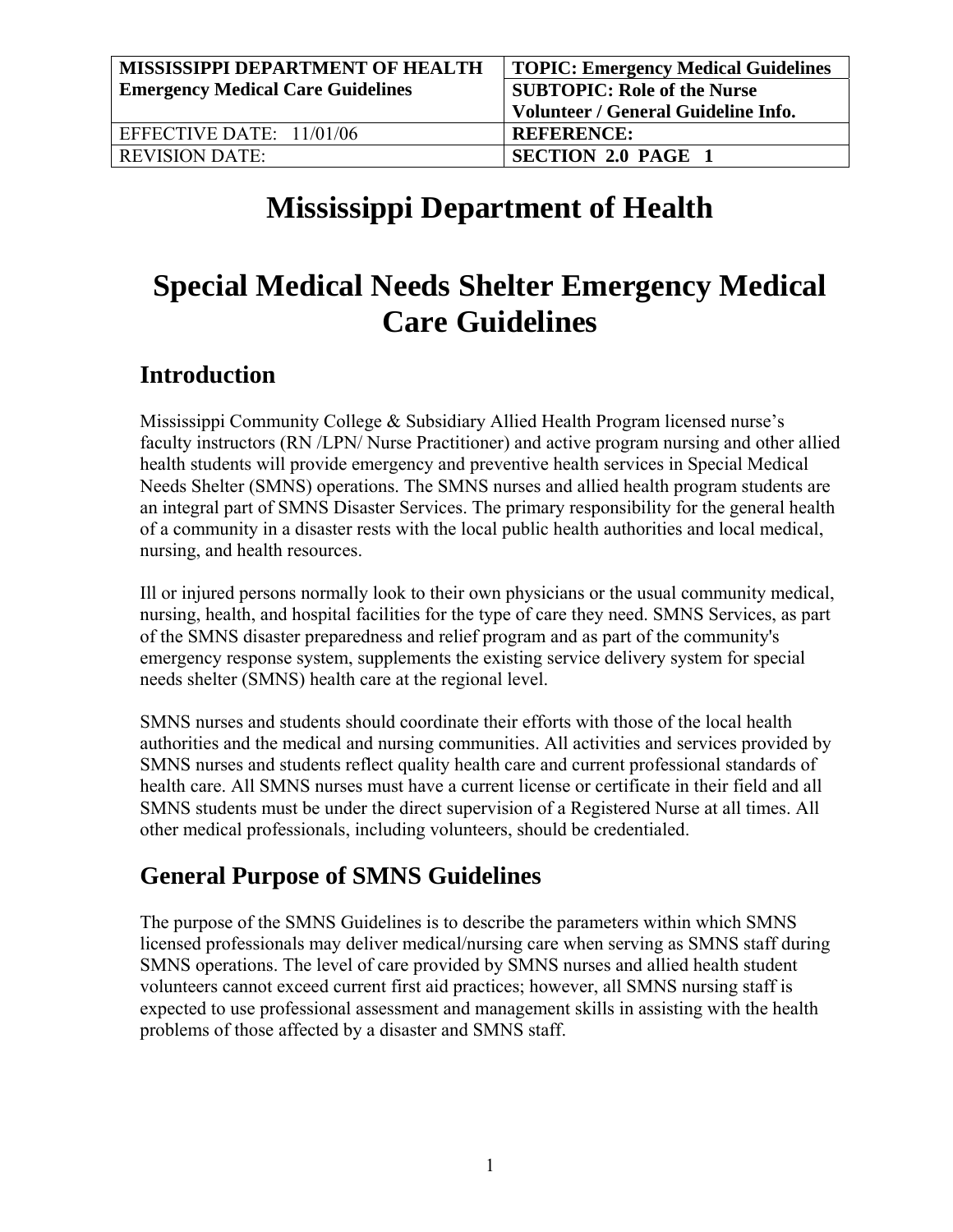| MISSISSIPPI DEPARTMENT OF HEALTH<br>Emergency Medical Care Guidelines | TOPIC: Emergency Medical Guidelines<br>SUBTOPIC: Role of the Nurse Volunteer / General Guideline Info. |
| --- | --- |
| EFFECTIVE DATE: 11/01/06 | REFERENCE: |
| REVISION DATE: | SECTION 2.0 PAGE 1 |

# Mississippi Department of Health

# Special Medical Needs Shelter Emergency Medical Care Guidelines

## Introduction

Mississippi Community College & Subsidiary Allied Health Program licensed nurse's faculty instructors (RN /LPN/ Nurse Practitioner) and active program nursing and other allied health students will provide emergency and preventive health services in Special Medical Needs Shelter (SMNS) operations. The SMNS nurses and allied health program students are an integral part of SMNS Disaster Services. The primary responsibility for the general health of a community in a disaster rests with the local public health authorities and local medical, nursing, and health resources.

Ill or injured persons normally look to their own physicians or the usual community medical, nursing, health, and hospital facilities for the type of care they need. SMNS Services, as part of the SMNS disaster preparedness and relief program and as part of the community's emergency response system, supplements the existing service delivery system for special needs shelter (SMNS) health care at the regional level.

SMNS nurses and students should coordinate their efforts with those of the local health authorities and the medical and nursing communities. All activities and services provided by SMNS nurses and students reflect quality health care and current professional standards of health care. All SMNS nurses must have a current license or certificate in their field and all SMNS students must be under the direct supervision of a Registered Nurse at all times. All other medical professionals, including volunteers, should be credentialed.

## General Purpose of SMNS Guidelines

The purpose of the SMNS Guidelines is to describe the parameters within which SMNS licensed professionals may deliver medical/nursing care when serving as SMNS staff during SMNS operations. The level of care provided by SMNS nurses and allied health student volunteers cannot exceed current first aid practices; however, all SMNS nursing staff is expected to use professional assessment and management skills in assisting with the health problems of those affected by a disaster and SMNS staff.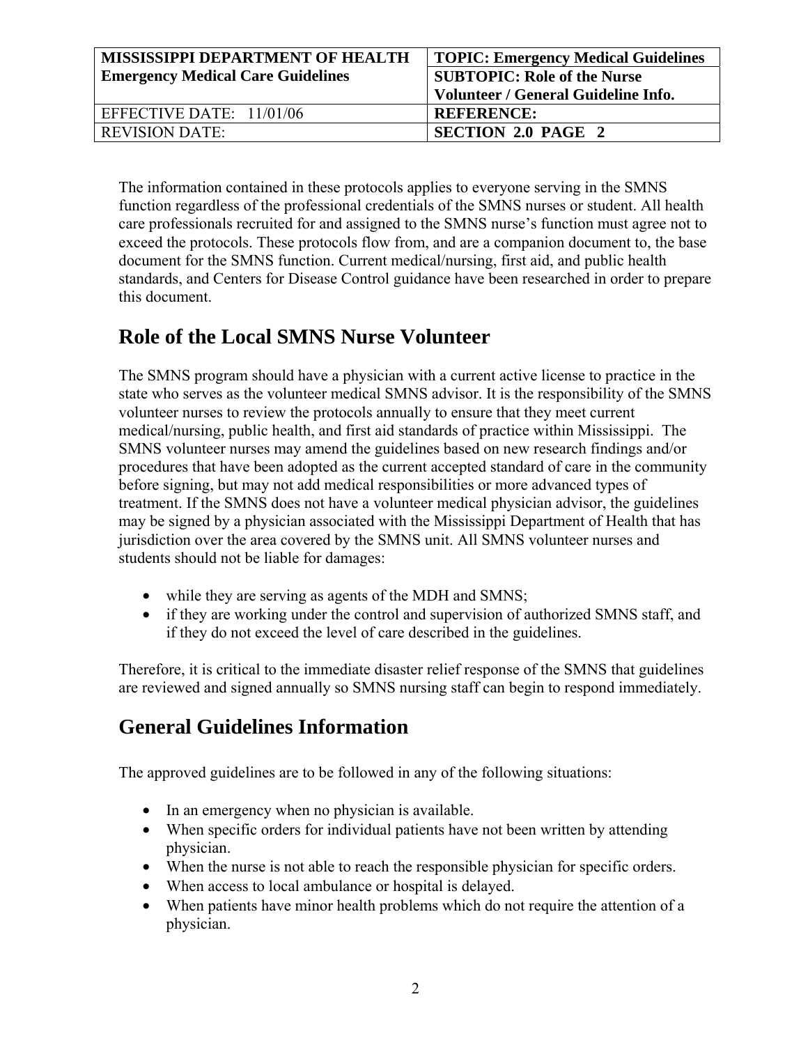| MISSISSIPPI DEPARTMENT OF HEALTH<br>Emergency Medical Care Guidelines | TOPIC: Emergency Medical Guidelines |
| --- | --- |
| | SUBTOPIC: Role of the Nurse Volunteer / General Guideline Info. |
| EFFECTIVE DATE: 11/01/06 | REFERENCE: |
| REVISION DATE: | SECTION 2.0 PAGE 2 |

The information contained in these protocols applies to everyone serving in the SMNS function regardless of the professional credentials of the SMNS nurses or student. All health care professionals recruited for and assigned to the SMNS nurse's function must agree not to exceed the protocols. These protocols flow from, and are a companion document to, the base document for the SMNS function. Current medical/nursing, first aid, and public health standards, and Centers for Disease Control guidance have been researched in order to prepare this document.

## Role of the Local SMNS Nurse Volunteer

The SMNS program should have a physician with a current active license to practice in the state who serves as the volunteer medical SMNS advisor. It is the responsibility of the SMNS volunteer nurses to review the protocols annually to ensure that they meet current medical/nursing, public health, and first aid standards of practice within Mississippi. The SMNS volunteer nurses may amend the guidelines based on new research findings and/or procedures that have been adopted as the current accepted standard of care in the community before signing, but may not add medical responsibilities or more advanced types of treatment. If the SMNS does not have a volunteer medical physician advisor, the guidelines may be signed by a physician associated with the Mississippi Department of Health that has jurisdiction over the area covered by the SMNS unit. All SMNS volunteer nurses and students should not be liable for damages:

- while they are serving as agents of the MDH and SMNS;
- if they are working under the control and supervision of authorized SMNS staff, and if they do not exceed the level of care described in the guidelines.

Therefore, it is critical to the immediate disaster relief response of the SMNS that guidelines are reviewed and signed annually so SMNS nursing staff can begin to respond immediately.

## General Guidelines Information

The approved guidelines are to be followed in any of the following situations:

- In an emergency when no physician is available.
- When specific orders for individual patients have not been written by attending physician.
- When the nurse is not able to reach the responsible physician for specific orders.
- When access to local ambulance or hospital is delayed.
- When patients have minor health problems which do not require the attention of a physician.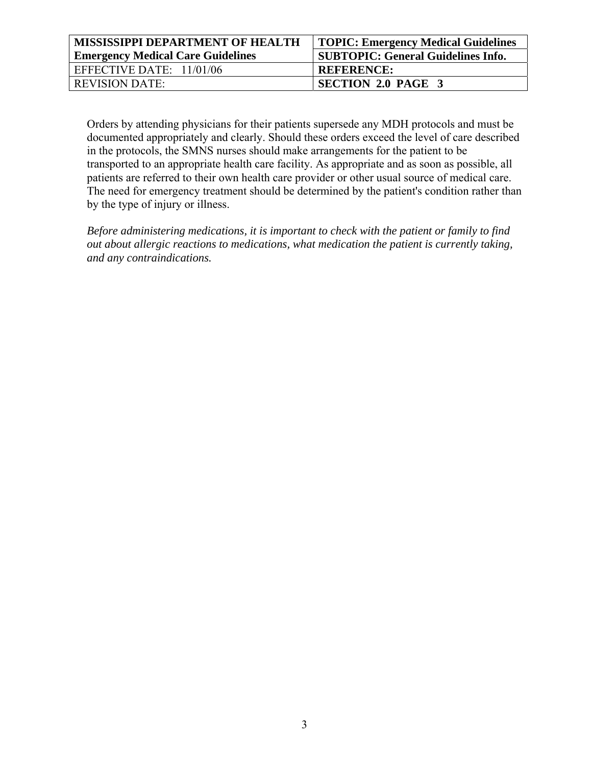Orders by attending physicians for their patients supersede any MDH protocols and must be documented appropriately and clearly. Should these orders exceed the level of care described in the protocols, the SMNS nurses should make arrangements for the patient to be transported to an appropriate health care facility. As appropriate and as soon as possible, all patients are referred to their own health care provider or other usual source of medical care. The need for emergency treatment should be determined by the patient's condition rather than by the type of injury or illness.

*Before administering medications, it is important to check with the patient or family to find out about allergic reactions to medications, what medication the patient is currently taking, and any contraindications.*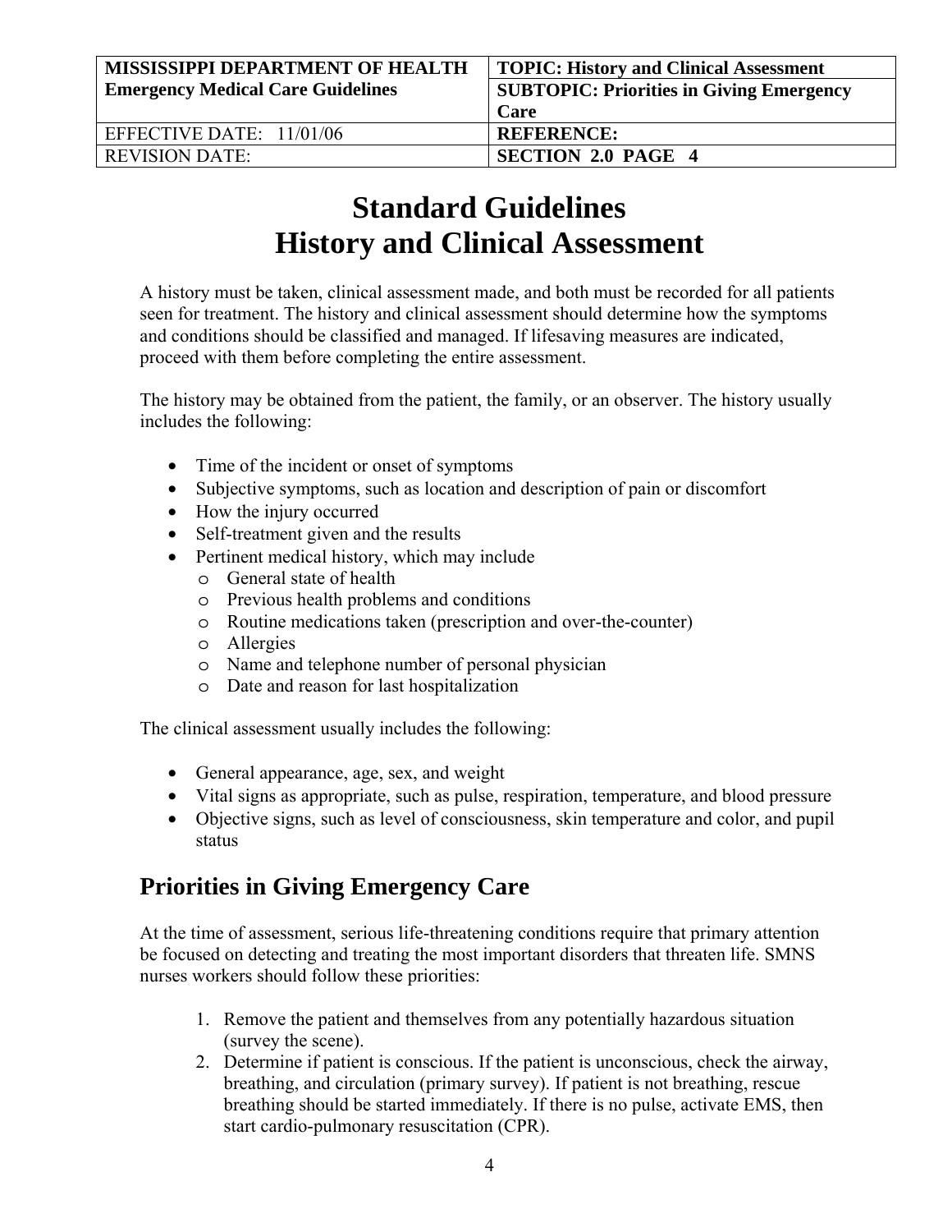| MISSISSIPPI DEPARTMENT OF HEALTH Emergency Medical Care Guidelines | TOPIC: History and Clinical Assessment |
| --- | --- |
| | SUBTOPIC: Priorities in Giving Emergency Care |
| EFFECTIVE DATE: 11/01/06 | REFERENCE: |
| REVISION DATE: | SECTION 2.0 PAGE 4 |

# Standard Guidelines
# History and Clinical Assessment

A history must be taken, clinical assessment made, and both must be recorded for all patients seen for treatment. The history and clinical assessment should determine how the symptoms and conditions should be classified and managed. If lifesaving measures are indicated, proceed with them before completing the entire assessment.

The history may be obtained from the patient, the family, or an observer. The history usually includes the following:

- Time of the incident or onset of symptoms
- Subjective symptoms, such as location and description of pain or discomfort
- How the injury occurred
- Self-treatment given and the results
- Pertinent medical history, which may include
  - General state of health
  - Previous health problems and conditions
  - Routine medications taken (prescription and over-the-counter)
  - Allergies
  - Name and telephone number of personal physician
  - Date and reason for last hospitalization

The clinical assessment usually includes the following:

- General appearance, age, sex, and weight
- Vital signs as appropriate, such as pulse, respiration, temperature, and blood pressure
- Objective signs, such as level of consciousness, skin temperature and color, and pupil status

## Priorities in Giving Emergency Care

At the time of assessment, serious life-threatening conditions require that primary attention be focused on detecting and treating the most important disorders that threaten life. SMNS nurses workers should follow these priorities:

1. Remove the patient and themselves from any potentially hazardous situation (survey the scene).
2. Determine if patient is conscious. If the patient is unconscious, check the airway, breathing, and circulation (primary survey). If patient is not breathing, rescue breathing should be started immediately. If there is no pulse, activate EMS, then start cardio-pulmonary resuscitation (CPR).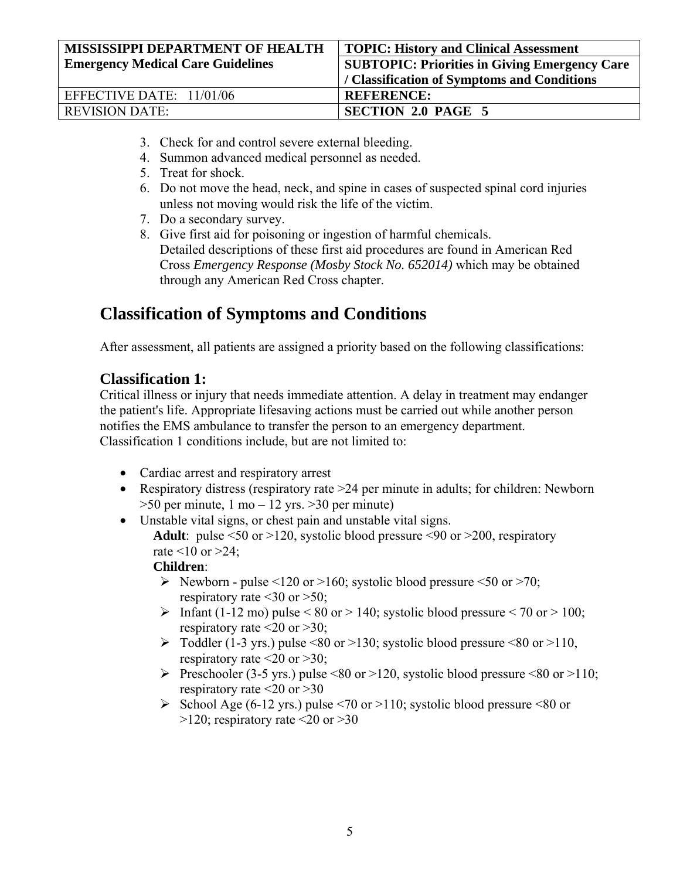3. Check for and control severe external bleeding.
4. Summon advanced medical personnel as needed.
5. Treat for shock.
6. Do not move the head, neck, and spine in cases of suspected spinal cord injuries unless not moving would risk the life of the victim.
7. Do a secondary survey.
8. Give first aid for poisoning or ingestion of harmful chemicals.
   Detailed descriptions of these first aid procedures are found in American Red Cross *Emergency Response (Mosby Stock No. 652014)* which may be obtained through any American Red Cross chapter.

## Classification of Symptoms and Conditions

After assessment, all patients are assigned a priority based on the following classifications:

### Classification 1:

Critical illness or injury that needs immediate attention. A delay in treatment may endanger the patient's life. Appropriate lifesaving actions must be carried out while another person notifies the EMS ambulance to transfer the person to an emergency department. Classification 1 conditions include, but are not limited to:

- Cardiac arrest and respiratory arrest
- Respiratory distress (respiratory rate >24 per minute in adults; for children: Newborn >50 per minute, 1 mo – 12 yrs. >30 per minute)
- Unstable vital signs, or chest pain and unstable vital signs.
  **Adult**: pulse <50 or >120, systolic blood pressure <90 or >200, respiratory rate <10 or >24;
  **Children**:
  - Newborn - pulse <120 or >160; systolic blood pressure <50 or >70; respiratory rate <30 or >50;
  - Infant (1-12 mo) pulse < 80 or > 140; systolic blood pressure < 70 or > 100; respiratory rate <20 or >30;
  - Toddler (1-3 yrs.) pulse <80 or >130; systolic blood pressure <80 or >110, respiratory rate <20 or >30;
  - Preschooler (3-5 yrs.) pulse <80 or >120, systolic blood pressure <80 or >110; respiratory rate <20 or >30
  - School Age (6-12 yrs.) pulse <70 or >110; systolic blood pressure <80 or >120; respiratory rate <20 or >30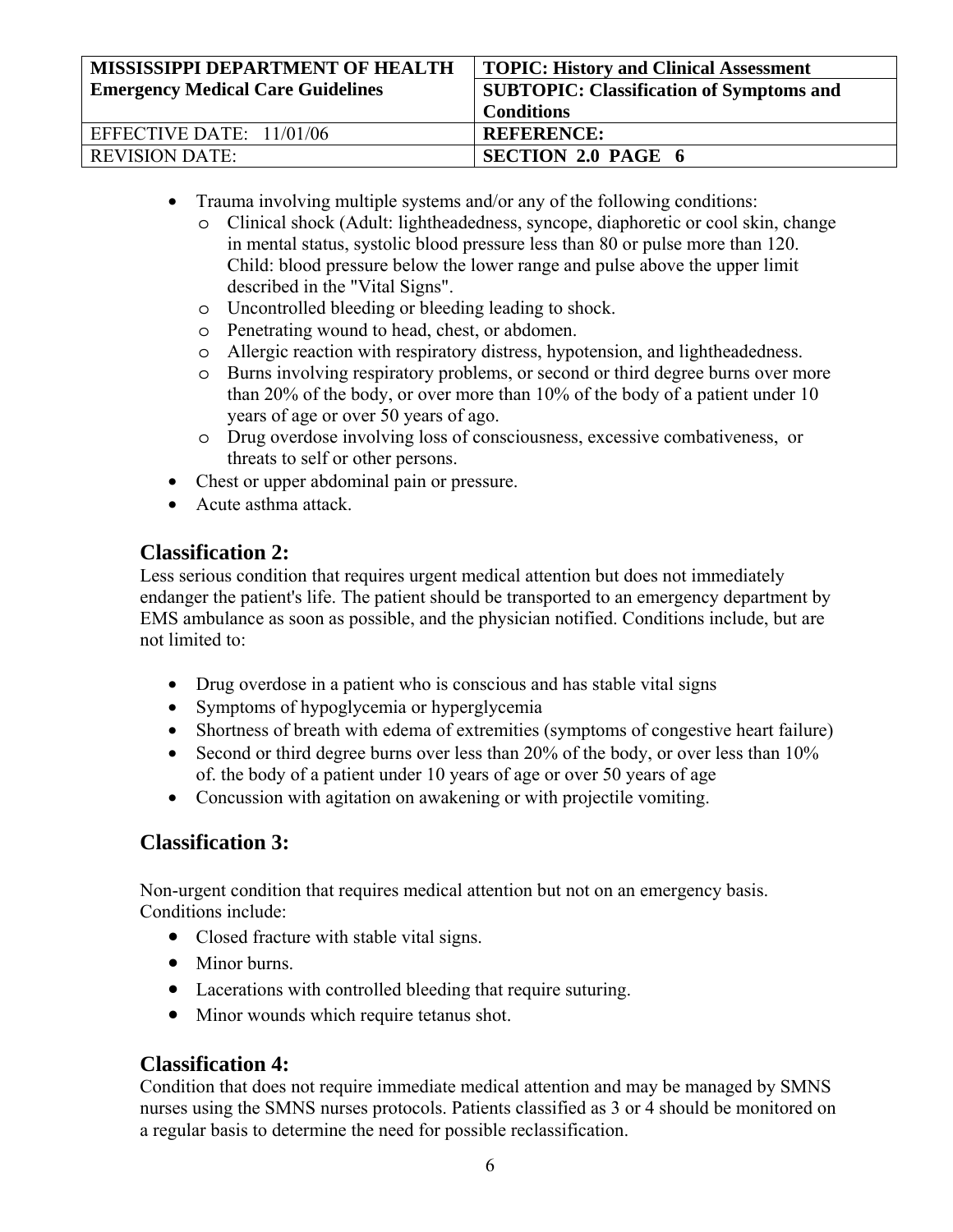- Trauma involving multiple systems and/or any of the following conditions:
  - Clinical shock (Adult: lightheadedness, syncope, diaphoretic or cool skin, change in mental status, systolic blood pressure less than 80 or pulse more than 120. Child: blood pressure below the lower range and pulse above the upper limit described in the "Vital Signs".
  - Uncontrolled bleeding or bleeding leading to shock.
  - Penetrating wound to head, chest, or abdomen.
  - Allergic reaction with respiratory distress, hypotension, and lightheadedness.
  - Burns involving respiratory problems, or second or third degree burns over more than 20% of the body, or over more than 10% of the body of a patient under 10 years of age or over 50 years of ago.
  - Drug overdose involving loss of consciousness, excessive combativeness, or threats to self or other persons.
- Chest or upper abdominal pain or pressure.
- Acute asthma attack.

## Classification 2:

Less serious condition that requires urgent medical attention but does not immediately endanger the patient's life. The patient should be transported to an emergency department by EMS ambulance as soon as possible, and the physician notified. Conditions include, but are not limited to:

- Drug overdose in a patient who is conscious and has stable vital signs
- Symptoms of hypoglycemia or hyperglycemia
- Shortness of breath with edema of extremities (symptoms of congestive heart failure)
- Second or third degree burns over less than 20% of the body, or over less than 10% of. the body of a patient under 10 years of age or over 50 years of age
- Concussion with agitation on awakening or with projectile vomiting.

## Classification 3:

Non-urgent condition that requires medical attention but not on an emergency basis. Conditions include:

- Closed fracture with stable vital signs.
- Minor burns.
- Lacerations with controlled bleeding that require suturing.
- Minor wounds which require tetanus shot.

## Classification 4:

Condition that does not require immediate medical attention and may be managed by SMNS nurses using the SMNS nurses protocols. Patients classified as 3 or 4 should be monitored on a regular basis to determine the need for possible reclassification.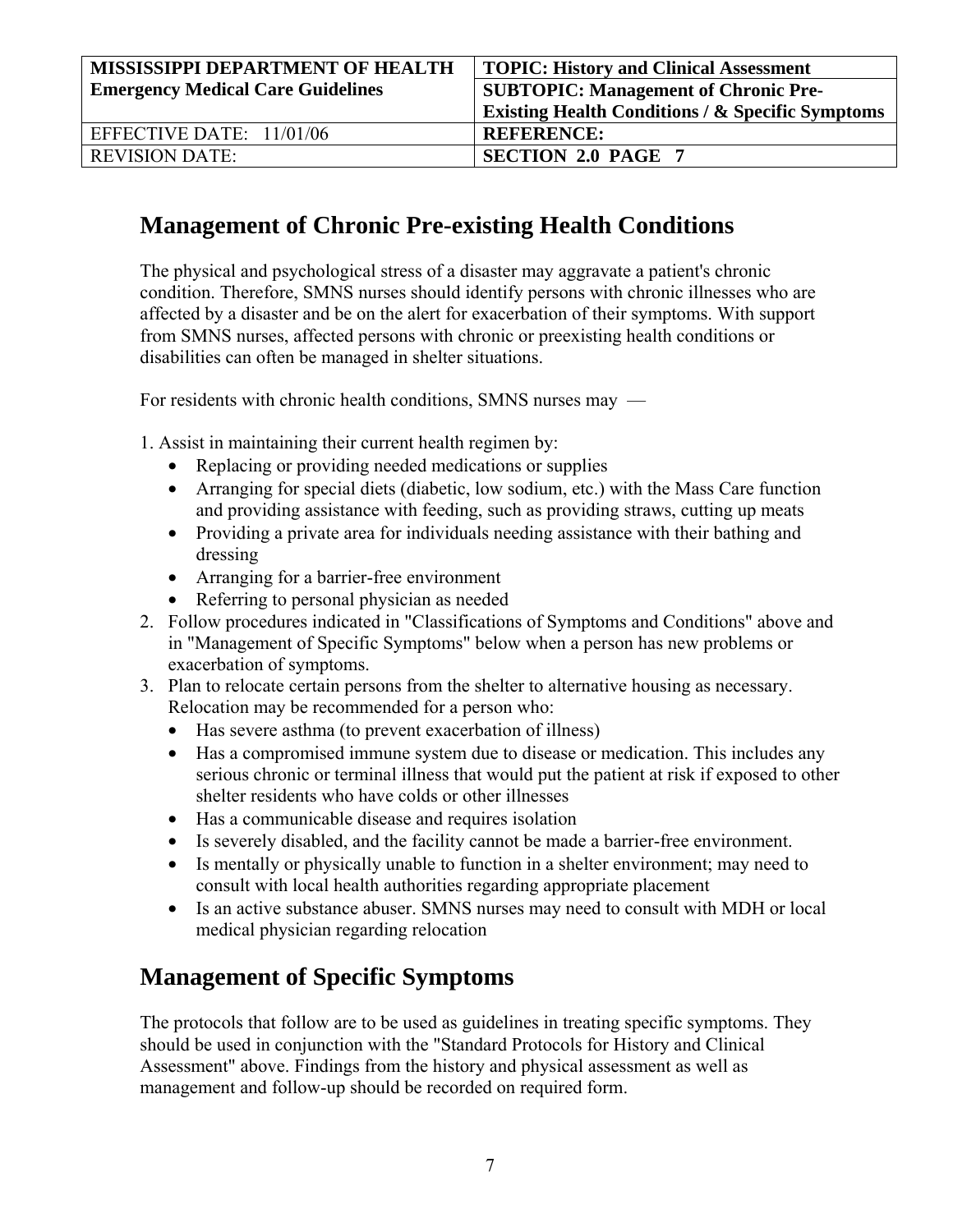## Management of Chronic Pre-existing Health Conditions

The physical and psychological stress of a disaster may aggravate a patient's chronic condition. Therefore, SMNS nurses should identify persons with chronic illnesses who are affected by a disaster and be on the alert for exacerbation of their symptoms. With support from SMNS nurses, affected persons with chronic or preexisting health conditions or disabilities can often be managed in shelter situations.

For residents with chronic health conditions, SMNS nurses may —

1. Assist in maintaining their current health regimen by:
   - Replacing or providing needed medications or supplies
   - Arranging for special diets (diabetic, low sodium, etc.) with the Mass Care function and providing assistance with feeding, such as providing straws, cutting up meats
   - Providing a private area for individuals needing assistance with their bathing and dressing
   - Arranging for a barrier-free environment
   - Referring to personal physician as needed
2. Follow procedures indicated in "Classifications of Symptoms and Conditions" above and in "Management of Specific Symptoms" below when a person has new problems or exacerbation of symptoms.
3. Plan to relocate certain persons from the shelter to alternative housing as necessary. Relocation may be recommended for a person who:
   - Has severe asthma (to prevent exacerbation of illness)
   - Has a compromised immune system due to disease or medication. This includes any serious chronic or terminal illness that would put the patient at risk if exposed to other shelter residents who have colds or other illnesses
   - Has a communicable disease and requires isolation
   - Is severely disabled, and the facility cannot be made a barrier-free environment.
   - Is mentally or physically unable to function in a shelter environment; may need to consult with local health authorities regarding appropriate placement
   - Is an active substance abuser. SMNS nurses may need to consult with MDH or local medical physician regarding relocation

## Management of Specific Symptoms

The protocols that follow are to be used as guidelines in treating specific symptoms. They should be used in conjunction with the "Standard Protocols for History and Clinical Assessment" above. Findings from the history and physical assessment as well as management and follow-up should be recorded on required form.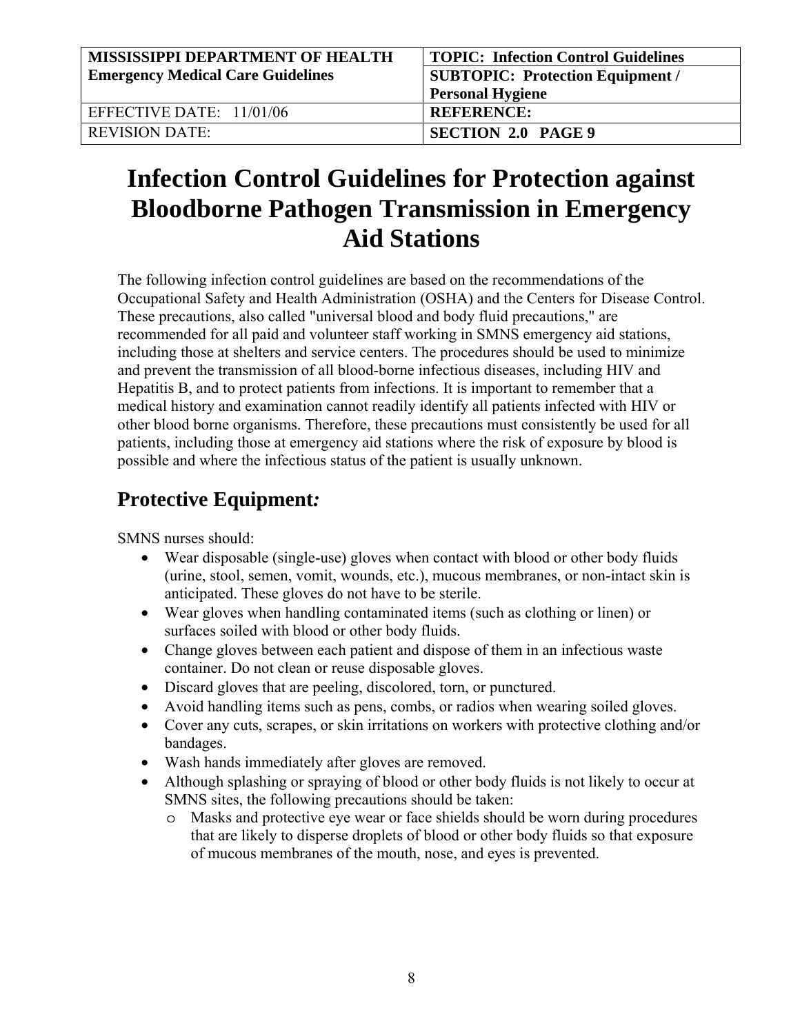| MISSISSIPPI DEPARTMENT OF HEALTH<br>Emergency Medical Care Guidelines | TOPIC: Infection Control Guidelines |
| --- | --- |
| | SUBTOPIC: Protection Equipment / Personal Hygiene |
| EFFECTIVE DATE: 11/01/06 | REFERENCE: |
| REVISION DATE: | SECTION 2.0 PAGE 9 |

# Infection Control Guidelines for Protection against Bloodborne Pathogen Transmission in Emergency Aid Stations

The following infection control guidelines are based on the recommendations of the Occupational Safety and Health Administration (OSHA) and the Centers for Disease Control. These precautions, also called "universal blood and body fluid precautions," are recommended for all paid and volunteer staff working in SMNS emergency aid stations, including those at shelters and service centers. The procedures should be used to minimize and prevent the transmission of all blood-borne infectious diseases, including HIV and Hepatitis B, and to protect patients from infections. It is important to remember that a medical history and examination cannot readily identify all patients infected with HIV or other blood borne organisms. Therefore, these precautions must consistently be used for all patients, including those at emergency aid stations where the risk of exposure by blood is possible and where the infectious status of the patient is usually unknown.

## Protective Equipment*:*

SMNS nurses should:

- Wear disposable (single-use) gloves when contact with blood or other body fluids (urine, stool, semen, vomit, wounds, etc.), mucous membranes, or non-intact skin is anticipated. These gloves do not have to be sterile.
- Wear gloves when handling contaminated items (such as clothing or linen) or surfaces soiled with blood or other body fluids.
- Change gloves between each patient and dispose of them in an infectious waste container. Do not clean or reuse disposable gloves.
- Discard gloves that are peeling, discolored, torn, or punctured.
- Avoid handling items such as pens, combs, or radios when wearing soiled gloves.
- Cover any cuts, scrapes, or skin irritations on workers with protective clothing and/or bandages.
- Wash hands immediately after gloves are removed.
- Although splashing or spraying of blood or other body fluids is not likely to occur at SMNS sites, the following precautions should be taken:
    - Masks and protective eye wear or face shields should be worn during procedures that are likely to disperse droplets of blood or other body fluids so that exposure of mucous membranes of the mouth, nose, and eyes is prevented.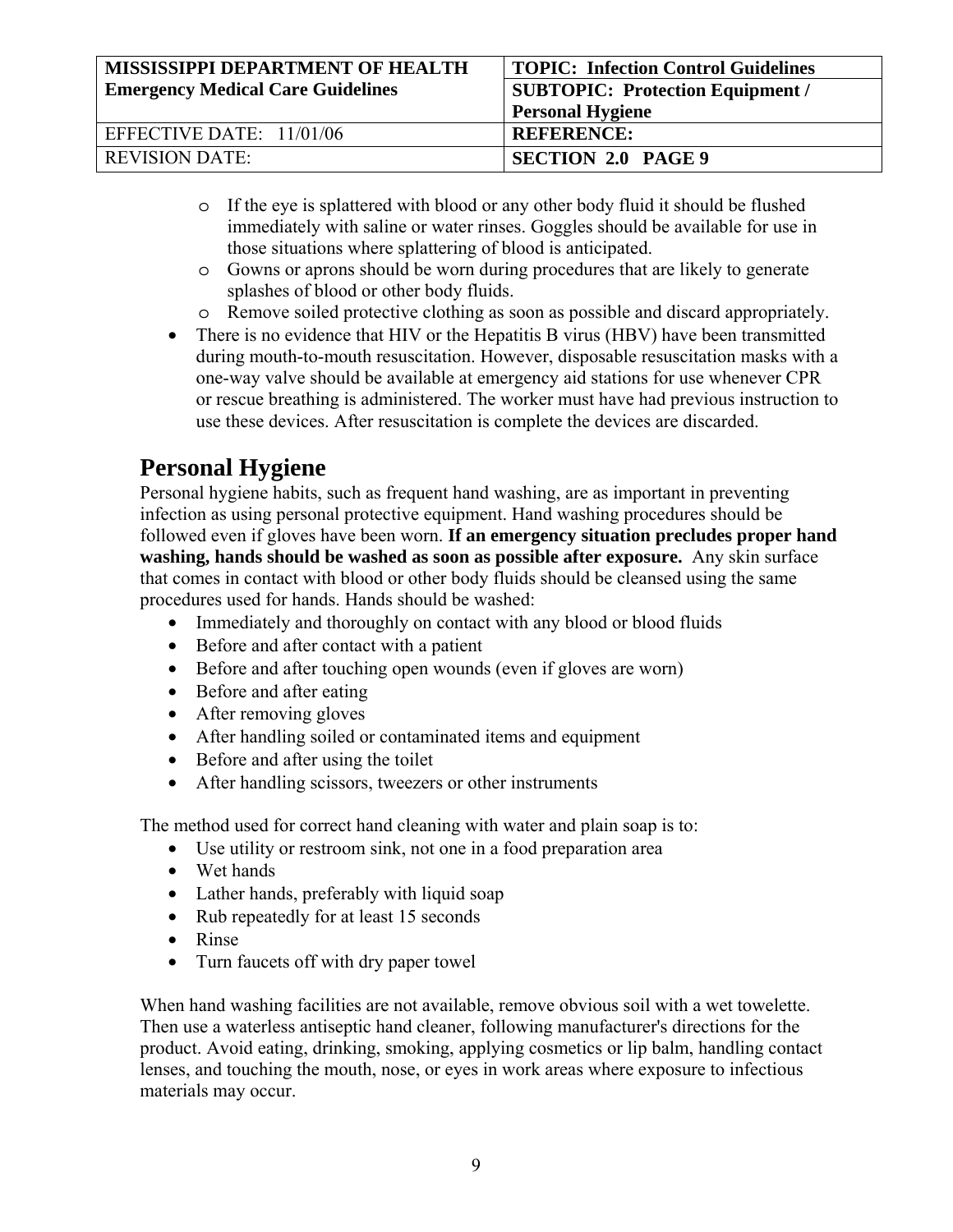- If the eye is splattered with blood or any other body fluid it should be flushed immediately with saline or water rinses. Goggles should be available for use in those situations where splattering of blood is anticipated.
- Gowns or aprons should be worn during procedures that are likely to generate splashes of blood or other body fluids.
- Remove soiled protective clothing as soon as possible and discard appropriately.

- There is no evidence that HIV or the Hepatitis B virus (HBV) have been transmitted during mouth-to-mouth resuscitation. However, disposable resuscitation masks with a one-way valve should be available at emergency aid stations for use whenever CPR or rescue breathing is administered. The worker must have had previous instruction to use these devices. After resuscitation is complete the devices are discarded.

## Personal Hygiene

Personal hygiene habits, such as frequent hand washing, are as important in preventing infection as using personal protective equipment. Hand washing procedures should be followed even if gloves have been worn. **If an emergency situation precludes proper hand washing, hands should be washed as soon as possible after exposure.** Any skin surface that comes in contact with blood or other body fluids should be cleansed using the same procedures used for hands. Hands should be washed:

- Immediately and thoroughly on contact with any blood or blood fluids
- Before and after contact with a patient
- Before and after touching open wounds (even if gloves are worn)
- Before and after eating
- After removing gloves
- After handling soiled or contaminated items and equipment
- Before and after using the toilet
- After handling scissors, tweezers or other instruments

The method used for correct hand cleaning with water and plain soap is to:

- Use utility or restroom sink, not one in a food preparation area
- Wet hands
- Lather hands, preferably with liquid soap
- Rub repeatedly for at least 15 seconds
- Rinse
- Turn faucets off with dry paper towel

When hand washing facilities are not available, remove obvious soil with a wet towelette. Then use a waterless antiseptic hand cleaner, following manufacturer's directions for the product. Avoid eating, drinking, smoking, applying cosmetics or lip balm, handling contact lenses, and touching the mouth, nose, or eyes in work areas where exposure to infectious materials may occur.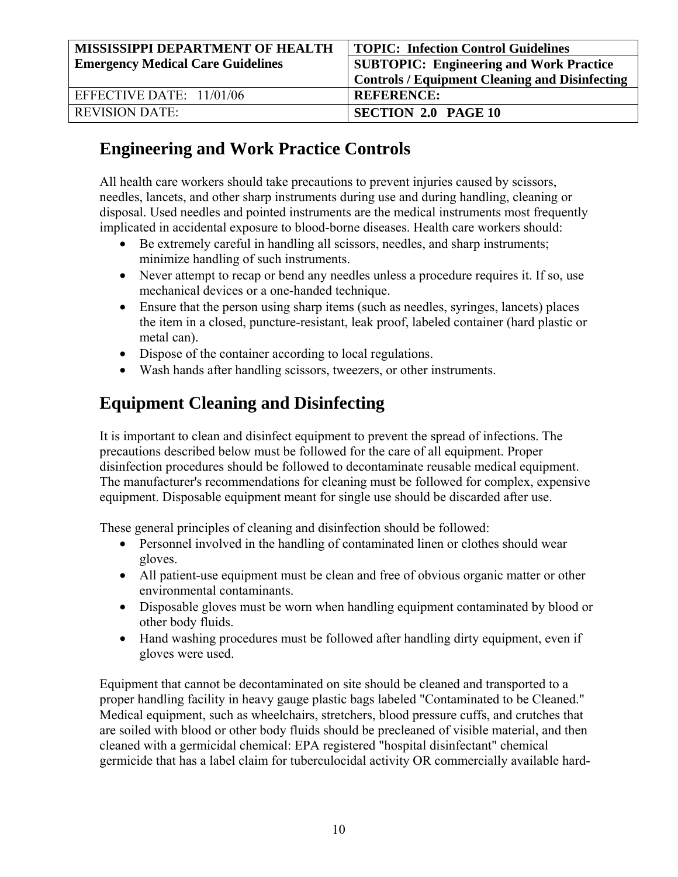| MISSISSIPPI DEPARTMENT OF HEALTH Emergency Medical Care Guidelines | TOPIC: Infection Control Guidelines |
|---|---|
| | SUBTOPIC: Engineering and Work Practice Controls / Equipment Cleaning and Disinfecting |
| EFFECTIVE DATE: 11/01/06 | REFERENCE: |
| REVISION DATE: | SECTION 2.0 PAGE 10 |

## Engineering and Work Practice Controls

All health care workers should take precautions to prevent injuries caused by scissors, needles, lancets, and other sharp instruments during use and during handling, cleaning or disposal. Used needles and pointed instruments are the medical instruments most frequently implicated in accidental exposure to blood-borne diseases. Health care workers should:

- Be extremely careful in handling all scissors, needles, and sharp instruments; minimize handling of such instruments.
- Never attempt to recap or bend any needles unless a procedure requires it. If so, use mechanical devices or a one-handed technique.
- Ensure that the person using sharp items (such as needles, syringes, lancets) places the item in a closed, puncture-resistant, leak proof, labeled container (hard plastic or metal can).
- Dispose of the container according to local regulations.
- Wash hands after handling scissors, tweezers, or other instruments.

## Equipment Cleaning and Disinfecting

It is important to clean and disinfect equipment to prevent the spread of infections. The precautions described below must be followed for the care of all equipment. Proper disinfection procedures should be followed to decontaminate reusable medical equipment. The manufacturer's recommendations for cleaning must be followed for complex, expensive equipment. Disposable equipment meant for single use should be discarded after use.

These general principles of cleaning and disinfection should be followed:

- Personnel involved in the handling of contaminated linen or clothes should wear gloves.
- All patient-use equipment must be clean and free of obvious organic matter or other environmental contaminants.
- Disposable gloves must be worn when handling equipment contaminated by blood or other body fluids.
- Hand washing procedures must be followed after handling dirty equipment, even if gloves were used.

Equipment that cannot be decontaminated on site should be cleaned and transported to a proper handling facility in heavy gauge plastic bags labeled "Contaminated to be Cleaned." Medical equipment, such as wheelchairs, stretchers, blood pressure cuffs, and crutches that are soiled with blood or other body fluids should be precleaned of visible material, and then cleaned with a germicidal chemical: EPA registered "hospital disinfectant" chemical germicide that has a label claim for tuberculocidal activity OR commercially available hard-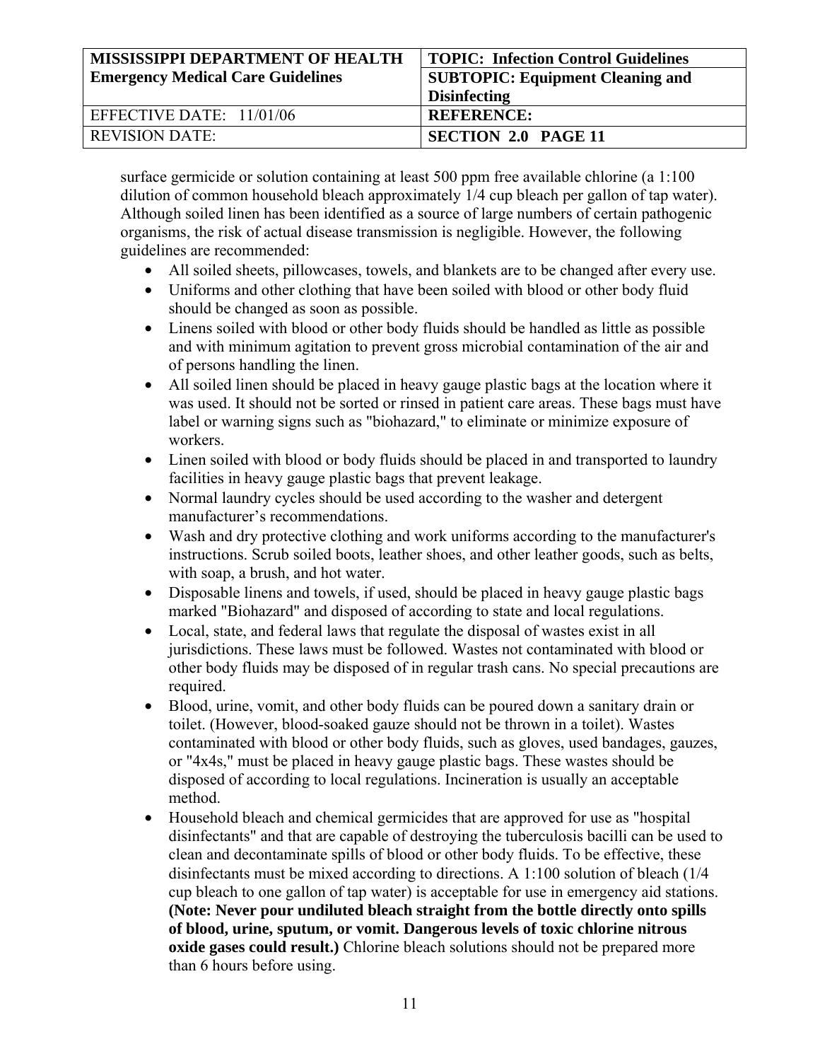surface germicide or solution containing at least 500 ppm free available chlorine (a 1:100 dilution of common household bleach approximately 1/4 cup bleach per gallon of tap water). Although soiled linen has been identified as a source of large numbers of certain pathogenic organisms, the risk of actual disease transmission is negligible. However, the following guidelines are recommended:

- All soiled sheets, pillowcases, towels, and blankets are to be changed after every use.
- Uniforms and other clothing that have been soiled with blood or other body fluid should be changed as soon as possible.
- Linens soiled with blood or other body fluids should be handled as little as possible and with minimum agitation to prevent gross microbial contamination of the air and of persons handling the linen.
- All soiled linen should be placed in heavy gauge plastic bags at the location where it was used. It should not be sorted or rinsed in patient care areas. These bags must have label or warning signs such as "biohazard," to eliminate or minimize exposure of workers.
- Linen soiled with blood or body fluids should be placed in and transported to laundry facilities in heavy gauge plastic bags that prevent leakage.
- Normal laundry cycles should be used according to the washer and detergent manufacturer's recommendations.
- Wash and dry protective clothing and work uniforms according to the manufacturer's instructions. Scrub soiled boots, leather shoes, and other leather goods, such as belts, with soap, a brush, and hot water.
- Disposable linens and towels, if used, should be placed in heavy gauge plastic bags marked "Biohazard" and disposed of according to state and local regulations.
- Local, state, and federal laws that regulate the disposal of wastes exist in all jurisdictions. These laws must be followed. Wastes not contaminated with blood or other body fluids may be disposed of in regular trash cans. No special precautions are required.
- Blood, urine, vomit, and other body fluids can be poured down a sanitary drain or toilet. (However, blood-soaked gauze should not be thrown in a toilet). Wastes contaminated with blood or other body fluids, such as gloves, used bandages, gauzes, or "4x4s," must be placed in heavy gauge plastic bags. These wastes should be disposed of according to local regulations. Incineration is usually an acceptable method.
- Household bleach and chemical germicides that are approved for use as "hospital disinfectants" and that are capable of destroying the tuberculosis bacilli can be used to clean and decontaminate spills of blood or other body fluids. To be effective, these disinfectants must be mixed according to directions. A 1:100 solution of bleach (1/4 cup bleach to one gallon of tap water) is acceptable for use in emergency aid stations. **(Note: Never pour undiluted bleach straight from the bottle directly onto spills of blood, urine, sputum, or vomit. Dangerous levels of toxic chlorine nitrous oxide gases could result.)** Chlorine bleach solutions should not be prepared more than 6 hours before using.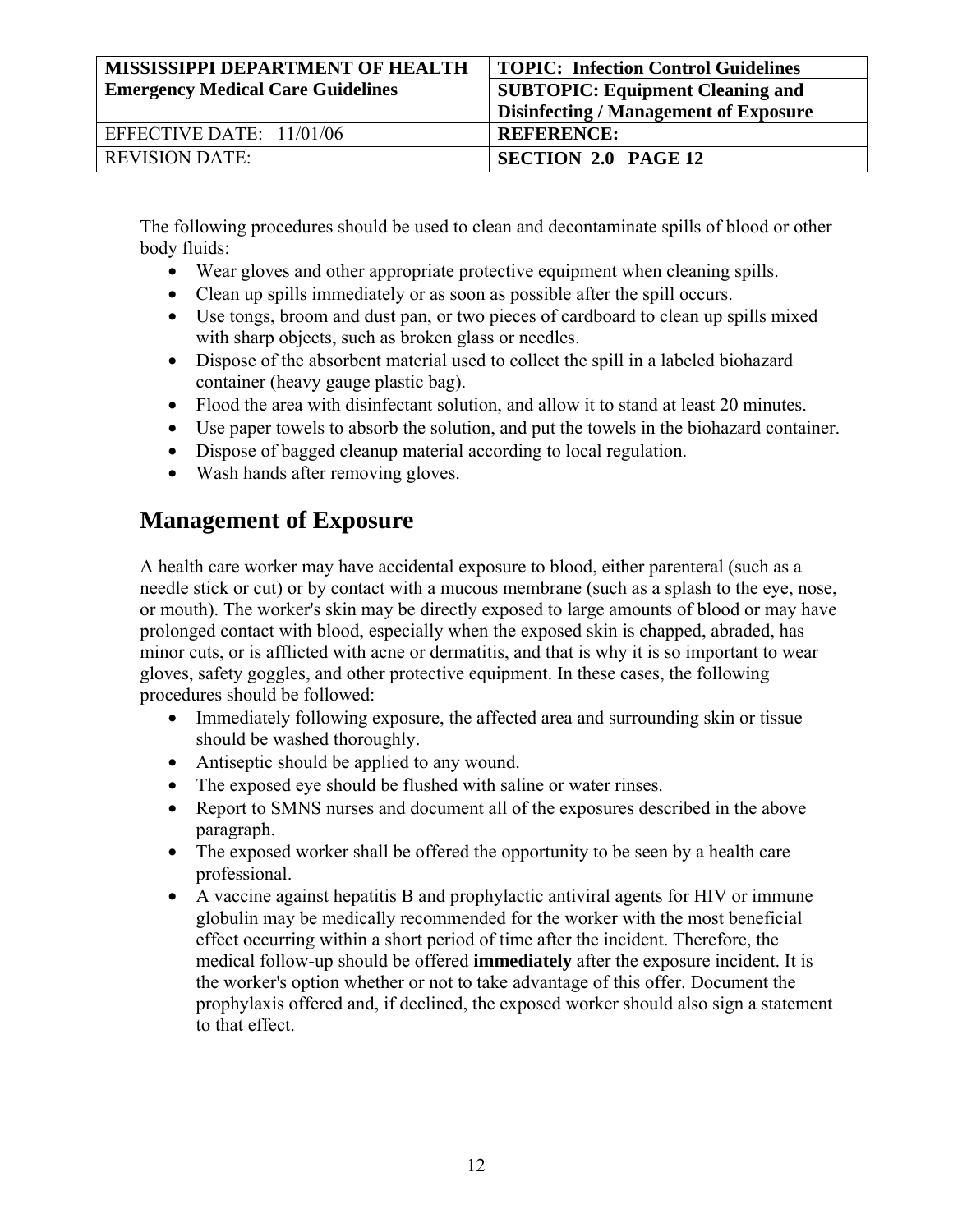The following procedures should be used to clean and decontaminate spills of blood or other body fluids:

- Wear gloves and other appropriate protective equipment when cleaning spills.
- Clean up spills immediately or as soon as possible after the spill occurs.
- Use tongs, broom and dust pan, or two pieces of cardboard to clean up spills mixed with sharp objects, such as broken glass or needles.
- Dispose of the absorbent material used to collect the spill in a labeled biohazard container (heavy gauge plastic bag).
- Flood the area with disinfectant solution, and allow it to stand at least 20 minutes.
- Use paper towels to absorb the solution, and put the towels in the biohazard container.
- Dispose of bagged cleanup material according to local regulation.
- Wash hands after removing gloves.

## Management of Exposure

A health care worker may have accidental exposure to blood, either parenteral (such as a needle stick or cut) or by contact with a mucous membrane (such as a splash to the eye, nose, or mouth). The worker's skin may be directly exposed to large amounts of blood or may have prolonged contact with blood, especially when the exposed skin is chapped, abraded, has minor cuts, or is afflicted with acne or dermatitis, and that is why it is so important to wear gloves, safety goggles, and other protective equipment. In these cases, the following procedures should be followed:

- Immediately following exposure, the affected area and surrounding skin or tissue should be washed thoroughly.
- Antiseptic should be applied to any wound.
- The exposed eye should be flushed with saline or water rinses.
- Report to SMNS nurses and document all of the exposures described in the above paragraph.
- The exposed worker shall be offered the opportunity to be seen by a health care professional.
- A vaccine against hepatitis B and prophylactic antiviral agents for HIV or immune globulin may be medically recommended for the worker with the most beneficial effect occurring within a short period of time after the incident. Therefore, the medical follow-up should be offered **immediately** after the exposure incident. It is the worker's option whether or not to take advantage of this offer. Document the prophylaxis offered and, if declined, the exposed worker should also sign a statement to that effect.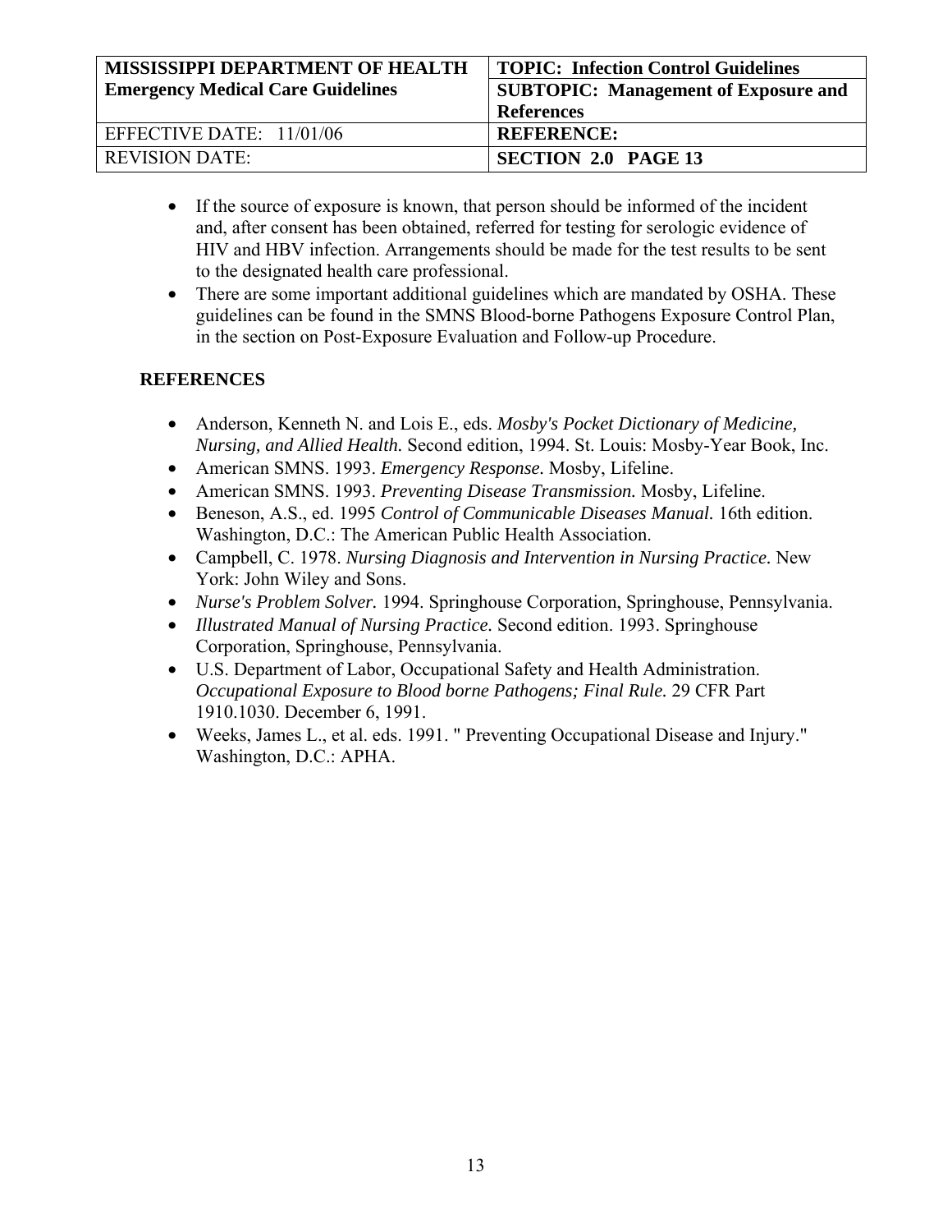- If the source of exposure is known, that person should be informed of the incident and, after consent has been obtained, referred for testing for serologic evidence of HIV and HBV infection. Arrangements should be made for the test results to be sent to the designated health care professional.
- There are some important additional guidelines which are mandated by OSHA. These guidelines can be found in the SMNS Blood-borne Pathogens Exposure Control Plan, in the section on Post-Exposure Evaluation and Follow-up Procedure.

## REFERENCES

- Anderson, Kenneth N. and Lois E., eds. *Mosby's Pocket Dictionary of Medicine, Nursing, and Allied Health.* Second edition, 1994. St. Louis: Mosby-Year Book, Inc.
- American SMNS. 1993. *Emergency Response.* Mosby, Lifeline.
- American SMNS. 1993. *Preventing Disease Transmission.* Mosby, Lifeline.
- Beneson, A.S., ed. 1995 *Control of Communicable Diseases Manual.* 16th edition. Washington, D.C.: The American Public Health Association.
- Campbell, C. 1978. *Nursing Diagnosis and Intervention in Nursing Practice.* New York: John Wiley and Sons.
- *Nurse's Problem Solver.* 1994. Springhouse Corporation, Springhouse, Pennsylvania.
- *Illustrated Manual of Nursing Practice.* Second edition. 1993. Springhouse Corporation, Springhouse, Pennsylvania.
- U.S. Department of Labor, Occupational Safety and Health Administration. *Occupational Exposure to Blood borne Pathogens; Final Rule.* 29 CFR Part 1910.1030. December 6, 1991.
- Weeks, James L., et al. eds. 1991. " Preventing Occupational Disease and Injury." Washington, D.C.: APHA.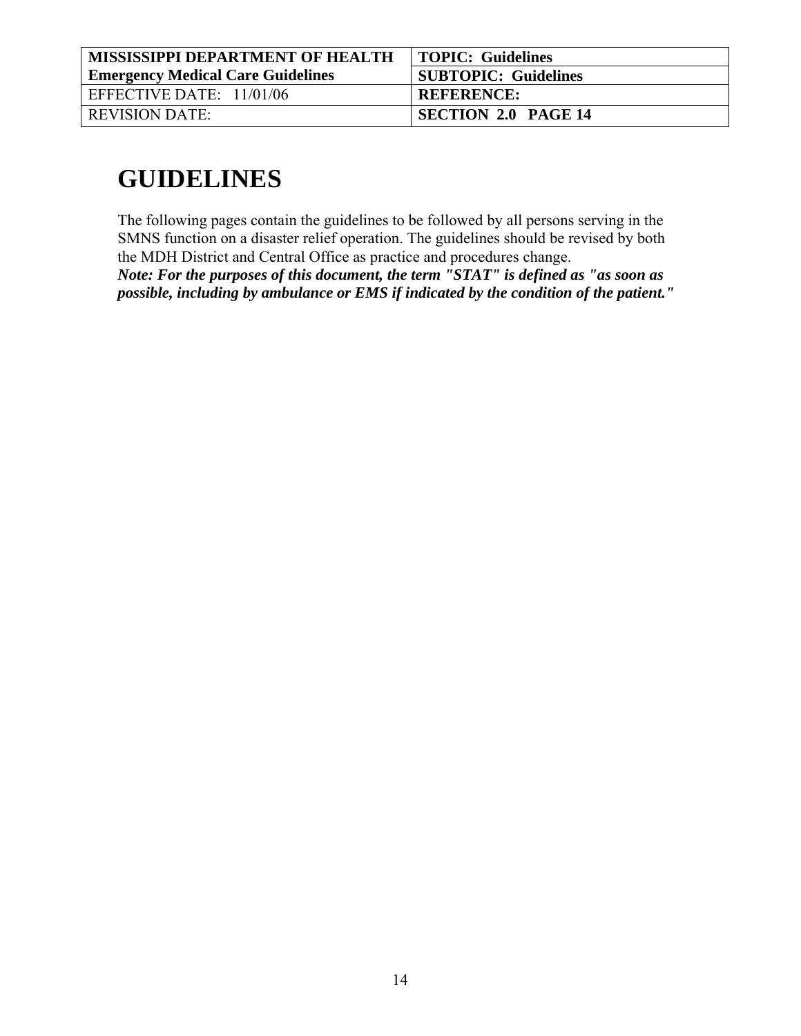| MISSISSIPPI DEPARTMENT OF HEALTH<br>Emergency Medical Care Guidelines | TOPIC: Guidelines |
| --- | --- |
| | SUBTOPIC: Guidelines |
| EFFECTIVE DATE: 11/01/06 | REFERENCE: |
| REVISION DATE: | SECTION 2.0 PAGE 14 |

# GUIDELINES

The following pages contain the guidelines to be followed by all persons serving in the SMNS function on a disaster relief operation. The guidelines should be revised by both the MDH District and Central Office as practice and procedures change.
***Note: For the purposes of this document, the term "STAT" is defined as "as soon as possible, including by ambulance or EMS if indicated by the condition of the patient."***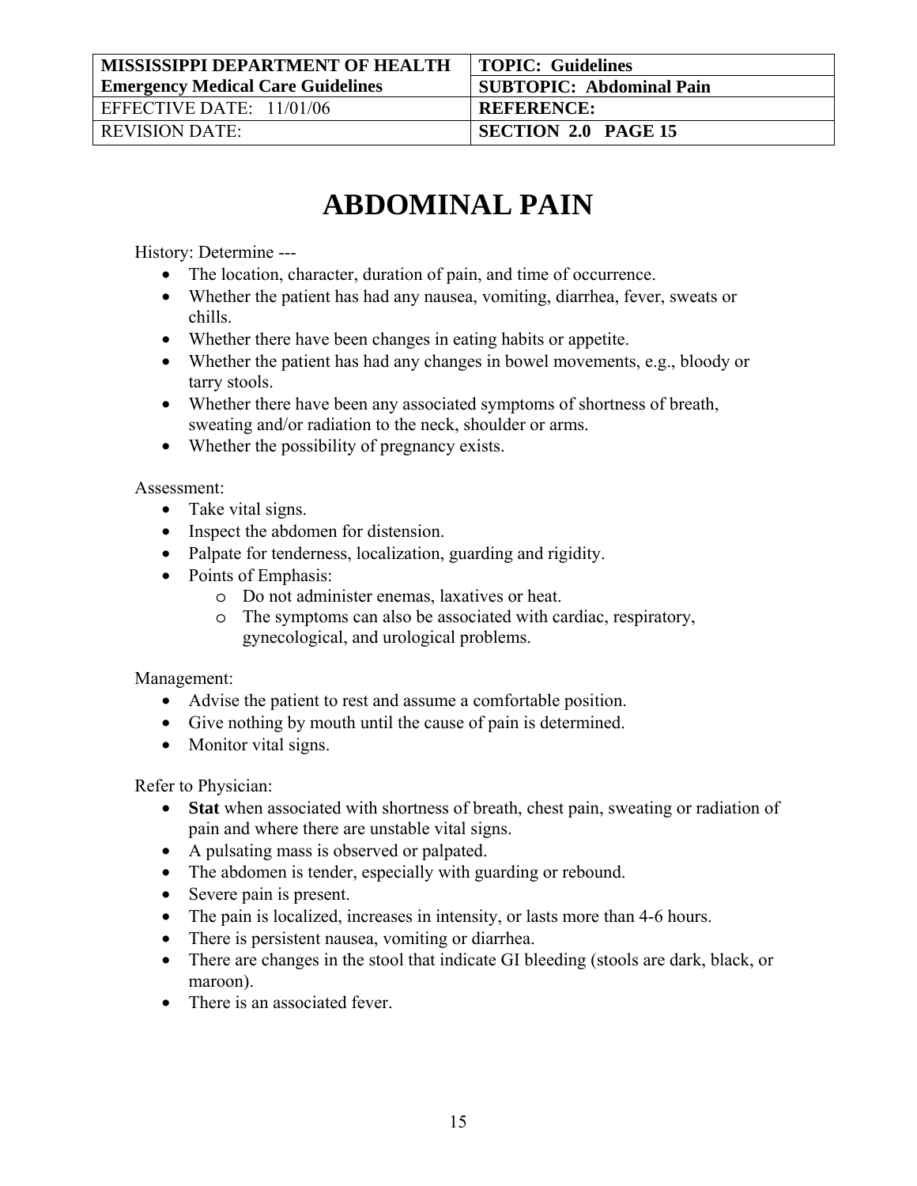| MISSISSIPPI DEPARTMENT OF HEALTH Emergency Medical Care Guidelines | TOPIC: Guidelines |
| --- | --- |
| | SUBTOPIC: Abdominal Pain |
| EFFECTIVE DATE: 11/01/06 | REFERENCE: |
| REVISION DATE: | SECTION 2.0 PAGE 15 |

# ABDOMINAL PAIN

History: Determine ---

- The location, character, duration of pain, and time of occurrence.
- Whether the patient has had any nausea, vomiting, diarrhea, fever, sweats or chills.
- Whether there have been changes in eating habits or appetite.
- Whether the patient has had any changes in bowel movements, e.g., bloody or tarry stools.
- Whether there have been any associated symptoms of shortness of breath, sweating and/or radiation to the neck, shoulder or arms.
- Whether the possibility of pregnancy exists.

Assessment:

- Take vital signs.
- Inspect the abdomen for distension.
- Palpate for tenderness, localization, guarding and rigidity.
- Points of Emphasis:
  - Do not administer enemas, laxatives or heat.
  - The symptoms can also be associated with cardiac, respiratory, gynecological, and urological problems.

Management:

- Advise the patient to rest and assume a comfortable position.
- Give nothing by mouth until the cause of pain is determined.
- Monitor vital signs.

Refer to Physician:

- **Stat** when associated with shortness of breath, chest pain, sweating or radiation of pain and where there are unstable vital signs.
- A pulsating mass is observed or palpated.
- The abdomen is tender, especially with guarding or rebound.
- Severe pain is present.
- The pain is localized, increases in intensity, or lasts more than 4-6 hours.
- There is persistent nausea, vomiting or diarrhea.
- There are changes in the stool that indicate GI bleeding (stools are dark, black, or maroon).
- There is an associated fever.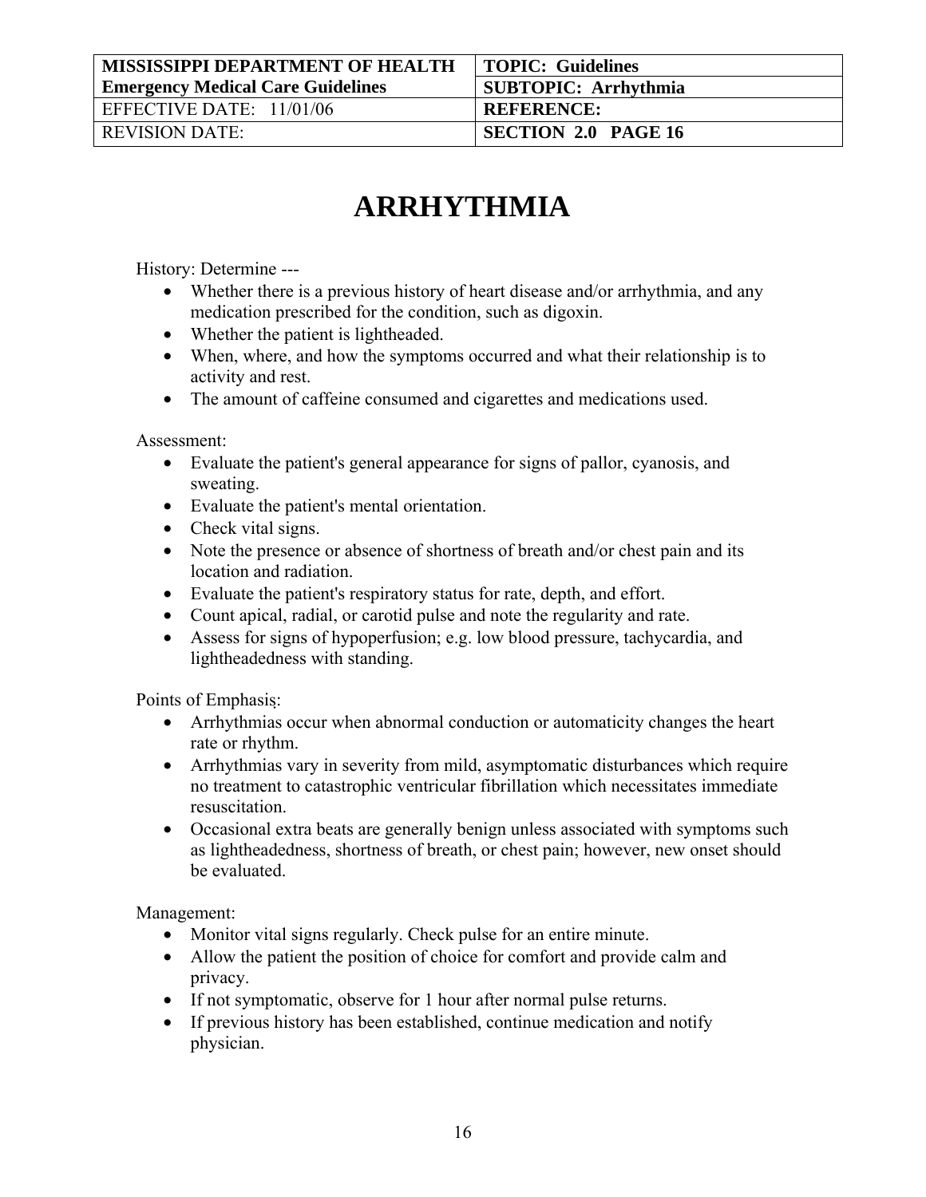| MISSISSIPPI DEPARTMENT OF HEALTH<br>Emergency Medical Care Guidelines | TOPIC: Guidelines |
|---|---|
| | SUBTOPIC: Arrhythmia |
| EFFECTIVE DATE: 11/01/06 | REFERENCE: |
| REVISION DATE: | SECTION 2.0 PAGE 16 |

# ARRHYTHMIA

History: Determine ---

- Whether there is a previous history of heart disease and/or arrhythmia, and any medication prescribed for the condition, such as digoxin.
- Whether the patient is lightheaded.
- When, where, and how the symptoms occurred and what their relationship is to activity and rest.
- The amount of caffeine consumed and cigarettes and medications used.

Assessment:

- Evaluate the patient's general appearance for signs of pallor, cyanosis, and sweating.
- Evaluate the patient's mental orientation.
- Check vital signs.
- Note the presence or absence of shortness of breath and/or chest pain and its location and radiation.
- Evaluate the patient's respiratory status for rate, depth, and effort.
- Count apical, radial, or carotid pulse and note the regularity and rate.
- Assess for signs of hypoperfusion; e.g. low blood pressure, tachycardia, and lightheadedness with standing.

Points of Emphasis:

- Arrhythmias occur when abnormal conduction or automaticity changes the heart rate or rhythm.
- Arrhythmias vary in severity from mild, asymptomatic disturbances which require no treatment to catastrophic ventricular fibrillation which necessitates immediate resuscitation.
- Occasional extra beats are generally benign unless associated with symptoms such as lightheadedness, shortness of breath, or chest pain; however, new onset should be evaluated.

Management:

- Monitor vital signs regularly. Check pulse for an entire minute.
- Allow the patient the position of choice for comfort and provide calm and privacy.
- If not symptomatic, observe for 1 hour after normal pulse returns.
- If previous history has been established, continue medication and notify physician.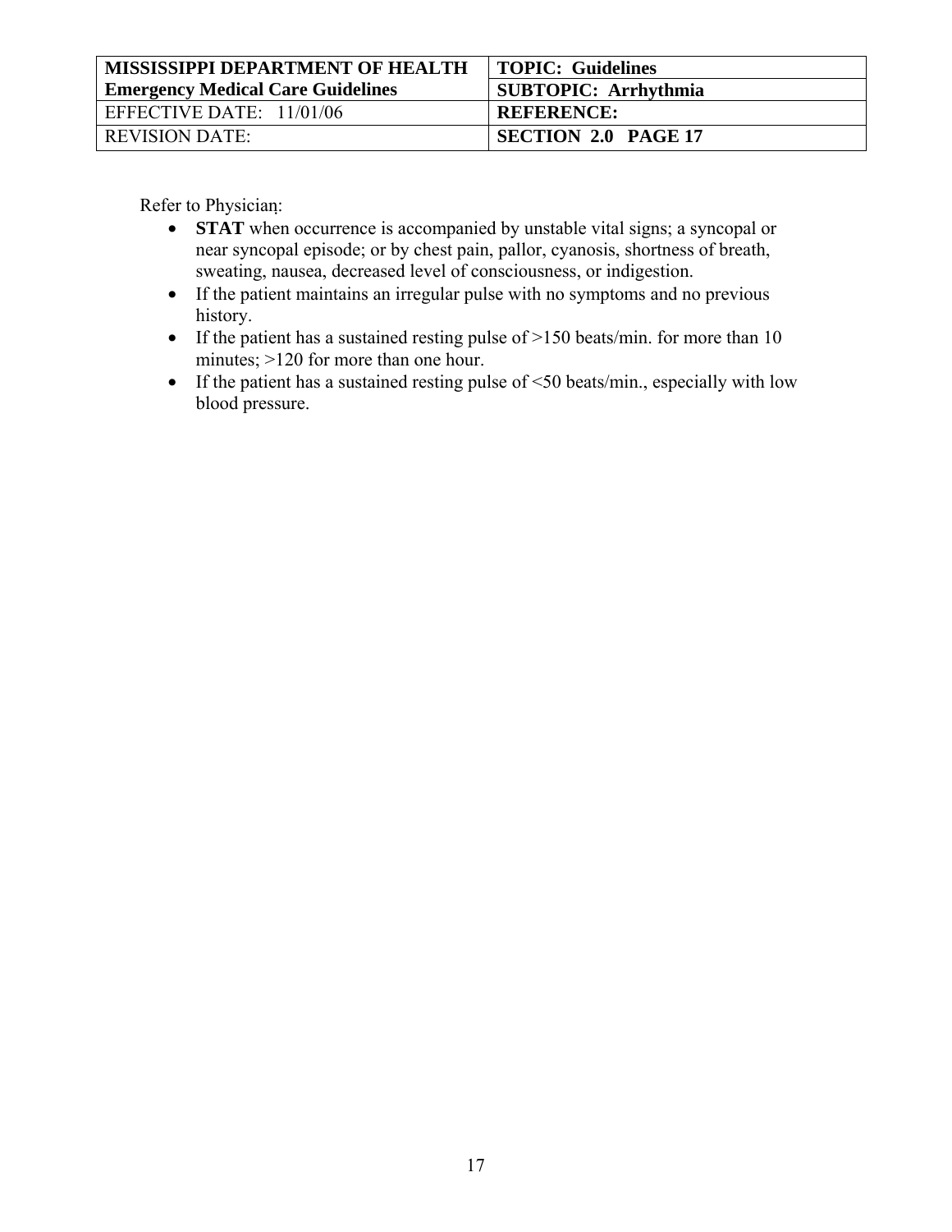Refer to Physician:

- **STAT** when occurrence is accompanied by unstable vital signs; a syncopal or near syncopal episode; or by chest pain, pallor, cyanosis, shortness of breath, sweating, nausea, decreased level of consciousness, or indigestion.
- If the patient maintains an irregular pulse with no symptoms and no previous history.
- If the patient has a sustained resting pulse of >150 beats/min. for more than 10 minutes; >120 for more than one hour.
- If the patient has a sustained resting pulse of <50 beats/min., especially with low blood pressure.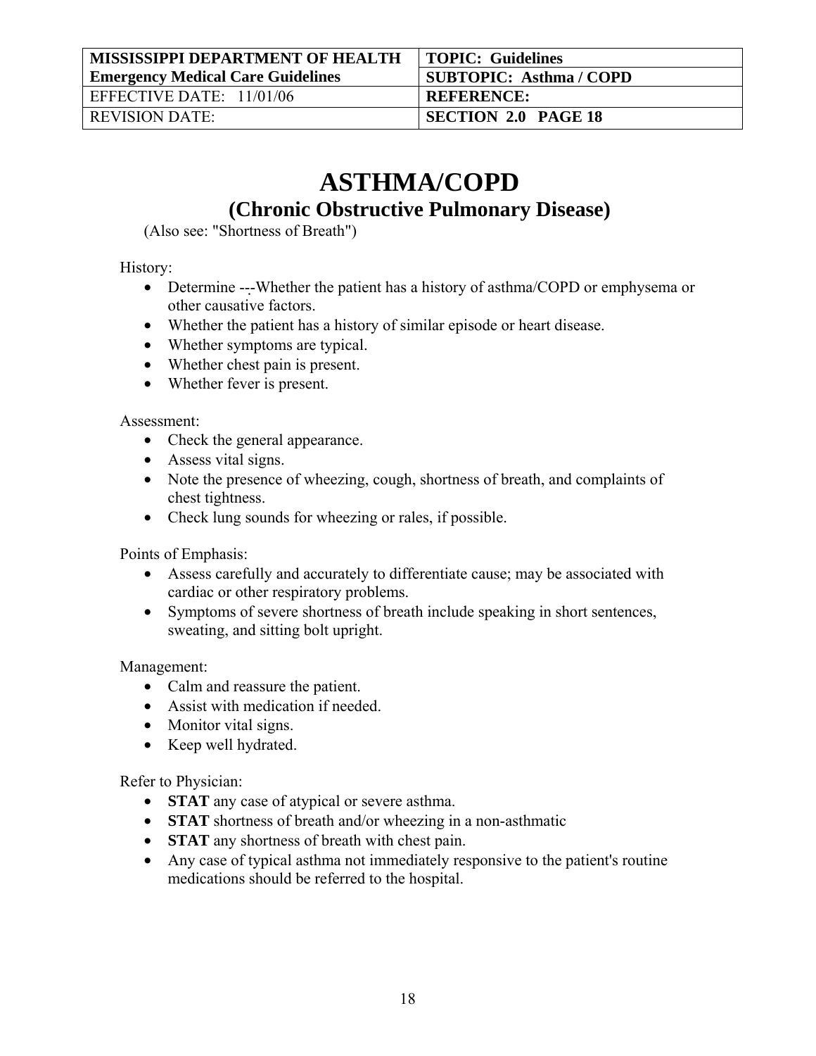| MISSISSIPPI DEPARTMENT OF HEALTH | TOPIC: Guidelines |
| --- | --- |
| Emergency Medical Care Guidelines | SUBTOPIC: Asthma / COPD |
| EFFECTIVE DATE: 11/01/06 | REFERENCE: |
| REVISION DATE: | SECTION 2.0 PAGE 18 |

# ASTHMA/COPD

## (Chronic Obstructive Pulmonary Disease)

(Also see: "Shortness of Breath")

History:

- Determine ---Whether the patient has a history of asthma/COPD or emphysema or other causative factors.
- Whether the patient has a history of similar episode or heart disease.
- Whether symptoms are typical.
- Whether chest pain is present.
- Whether fever is present.

Assessment:

- Check the general appearance.
- Assess vital signs.
- Note the presence of wheezing, cough, shortness of breath, and complaints of chest tightness.
- Check lung sounds for wheezing or rales, if possible.

Points of Emphasis:

- Assess carefully and accurately to differentiate cause; may be associated with cardiac or other respiratory problems.
- Symptoms of severe shortness of breath include speaking in short sentences, sweating, and sitting bolt upright.

Management:

- Calm and reassure the patient.
- Assist with medication if needed.
- Monitor vital signs.
- Keep well hydrated.

Refer to Physician:

- **STAT** any case of atypical or severe asthma.
- **STAT** shortness of breath and/or wheezing in a non-asthmatic
- **STAT** any shortness of breath with chest pain.
- Any case of typical asthma not immediately responsive to the patient's routine medications should be referred to the hospital.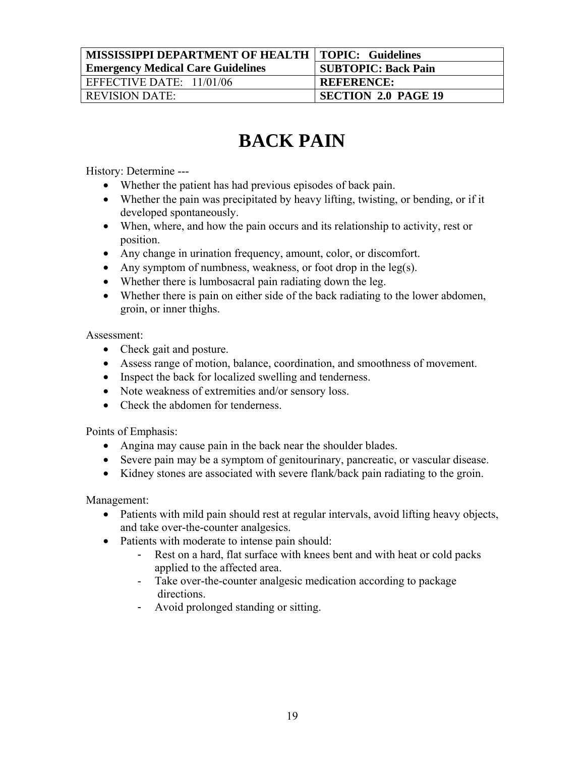| MISSISSIPPI DEPARTMENT OF HEALTH | TOPIC: Guidelines |
| --- | --- |
| Emergency Medical Care Guidelines | SUBTOPIC: Back Pain |
| EFFECTIVE DATE: 11/01/06 | REFERENCE: |
| REVISION DATE: | SECTION 2.0 PAGE 19 |

# BACK PAIN

History: Determine ---

- Whether the patient has had previous episodes of back pain.
- Whether the pain was precipitated by heavy lifting, twisting, or bending, or if it developed spontaneously.
- When, where, and how the pain occurs and its relationship to activity, rest or position.
- Any change in urination frequency, amount, color, or discomfort.
- Any symptom of numbness, weakness, or foot drop in the leg(s).
- Whether there is lumbosacral pain radiating down the leg.
- Whether there is pain on either side of the back radiating to the lower abdomen, groin, or inner thighs.

Assessment:

- Check gait and posture.
- Assess range of motion, balance, coordination, and smoothness of movement.
- Inspect the back for localized swelling and tenderness.
- Note weakness of extremities and/or sensory loss.
- Check the abdomen for tenderness.

Points of Emphasis:

- Angina may cause pain in the back near the shoulder blades.
- Severe pain may be a symptom of genitourinary, pancreatic, or vascular disease.
- Kidney stones are associated with severe flank/back pain radiating to the groin.

Management:

- Patients with mild pain should rest at regular intervals, avoid lifting heavy objects, and take over-the-counter analgesics.
- Patients with moderate to intense pain should:
  - Rest on a hard, flat surface with knees bent and with heat or cold packs applied to the affected area.
  - Take over-the-counter analgesic medication according to package directions.
  - Avoid prolonged standing or sitting.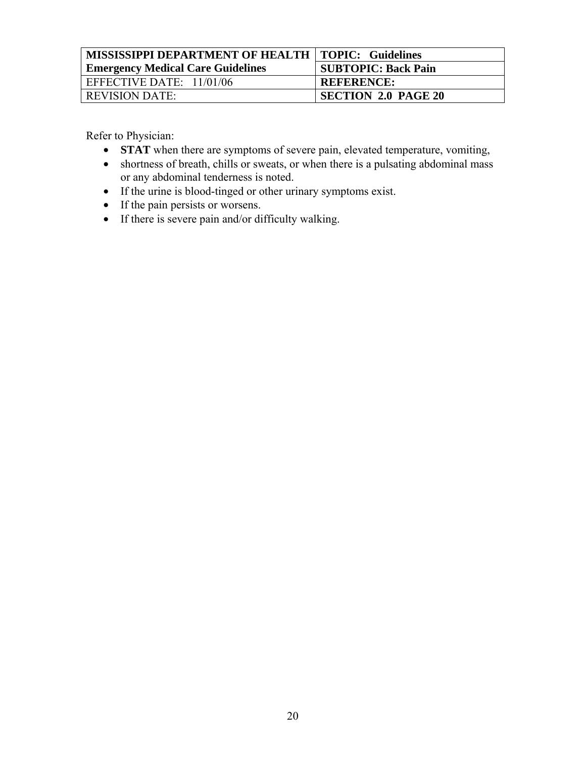| MISSISSIPPI DEPARTMENT OF HEALTH | TOPIC: Guidelines |
| --- | --- |
| Emergency Medical Care Guidelines | SUBTOPIC: Back Pain |
| EFFECTIVE DATE: 11/01/06 | REFERENCE: |
| REVISION DATE: | SECTION 2.0 PAGE 20 |

Refer to Physician:

- **STAT** when there are symptoms of severe pain, elevated temperature, vomiting,
- shortness of breath, chills or sweats, or when there is a pulsating abdominal mass or any abdominal tenderness is noted.
- If the urine is blood-tinged or other urinary symptoms exist.
- If the pain persists or worsens.
- If there is severe pain and/or difficulty walking.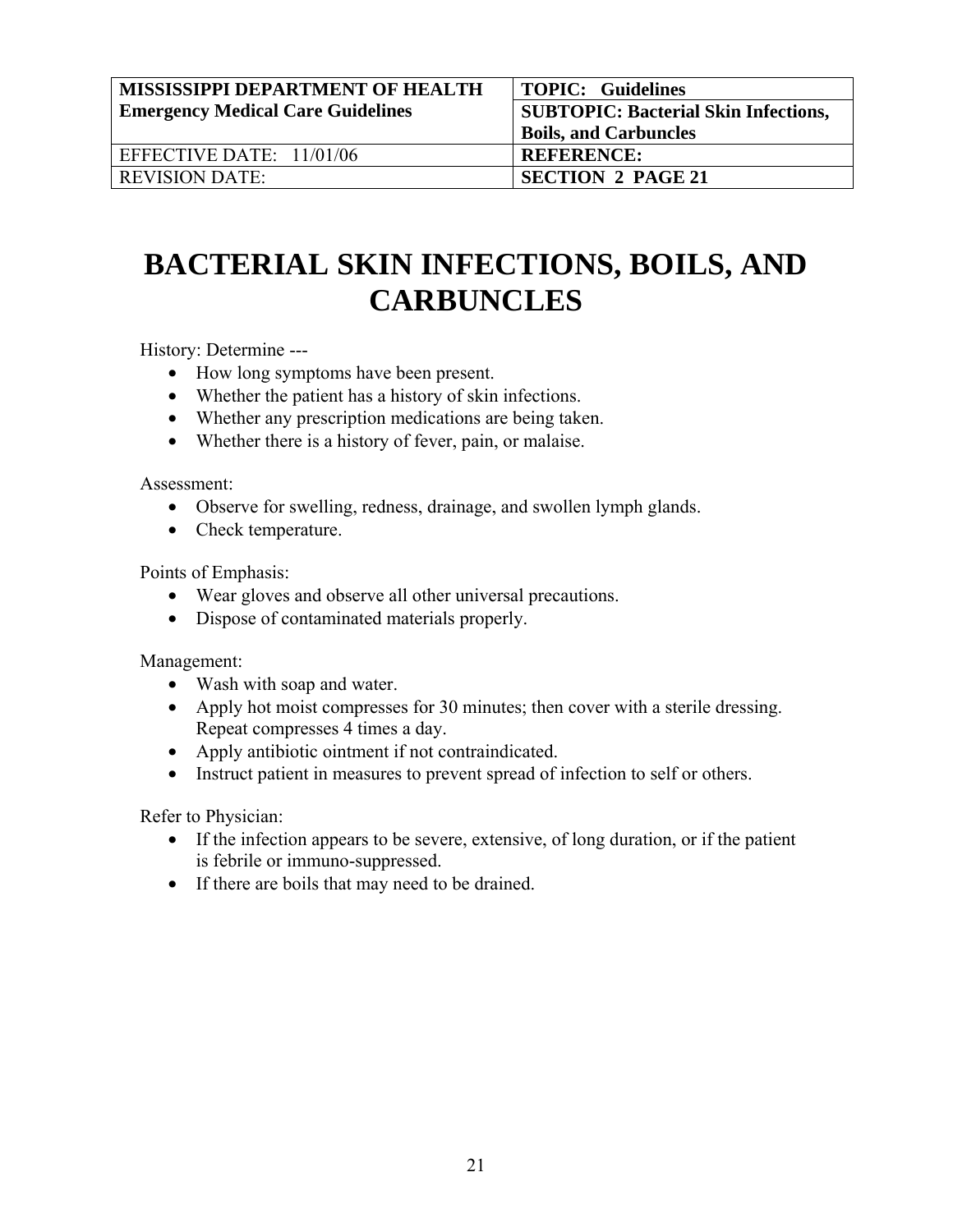| MISSISSIPPI DEPARTMENT OF HEALTH Emergency Medical Care Guidelines | TOPIC: Guidelines |
| --- | --- |
| | SUBTOPIC: Bacterial Skin Infections, Boils, and Carbuncles |
| EFFECTIVE DATE: 11/01/06 | REFERENCE: |
| REVISION DATE: | SECTION 2 PAGE 21 |

# BACTERIAL SKIN INFECTIONS, BOILS, AND CARBUNCLES

History: Determine ---

- How long symptoms have been present.
- Whether the patient has a history of skin infections.
- Whether any prescription medications are being taken.
- Whether there is a history of fever, pain, or malaise.

Assessment:

- Observe for swelling, redness, drainage, and swollen lymph glands.
- Check temperature.

Points of Emphasis:

- Wear gloves and observe all other universal precautions.
- Dispose of contaminated materials properly.

Management:

- Wash with soap and water.
- Apply hot moist compresses for 30 minutes; then cover with a sterile dressing. Repeat compresses 4 times a day.
- Apply antibiotic ointment if not contraindicated.
- Instruct patient in measures to prevent spread of infection to self or others.

Refer to Physician:

- If the infection appears to be severe, extensive, of long duration, or if the patient is febrile or immuno-suppressed.
- If there are boils that may need to be drained.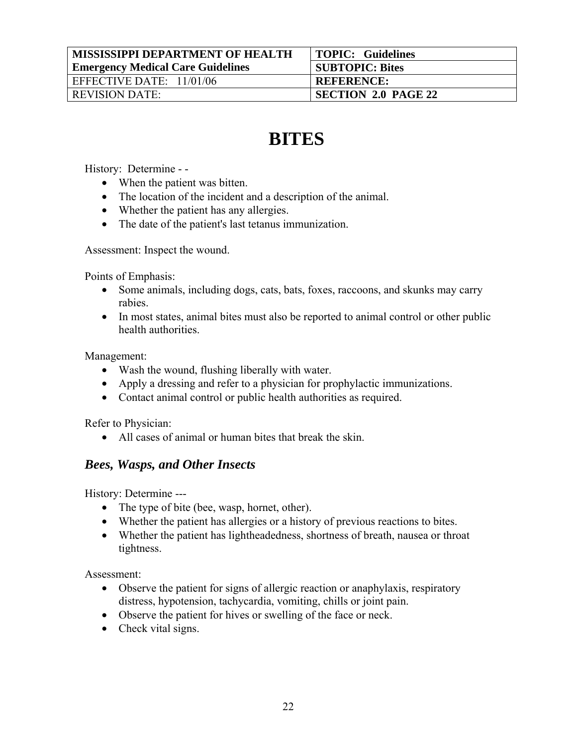| MISSISSIPPI DEPARTMENT OF HEALTH<br>Emergency Medical Care Guidelines | TOPIC: Guidelines |
| --- | --- |
| | SUBTOPIC: Bites |
| EFFECTIVE DATE: 11/01/06 | REFERENCE: |
| REVISION DATE: | SECTION 2.0 PAGE 22 |

# BITES

History: Determine - -

- When the patient was bitten.
- The location of the incident and a description of the animal.
- Whether the patient has any allergies.
- The date of the patient's last tetanus immunization.

Assessment: Inspect the wound.

Points of Emphasis:

- Some animals, including dogs, cats, bats, foxes, raccoons, and skunks may carry rabies.
- In most states, animal bites must also be reported to animal control or other public health authorities.

Management:

- Wash the wound, flushing liberally with water.
- Apply a dressing and refer to a physician for prophylactic immunizations.
- Contact animal control or public health authorities as required.

Refer to Physician:

- All cases of animal or human bites that break the skin.

## *Bees, Wasps, and Other Insects*

History: Determine ---

- The type of bite (bee, wasp, hornet, other).
- Whether the patient has allergies or a history of previous reactions to bites.
- Whether the patient has lightheadedness, shortness of breath, nausea or throat tightness.

Assessment:

- Observe the patient for signs of allergic reaction or anaphylaxis, respiratory distress, hypotension, tachycardia, vomiting, chills or joint pain.
- Observe the patient for hives or swelling of the face or neck.
- Check vital signs.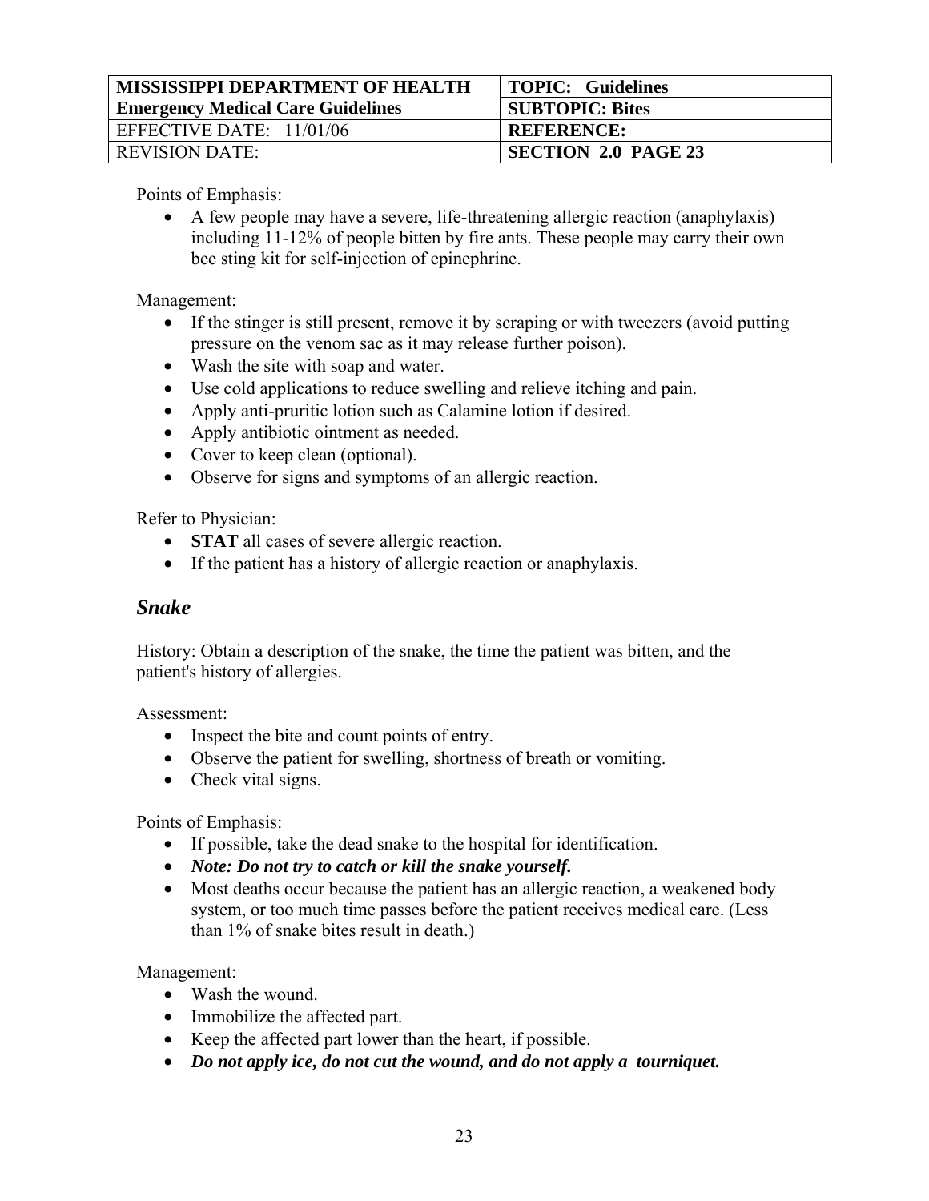Points of Emphasis:

- A few people may have a severe, life-threatening allergic reaction (anaphylaxis) including 11-12% of people bitten by fire ants. These people may carry their own bee sting kit for self-injection of epinephrine.

Management:

- If the stinger is still present, remove it by scraping or with tweezers (avoid putting pressure on the venom sac as it may release further poison).
- Wash the site with soap and water.
- Use cold applications to reduce swelling and relieve itching and pain.
- Apply anti-pruritic lotion such as Calamine lotion if desired.
- Apply antibiotic ointment as needed.
- Cover to keep clean (optional).
- Observe for signs and symptoms of an allergic reaction.

Refer to Physician:

- **STAT** all cases of severe allergic reaction.
- If the patient has a history of allergic reaction or anaphylaxis.

## *Snake*

History: Obtain a description of the snake, the time the patient was bitten, and the patient's history of allergies.

Assessment:

- Inspect the bite and count points of entry.
- Observe the patient for swelling, shortness of breath or vomiting.
- Check vital signs.

Points of Emphasis:

- If possible, take the dead snake to the hospital for identification.
- ***Note: Do not try to catch or kill the snake yourself.***
- Most deaths occur because the patient has an allergic reaction, a weakened body system, or too much time passes before the patient receives medical care. (Less than 1% of snake bites result in death.)

Management:

- Wash the wound.
- Immobilize the affected part.
- Keep the affected part lower than the heart, if possible.
- ***Do not apply ice, do not cut the wound, and do not apply a tourniquet.***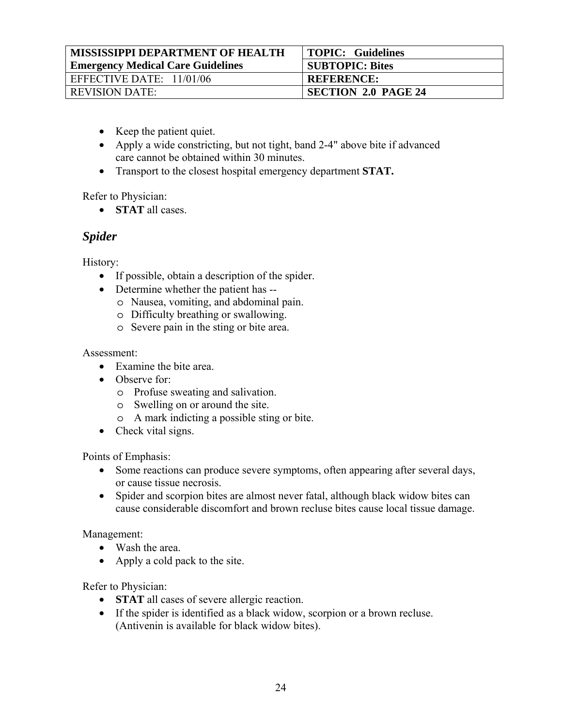- Keep the patient quiet.
- Apply a wide constricting, but not tight, band 2-4" above bite if advanced care cannot be obtained within 30 minutes.
- Transport to the closest hospital emergency department **STAT.**

Refer to Physician:

- **STAT** all cases.

### *Spider*

History:

- If possible, obtain a description of the spider.
- Determine whether the patient has --
  - Nausea, vomiting, and abdominal pain.
  - Difficulty breathing or swallowing.
  - Severe pain in the sting or bite area.

Assessment:

- Examine the bite area.
- Observe for:
  - Profuse sweating and salivation.
  - Swelling on or around the site.
  - A mark indicting a possible sting or bite.
- Check vital signs.

Points of Emphasis:

- Some reactions can produce severe symptoms, often appearing after several days, or cause tissue necrosis.
- Spider and scorpion bites are almost never fatal, although black widow bites can cause considerable discomfort and brown recluse bites cause local tissue damage.

Management:

- Wash the area.
- Apply a cold pack to the site.

Refer to Physician:

- **STAT** all cases of severe allergic reaction.
- If the spider is identified as a black widow, scorpion or a brown recluse. (Antivenin is available for black widow bites).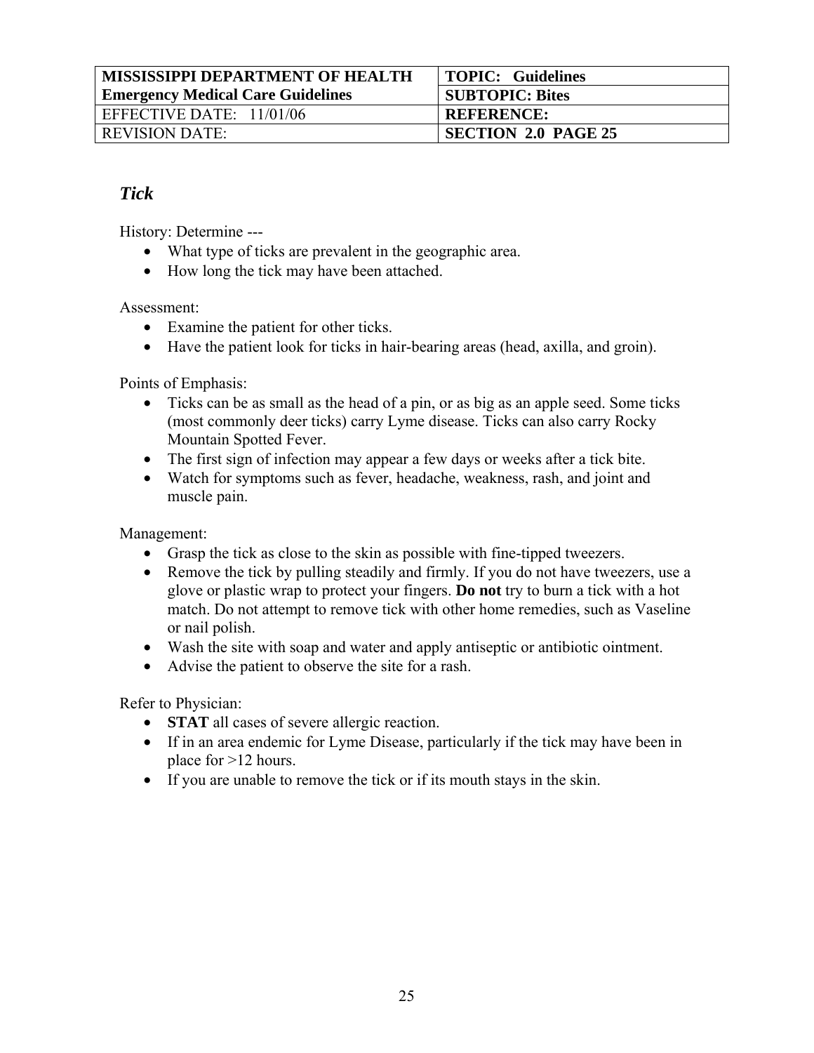| MISSISSIPPI DEPARTMENT OF HEALTH<br>Emergency Medical Care Guidelines | TOPIC: Guidelines |
| --- | --- |
| | SUBTOPIC: Bites |
| EFFECTIVE DATE: 11/01/06 | REFERENCE: |
| REVISION DATE: | SECTION 2.0 PAGE 25 |

## *Tick*

History: Determine ---

- What type of ticks are prevalent in the geographic area.
- How long the tick may have been attached.

Assessment:

- Examine the patient for other ticks.
- Have the patient look for ticks in hair-bearing areas (head, axilla, and groin).

Points of Emphasis:

- Ticks can be as small as the head of a pin, or as big as an apple seed. Some ticks (most commonly deer ticks) carry Lyme disease. Ticks can also carry Rocky Mountain Spotted Fever.
- The first sign of infection may appear a few days or weeks after a tick bite.
- Watch for symptoms such as fever, headache, weakness, rash, and joint and muscle pain.

Management:

- Grasp the tick as close to the skin as possible with fine-tipped tweezers.
- Remove the tick by pulling steadily and firmly. If you do not have tweezers, use a glove or plastic wrap to protect your fingers. **Do not** try to burn a tick with a hot match. Do not attempt to remove tick with other home remedies, such as Vaseline or nail polish.
- Wash the site with soap and water and apply antiseptic or antibiotic ointment.
- Advise the patient to observe the site for a rash.

Refer to Physician:

- **STAT** all cases of severe allergic reaction.
- If in an area endemic for Lyme Disease, particularly if the tick may have been in place for >12 hours.
- If you are unable to remove the tick or if its mouth stays in the skin.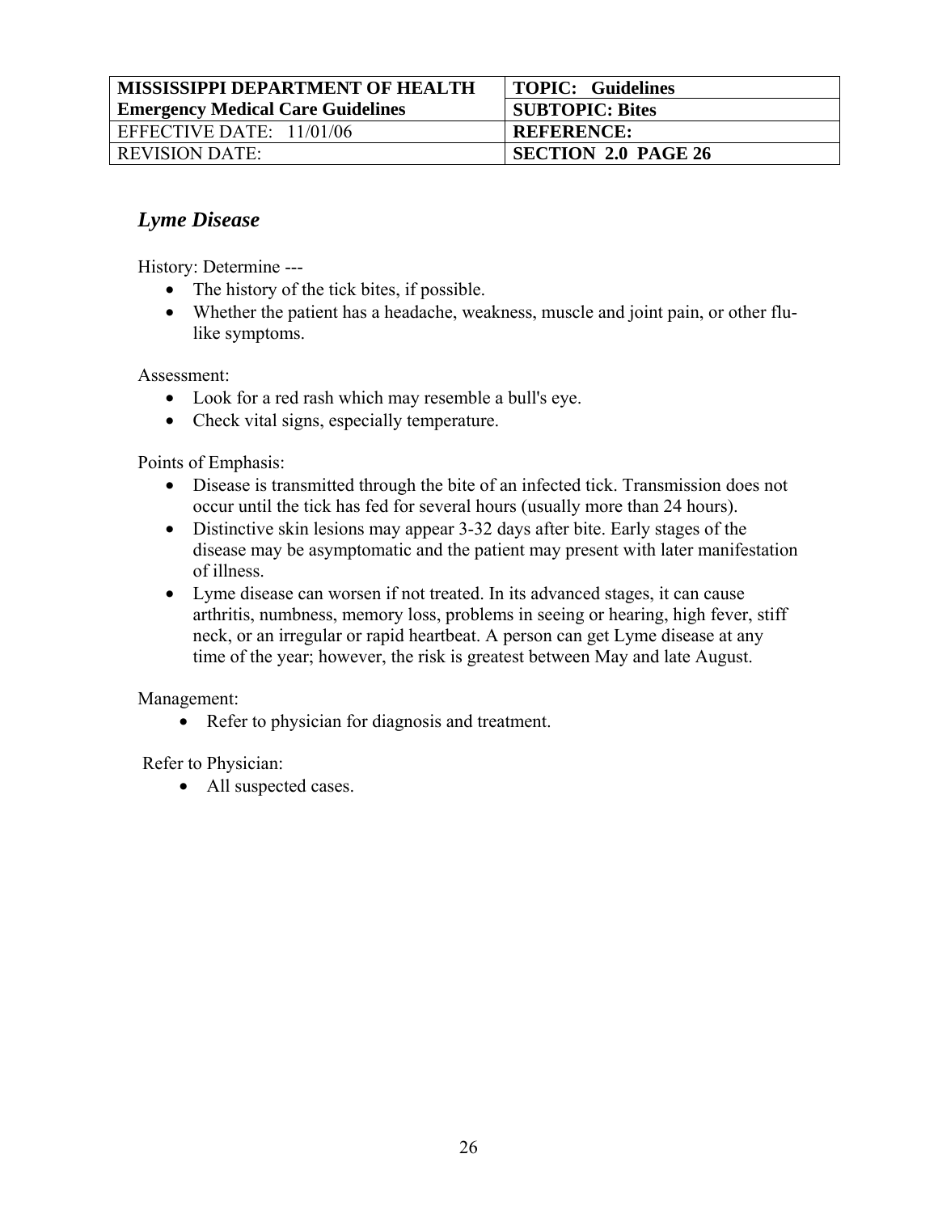| MISSISSIPPI DEPARTMENT OF HEALTH Emergency Medical Care Guidelines | TOPIC: Guidelines |
| --- | --- |
| | SUBTOPIC: Bites |
| EFFECTIVE DATE: 11/01/06 | REFERENCE: |
| REVISION DATE: | SECTION 2.0 PAGE 26 |

## *Lyme Disease*

History: Determine ---

- The history of the tick bites, if possible.
- Whether the patient has a headache, weakness, muscle and joint pain, or other flu-like symptoms.

Assessment:

- Look for a red rash which may resemble a bull's eye.
- Check vital signs, especially temperature.

Points of Emphasis:

- Disease is transmitted through the bite of an infected tick. Transmission does not occur until the tick has fed for several hours (usually more than 24 hours).
- Distinctive skin lesions may appear 3-32 days after bite. Early stages of the disease may be asymptomatic and the patient may present with later manifestation of illness.
- Lyme disease can worsen if not treated. In its advanced stages, it can cause arthritis, numbness, memory loss, problems in seeing or hearing, high fever, stiff neck, or an irregular or rapid heartbeat. A person can get Lyme disease at any time of the year; however, the risk is greatest between May and late August.

Management:

- Refer to physician for diagnosis and treatment.

Refer to Physician:

- All suspected cases.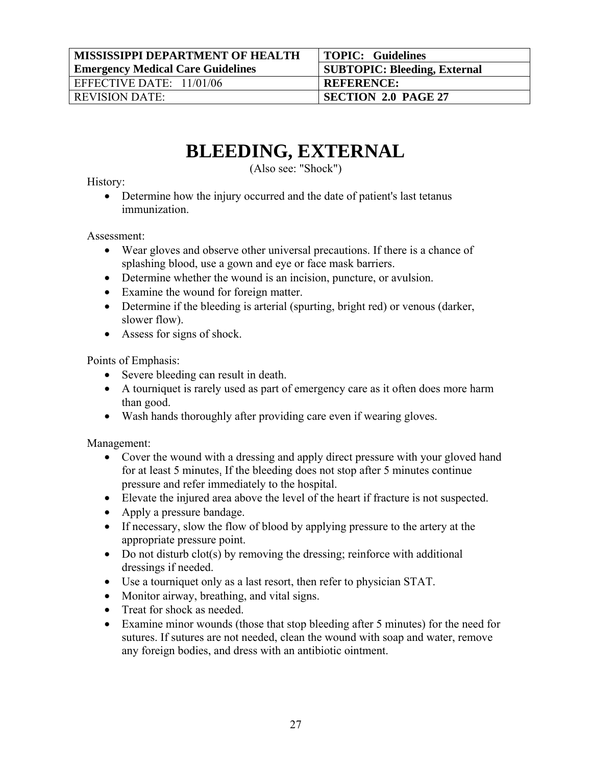| MISSISSIPPI DEPARTMENT OF HEALTH Emergency Medical Care Guidelines | TOPIC: Guidelines |
|---|---|
| | SUBTOPIC: Bleeding, External |
| EFFECTIVE DATE: 11/01/06 | REFERENCE: |
| REVISION DATE: | SECTION 2.0 PAGE 27 |

# BLEEDING, EXTERNAL

(Also see: "Shock")

History:

- Determine how the injury occurred and the date of patient's last tetanus immunization.

Assessment:

- Wear gloves and observe other universal precautions. If there is a chance of splashing blood, use a gown and eye or face mask barriers.
- Determine whether the wound is an incision, puncture, or avulsion.
- Examine the wound for foreign matter.
- Determine if the bleeding is arterial (spurting, bright red) or venous (darker, slower flow).
- Assess for signs of shock.

Points of Emphasis:

- Severe bleeding can result in death.
- A tourniquet is rarely used as part of emergency care as it often does more harm than good.
- Wash hands thoroughly after providing care even if wearing gloves.

Management:

- Cover the wound with a dressing and apply direct pressure with your gloved hand for at least 5 minutes, If the bleeding does not stop after 5 minutes continue pressure and refer immediately to the hospital.
- Elevate the injured area above the level of the heart if fracture is not suspected.
- Apply a pressure bandage.
- If necessary, slow the flow of blood by applying pressure to the artery at the appropriate pressure point.
- Do not disturb clot(s) by removing the dressing; reinforce with additional dressings if needed.
- Use a tourniquet only as a last resort, then refer to physician STAT.
- Monitor airway, breathing, and vital signs.
- Treat for shock as needed.
- Examine minor wounds (those that stop bleeding after 5 minutes) for the need for sutures. If sutures are not needed, clean the wound with soap and water, remove any foreign bodies, and dress with an antibiotic ointment.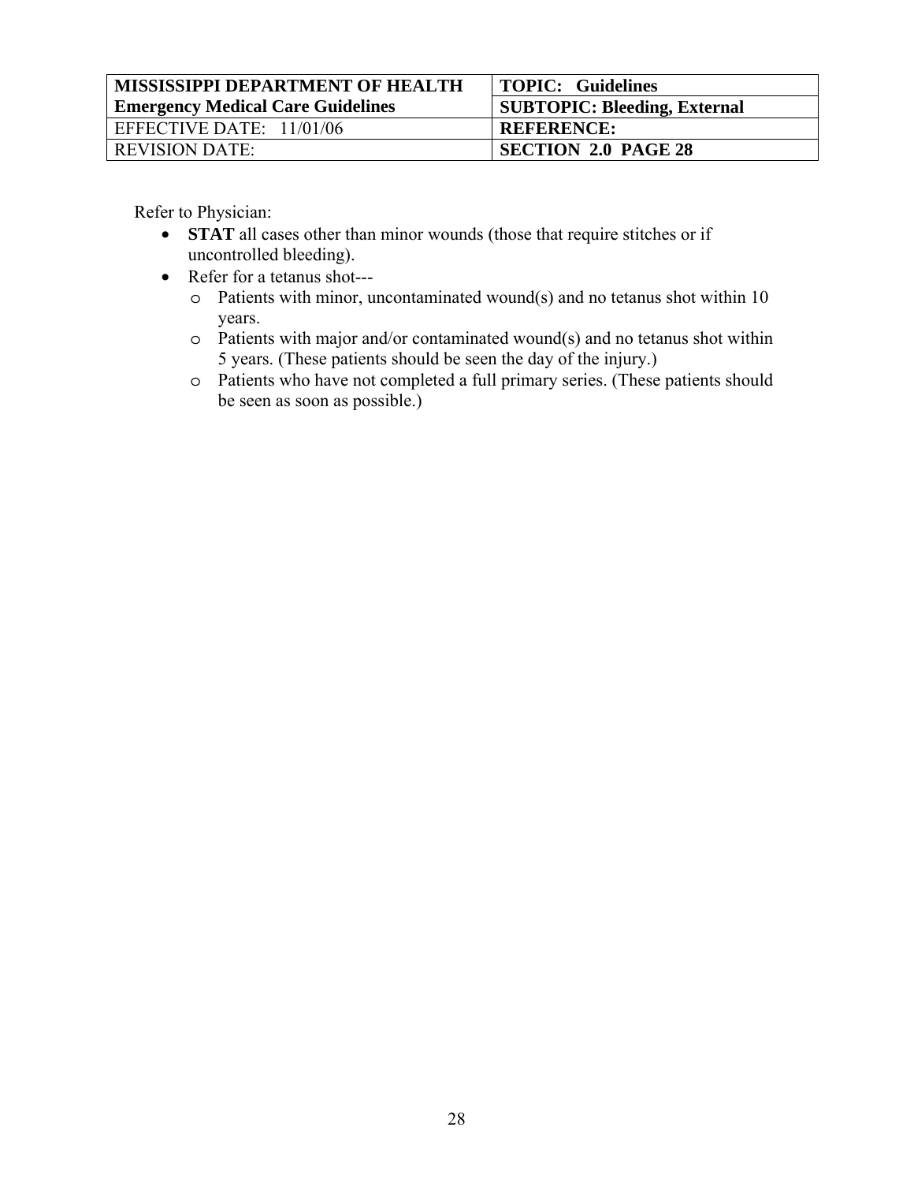| MISSISSIPPI DEPARTMENT OF HEALTH<br>**Emergency Medical Care Guidelines** | **TOPIC: Guidelines** |
| --- | --- |
| | **SUBTOPIC: Bleeding, External** |
| EFFECTIVE DATE: 11/01/06 | **REFERENCE:** |
| REVISION DATE: | **SECTION 2.0 PAGE 28** |

Refer to Physician:

- **STAT** all cases other than minor wounds (those that require stitches or if uncontrolled bleeding).
- Refer for a tetanus shot---
  - Patients with minor, uncontaminated wound(s) and no tetanus shot within 10 years.
  - Patients with major and/or contaminated wound(s) and no tetanus shot within 5 years. (These patients should be seen the day of the injury.)
  - Patients who have not completed a full primary series. (These patients should be seen as soon as possible.)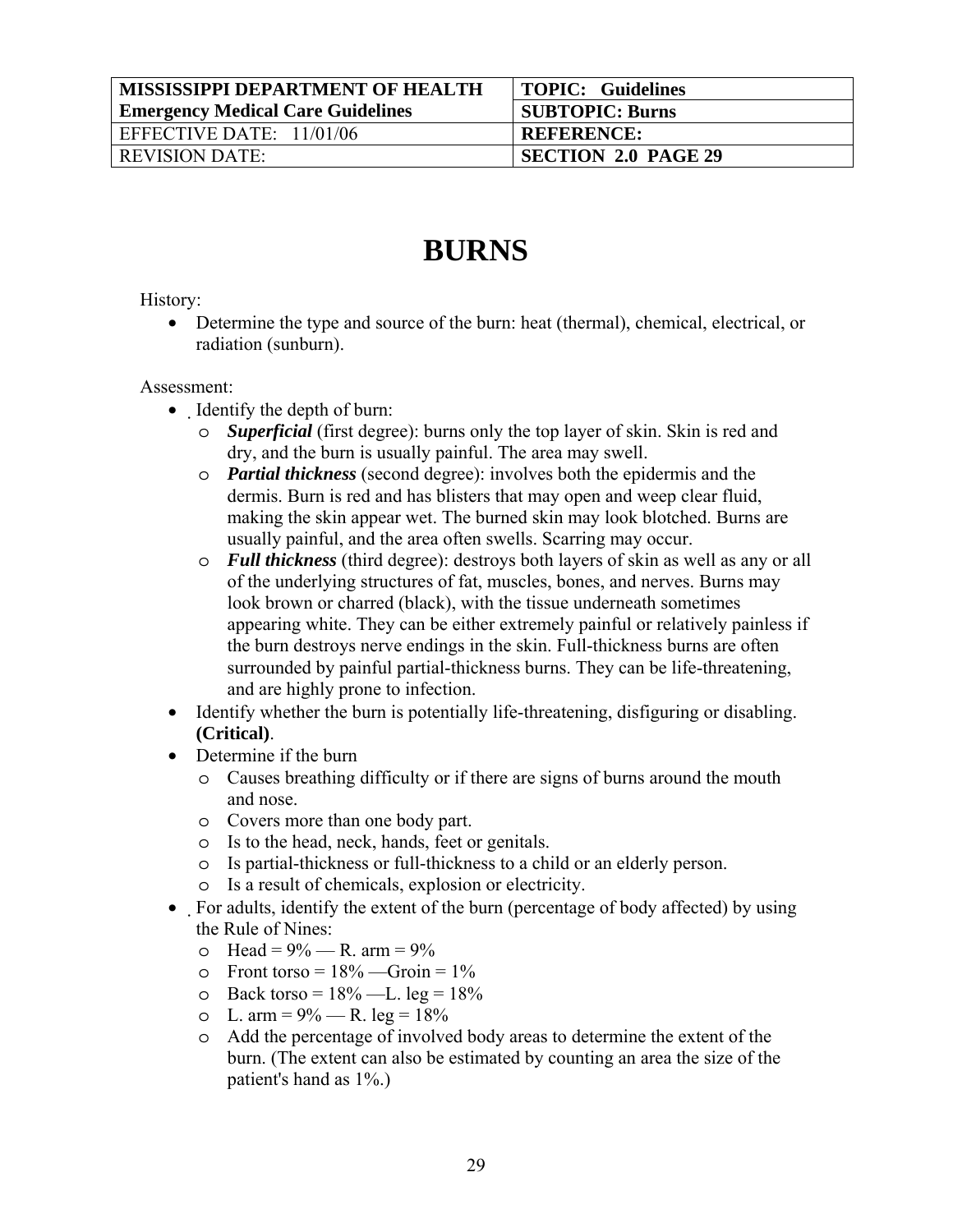| MISSISSIPPI DEPARTMENT OF HEALTH Emergency Medical Care Guidelines | TOPIC: Guidelines |
| --- | --- |
| | SUBTOPIC: Burns |
| EFFECTIVE DATE: 11/01/06 | REFERENCE: |
| REVISION DATE: | SECTION 2.0 PAGE 29 |

# BURNS

History:

- Determine the type and source of the burn: heat (thermal), chemical, electrical, or radiation (sunburn).

Assessment:

- Identify the depth of burn:
  - ***Superficial*** (first degree): burns only the top layer of skin. Skin is red and dry, and the burn is usually painful. The area may swell.
  - ***Partial thickness*** (second degree): involves both the epidermis and the dermis. Burn is red and has blisters that may open and weep clear fluid, making the skin appear wet. The burned skin may look blotched. Burns are usually painful, and the area often swells. Scarring may occur.
  - ***Full thickness*** (third degree): destroys both layers of skin as well as any or all of the underlying structures of fat, muscles, bones, and nerves. Burns may look brown or charred (black), with the tissue underneath sometimes appearing white. They can be either extremely painful or relatively painless if the burn destroys nerve endings in the skin. Full-thickness burns are often surrounded by painful partial-thickness burns. They can be life-threatening, and are highly prone to infection.
- Identify whether the burn is potentially life-threatening, disfiguring or disabling. **(Critical)**.
- Determine if the burn
  - Causes breathing difficulty or if there are signs of burns around the mouth and nose.
  - Covers more than one body part.
  - Is to the head, neck, hands, feet or genitals.
  - Is partial-thickness or full-thickness to a child or an elderly person.
  - Is a result of chemicals, explosion or electricity.
- For adults, identify the extent of the burn (percentage of body affected) by using the Rule of Nines:
  - Head = 9% — R. arm = 9%
  - Front torso = 18% —Groin = 1%
  - Back torso = 18% —L. leg = 18%
  - L. arm = 9% — R. leg = 18%
  - Add the percentage of involved body areas to determine the extent of the burn. (The extent can also be estimated by counting an area the size of the patient's hand as 1%.)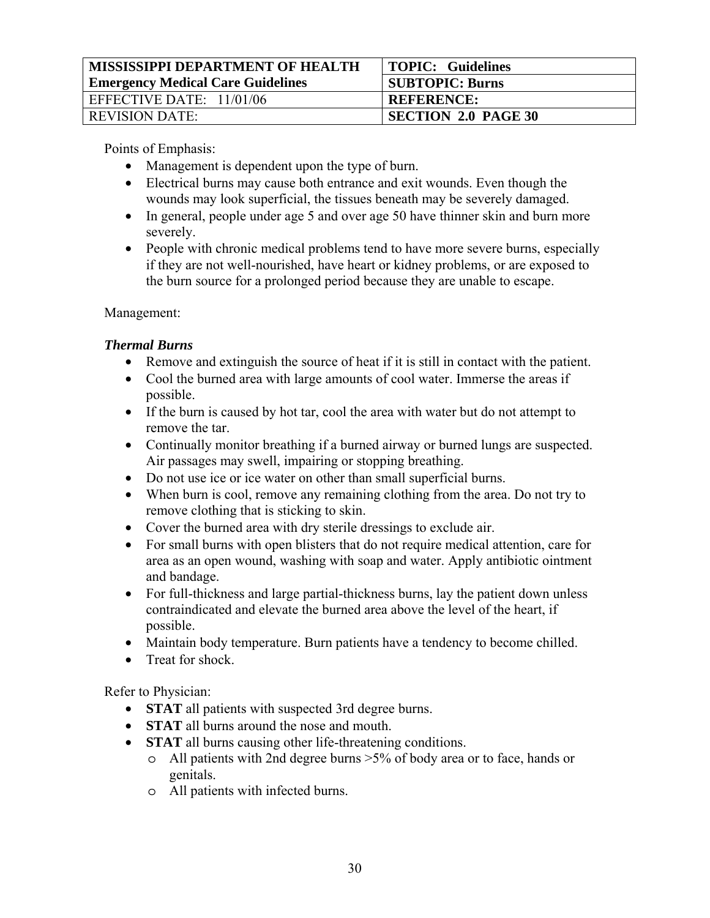| MISSISSIPPI DEPARTMENT OF HEALTH Emergency Medical Care Guidelines | TOPIC: Guidelines |
|---|---|
| | SUBTOPIC: Burns |
| EFFECTIVE DATE: 11/01/06 | REFERENCE: |
| REVISION DATE: | SECTION 2.0 PAGE 30 |

Points of Emphasis:

- Management is dependent upon the type of burn.
- Electrical burns may cause both entrance and exit wounds. Even though the wounds may look superficial, the tissues beneath may be severely damaged.
- In general, people under age 5 and over age 50 have thinner skin and burn more severely.
- People with chronic medical problems tend to have more severe burns, especially if they are not well-nourished, have heart or kidney problems, or are exposed to the burn source for a prolonged period because they are unable to escape.

Management:

***Thermal Burns***

- Remove and extinguish the source of heat if it is still in contact with the patient.
- Cool the burned area with large amounts of cool water. Immerse the areas if possible.
- If the burn is caused by hot tar, cool the area with water but do not attempt to remove the tar.
- Continually monitor breathing if a burned airway or burned lungs are suspected. Air passages may swell, impairing or stopping breathing.
- Do not use ice or ice water on other than small superficial burns.
- When burn is cool, remove any remaining clothing from the area. Do not try to remove clothing that is sticking to skin.
- Cover the burned area with dry sterile dressings to exclude air.
- For small burns with open blisters that do not require medical attention, care for area as an open wound, washing with soap and water. Apply antibiotic ointment and bandage.
- For full-thickness and large partial-thickness burns, lay the patient down unless contraindicated and elevate the burned area above the level of the heart, if possible.
- Maintain body temperature. Burn patients have a tendency to become chilled.
- Treat for shock.

Refer to Physician:

- **STAT** all patients with suspected 3rd degree burns.
- **STAT** all burns around the nose and mouth.
- **STAT** all burns causing other life-threatening conditions.
  - All patients with 2nd degree burns >5% of body area or to face, hands or genitals.
  - All patients with infected burns.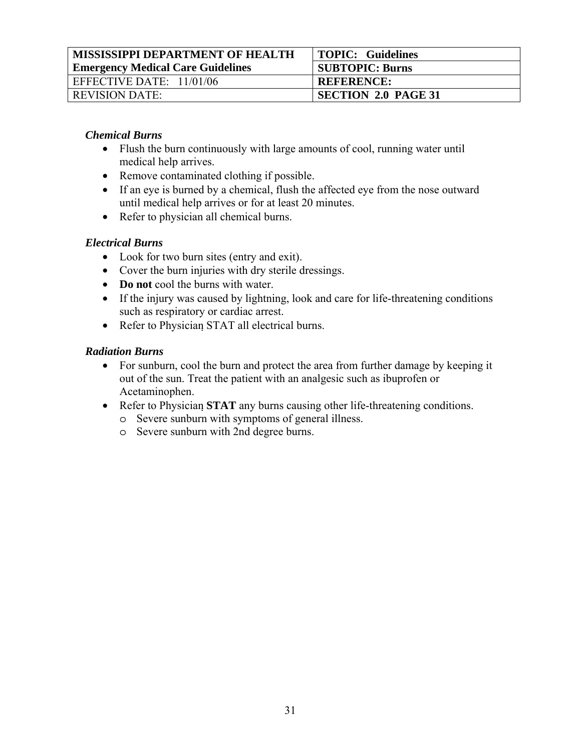| MISSISSIPPI DEPARTMENT OF HEALTH<br>Emergency Medical Care Guidelines | TOPIC: Guidelines |
| --- | --- |
| | SUBTOPIC: Burns |
| EFFECTIVE DATE: 11/01/06 | REFERENCE: |
| REVISION DATE: | SECTION 2.0 PAGE 31 |

***Chemical Burns***

- Flush the burn continuously with large amounts of cool, running water until medical help arrives.
- Remove contaminated clothing if possible.
- If an eye is burned by a chemical, flush the affected eye from the nose outward until medical help arrives or for at least 20 minutes.
- Refer to physician all chemical burns.

***Electrical Burns***

- Look for two burn sites (entry and exit).
- Cover the burn injuries with dry sterile dressings.
- **Do not** cool the burns with water.
- If the injury was caused by lightning, look and care for life-threatening conditions such as respiratory or cardiac arrest.
- Refer to Physician STAT all electrical burns.

***Radiation Burns***

- For sunburn, cool the burn and protect the area from further damage by keeping it out of the sun. Treat the patient with an analgesic such as ibuprofen or Acetaminophen.
- Refer to Physician **STAT** any burns causing other life-threatening conditions.
  - Severe sunburn with symptoms of general illness.
  - Severe sunburn with 2nd degree burns.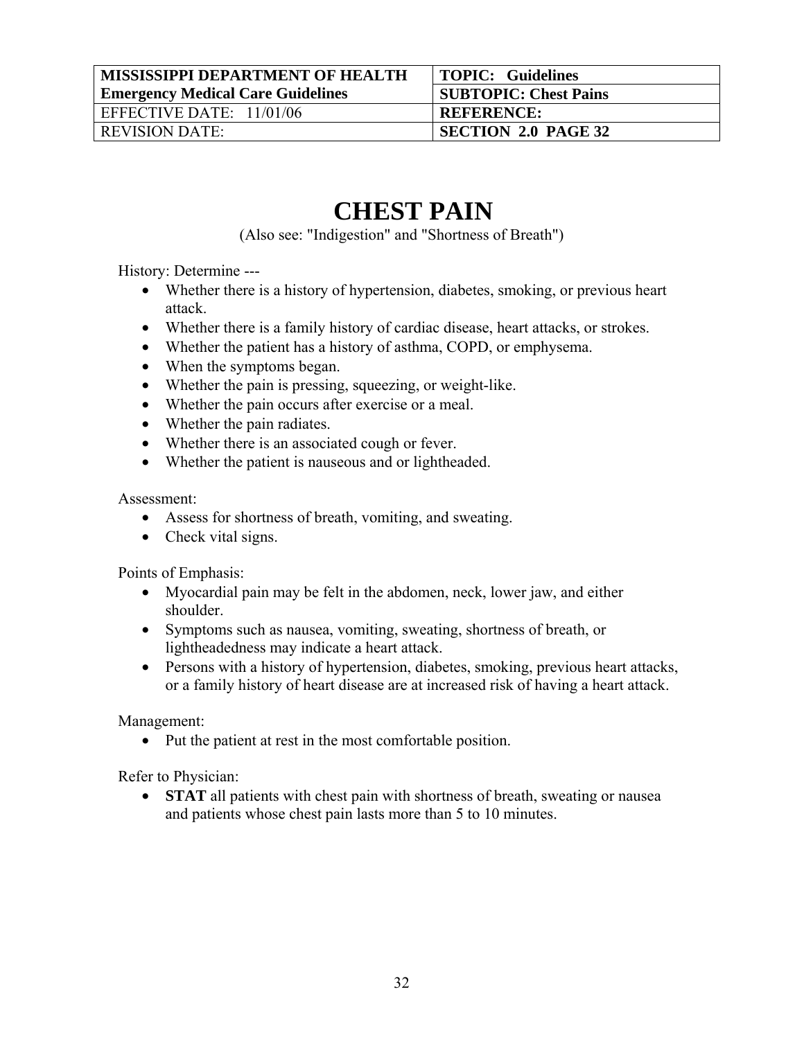| MISSISSIPPI DEPARTMENT OF HEALTH Emergency Medical Care Guidelines | TOPIC: Guidelines |
| --- | --- |
| | SUBTOPIC: Chest Pains |
| EFFECTIVE DATE: 11/01/06 | REFERENCE: |
| REVISION DATE: | SECTION 2.0 PAGE 32 |

# CHEST PAIN

(Also see: "Indigestion" and "Shortness of Breath")

History: Determine ---

- Whether there is a history of hypertension, diabetes, smoking, or previous heart attack.
- Whether there is a family history of cardiac disease, heart attacks, or strokes.
- Whether the patient has a history of asthma, COPD, or emphysema.
- When the symptoms began.
- Whether the pain is pressing, squeezing, or weight-like.
- Whether the pain occurs after exercise or a meal.
- Whether the pain radiates.
- Whether there is an associated cough or fever.
- Whether the patient is nauseous and or lightheaded.

Assessment:

- Assess for shortness of breath, vomiting, and sweating.
- Check vital signs.

Points of Emphasis:

- Myocardial pain may be felt in the abdomen, neck, lower jaw, and either shoulder.
- Symptoms such as nausea, vomiting, sweating, shortness of breath, or lightheadedness may indicate a heart attack.
- Persons with a history of hypertension, diabetes, smoking, previous heart attacks, or a family history of heart disease are at increased risk of having a heart attack.

Management:

- Put the patient at rest in the most comfortable position.

Refer to Physician:

- **STAT** all patients with chest pain with shortness of breath, sweating or nausea and patients whose chest pain lasts more than 5 to 10 minutes.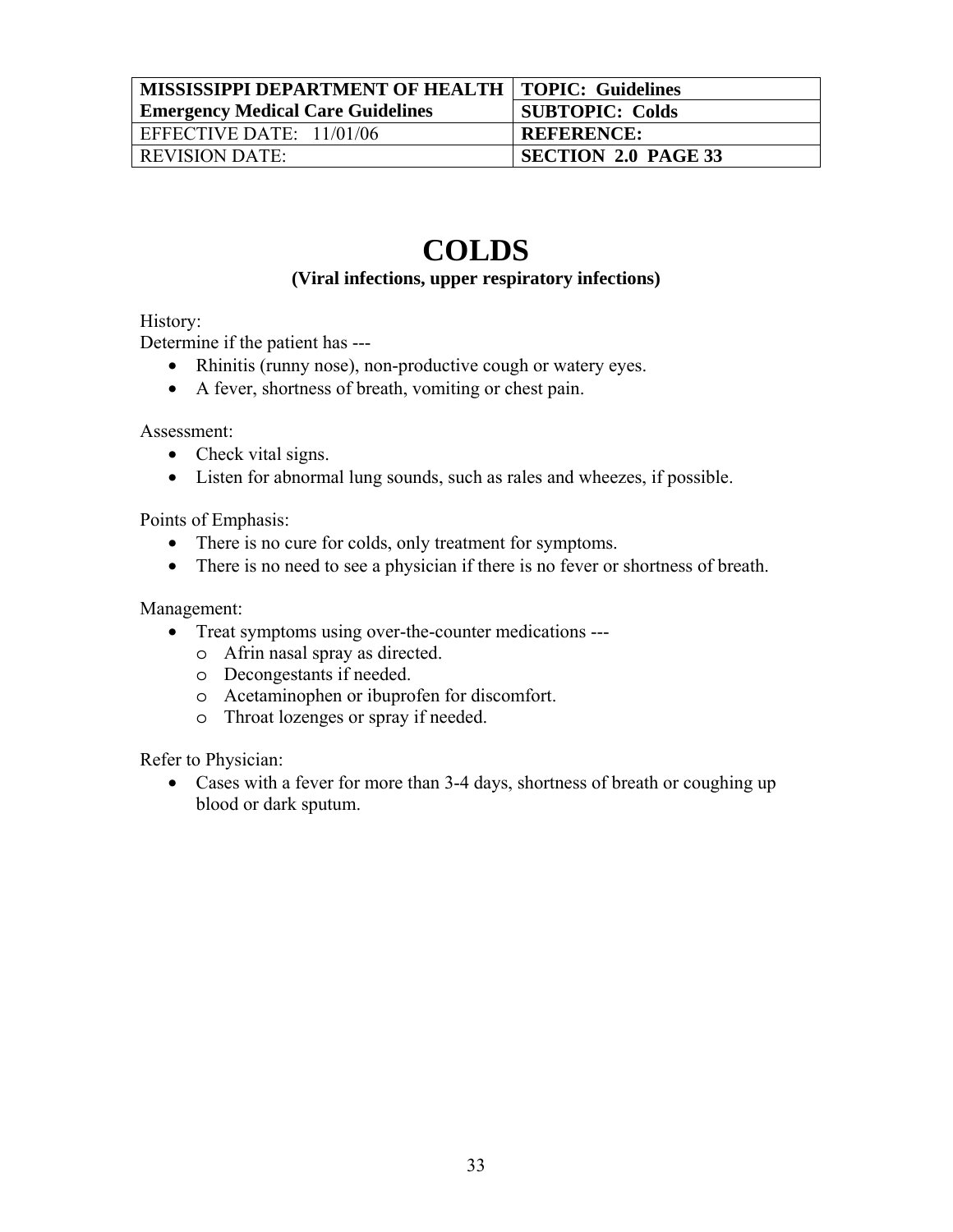| MISSISSIPPI DEPARTMENT OF HEALTH | TOPIC: Guidelines |
| --- | --- |
| Emergency Medical Care Guidelines | SUBTOPIC: Colds |
| EFFECTIVE DATE: 11/01/06 | REFERENCE: |
| REVISION DATE: | SECTION 2.0 PAGE 33 |

# COLDS

**(Viral infections, upper respiratory infections)**

History:
Determine if the patient has ---

- Rhinitis (runny nose), non-productive cough or watery eyes.
- A fever, shortness of breath, vomiting or chest pain.

Assessment:

- Check vital signs.
- Listen for abnormal lung sounds, such as rales and wheezes, if possible.

Points of Emphasis:

- There is no cure for colds, only treatment for symptoms.
- There is no need to see a physician if there is no fever or shortness of breath.

Management:

- Treat symptoms using over-the-counter medications ---
  - Afrin nasal spray as directed.
  - Decongestants if needed.
  - Acetaminophen or ibuprofen for discomfort.
  - Throat lozenges or spray if needed.

Refer to Physician:

- Cases with a fever for more than 3-4 days, shortness of breath or coughing up blood or dark sputum.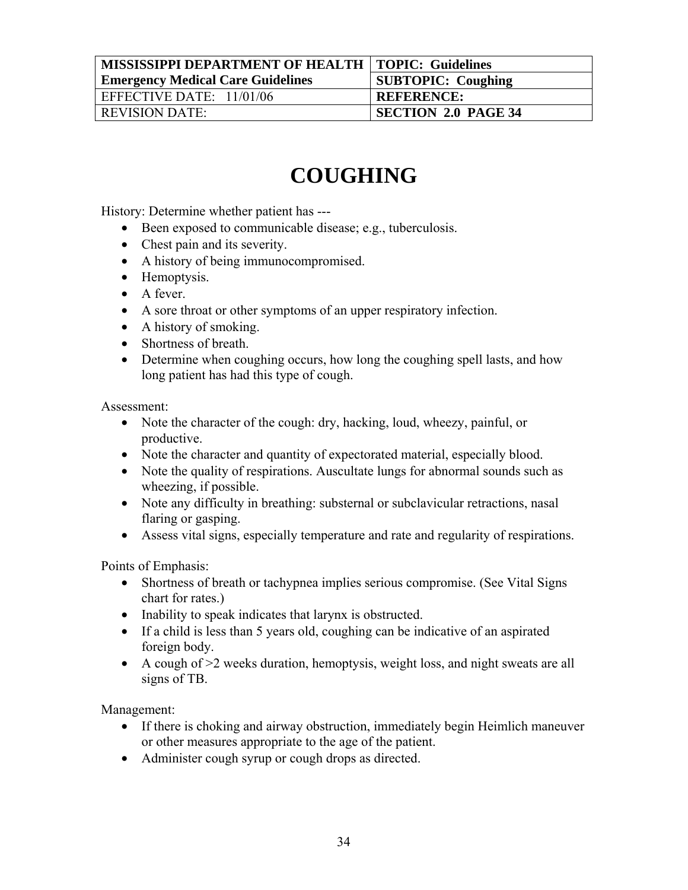| MISSISSIPPI DEPARTMENT OF HEALTH | TOPIC: Guidelines |
|---|---|
| Emergency Medical Care Guidelines | SUBTOPIC: Coughing |
| EFFECTIVE DATE: 11/01/06 | REFERENCE: |
| REVISION DATE: | SECTION 2.0 PAGE 34 |

# COUGHING

History: Determine whether patient has ---

- Been exposed to communicable disease; e.g., tuberculosis.
- Chest pain and its severity.
- A history of being immunocompromised.
- Hemoptysis.
- A fever.
- A sore throat or other symptoms of an upper respiratory infection.
- A history of smoking.
- Shortness of breath.
- Determine when coughing occurs, how long the coughing spell lasts, and how long patient has had this type of cough.

Assessment:

- Note the character of the cough: dry, hacking, loud, wheezy, painful, or productive.
- Note the character and quantity of expectorated material, especially blood.
- Note the quality of respirations. Auscultate lungs for abnormal sounds such as wheezing, if possible.
- Note any difficulty in breathing: substernal or subclavicular retractions, nasal flaring or gasping.
- Assess vital signs, especially temperature and rate and regularity of respirations.

Points of Emphasis:

- Shortness of breath or tachypnea implies serious compromise. (See Vital Signs chart for rates.)
- Inability to speak indicates that larynx is obstructed.
- If a child is less than 5 years old, coughing can be indicative of an aspirated foreign body.
- A cough of >2 weeks duration, hemoptysis, weight loss, and night sweats are all signs of TB.

Management:

- If there is choking and airway obstruction, immediately begin Heimlich maneuver or other measures appropriate to the age of the patient.
- Administer cough syrup or cough drops as directed.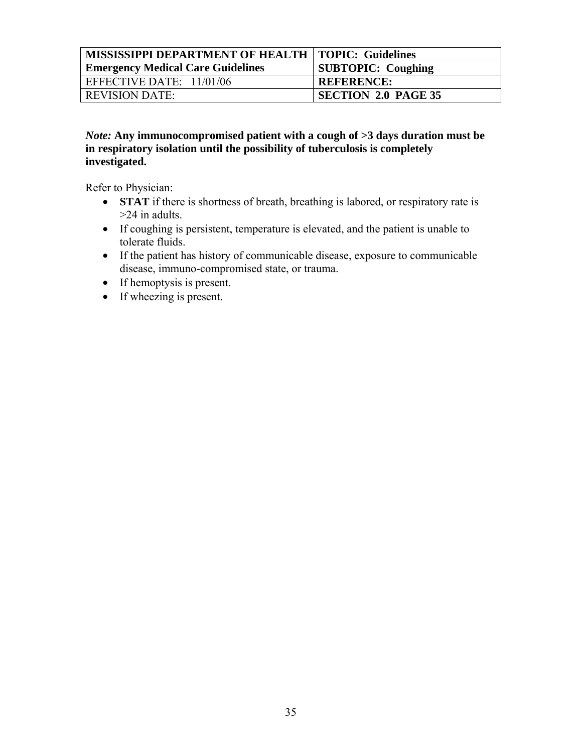| MISSISSIPPI DEPARTMENT OF HEALTH | TOPIC: Guidelines |
| --- | --- |
| Emergency Medical Care Guidelines | SUBTOPIC: Coughing |
| EFFECTIVE DATE: 11/01/06 | REFERENCE: |
| REVISION DATE: | SECTION 2.0 PAGE 35 |

***Note:*** **Any immunocompromised patient with a cough of >3 days duration must be in respiratory isolation until the possibility of tuberculosis is completely investigated.**

Refer to Physician:

- **STAT** if there is shortness of breath, breathing is labored, or respiratory rate is >24 in adults.
- If coughing is persistent, temperature is elevated, and the patient is unable to tolerate fluids.
- If the patient has history of communicable disease, exposure to communicable disease, immuno-compromised state, or trauma.
- If hemoptysis is present.
- If wheezing is present.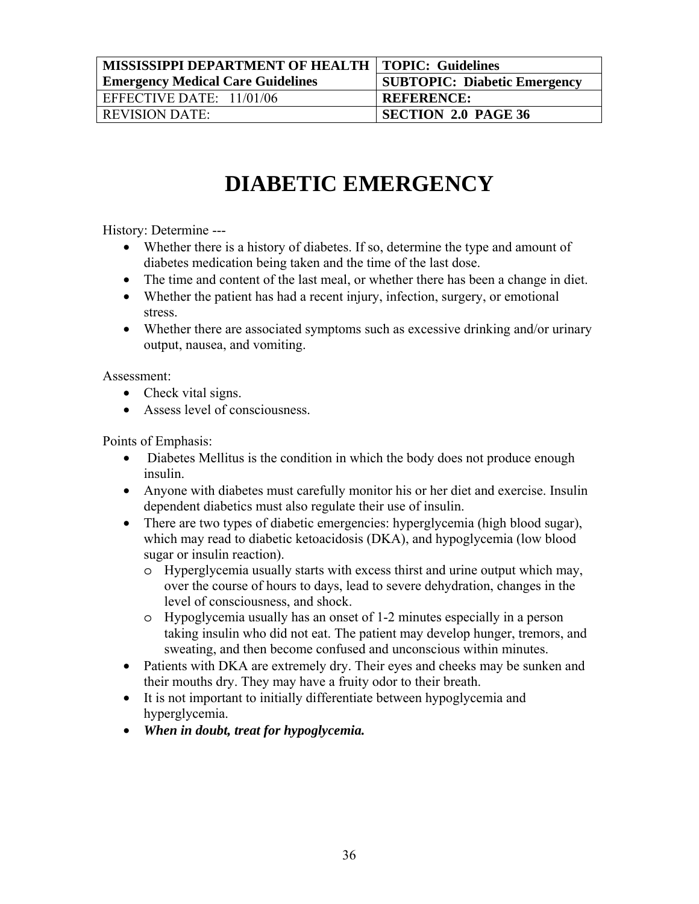| MISSISSIPPI DEPARTMENT OF HEALTH | TOPIC: Guidelines |
| --- | --- |
| Emergency Medical Care Guidelines | SUBTOPIC: Diabetic Emergency |
| EFFECTIVE DATE: 11/01/06 | REFERENCE: |
| REVISION DATE: | SECTION 2.0 PAGE 36 |

# DIABETIC EMERGENCY

History: Determine ---

- Whether there is a history of diabetes. If so, determine the type and amount of diabetes medication being taken and the time of the last dose.
- The time and content of the last meal, or whether there has been a change in diet.
- Whether the patient has had a recent injury, infection, surgery, or emotional stress.
- Whether there are associated symptoms such as excessive drinking and/or urinary output, nausea, and vomiting.

Assessment:

- Check vital signs.
- Assess level of consciousness.

Points of Emphasis:

- Diabetes Mellitus is the condition in which the body does not produce enough insulin.
- Anyone with diabetes must carefully monitor his or her diet and exercise. Insulin dependent diabetics must also regulate their use of insulin.
- There are two types of diabetic emergencies: hyperglycemia (high blood sugar), which may read to diabetic ketoacidosis (DKA), and hypoglycemia (low blood sugar or insulin reaction).
  - Hyperglycemia usually starts with excess thirst and urine output which may, over the course of hours to days, lead to severe dehydration, changes in the level of consciousness, and shock.
  - Hypoglycemia usually has an onset of 1-2 minutes especially in a person taking insulin who did not eat. The patient may develop hunger, tremors, and sweating, and then become confused and unconscious within minutes.
- Patients with DKA are extremely dry. Their eyes and cheeks may be sunken and their mouths dry. They may have a fruity odor to their breath.
- It is not important to initially differentiate between hypoglycemia and hyperglycemia.
- ***When in doubt, treat for hypoglycemia.***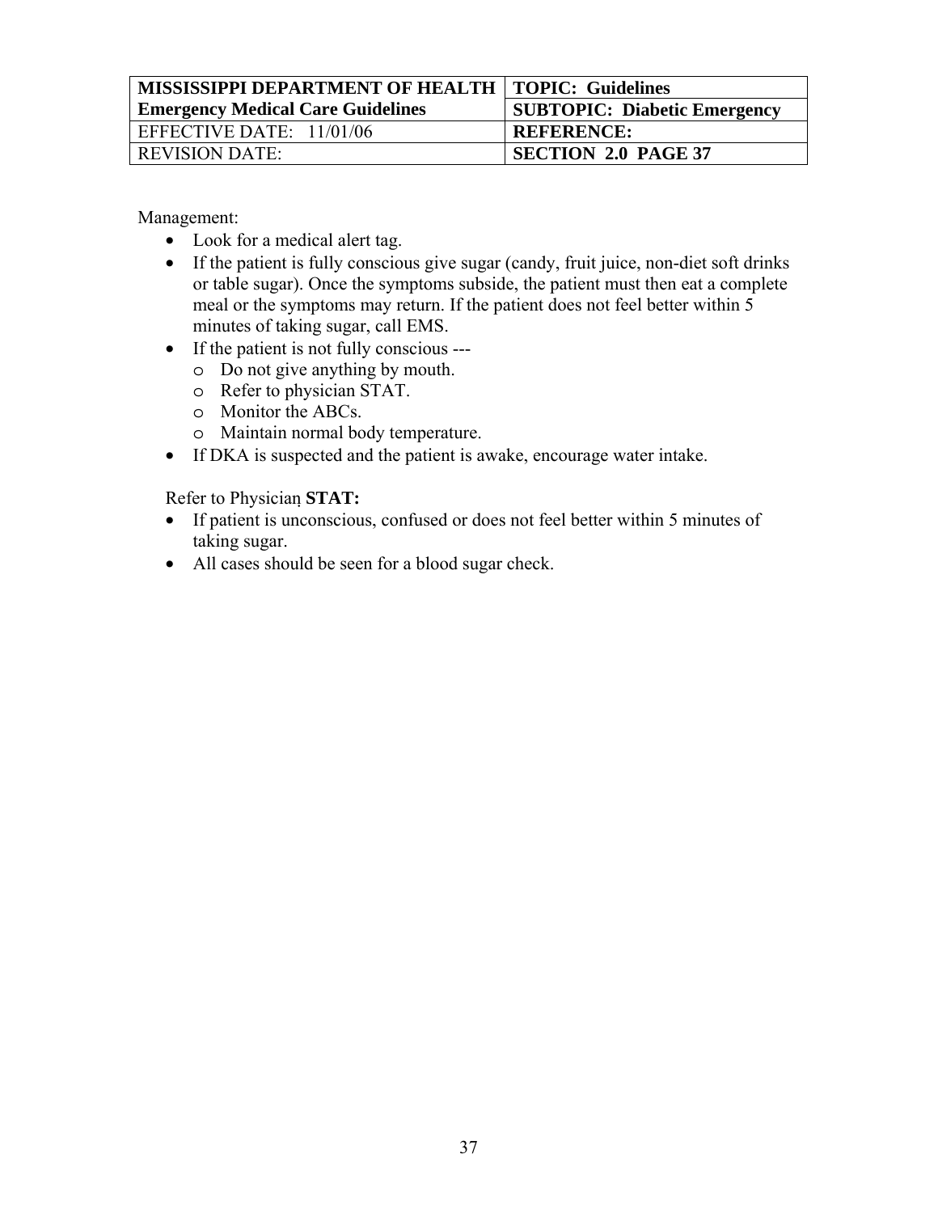| MISSISSIPPI DEPARTMENT OF HEALTH Emergency Medical Care Guidelines | TOPIC: Guidelines |
| --- | --- |
| | SUBTOPIC: Diabetic Emergency |
| EFFECTIVE DATE: 11/01/06 | REFERENCE: |
| REVISION DATE: | SECTION 2.0 PAGE 37 |

Management:

- Look for a medical alert tag.
- If the patient is fully conscious give sugar (candy, fruit juice, non-diet soft drinks or table sugar). Once the symptoms subside, the patient must then eat a complete meal or the symptoms may return. If the patient does not feel better within 5 minutes of taking sugar, call EMS.
- If the patient is not fully conscious ---
  - Do not give anything by mouth.
  - Refer to physician STAT.
  - Monitor the ABCs.
  - Maintain normal body temperature.
- If DKA is suspected and the patient is awake, encourage water intake.

Refer to Physician **STAT:**

- If patient is unconscious, confused or does not feel better within 5 minutes of taking sugar.
- All cases should be seen for a blood sugar check.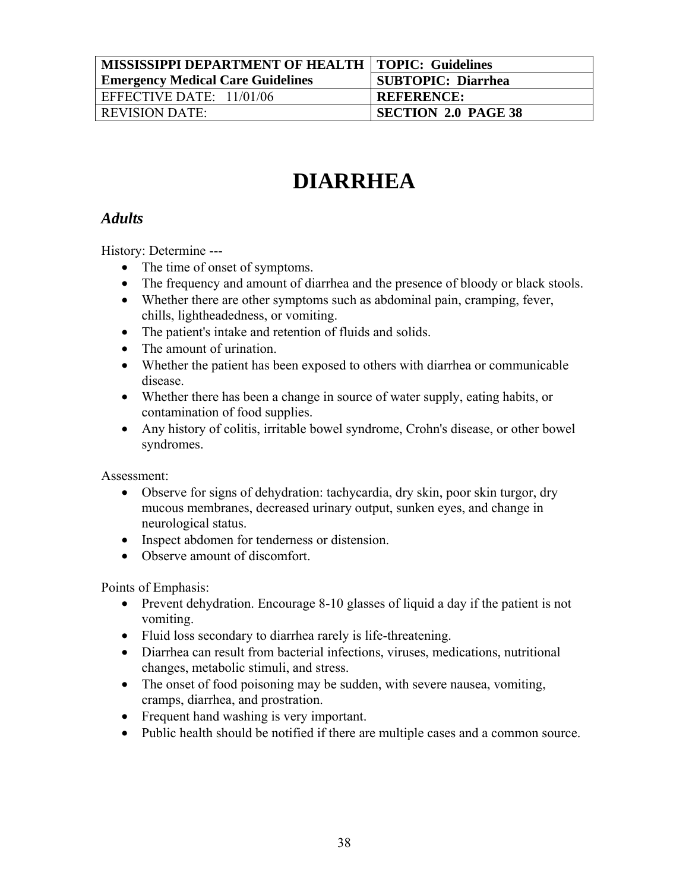| MISSISSIPPI DEPARTMENT OF HEALTH | TOPIC: Guidelines |
| --- | --- |
| Emergency Medical Care Guidelines | SUBTOPIC: Diarrhea |
| EFFECTIVE DATE: 11/01/06 | REFERENCE: |
| REVISION DATE: | SECTION 2.0 PAGE 38 |

# DIARRHEA

## *Adults*

History: Determine ---

- The time of onset of symptoms.
- The frequency and amount of diarrhea and the presence of bloody or black stools.
- Whether there are other symptoms such as abdominal pain, cramping, fever, chills, lightheadedness, or vomiting.
- The patient's intake and retention of fluids and solids.
- The amount of urination.
- Whether the patient has been exposed to others with diarrhea or communicable disease.
- Whether there has been a change in source of water supply, eating habits, or contamination of food supplies.
- Any history of colitis, irritable bowel syndrome, Crohn's disease, or other bowel syndromes.

Assessment:

- Observe for signs of dehydration: tachycardia, dry skin, poor skin turgor, dry mucous membranes, decreased urinary output, sunken eyes, and change in neurological status.
- Inspect abdomen for tenderness or distension.
- Observe amount of discomfort.

Points of Emphasis:

- Prevent dehydration. Encourage 8-10 glasses of liquid a day if the patient is not vomiting.
- Fluid loss secondary to diarrhea rarely is life-threatening.
- Diarrhea can result from bacterial infections, viruses, medications, nutritional changes, metabolic stimuli, and stress.
- The onset of food poisoning may be sudden, with severe nausea, vomiting, cramps, diarrhea, and prostration.
- Frequent hand washing is very important.
- Public health should be notified if there are multiple cases and a common source.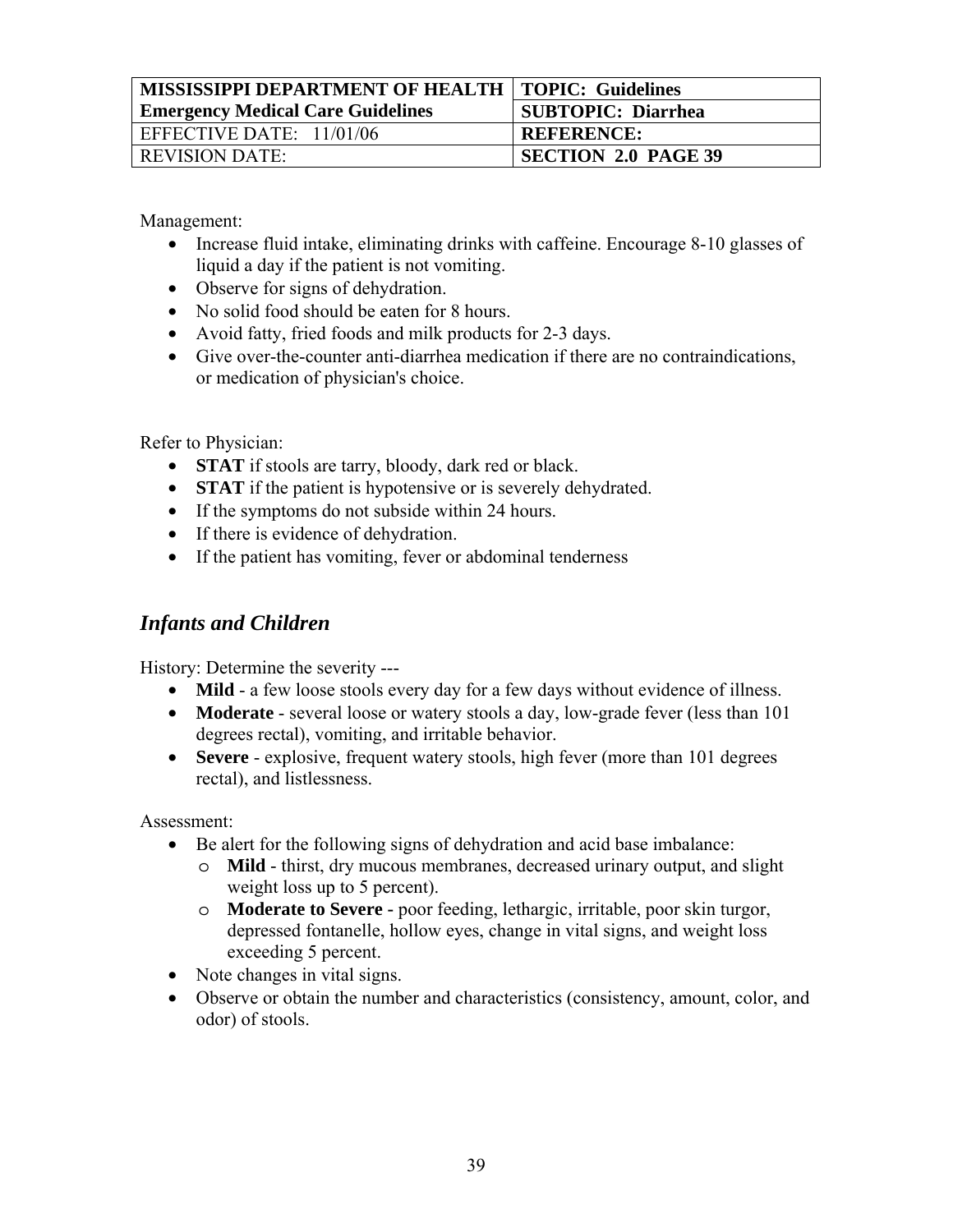Management:

- Increase fluid intake, eliminating drinks with caffeine. Encourage 8-10 glasses of liquid a day if the patient is not vomiting.
- Observe for signs of dehydration.
- No solid food should be eaten for 8 hours.
- Avoid fatty, fried foods and milk products for 2-3 days.
- Give over-the-counter anti-diarrhea medication if there are no contraindications, or medication of physician's choice.

Refer to Physician:

- **STAT** if stools are tarry, bloody, dark red or black.
- **STAT** if the patient is hypotensive or is severely dehydrated.
- If the symptoms do not subside within 24 hours.
- If there is evidence of dehydration.
- If the patient has vomiting, fever or abdominal tenderness

## *Infants and Children*

History: Determine the severity ---

- **Mild** - a few loose stools every day for a few days without evidence of illness.
- **Moderate** - several loose or watery stools a day, low-grade fever (less than 101 degrees rectal), vomiting, and irritable behavior.
- **Severe** - explosive, frequent watery stools, high fever (more than 101 degrees rectal), and listlessness.

Assessment:

- Be alert for the following signs of dehydration and acid base imbalance:
  - **Mild** - thirst, dry mucous membranes, decreased urinary output, and slight weight loss up to 5 percent).
  - **Moderate to Severe -** poor feeding, lethargic, irritable, poor skin turgor, depressed fontanelle, hollow eyes, change in vital signs, and weight loss exceeding 5 percent.
- Note changes in vital signs.
- Observe or obtain the number and characteristics (consistency, amount, color, and odor) of stools.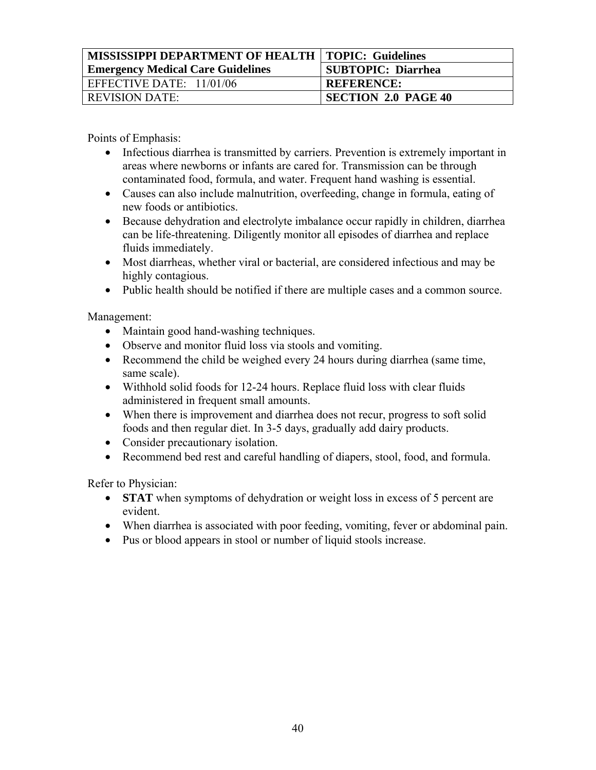| MISSISSIPPI DEPARTMENT OF HEALTH | TOPIC: Guidelines |
|---|---|
| Emergency Medical Care Guidelines | SUBTOPIC: Diarrhea |
| EFFECTIVE DATE: 11/01/06 | REFERENCE: |
| REVISION DATE: | SECTION 2.0 PAGE 40 |

Points of Emphasis:

- Infectious diarrhea is transmitted by carriers. Prevention is extremely important in areas where newborns or infants are cared for. Transmission can be through contaminated food, formula, and water. Frequent hand washing is essential.
- Causes can also include malnutrition, overfeeding, change in formula, eating of new foods or antibiotics.
- Because dehydration and electrolyte imbalance occur rapidly in children, diarrhea can be life-threatening. Diligently monitor all episodes of diarrhea and replace fluids immediately.
- Most diarrheas, whether viral or bacterial, are considered infectious and may be highly contagious.
- Public health should be notified if there are multiple cases and a common source.

Management:

- Maintain good hand-washing techniques.
- Observe and monitor fluid loss via stools and vomiting.
- Recommend the child be weighed every 24 hours during diarrhea (same time, same scale).
- Withhold solid foods for 12-24 hours. Replace fluid loss with clear fluids administered in frequent small amounts.
- When there is improvement and diarrhea does not recur, progress to soft solid foods and then regular diet. In 3-5 days, gradually add dairy products.
- Consider precautionary isolation.
- Recommend bed rest and careful handling of diapers, stool, food, and formula.

Refer to Physician:

- **STAT** when symptoms of dehydration or weight loss in excess of 5 percent are evident.
- When diarrhea is associated with poor feeding, vomiting, fever or abdominal pain.
- Pus or blood appears in stool or number of liquid stools increase.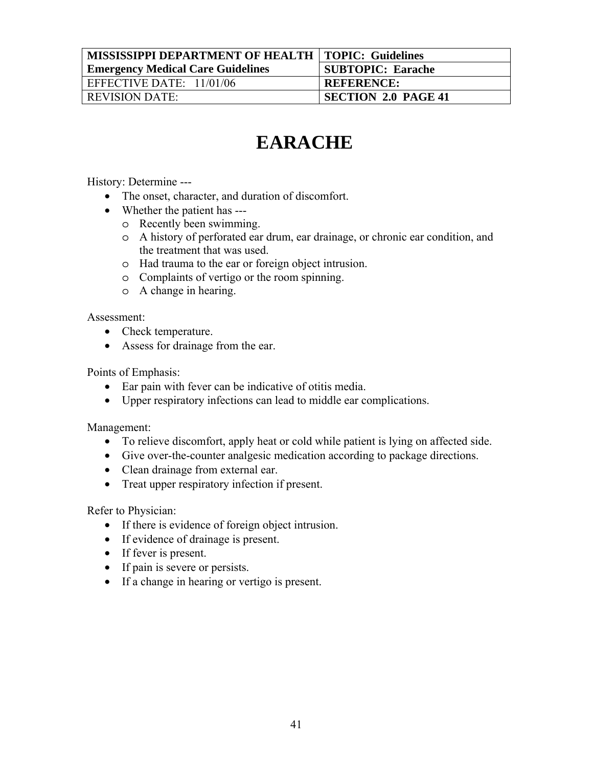| MISSISSIPPI DEPARTMENT OF HEALTH Emergency Medical Care Guidelines | TOPIC: Guidelines |
| --- | --- |
| | SUBTOPIC: Earache |
| EFFECTIVE DATE: 11/01/06 | REFERENCE: |
| REVISION DATE: | SECTION 2.0 PAGE 41 |

# EARACHE

History: Determine ---

- The onset, character, and duration of discomfort.
- Whether the patient has ---
  - Recently been swimming.
  - A history of perforated ear drum, ear drainage, or chronic ear condition, and the treatment that was used.
  - Had trauma to the ear or foreign object intrusion.
  - Complaints of vertigo or the room spinning.
  - A change in hearing.

Assessment:

- Check temperature.
- Assess for drainage from the ear.

Points of Emphasis:

- Ear pain with fever can be indicative of otitis media.
- Upper respiratory infections can lead to middle ear complications.

Management:

- To relieve discomfort, apply heat or cold while patient is lying on affected side.
- Give over-the-counter analgesic medication according to package directions.
- Clean drainage from external ear.
- Treat upper respiratory infection if present.

Refer to Physician:

- If there is evidence of foreign object intrusion.
- If evidence of drainage is present.
- If fever is present.
- If pain is severe or persists.
- If a change in hearing or vertigo is present.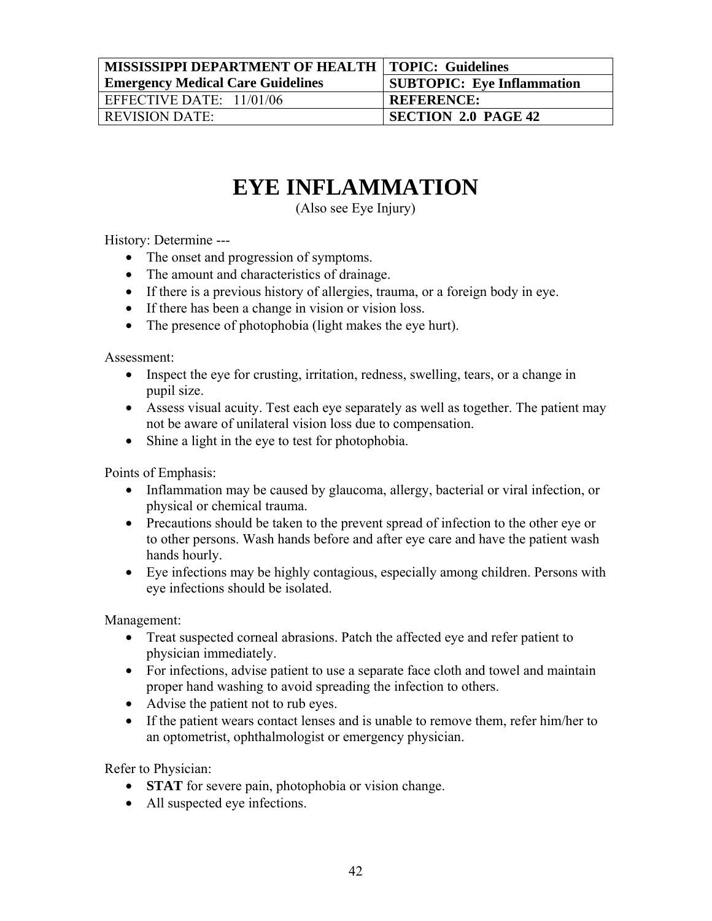| MISSISSIPPI DEPARTMENT OF HEALTH | TOPIC: Guidelines |
| --- | --- |
| Emergency Medical Care Guidelines | SUBTOPIC: Eye Inflammation |
| EFFECTIVE DATE: 11/01/06 | REFERENCE: |
| REVISION DATE: | SECTION 2.0 PAGE 42 |

# EYE INFLAMMATION

(Also see Eye Injury)

History: Determine ---

- The onset and progression of symptoms.
- The amount and characteristics of drainage.
- If there is a previous history of allergies, trauma, or a foreign body in eye.
- If there has been a change in vision or vision loss.
- The presence of photophobia (light makes the eye hurt).

Assessment:

- Inspect the eye for crusting, irritation, redness, swelling, tears, or a change in pupil size.
- Assess visual acuity. Test each eye separately as well as together. The patient may not be aware of unilateral vision loss due to compensation.
- Shine a light in the eye to test for photophobia.

Points of Emphasis:

- Inflammation may be caused by glaucoma, allergy, bacterial or viral infection, or physical or chemical trauma.
- Precautions should be taken to the prevent spread of infection to the other eye or to other persons. Wash hands before and after eye care and have the patient wash hands hourly.
- Eye infections may be highly contagious, especially among children. Persons with eye infections should be isolated.

Management:

- Treat suspected corneal abrasions. Patch the affected eye and refer patient to physician immediately.
- For infections, advise patient to use a separate face cloth and towel and maintain proper hand washing to avoid spreading the infection to others.
- Advise the patient not to rub eyes.
- If the patient wears contact lenses and is unable to remove them, refer him/her to an optometrist, ophthalmologist or emergency physician.

Refer to Physician:

- **STAT** for severe pain, photophobia or vision change.
- All suspected eye infections.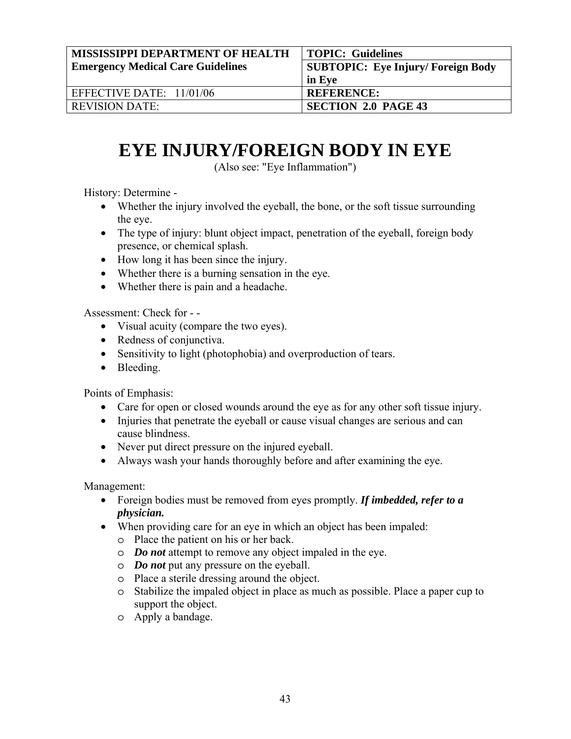| MISSISSIPPI DEPARTMENT OF HEALTH Emergency Medical Care Guidelines | TOPIC: Guidelines |
| --- | --- |
| | SUBTOPIC: Eye Injury/ Foreign Body in Eye |
| EFFECTIVE DATE: 11/01/06 | REFERENCE: |
| REVISION DATE: | SECTION 2.0 PAGE 43 |

# EYE INJURY/FOREIGN BODY IN EYE

(Also see: "Eye Inflammation")

History: Determine -

- Whether the injury involved the eyeball, the bone, or the soft tissue surrounding the eye.
- The type of injury: blunt object impact, penetration of the eyeball, foreign body presence, or chemical splash.
- How long it has been since the injury.
- Whether there is a burning sensation in the eye.
- Whether there is pain and a headache.

Assessment: Check for - -

- Visual acuity (compare the two eyes).
- Redness of conjunctiva.
- Sensitivity to light (photophobia) and overproduction of tears.
- Bleeding.

Points of Emphasis:

- Care for open or closed wounds around the eye as for any other soft tissue injury.
- Injuries that penetrate the eyeball or cause visual changes are serious and can cause blindness.
- Never put direct pressure on the injured eyeball.
- Always wash your hands thoroughly before and after examining the eye.

Management:

- Foreign bodies must be removed from eyes promptly. ***If imbedded, refer to a physician.***
- When providing care for an eye in which an object has been impaled:
  - Place the patient on his or her back.
  - ***Do not*** attempt to remove any object impaled in the eye.
  - ***Do not*** put any pressure on the eyeball.
  - Place a sterile dressing around the object.
  - Stabilize the impaled object in place as much as possible. Place a paper cup to support the object.
  - Apply a bandage.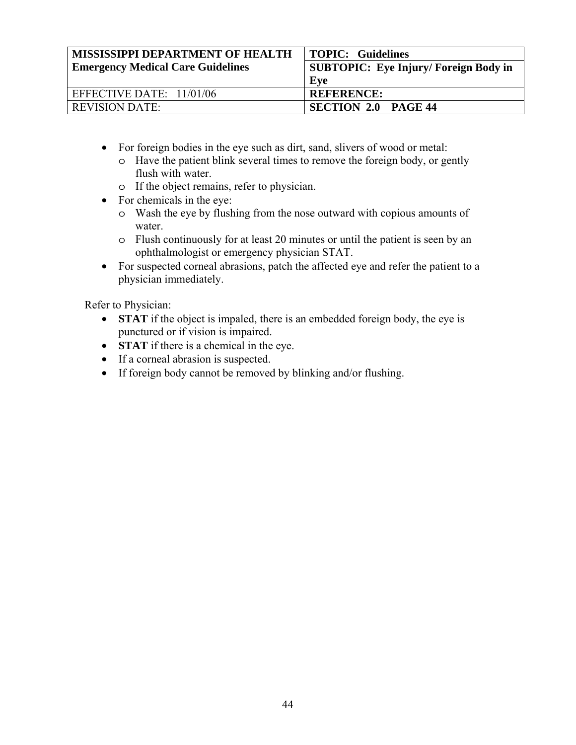| MISSISSIPPI DEPARTMENT OF HEALTH Emergency Medical Care Guidelines | TOPIC: Guidelines |
| --- | --- |
| | SUBTOPIC: Eye Injury/ Foreign Body in Eye |
| EFFECTIVE DATE: 11/01/06 | REFERENCE: |
| REVISION DATE: | SECTION 2.0 PAGE 44 |

- For foreign bodies in the eye such as dirt, sand, slivers of wood or metal:
  - Have the patient blink several times to remove the foreign body, or gently flush with water.
  - If the object remains, refer to physician.
- For chemicals in the eye:
  - Wash the eye by flushing from the nose outward with copious amounts of water.
  - Flush continuously for at least 20 minutes or until the patient is seen by an ophthalmologist or emergency physician STAT.
- For suspected corneal abrasions, patch the affected eye and refer the patient to a physician immediately.

Refer to Physician:

- **STAT** if the object is impaled, there is an embedded foreign body, the eye is punctured or if vision is impaired.
- **STAT** if there is a chemical in the eye.
- If a corneal abrasion is suspected.
- If foreign body cannot be removed by blinking and/or flushing.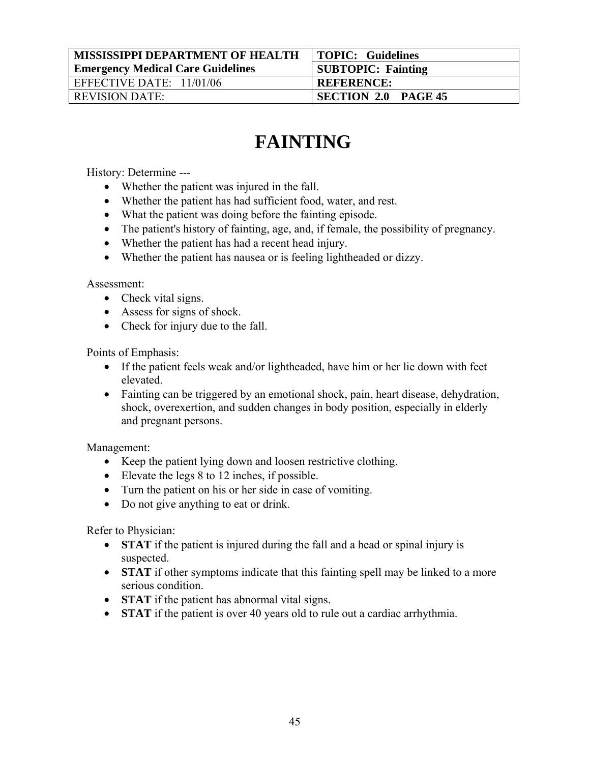| MISSISSIPPI DEPARTMENT OF HEALTH<br>**Emergency Medical Care Guidelines** | **TOPIC: Guidelines** |
|---|---|
| | **SUBTOPIC: Fainting** |
| EFFECTIVE DATE: 11/01/06 | **REFERENCE:** |
| REVISION DATE: | **SECTION 2.0 PAGE 45** |

# FAINTING

History: Determine ---

- Whether the patient was injured in the fall.
- Whether the patient has had sufficient food, water, and rest.
- What the patient was doing before the fainting episode.
- The patient's history of fainting, age, and, if female, the possibility of pregnancy.
- Whether the patient has had a recent head injury.
- Whether the patient has nausea or is feeling lightheaded or dizzy.

Assessment:

- Check vital signs.
- Assess for signs of shock.
- Check for injury due to the fall.

Points of Emphasis:

- If the patient feels weak and/or lightheaded, have him or her lie down with feet elevated.
- Fainting can be triggered by an emotional shock, pain, heart disease, dehydration, shock, overexertion, and sudden changes in body position, especially in elderly and pregnant persons.

Management:

- Keep the patient lying down and loosen restrictive clothing.
- Elevate the legs 8 to 12 inches, if possible.
- Turn the patient on his or her side in case of vomiting.
- Do not give anything to eat or drink.

Refer to Physician:

- **STAT** if the patient is injured during the fall and a head or spinal injury is suspected.
- **STAT** if other symptoms indicate that this fainting spell may be linked to a more serious condition.
- **STAT** if the patient has abnormal vital signs.
- **STAT** if the patient is over 40 years old to rule out a cardiac arrhythmia.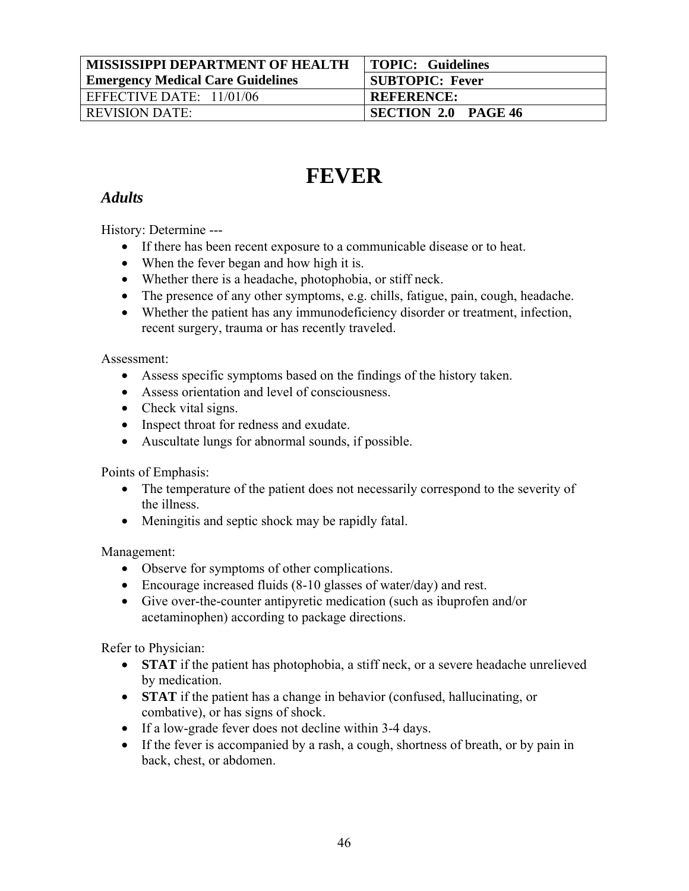| MISSISSIPPI DEPARTMENT OF HEALTH Emergency Medical Care Guidelines | TOPIC: Guidelines |
| --- | --- |
| | SUBTOPIC: Fever |
| EFFECTIVE DATE: 11/01/06 | REFERENCE: |
| REVISION DATE: | SECTION 2.0 PAGE 46 |

# FEVER

## *Adults*

History: Determine ---

- If there has been recent exposure to a communicable disease or to heat.
- When the fever began and how high it is.
- Whether there is a headache, photophobia, or stiff neck.
- The presence of any other symptoms, e.g. chills, fatigue, pain, cough, headache.
- Whether the patient has any immunodeficiency disorder or treatment, infection, recent surgery, trauma or has recently traveled.

Assessment:

- Assess specific symptoms based on the findings of the history taken.
- Assess orientation and level of consciousness.
- Check vital signs.
- Inspect throat for redness and exudate.
- Auscultate lungs for abnormal sounds, if possible.

Points of Emphasis:

- The temperature of the patient does not necessarily correspond to the severity of the illness.
- Meningitis and septic shock may be rapidly fatal.

Management:

- Observe for symptoms of other complications.
- Encourage increased fluids (8-10 glasses of water/day) and rest.
- Give over-the-counter antipyretic medication (such as ibuprofen and/or acetaminophen) according to package directions.

Refer to Physician:

- **STAT** if the patient has photophobia, a stiff neck, or a severe headache unrelieved by medication.
- **STAT** if the patient has a change in behavior (confused, hallucinating, or combative), or has signs of shock.
- If a low-grade fever does not decline within 3-4 days.
- If the fever is accompanied by a rash, a cough, shortness of breath, or by pain in back, chest, or abdomen.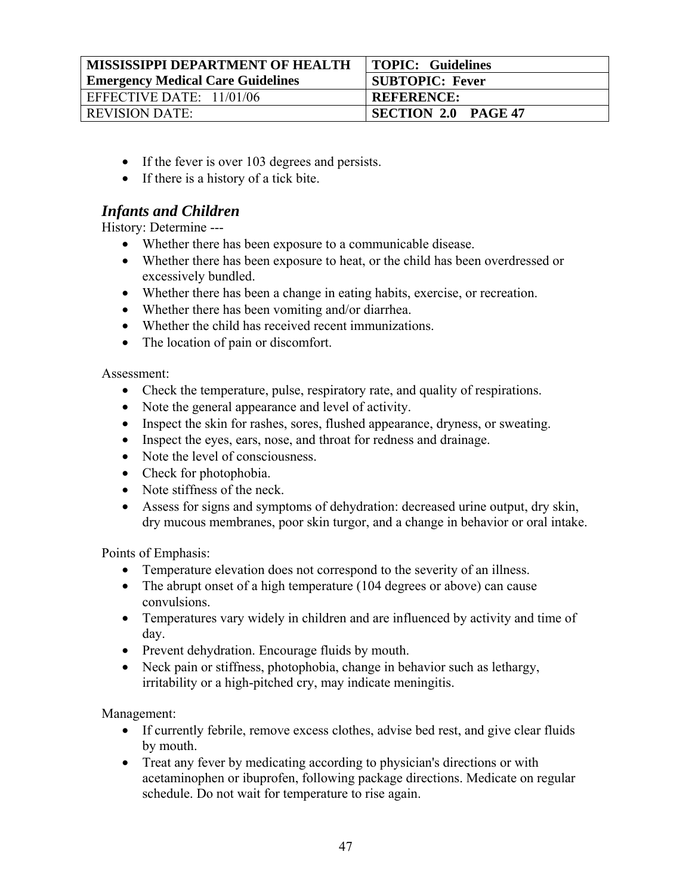- If the fever is over 103 degrees and persists.
- If there is a history of a tick bite.

## *Infants and Children*

History: Determine ---

- Whether there has been exposure to a communicable disease.
- Whether there has been exposure to heat, or the child has been overdressed or excessively bundled.
- Whether there has been a change in eating habits, exercise, or recreation.
- Whether there has been vomiting and/or diarrhea.
- Whether the child has received recent immunizations.
- The location of pain or discomfort.

Assessment:

- Check the temperature, pulse, respiratory rate, and quality of respirations.
- Note the general appearance and level of activity.
- Inspect the skin for rashes, sores, flushed appearance, dryness, or sweating.
- Inspect the eyes, ears, nose, and throat for redness and drainage.
- Note the level of consciousness.
- Check for photophobia.
- Note stiffness of the neck.
- Assess for signs and symptoms of dehydration: decreased urine output, dry skin, dry mucous membranes, poor skin turgor, and a change in behavior or oral intake.

Points of Emphasis:

- Temperature elevation does not correspond to the severity of an illness.
- The abrupt onset of a high temperature (104 degrees or above) can cause convulsions.
- Temperatures vary widely in children and are influenced by activity and time of day.
- Prevent dehydration. Encourage fluids by mouth.
- Neck pain or stiffness, photophobia, change in behavior such as lethargy, irritability or a high-pitched cry, may indicate meningitis.

Management:

- If currently febrile, remove excess clothes, advise bed rest, and give clear fluids by mouth.
- Treat any fever by medicating according to physician's directions or with acetaminophen or ibuprofen, following package directions. Medicate on regular schedule. Do not wait for temperature to rise again.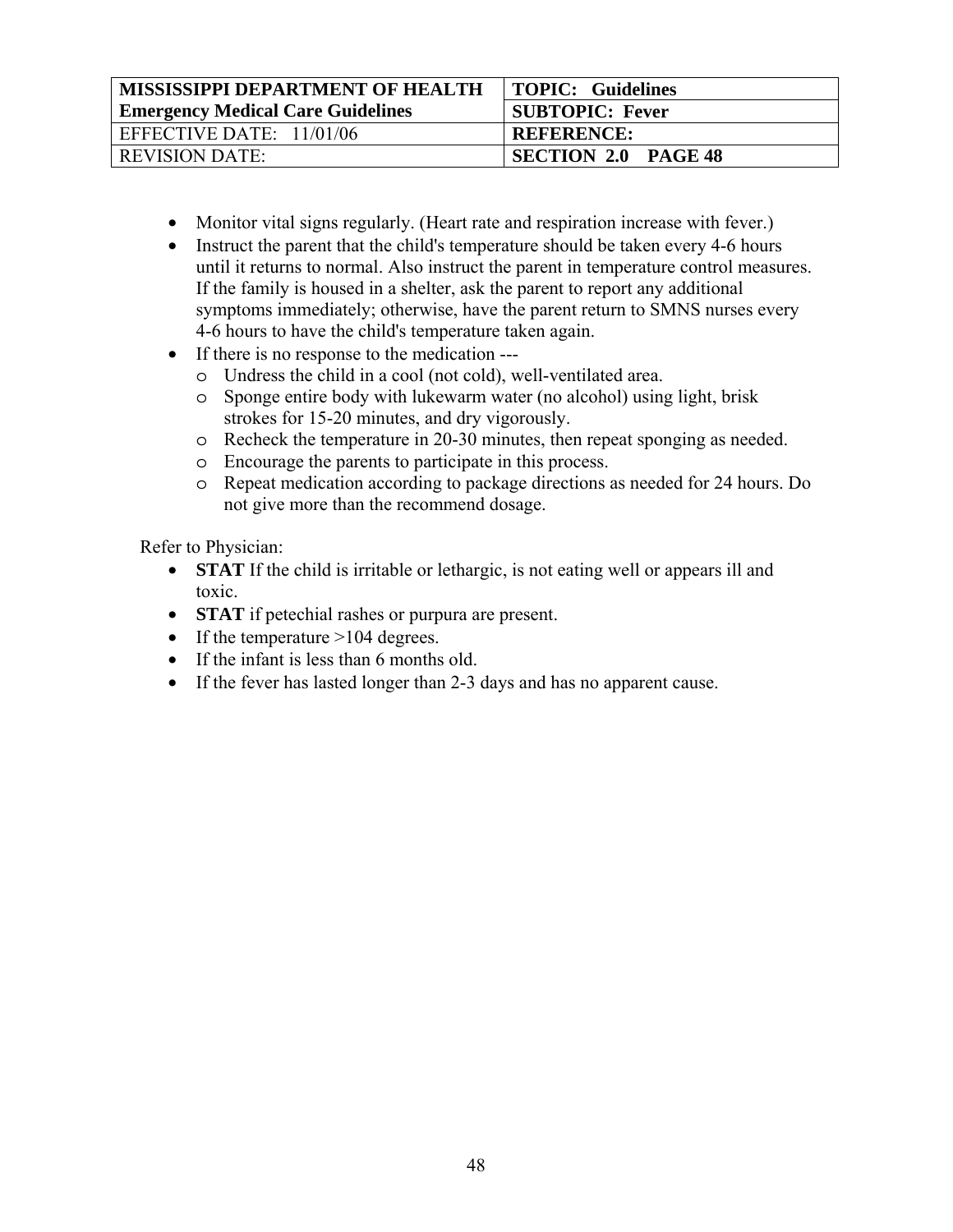| MISSISSIPPI DEPARTMENT OF HEALTH<br>Emergency Medical Care Guidelines | TOPIC: Guidelines |
| --- | --- |
| | SUBTOPIC: Fever |
| EFFECTIVE DATE: 11/01/06 | REFERENCE: |
| REVISION DATE: | SECTION 2.0 PAGE 48 |

- Monitor vital signs regularly. (Heart rate and respiration increase with fever.)
- Instruct the parent that the child's temperature should be taken every 4-6 hours until it returns to normal. Also instruct the parent in temperature control measures. If the family is housed in a shelter, ask the parent to report any additional symptoms immediately; otherwise, have the parent return to SMNS nurses every 4-6 hours to have the child's temperature taken again.
- If there is no response to the medication ---
  - Undress the child in a cool (not cold), well-ventilated area.
  - Sponge entire body with lukewarm water (no alcohol) using light, brisk strokes for 15-20 minutes, and dry vigorously.
  - Recheck the temperature in 20-30 minutes, then repeat sponging as needed.
  - Encourage the parents to participate in this process.
  - Repeat medication according to package directions as needed for 24 hours. Do not give more than the recommend dosage.

Refer to Physician:

- **STAT** If the child is irritable or lethargic, is not eating well or appears ill and toxic.
- **STAT** if petechial rashes or purpura are present.
- If the temperature >104 degrees.
- If the infant is less than 6 months old.
- If the fever has lasted longer than 2-3 days and has no apparent cause.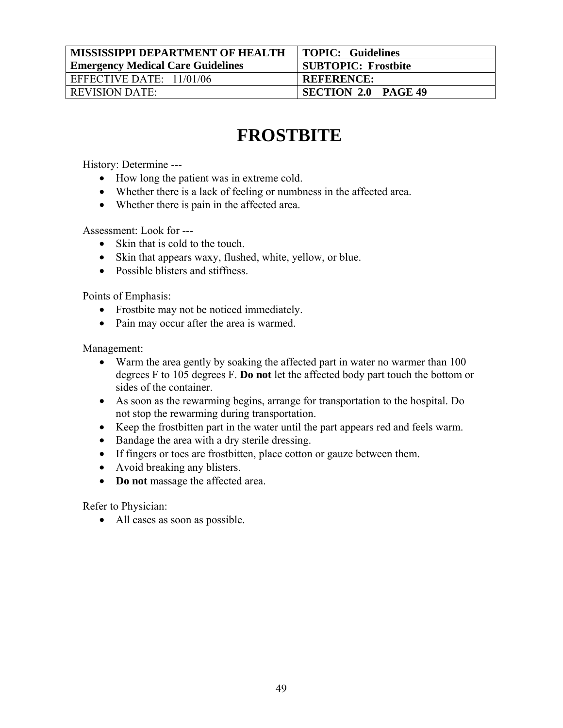| MISSISSIPPI DEPARTMENT OF HEALTH Emergency Medical Care Guidelines | TOPIC: Guidelines |
|---|---|
| | SUBTOPIC: Frostbite |
| EFFECTIVE DATE: 11/01/06 | REFERENCE: |
| REVISION DATE: | SECTION 2.0 PAGE 49 |

# FROSTBITE

History: Determine ---

- How long the patient was in extreme cold.
- Whether there is a lack of feeling or numbness in the affected area.
- Whether there is pain in the affected area.

Assessment: Look for ---

- Skin that is cold to the touch.
- Skin that appears waxy, flushed, white, yellow, or blue.
- Possible blisters and stiffness.

Points of Emphasis:

- Frostbite may not be noticed immediately.
- Pain may occur after the area is warmed.

Management:

- Warm the area gently by soaking the affected part in water no warmer than 100 degrees F to 105 degrees F. **Do not** let the affected body part touch the bottom or sides of the container.
- As soon as the rewarming begins, arrange for transportation to the hospital. Do not stop the rewarming during transportation.
- Keep the frostbitten part in the water until the part appears red and feels warm.
- Bandage the area with a dry sterile dressing.
- If fingers or toes are frostbitten, place cotton or gauze between them.
- Avoid breaking any blisters.
- **Do not** massage the affected area.

Refer to Physician:

- All cases as soon as possible.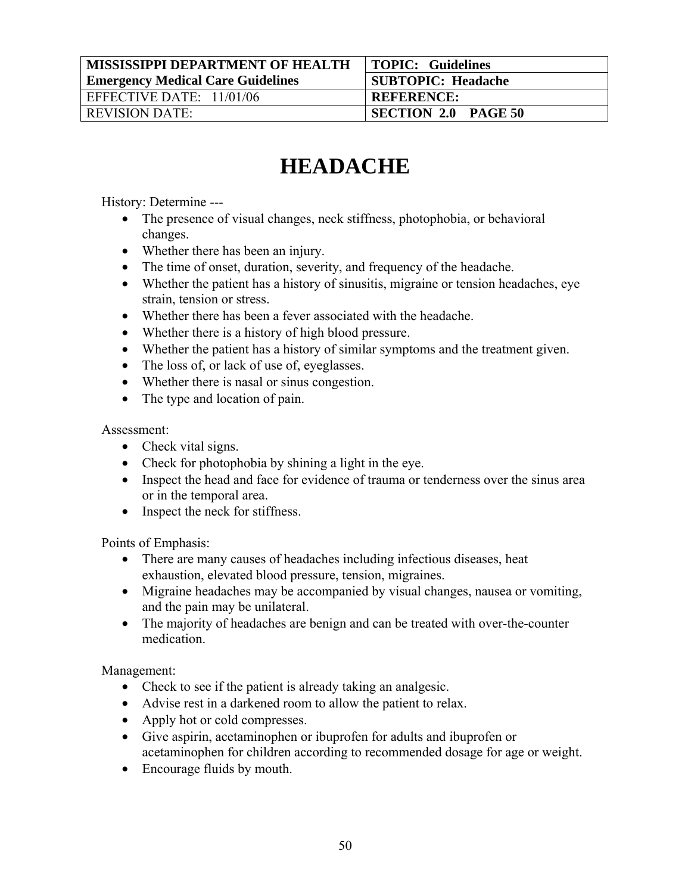| MISSISSIPPI DEPARTMENT OF HEALTH<br>Emergency Medical Care Guidelines | TOPIC: Guidelines |
| --- | --- |
| | SUBTOPIC: Headache |
| EFFECTIVE DATE: 11/01/06 | REFERENCE: |
| REVISION DATE: | SECTION 2.0 PAGE 50 |

# HEADACHE

History: Determine ---

- The presence of visual changes, neck stiffness, photophobia, or behavioral changes.
- Whether there has been an injury.
- The time of onset, duration, severity, and frequency of the headache.
- Whether the patient has a history of sinusitis, migraine or tension headaches, eye strain, tension or stress.
- Whether there has been a fever associated with the headache.
- Whether there is a history of high blood pressure.
- Whether the patient has a history of similar symptoms and the treatment given.
- The loss of, or lack of use of, eyeglasses.
- Whether there is nasal or sinus congestion.
- The type and location of pain.

Assessment:

- Check vital signs.
- Check for photophobia by shining a light in the eye.
- Inspect the head and face for evidence of trauma or tenderness over the sinus area or in the temporal area.
- Inspect the neck for stiffness.

Points of Emphasis:

- There are many causes of headaches including infectious diseases, heat exhaustion, elevated blood pressure, tension, migraines.
- Migraine headaches may be accompanied by visual changes, nausea or vomiting, and the pain may be unilateral.
- The majority of headaches are benign and can be treated with over-the-counter medication.

Management:

- Check to see if the patient is already taking an analgesic.
- Advise rest in a darkened room to allow the patient to relax.
- Apply hot or cold compresses.
- Give aspirin, acetaminophen or ibuprofen for adults and ibuprofen or acetaminophen for children according to recommended dosage for age or weight.
- Encourage fluids by mouth.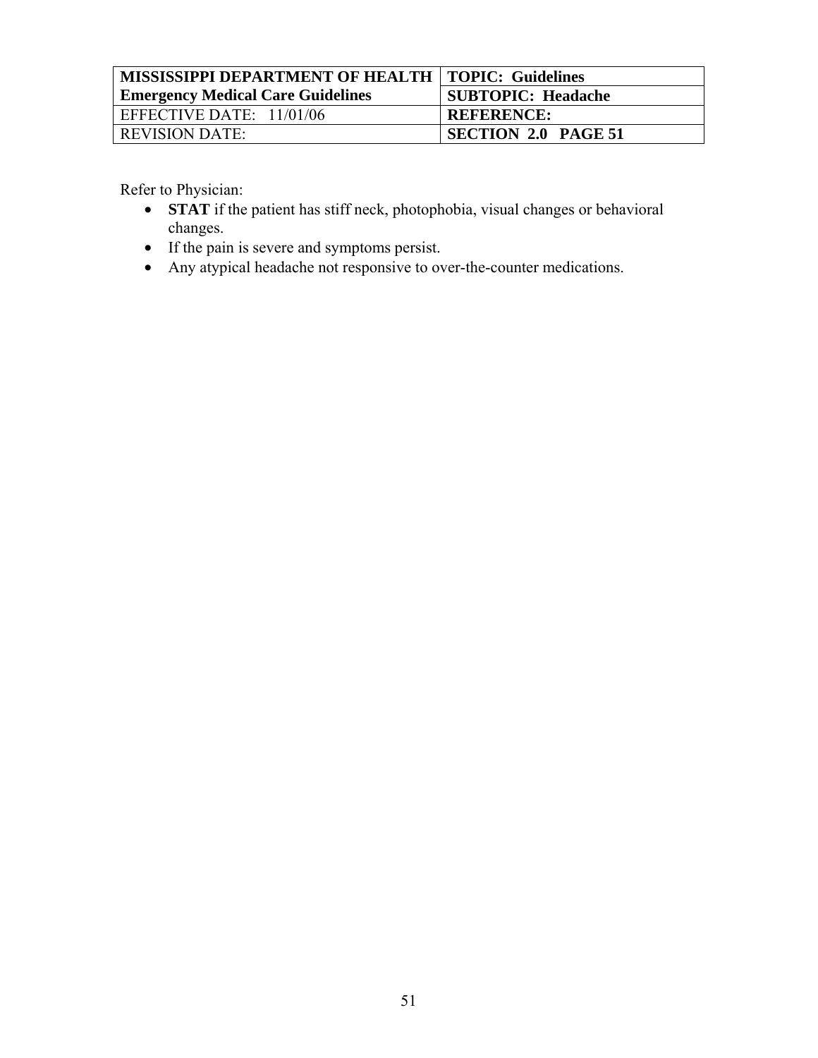| MISSISSIPPI DEPARTMENT OF HEALTH | TOPIC: Guidelines |
| --- | --- |
| Emergency Medical Care Guidelines | SUBTOPIC: Headache |
| EFFECTIVE DATE: 11/01/06 | REFERENCE: |
| REVISION DATE: | SECTION 2.0 PAGE 51 |

Refer to Physician:

- **STAT** if the patient has stiff neck, photophobia, visual changes or behavioral changes.
- If the pain is severe and symptoms persist.
- Any atypical headache not responsive to over-the-counter medications.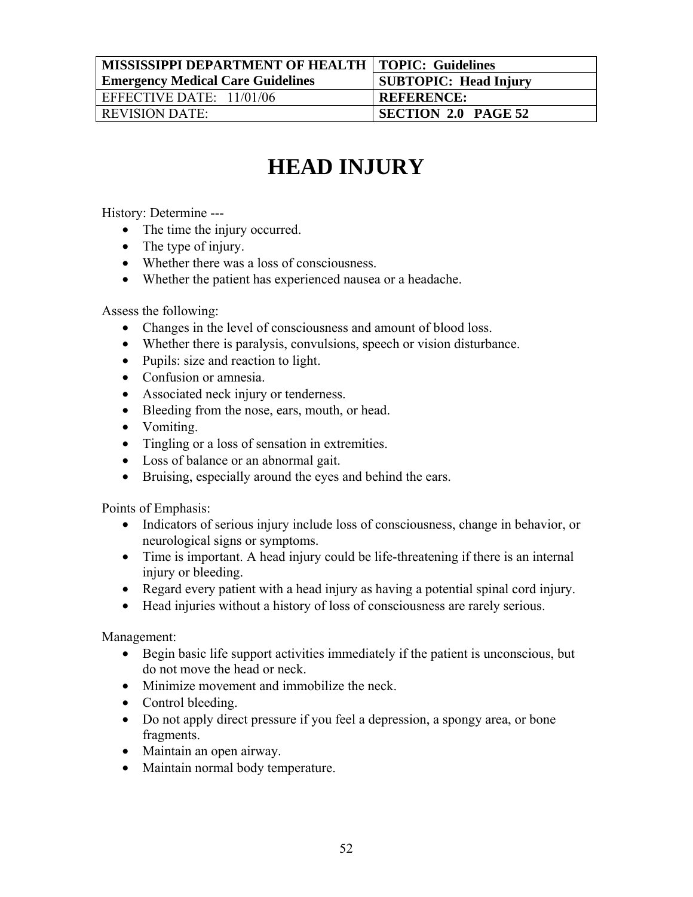| MISSISSIPPI DEPARTMENT OF HEALTH | TOPIC: Guidelines |
|---|---|
| Emergency Medical Care Guidelines | SUBTOPIC: Head Injury |
| EFFECTIVE DATE: 11/01/06 | REFERENCE: |
| REVISION DATE: | SECTION 2.0 PAGE 52 |

# HEAD INJURY

History: Determine ---

- The time the injury occurred.
- The type of injury.
- Whether there was a loss of consciousness.
- Whether the patient has experienced nausea or a headache.

Assess the following:

- Changes in the level of consciousness and amount of blood loss.
- Whether there is paralysis, convulsions, speech or vision disturbance.
- Pupils: size and reaction to light.
- Confusion or amnesia.
- Associated neck injury or tenderness.
- Bleeding from the nose, ears, mouth, or head.
- Vomiting.
- Tingling or a loss of sensation in extremities.
- Loss of balance or an abnormal gait.
- Bruising, especially around the eyes and behind the ears.

Points of Emphasis:

- Indicators of serious injury include loss of consciousness, change in behavior, or neurological signs or symptoms.
- Time is important. A head injury could be life-threatening if there is an internal injury or bleeding.
- Regard every patient with a head injury as having a potential spinal cord injury.
- Head injuries without a history of loss of consciousness are rarely serious.

Management:

- Begin basic life support activities immediately if the patient is unconscious, but do not move the head or neck.
- Minimize movement and immobilize the neck.
- Control bleeding.
- Do not apply direct pressure if you feel a depression, a spongy area, or bone fragments.
- Maintain an open airway.
- Maintain normal body temperature.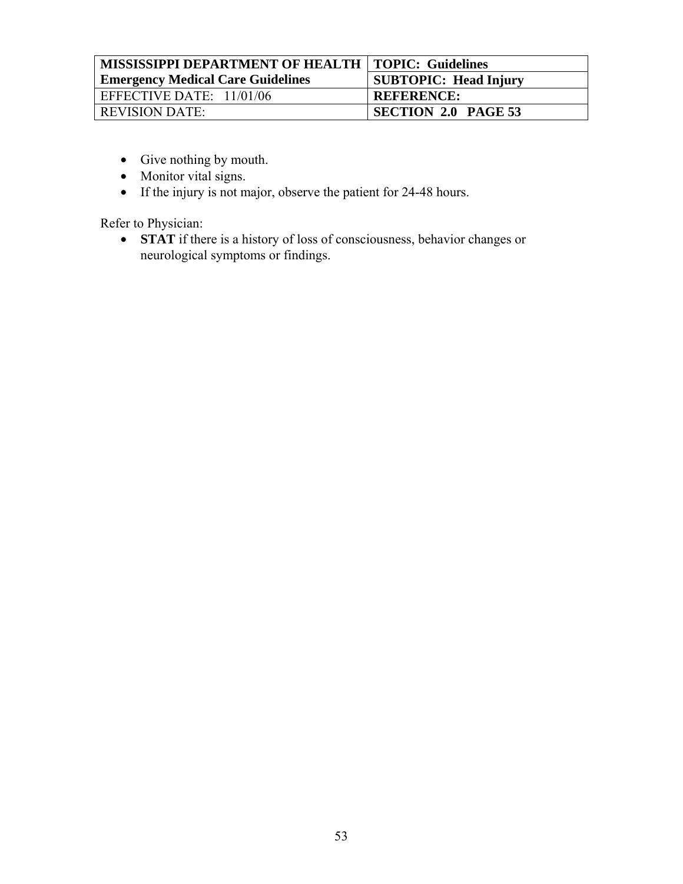- Give nothing by mouth.
- Monitor vital signs.
- If the injury is not major, observe the patient for 24-48 hours.

Refer to Physician:

- **STAT** if there is a history of loss of consciousness, behavior changes or neurological symptoms or findings.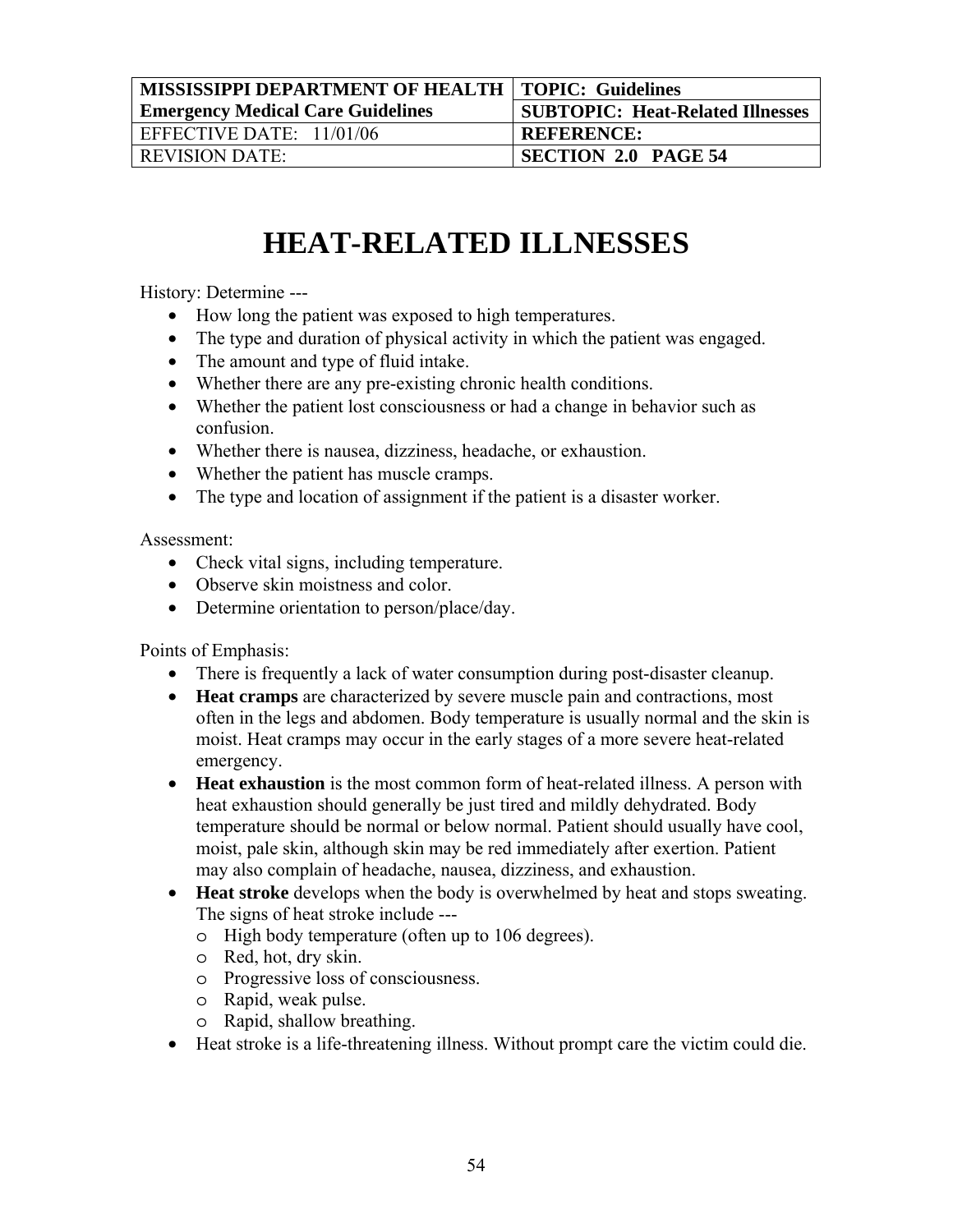| MISSISSIPPI DEPARTMENT OF HEALTH<br>Emergency Medical Care Guidelines | TOPIC: Guidelines<br>SUBTOPIC: Heat-Related Illnesses |
|---|---|
| EFFECTIVE DATE: 11/01/06 | REFERENCE: |
| REVISION DATE: | SECTION 2.0 PAGE 54 |

# HEAT-RELATED ILLNESSES

History: Determine ---

- How long the patient was exposed to high temperatures.
- The type and duration of physical activity in which the patient was engaged.
- The amount and type of fluid intake.
- Whether there are any pre-existing chronic health conditions.
- Whether the patient lost consciousness or had a change in behavior such as confusion.
- Whether there is nausea, dizziness, headache, or exhaustion.
- Whether the patient has muscle cramps.
- The type and location of assignment if the patient is a disaster worker.

Assessment:

- Check vital signs, including temperature.
- Observe skin moistness and color.
- Determine orientation to person/place/day.

Points of Emphasis:

- There is frequently a lack of water consumption during post-disaster cleanup.
- **Heat cramps** are characterized by severe muscle pain and contractions, most often in the legs and abdomen. Body temperature is usually normal and the skin is moist. Heat cramps may occur in the early stages of a more severe heat-related emergency.
- **Heat exhaustion** is the most common form of heat-related illness. A person with heat exhaustion should generally be just tired and mildly dehydrated. Body temperature should be normal or below normal. Patient should usually have cool, moist, pale skin, although skin may be red immediately after exertion. Patient may also complain of headache, nausea, dizziness, and exhaustion.
- **Heat stroke** develops when the body is overwhelmed by heat and stops sweating. The signs of heat stroke include ---
  - High body temperature (often up to 106 degrees).
  - Red, hot, dry skin.
  - Progressive loss of consciousness.
  - Rapid, weak pulse.
  - Rapid, shallow breathing.
- Heat stroke is a life-threatening illness. Without prompt care the victim could die.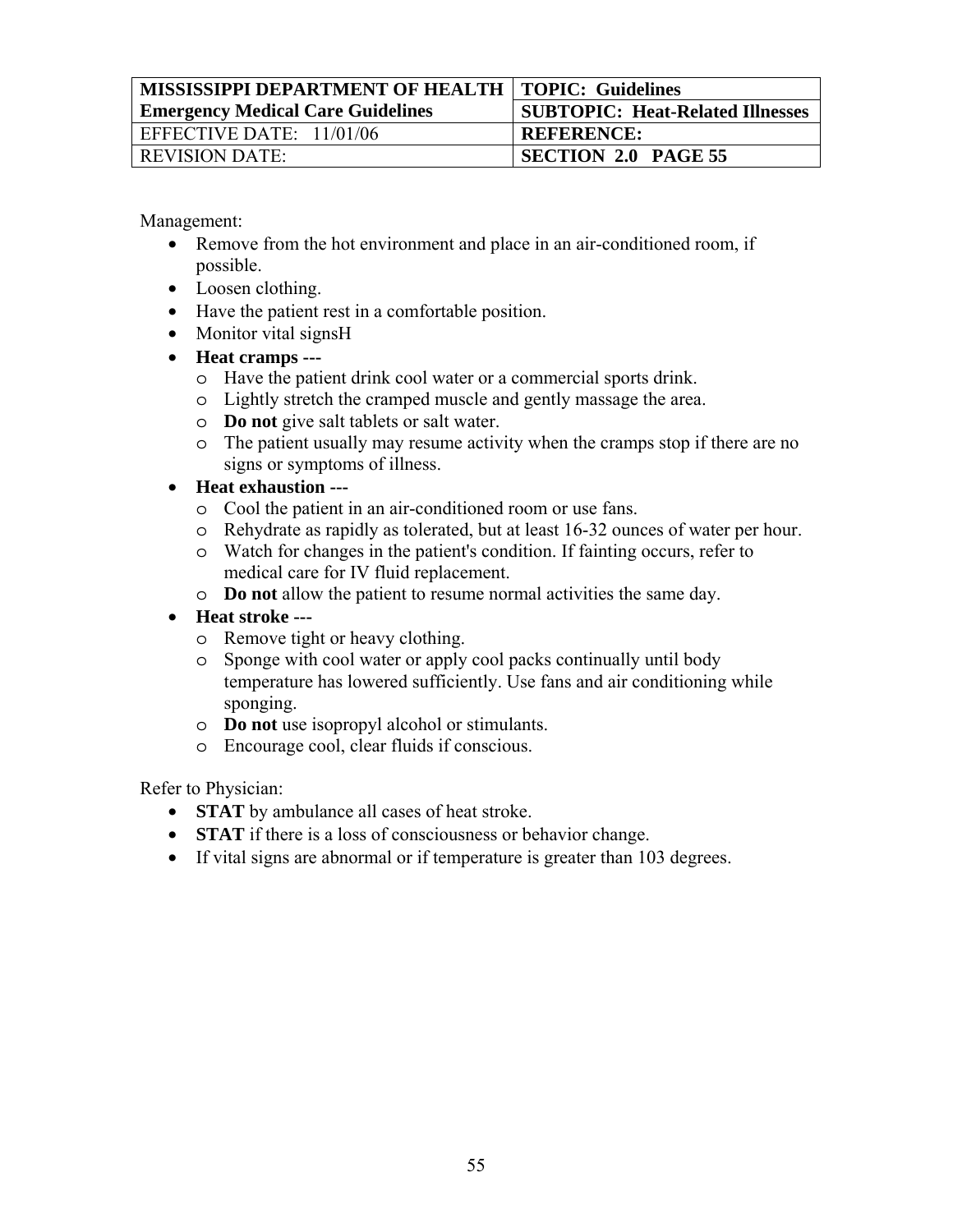| MISSISSIPPI DEPARTMENT OF HEALTH | TOPIC: Guidelines |
| --- | --- |
| Emergency Medical Care Guidelines | SUBTOPIC: Heat-Related Illnesses |
| EFFECTIVE DATE: 11/01/06 | REFERENCE: |
| REVISION DATE: | SECTION 2.0 PAGE 55 |

Management:

- Remove from the hot environment and place in an air-conditioned room, if possible.
- Loosen clothing.
- Have the patient rest in a comfortable position.
- Monitor vital signsH
- **Heat cramps ---**
  - Have the patient drink cool water or a commercial sports drink.
  - Lightly stretch the cramped muscle and gently massage the area.
  - **Do not** give salt tablets or salt water.
  - The patient usually may resume activity when the cramps stop if there are no signs or symptoms of illness.
- **Heat exhaustion ---**
  - Cool the patient in an air-conditioned room or use fans.
  - Rehydrate as rapidly as tolerated, but at least 16-32 ounces of water per hour.
  - Watch for changes in the patient's condition. If fainting occurs, refer to medical care for IV fluid replacement.
  - **Do not** allow the patient to resume normal activities the same day.
- **Heat stroke ---**
  - Remove tight or heavy clothing.
  - Sponge with cool water or apply cool packs continually until body temperature has lowered sufficiently. Use fans and air conditioning while sponging.
  - **Do not** use isopropyl alcohol or stimulants.
  - Encourage cool, clear fluids if conscious.

Refer to Physician:

- **STAT** by ambulance all cases of heat stroke.
- **STAT** if there is a loss of consciousness or behavior change.
- If vital signs are abnormal or if temperature is greater than 103 degrees.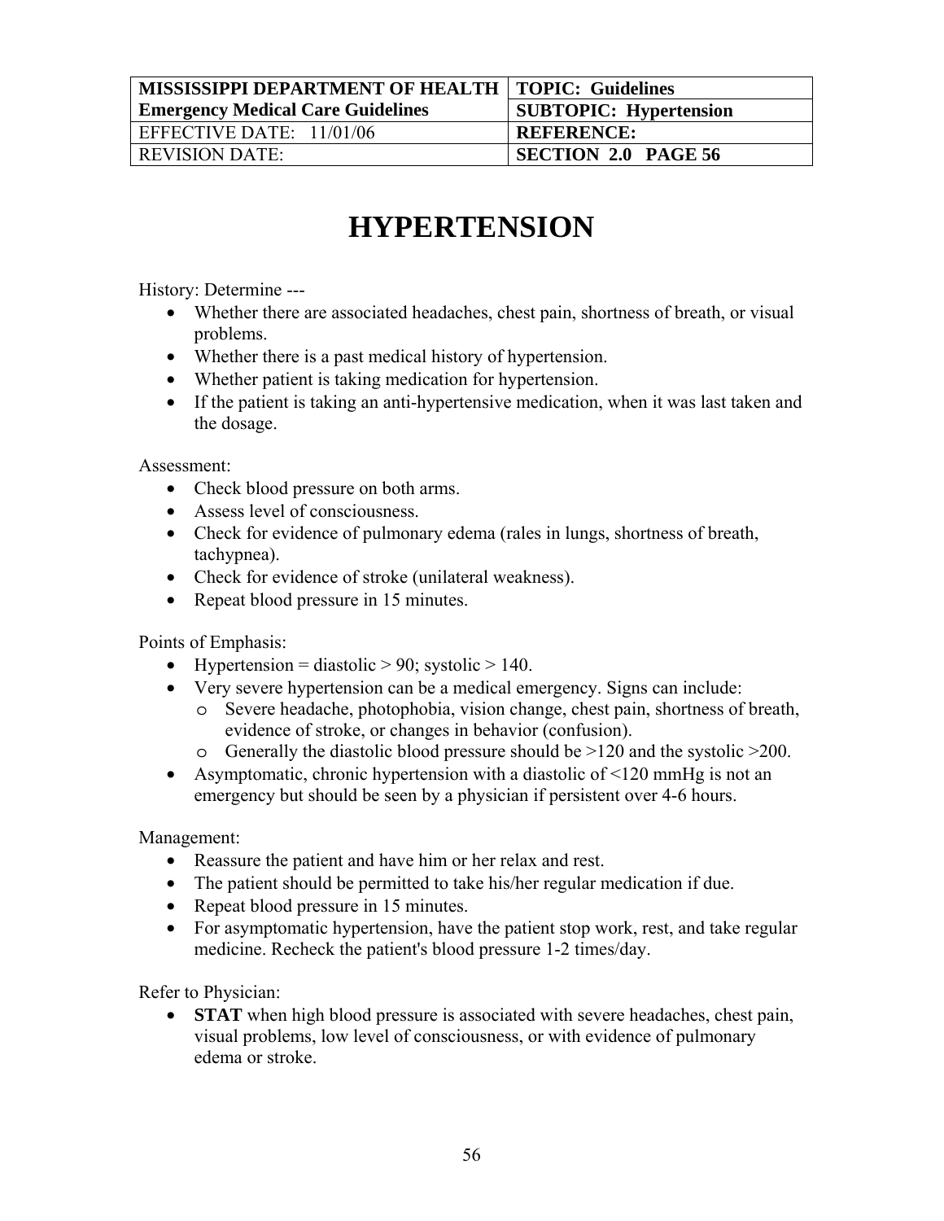| MISSISSIPPI DEPARTMENT OF HEALTH | TOPIC: Guidelines |
|---|---|
| Emergency Medical Care Guidelines | SUBTOPIC: Hypertension |
| EFFECTIVE DATE: 11/01/06 | REFERENCE: |
| REVISION DATE: | SECTION 2.0 PAGE 56 |

# HYPERTENSION

History: Determine ---

- Whether there are associated headaches, chest pain, shortness of breath, or visual problems.
- Whether there is a past medical history of hypertension.
- Whether patient is taking medication for hypertension.
- If the patient is taking an anti-hypertensive medication, when it was last taken and the dosage.

Assessment:

- Check blood pressure on both arms.
- Assess level of consciousness.
- Check for evidence of pulmonary edema (rales in lungs, shortness of breath, tachypnea).
- Check for evidence of stroke (unilateral weakness).
- Repeat blood pressure in 15 minutes.

Points of Emphasis:

- Hypertension = diastolic > 90; systolic > 140.
- Very severe hypertension can be a medical emergency. Signs can include:
  - Severe headache, photophobia, vision change, chest pain, shortness of breath, evidence of stroke, or changes in behavior (confusion).
  - Generally the diastolic blood pressure should be >120 and the systolic >200.
- Asymptomatic, chronic hypertension with a diastolic of <120 mmHg is not an emergency but should be seen by a physician if persistent over 4-6 hours.

Management:

- Reassure the patient and have him or her relax and rest.
- The patient should be permitted to take his/her regular medication if due.
- Repeat blood pressure in 15 minutes.
- For asymptomatic hypertension, have the patient stop work, rest, and take regular medicine. Recheck the patient's blood pressure 1-2 times/day.

Refer to Physician:

- **STAT** when high blood pressure is associated with severe headaches, chest pain, visual problems, low level of consciousness, or with evidence of pulmonary edema or stroke.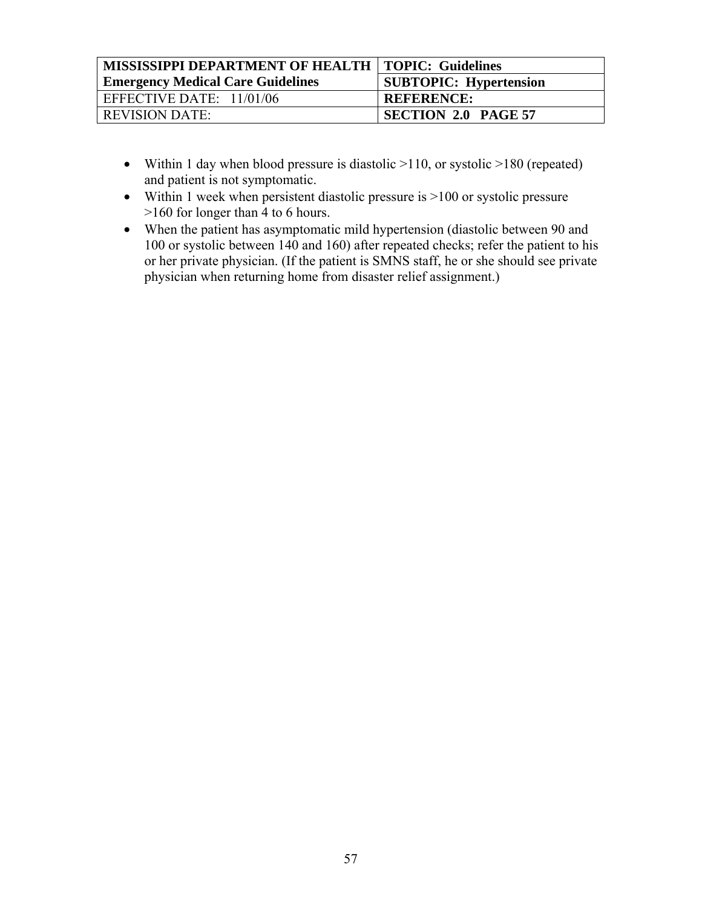- Within 1 day when blood pressure is diastolic >110, or systolic >180 (repeated) and patient is not symptomatic.
- Within 1 week when persistent diastolic pressure is >100 or systolic pressure >160 for longer than 4 to 6 hours.
- When the patient has asymptomatic mild hypertension (diastolic between 90 and 100 or systolic between 140 and 160) after repeated checks; refer the patient to his or her private physician. (If the patient is SMNS staff, he or she should see private physician when returning home from disaster relief assignment.)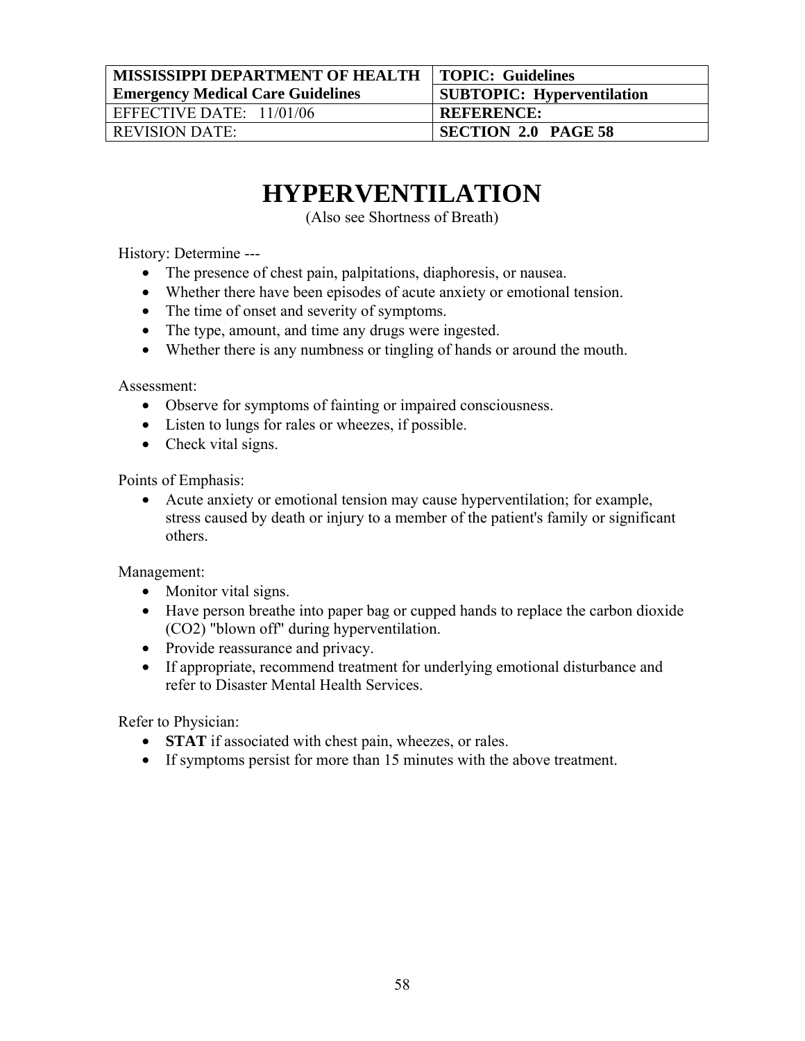| MISSISSIPPI DEPARTMENT OF HEALTH Emergency Medical Care Guidelines | TOPIC: Guidelines |
|---|---|
| | SUBTOPIC: Hyperventilation |
| EFFECTIVE DATE: 11/01/06 | REFERENCE: |
| REVISION DATE: | SECTION 2.0 PAGE 58 |

# HYPERVENTILATION

(Also see Shortness of Breath)

History: Determine ---

- The presence of chest pain, palpitations, diaphoresis, or nausea.
- Whether there have been episodes of acute anxiety or emotional tension.
- The time of onset and severity of symptoms.
- The type, amount, and time any drugs were ingested.
- Whether there is any numbness or tingling of hands or around the mouth.

Assessment:

- Observe for symptoms of fainting or impaired consciousness.
- Listen to lungs for rales or wheezes, if possible.
- Check vital signs.

Points of Emphasis:

- Acute anxiety or emotional tension may cause hyperventilation; for example, stress caused by death or injury to a member of the patient's family or significant others.

Management:

- Monitor vital signs.
- Have person breathe into paper bag or cupped hands to replace the carbon dioxide ($CO_2$) "blown off" during hyperventilation.
- Provide reassurance and privacy.
- If appropriate, recommend treatment for underlying emotional disturbance and refer to Disaster Mental Health Services.

Refer to Physician:

- **STAT** if associated with chest pain, wheezes, or rales.
- If symptoms persist for more than 15 minutes with the above treatment.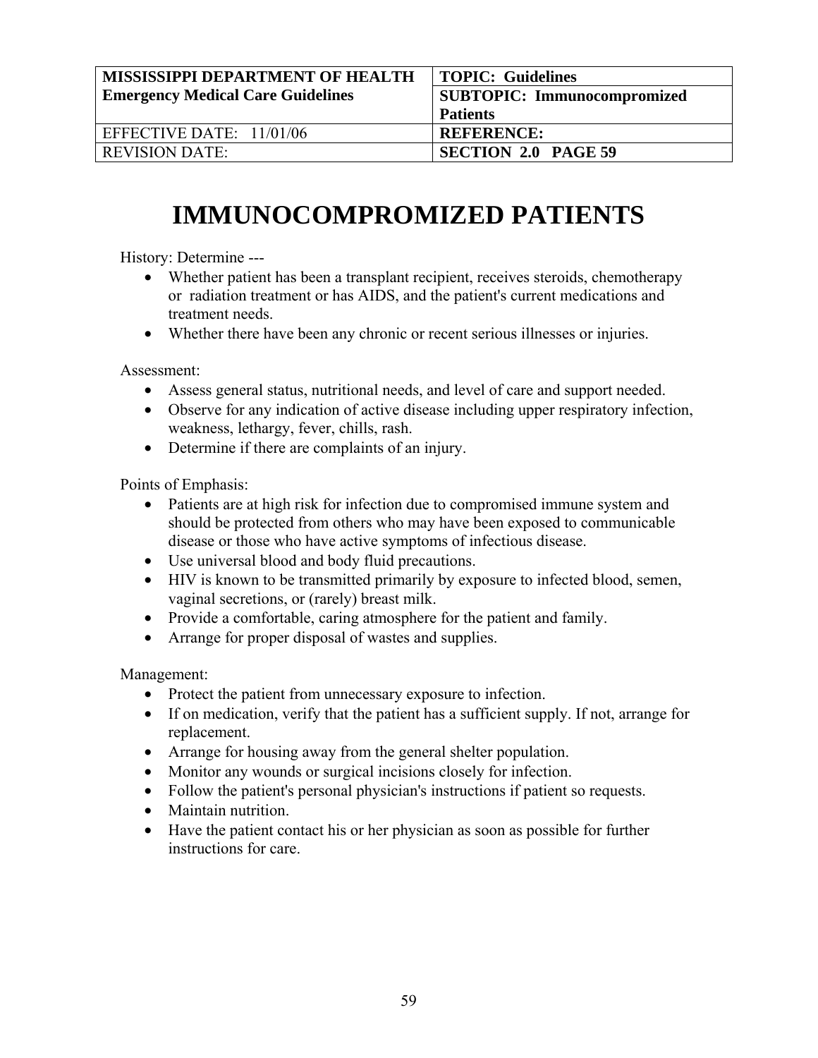| MISSISSIPPI DEPARTMENT OF HEALTH Emergency Medical Care Guidelines | TOPIC: Guidelines |
|---|---|
| | SUBTOPIC: Immunocompromized Patients |
| EFFECTIVE DATE: 11/01/06 | REFERENCE: |
| REVISION DATE: | SECTION 2.0 PAGE 59 |

# IMMUNOCOMPROMIZED PATIENTS

History: Determine ---

- Whether patient has been a transplant recipient, receives steroids, chemotherapy or radiation treatment or has AIDS, and the patient's current medications and treatment needs.
- Whether there have been any chronic or recent serious illnesses or injuries.

Assessment:

- Assess general status, nutritional needs, and level of care and support needed.
- Observe for any indication of active disease including upper respiratory infection, weakness, lethargy, fever, chills, rash.
- Determine if there are complaints of an injury.

Points of Emphasis:

- Patients are at high risk for infection due to compromised immune system and should be protected from others who may have been exposed to communicable disease or those who have active symptoms of infectious disease.
- Use universal blood and body fluid precautions.
- HIV is known to be transmitted primarily by exposure to infected blood, semen, vaginal secretions, or (rarely) breast milk.
- Provide a comfortable, caring atmosphere for the patient and family.
- Arrange for proper disposal of wastes and supplies.

Management:

- Protect the patient from unnecessary exposure to infection.
- If on medication, verify that the patient has a sufficient supply. If not, arrange for replacement.
- Arrange for housing away from the general shelter population.
- Monitor any wounds or surgical incisions closely for infection.
- Follow the patient's personal physician's instructions if patient so requests.
- Maintain nutrition.
- Have the patient contact his or her physician as soon as possible for further instructions for care.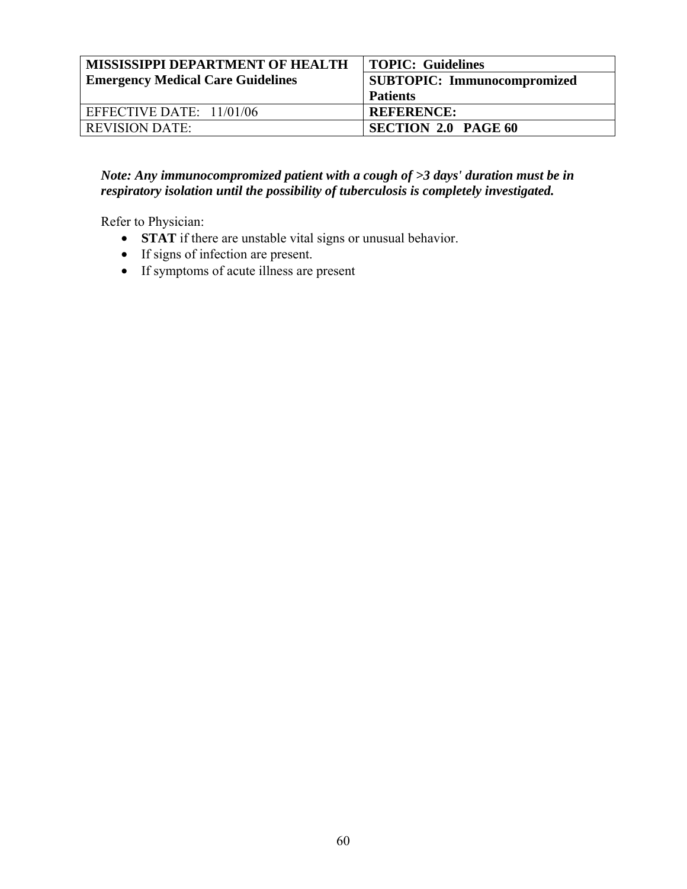| MISSISSIPPI DEPARTMENT OF HEALTH<br>**Emergency Medical Care Guidelines** | **TOPIC: Guidelines** |
|---|---|
| | **SUBTOPIC: Immunocompromized Patients** |
| EFFECTIVE DATE: 11/01/06 | **REFERENCE:** |
| REVISION DATE: | **SECTION 2.0 PAGE 60** |

***Note: Any immunocompromized patient with a cough of >3 days' duration must be in respiratory isolation until the possibility of tuberculosis is completely investigated.***

Refer to Physician:

- **STAT** if there are unstable vital signs or unusual behavior.
- If signs of infection are present.
- If symptoms of acute illness are present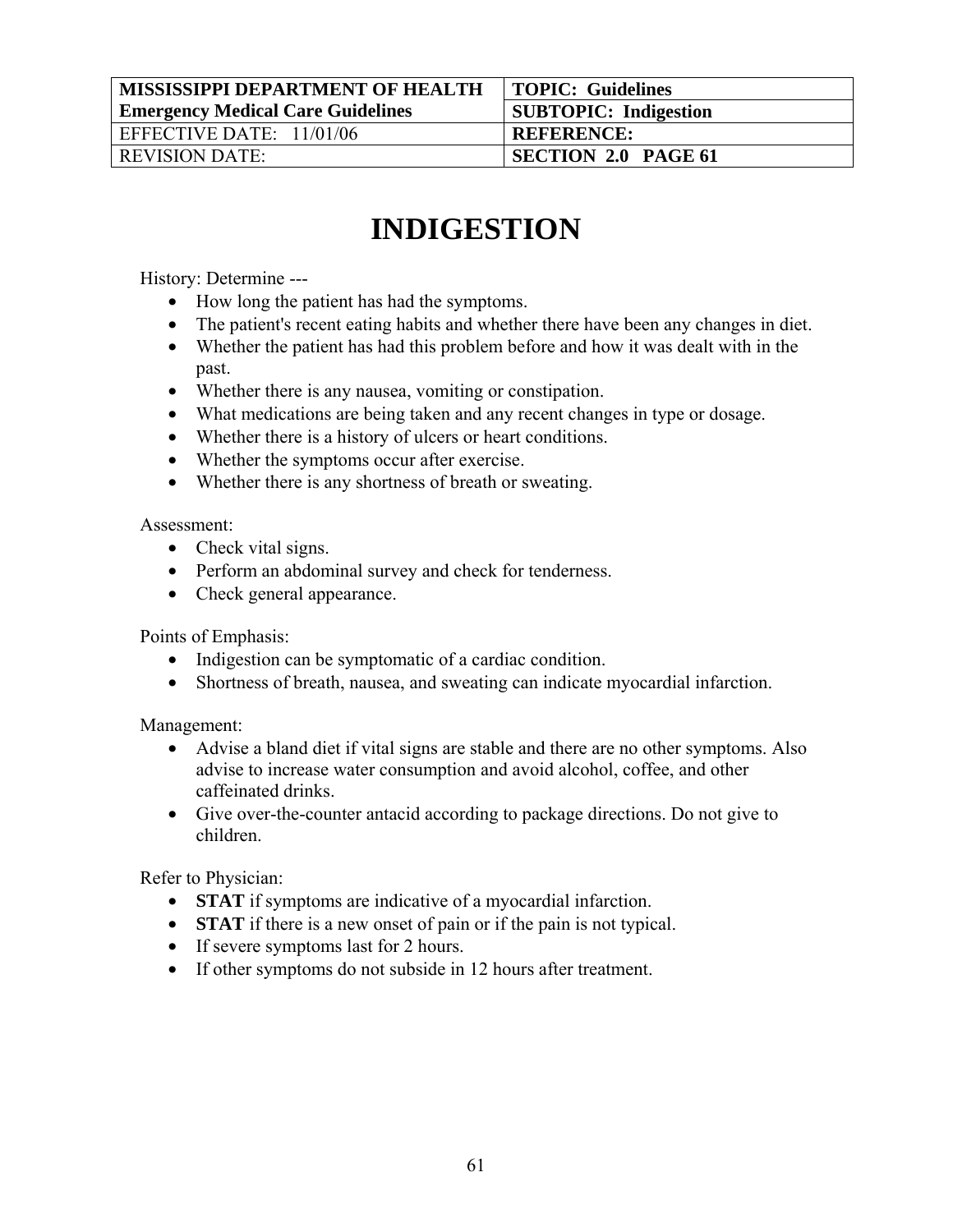| MISSISSIPPI DEPARTMENT OF HEALTH Emergency Medical Care Guidelines | TOPIC: Guidelines |
| --- | --- |
| | SUBTOPIC: Indigestion |
| EFFECTIVE DATE: 11/01/06 | REFERENCE: |
| REVISION DATE: | SECTION 2.0 PAGE 61 |

# INDIGESTION

History: Determine ---

- How long the patient has had the symptoms.
- The patient's recent eating habits and whether there have been any changes in diet.
- Whether the patient has had this problem before and how it was dealt with in the past.
- Whether there is any nausea, vomiting or constipation.
- What medications are being taken and any recent changes in type or dosage.
- Whether there is a history of ulcers or heart conditions.
- Whether the symptoms occur after exercise.
- Whether there is any shortness of breath or sweating.

Assessment:

- Check vital signs.
- Perform an abdominal survey and check for tenderness.
- Check general appearance.

Points of Emphasis:

- Indigestion can be symptomatic of a cardiac condition.
- Shortness of breath, nausea, and sweating can indicate myocardial infarction.

Management:

- Advise a bland diet if vital signs are stable and there are no other symptoms. Also advise to increase water consumption and avoid alcohol, coffee, and other caffeinated drinks.
- Give over-the-counter antacid according to package directions. Do not give to children.

Refer to Physician:

- **STAT** if symptoms are indicative of a myocardial infarction.
- **STAT** if there is a new onset of pain or if the pain is not typical.
- If severe symptoms last for 2 hours.
- If other symptoms do not subside in 12 hours after treatment.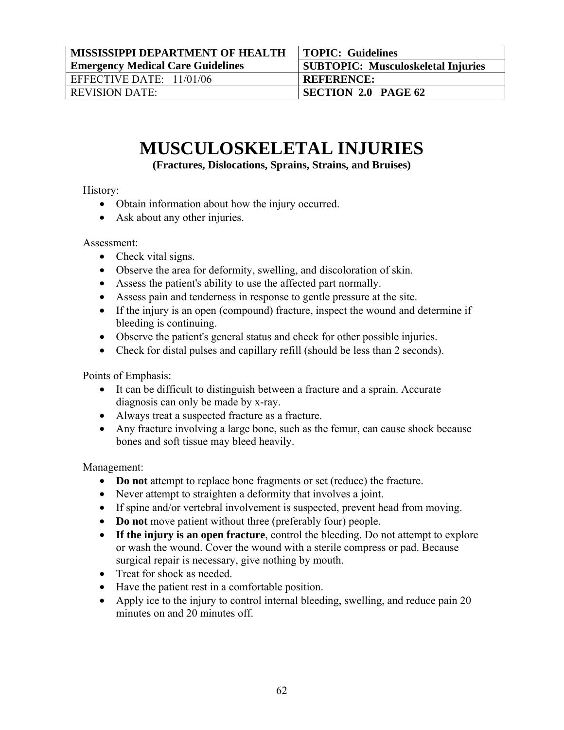| MISSISSIPPI DEPARTMENT OF HEALTH Emergency Medical Care Guidelines | TOPIC: Guidelines SUBTOPIC: Musculoskeletal Injuries |
|---|---|
| EFFECTIVE DATE: 11/01/06 | REFERENCE: |
| REVISION DATE: | SECTION 2.0 PAGE 62 |

# MUSCULOSKELETAL INJURIES

**(Fractures, Dislocations, Sprains, Strains, and Bruises)**

History:

- Obtain information about how the injury occurred.
- Ask about any other injuries.

Assessment:

- Check vital signs.
- Observe the area for deformity, swelling, and discoloration of skin.
- Assess the patient's ability to use the affected part normally.
- Assess pain and tenderness in response to gentle pressure at the site.
- If the injury is an open (compound) fracture, inspect the wound and determine if bleeding is continuing.
- Observe the patient's general status and check for other possible injuries.
- Check for distal pulses and capillary refill (should be less than 2 seconds).

Points of Emphasis:

- It can be difficult to distinguish between a fracture and a sprain. Accurate diagnosis can only be made by x-ray.
- Always treat a suspected fracture as a fracture.
- Any fracture involving a large bone, such as the femur, can cause shock because bones and soft tissue may bleed heavily.

Management:

- **Do not** attempt to replace bone fragments or set (reduce) the fracture.
- Never attempt to straighten a deformity that involves a joint.
- If spine and/or vertebral involvement is suspected, prevent head from moving.
- **Do not** move patient without three (preferably four) people.
- **If the injury is an open fracture**, control the bleeding. Do not attempt to explore or wash the wound. Cover the wound with a sterile compress or pad. Because surgical repair is necessary, give nothing by mouth.
- Treat for shock as needed.
- Have the patient rest in a comfortable position.
- Apply ice to the injury to control internal bleeding, swelling, and reduce pain 20 minutes on and 20 minutes off.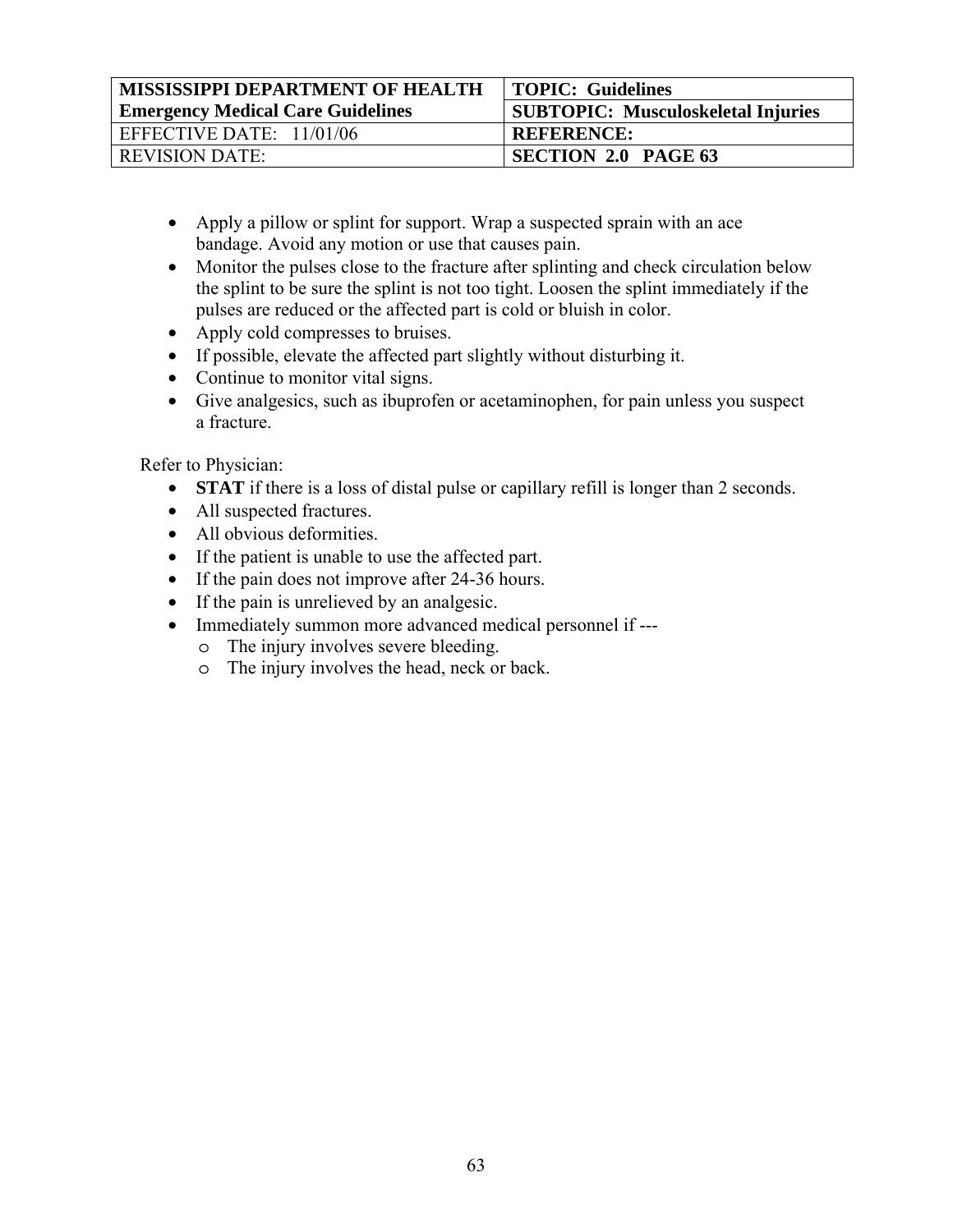| MISSISSIPPI DEPARTMENT OF HEALTH Emergency Medical Care Guidelines | TOPIC: Guidelines |
| --- | --- |
| | SUBTOPIC: Musculoskeletal Injuries |
| EFFECTIVE DATE: 11/01/06 | REFERENCE: |
| REVISION DATE: | SECTION 2.0 PAGE 63 |

- Apply a pillow or splint for support. Wrap a suspected sprain with an ace bandage. Avoid any motion or use that causes pain.
- Monitor the pulses close to the fracture after splinting and check circulation below the splint to be sure the splint is not too tight. Loosen the splint immediately if the pulses are reduced or the affected part is cold or bluish in color.
- Apply cold compresses to bruises.
- If possible, elevate the affected part slightly without disturbing it.
- Continue to monitor vital signs.
- Give analgesics, such as ibuprofen or acetaminophen, for pain unless you suspect a fracture.

Refer to Physician:

- **STAT** if there is a loss of distal pulse or capillary refill is longer than 2 seconds.
- All suspected fractures.
- All obvious deformities.
- If the patient is unable to use the affected part.
- If the pain does not improve after 24-36 hours.
- If the pain is unrelieved by an analgesic.
- Immediately summon more advanced medical personnel if ---
  - The injury involves severe bleeding.
  - The injury involves the head, neck or back.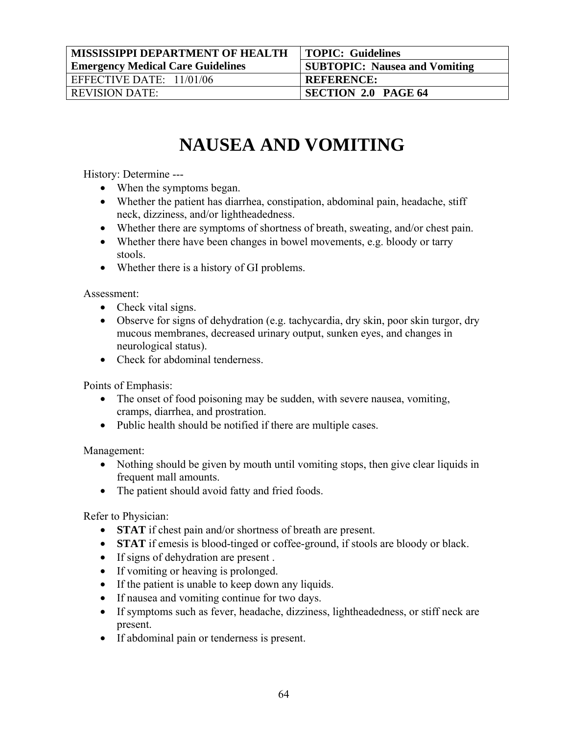| MISSISSIPPI DEPARTMENT OF HEALTH Emergency Medical Care Guidelines | TOPIC: Guidelines SUBTOPIC: Nausea and Vomiting |
| --- | --- |
| EFFECTIVE DATE: 11/01/06 | REFERENCE: |
| REVISION DATE: | SECTION 2.0 PAGE 64 |

# NAUSEA AND VOMITING

History: Determine ---

- When the symptoms began.
- Whether the patient has diarrhea, constipation, abdominal pain, headache, stiff neck, dizziness, and/or lightheadedness.
- Whether there are symptoms of shortness of breath, sweating, and/or chest pain.
- Whether there have been changes in bowel movements, e.g. bloody or tarry stools.
- Whether there is a history of GI problems.

Assessment:

- Check vital signs.
- Observe for signs of dehydration (e.g. tachycardia, dry skin, poor skin turgor, dry mucous membranes, decreased urinary output, sunken eyes, and changes in neurological status).
- Check for abdominal tenderness.

Points of Emphasis:

- The onset of food poisoning may be sudden, with severe nausea, vomiting, cramps, diarrhea, and prostration.
- Public health should be notified if there are multiple cases.

Management:

- Nothing should be given by mouth until vomiting stops, then give clear liquids in frequent mall amounts.
- The patient should avoid fatty and fried foods.

Refer to Physician:

- **STAT** if chest pain and/or shortness of breath are present.
- **STAT** if emesis is blood-tinged or coffee-ground, if stools are bloody or black.
- If signs of dehydration are present .
- If vomiting or heaving is prolonged.
- If the patient is unable to keep down any liquids.
- If nausea and vomiting continue for two days.
- If symptoms such as fever, headache, dizziness, lightheadedness, or stiff neck are present.
- If abdominal pain or tenderness is present.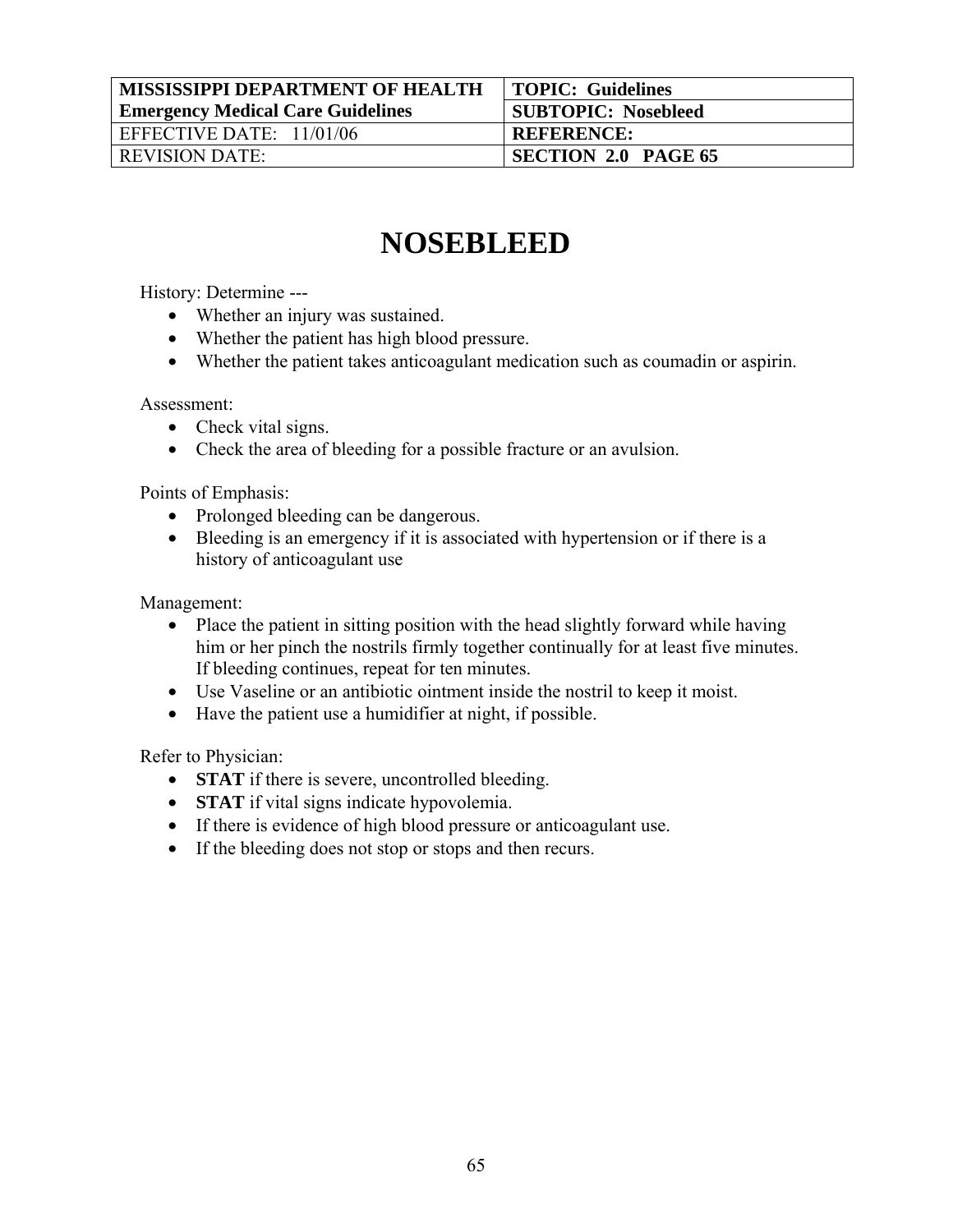| MISSISSIPPI DEPARTMENT OF HEALTH Emergency Medical Care Guidelines | TOPIC: Guidelines |
|---|---|
| | SUBTOPIC: Nosebleed |
| EFFECTIVE DATE: 11/01/06 | REFERENCE: |
| REVISION DATE: | SECTION 2.0 PAGE 65 |

# NOSEBLEED

History: Determine ---

- Whether an injury was sustained.
- Whether the patient has high blood pressure.
- Whether the patient takes anticoagulant medication such as coumadin or aspirin.

Assessment:

- Check vital signs.
- Check the area of bleeding for a possible fracture or an avulsion.

Points of Emphasis:

- Prolonged bleeding can be dangerous.
- Bleeding is an emergency if it is associated with hypertension or if there is a history of anticoagulant use

Management:

- Place the patient in sitting position with the head slightly forward while having him or her pinch the nostrils firmly together continually for at least five minutes. If bleeding continues, repeat for ten minutes.
- Use Vaseline or an antibiotic ointment inside the nostril to keep it moist.
- Have the patient use a humidifier at night, if possible.

Refer to Physician:

- **STAT** if there is severe, uncontrolled bleeding.
- **STAT** if vital signs indicate hypovolemia.
- If there is evidence of high blood pressure or anticoagulant use.
- If the bleeding does not stop or stops and then recurs.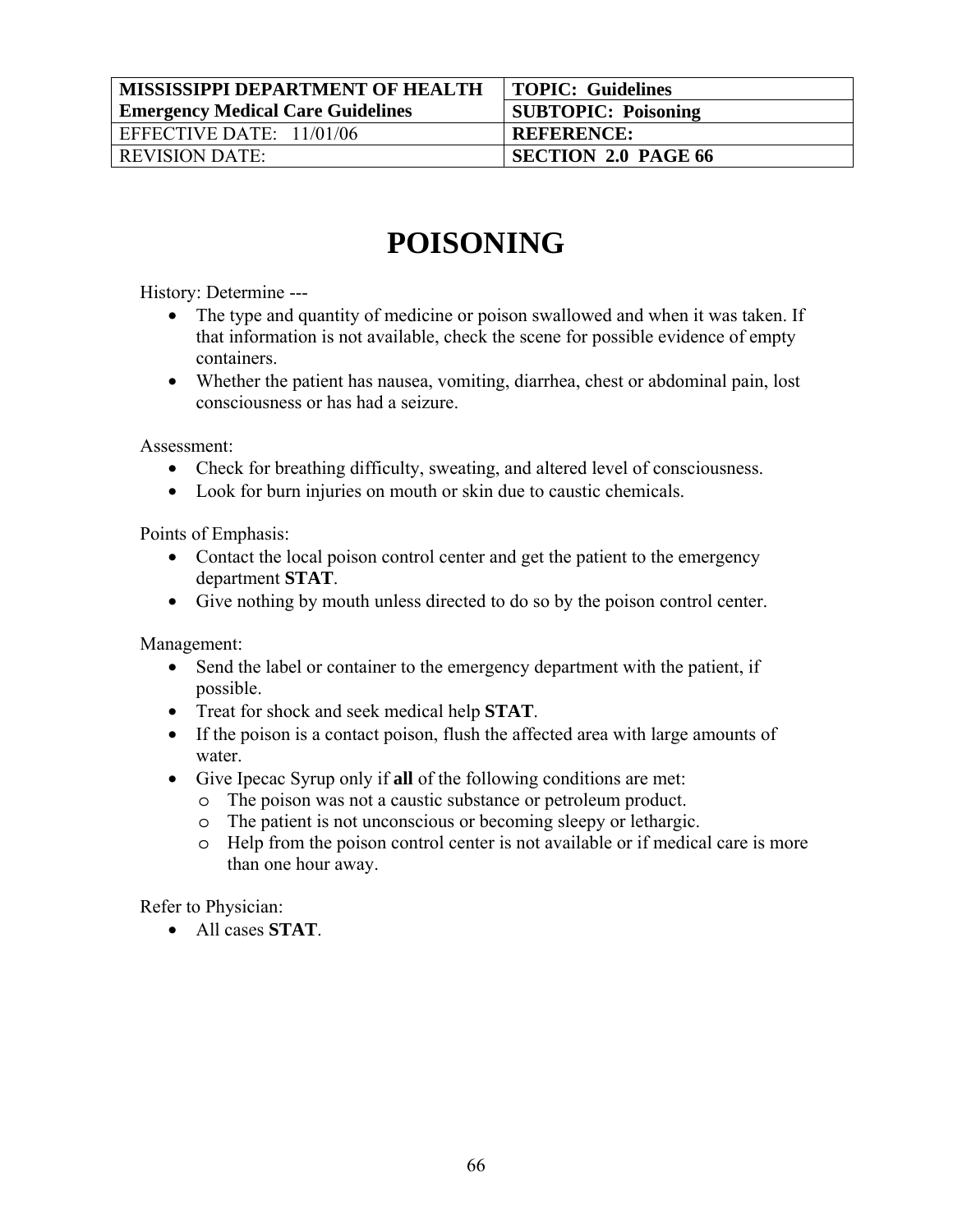| MISSISSIPPI DEPARTMENT OF HEALTH<br>Emergency Medical Care Guidelines | TOPIC: Guidelines |
|---|---|
| | SUBTOPIC: Poisoning |
| EFFECTIVE DATE: 11/01/06 | REFERENCE: |
| REVISION DATE: | SECTION 2.0 PAGE 66 |

# POISONING

History: Determine ---

- The type and quantity of medicine or poison swallowed and when it was taken. If that information is not available, check the scene for possible evidence of empty containers.
- Whether the patient has nausea, vomiting, diarrhea, chest or abdominal pain, lost consciousness or has had a seizure.

Assessment:

- Check for breathing difficulty, sweating, and altered level of consciousness.
- Look for burn injuries on mouth or skin due to caustic chemicals.

Points of Emphasis:

- Contact the local poison control center and get the patient to the emergency department **STAT**.
- Give nothing by mouth unless directed to do so by the poison control center.

Management:

- Send the label or container to the emergency department with the patient, if possible.
- Treat for shock and seek medical help **STAT**.
- If the poison is a contact poison, flush the affected area with large amounts of water.
- Give Ipecac Syrup only if **all** of the following conditions are met:
  - The poison was not a caustic substance or petroleum product.
  - The patient is not unconscious or becoming sleepy or lethargic.
  - Help from the poison control center is not available or if medical care is more than one hour away.

Refer to Physician:

- All cases **STAT**.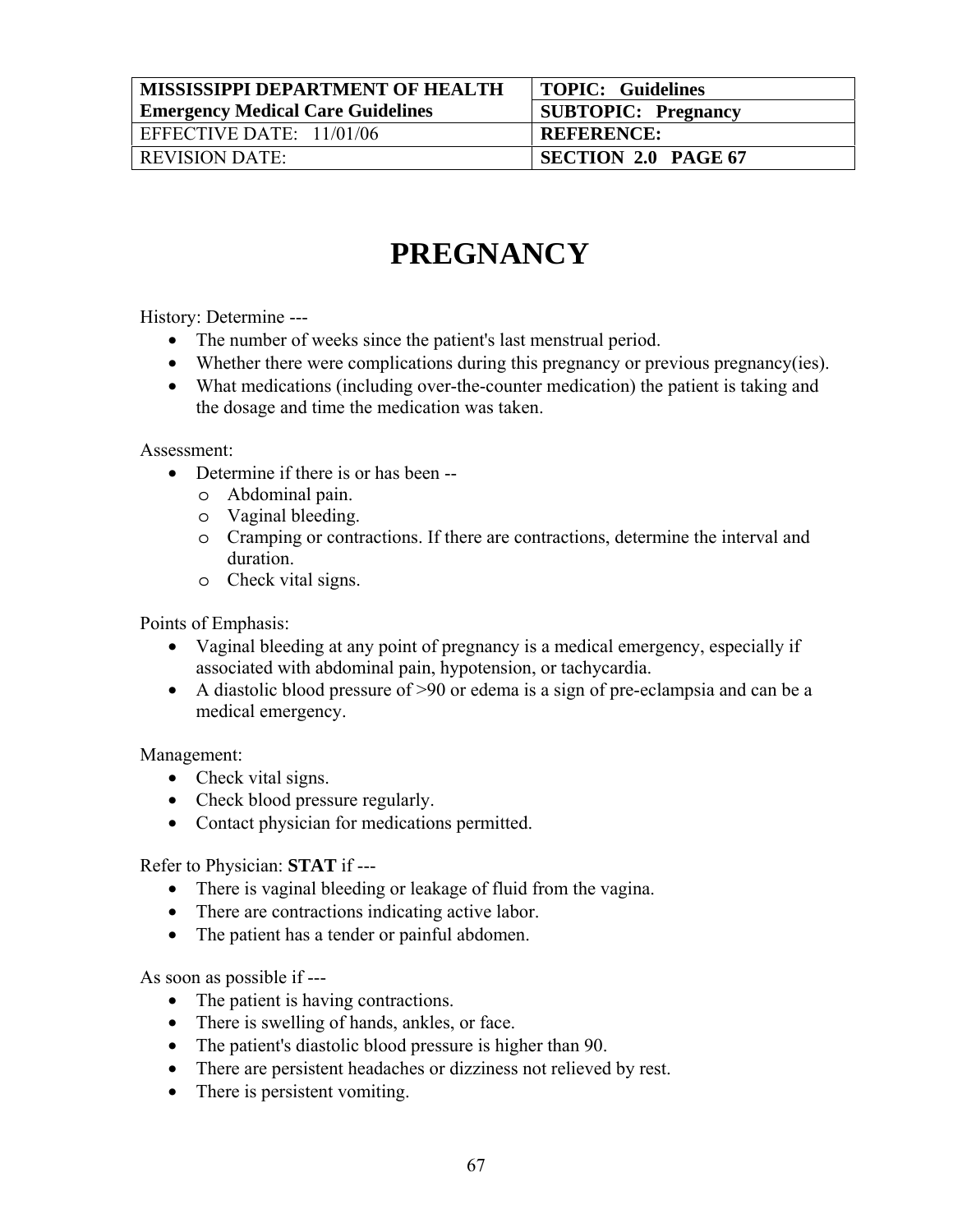| MISSISSIPPI DEPARTMENT OF HEALTH Emergency Medical Care Guidelines | TOPIC: Guidelines |
| --- | --- |
| | SUBTOPIC: Pregnancy |
| EFFECTIVE DATE: 11/01/06 | REFERENCE: |
| REVISION DATE: | SECTION 2.0 PAGE 67 |

# PREGNANCY

History: Determine ---

- The number of weeks since the patient's last menstrual period.
- Whether there were complications during this pregnancy or previous pregnancy(ies).
- What medications (including over-the-counter medication) the patient is taking and the dosage and time the medication was taken.

Assessment:

- Determine if there is or has been --
  - Abdominal pain.
  - Vaginal bleeding.
  - Cramping or contractions. If there are contractions, determine the interval and duration.
  - Check vital signs.

Points of Emphasis:

- Vaginal bleeding at any point of pregnancy is a medical emergency, especially if associated with abdominal pain, hypotension, or tachycardia.
- A diastolic blood pressure of >90 or edema is a sign of pre-eclampsia and can be a medical emergency.

Management:

- Check vital signs.
- Check blood pressure regularly.
- Contact physician for medications permitted.

Refer to Physician: **STAT** if ---

- There is vaginal bleeding or leakage of fluid from the vagina.
- There are contractions indicating active labor.
- The patient has a tender or painful abdomen.

As soon as possible if ---

- The patient is having contractions.
- There is swelling of hands, ankles, or face.
- The patient's diastolic blood pressure is higher than 90.
- There are persistent headaches or dizziness not relieved by rest.
- There is persistent vomiting.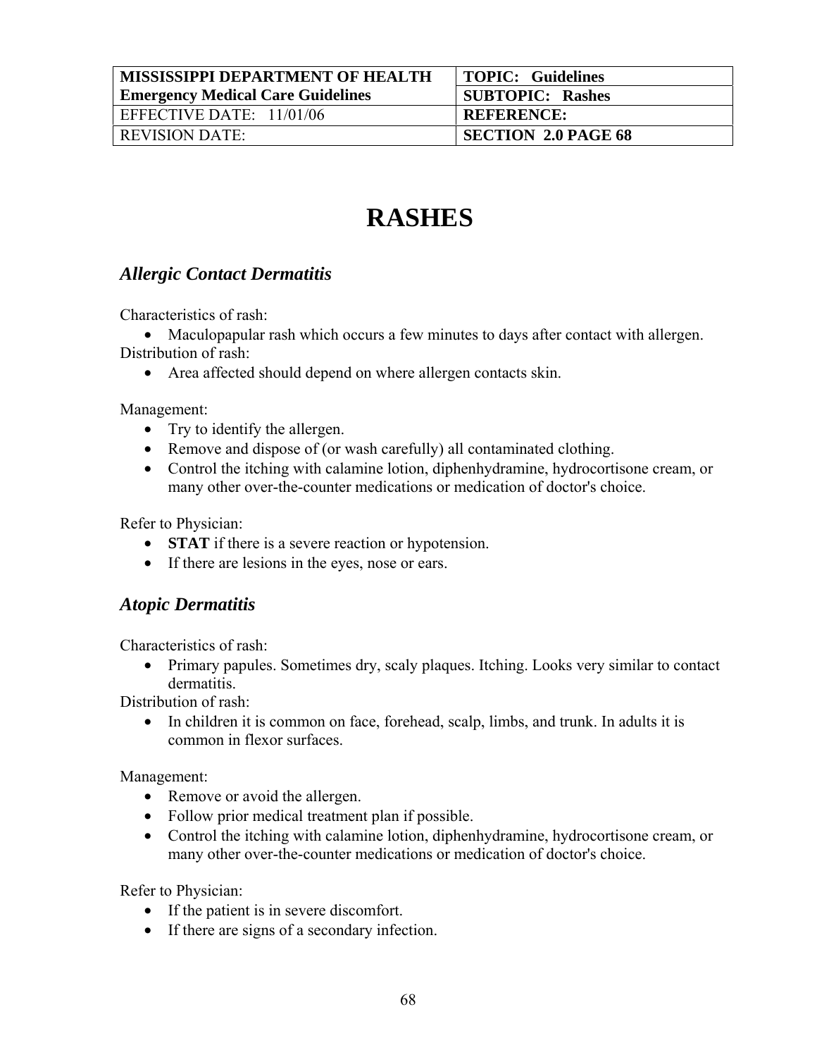| MISSISSIPPI DEPARTMENT OF HEALTH | TOPIC: Guidelines |
| --- | --- |
| Emergency Medical Care Guidelines | SUBTOPIC: Rashes |
| EFFECTIVE DATE: 11/01/06 | REFERENCE: |
| REVISION DATE: | SECTION 2.0 PAGE 68 |

# RASHES

## *Allergic Contact Dermatitis*

Characteristics of rash:

- Maculopapular rash which occurs a few minutes to days after contact with allergen.

Distribution of rash:

- Area affected should depend on where allergen contacts skin.

Management:

- Try to identify the allergen.
- Remove and dispose of (or wash carefully) all contaminated clothing.
- Control the itching with calamine lotion, diphenhydramine, hydrocortisone cream, or many other over-the-counter medications or medication of doctor's choice.

Refer to Physician:

- **STAT** if there is a severe reaction or hypotension.
- If there are lesions in the eyes, nose or ears.

## *Atopic Dermatitis*

Characteristics of rash:

- Primary papules. Sometimes dry, scaly plaques. Itching. Looks very similar to contact dermatitis.

Distribution of rash:

- In children it is common on face, forehead, scalp, limbs, and trunk. In adults it is common in flexor surfaces.

Management:

- Remove or avoid the allergen.
- Follow prior medical treatment plan if possible.
- Control the itching with calamine lotion, diphenhydramine, hydrocortisone cream, or many other over-the-counter medications or medication of doctor's choice.

Refer to Physician:

- If the patient is in severe discomfort.
- If there are signs of a secondary infection.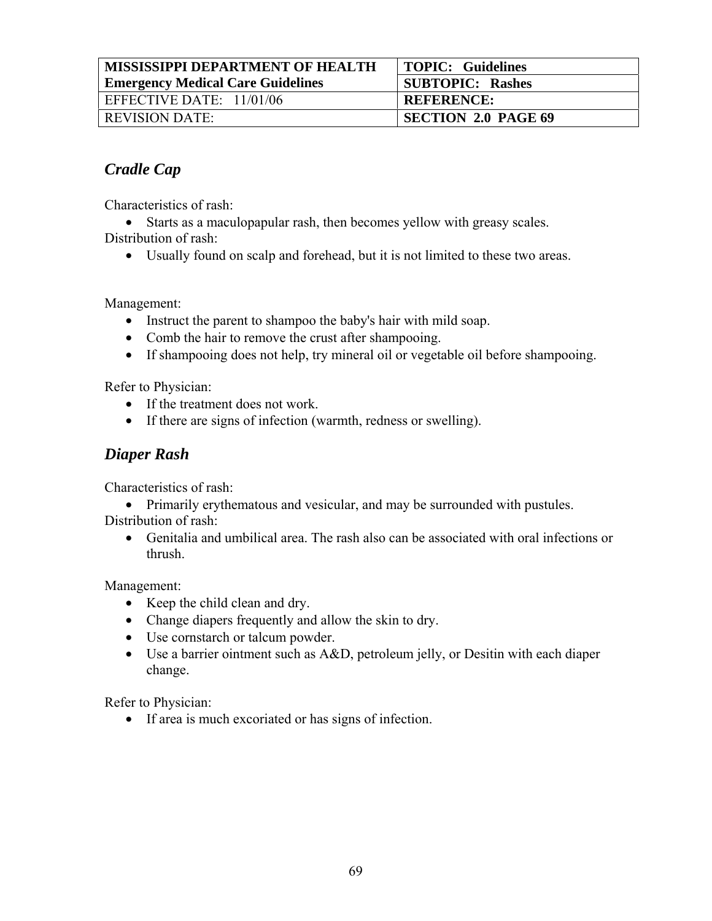| MISSISSIPPI DEPARTMENT OF HEALTH Emergency Medical Care Guidelines | TOPIC: Guidelines |
| --- | --- |
| | SUBTOPIC: Rashes |
| EFFECTIVE DATE: 11/01/06 | REFERENCE: |
| REVISION DATE: | SECTION 2.0 PAGE 69 |

## *Cradle Cap*

Characteristics of rash:

- Starts as a maculopapular rash, then becomes yellow with greasy scales.

Distribution of rash:

- Usually found on scalp and forehead, but it is not limited to these two areas.

Management:

- Instruct the parent to shampoo the baby's hair with mild soap.
- Comb the hair to remove the crust after shampooing.
- If shampooing does not help, try mineral oil or vegetable oil before shampooing.

Refer to Physician:

- If the treatment does not work.
- If there are signs of infection (warmth, redness or swelling).

## *Diaper Rash*

Characteristics of rash:

- Primarily erythematous and vesicular, and may be surrounded with pustules.

Distribution of rash:

- Genitalia and umbilical area. The rash also can be associated with oral infections or thrush.

Management:

- Keep the child clean and dry.
- Change diapers frequently and allow the skin to dry.
- Use cornstarch or talcum powder.
- Use a barrier ointment such as A&D, petroleum jelly, or Desitin with each diaper change.

Refer to Physician:

- If area is much excoriated or has signs of infection.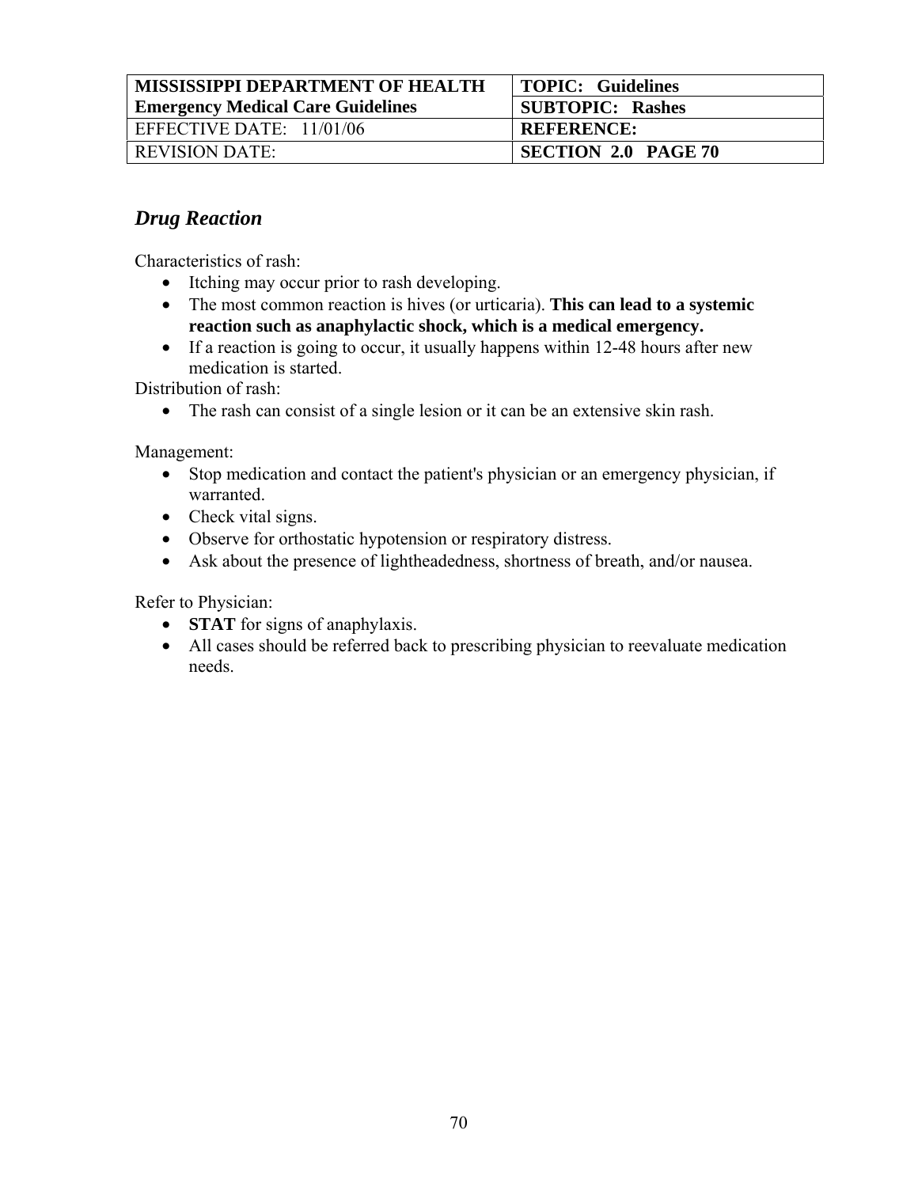| MISSISSIPPI DEPARTMENT OF HEALTH | TOPIC: Guidelines |
| --- | --- |
| Emergency Medical Care Guidelines | SUBTOPIC: Rashes |
| EFFECTIVE DATE: 11/01/06 | REFERENCE: |
| REVISION DATE: | SECTION 2.0 PAGE 70 |

## *Drug Reaction*

Characteristics of rash:

- Itching may occur prior to rash developing.
- The most common reaction is hives (or urticaria). **This can lead to a systemic reaction such as anaphylactic shock, which is a medical emergency.**
- If a reaction is going to occur, it usually happens within 12-48 hours after new medication is started.

Distribution of rash:

- The rash can consist of a single lesion or it can be an extensive skin rash.

Management:

- Stop medication and contact the patient's physician or an emergency physician, if warranted.
- Check vital signs.
- Observe for orthostatic hypotension or respiratory distress.
- Ask about the presence of lightheadedness, shortness of breath, and/or nausea.

Refer to Physician:

- **STAT** for signs of anaphylaxis.
- All cases should be referred back to prescribing physician to reevaluate medication needs.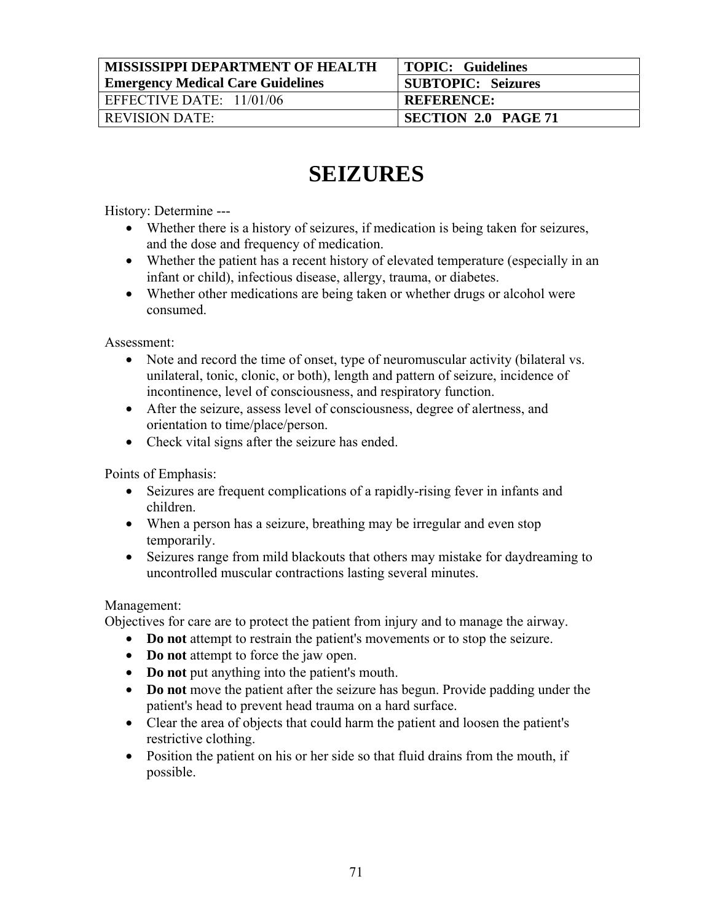| MISSISSIPPI DEPARTMENT OF HEALTH Emergency Medical Care Guidelines | TOPIC: Guidelines |
| --- | --- |
| | SUBTOPIC: Seizures |
| EFFECTIVE DATE: 11/01/06 | REFERENCE: |
| REVISION DATE: | SECTION 2.0 PAGE 71 |

# SEIZURES

History: Determine ---

- Whether there is a history of seizures, if medication is being taken for seizures, and the dose and frequency of medication.
- Whether the patient has a recent history of elevated temperature (especially in an infant or child), infectious disease, allergy, trauma, or diabetes.
- Whether other medications are being taken or whether drugs or alcohol were consumed.

Assessment:

- Note and record the time of onset, type of neuromuscular activity (bilateral vs. unilateral, tonic, clonic, or both), length and pattern of seizure, incidence of incontinence, level of consciousness, and respiratory function.
- After the seizure, assess level of consciousness, degree of alertness, and orientation to time/place/person.
- Check vital signs after the seizure has ended.

Points of Emphasis:

- Seizures are frequent complications of a rapidly-rising fever in infants and children.
- When a person has a seizure, breathing may be irregular and even stop temporarily.
- Seizures range from mild blackouts that others may mistake for daydreaming to uncontrolled muscular contractions lasting several minutes.

Management:

Objectives for care are to protect the patient from injury and to manage the airway.

- **Do not** attempt to restrain the patient's movements or to stop the seizure.
- **Do not** attempt to force the jaw open.
- **Do not** put anything into the patient's mouth.
- **Do not** move the patient after the seizure has begun. Provide padding under the patient's head to prevent head trauma on a hard surface.
- Clear the area of objects that could harm the patient and loosen the patient's restrictive clothing.
- Position the patient on his or her side so that fluid drains from the mouth, if possible.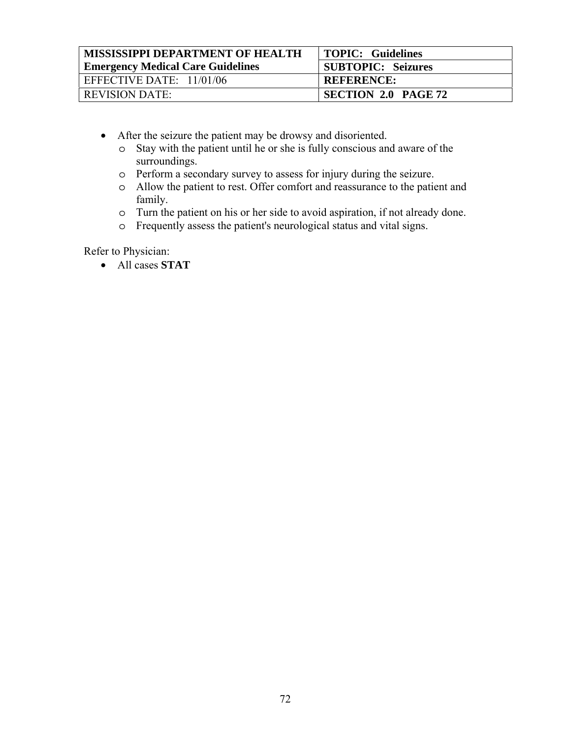- After the seizure the patient may be drowsy and disoriented.
  - Stay with the patient until he or she is fully conscious and aware of the surroundings.
  - Perform a secondary survey to assess for injury during the seizure.
  - Allow the patient to rest. Offer comfort and reassurance to the patient and family.
  - Turn the patient on his or her side to avoid aspiration, if not already done.
  - Frequently assess the patient's neurological status and vital signs.

Refer to Physician:

- All cases **STAT**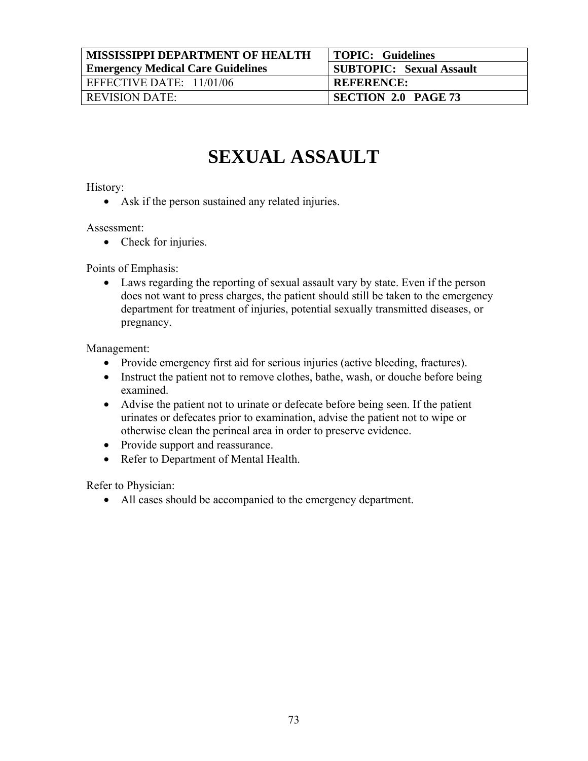| MISSISSIPPI DEPARTMENT OF HEALTH Emergency Medical Care Guidelines | TOPIC: Guidelines |
|---|---|
| | SUBTOPIC: Sexual Assault |
| EFFECTIVE DATE: 11/01/06 | REFERENCE: |
| REVISION DATE: | SECTION 2.0 PAGE 73 |

# SEXUAL ASSAULT

History:

- Ask if the person sustained any related injuries.

Assessment:

- Check for injuries.

Points of Emphasis:

- Laws regarding the reporting of sexual assault vary by state. Even if the person does not want to press charges, the patient should still be taken to the emergency department for treatment of injuries, potential sexually transmitted diseases, or pregnancy.

Management:

- Provide emergency first aid for serious injuries (active bleeding, fractures).
- Instruct the patient not to remove clothes, bathe, wash, or douche before being examined.
- Advise the patient not to urinate or defecate before being seen. If the patient urinates or defecates prior to examination, advise the patient not to wipe or otherwise clean the perineal area in order to preserve evidence.
- Provide support and reassurance.
- Refer to Department of Mental Health.

Refer to Physician:

- All cases should be accompanied to the emergency department.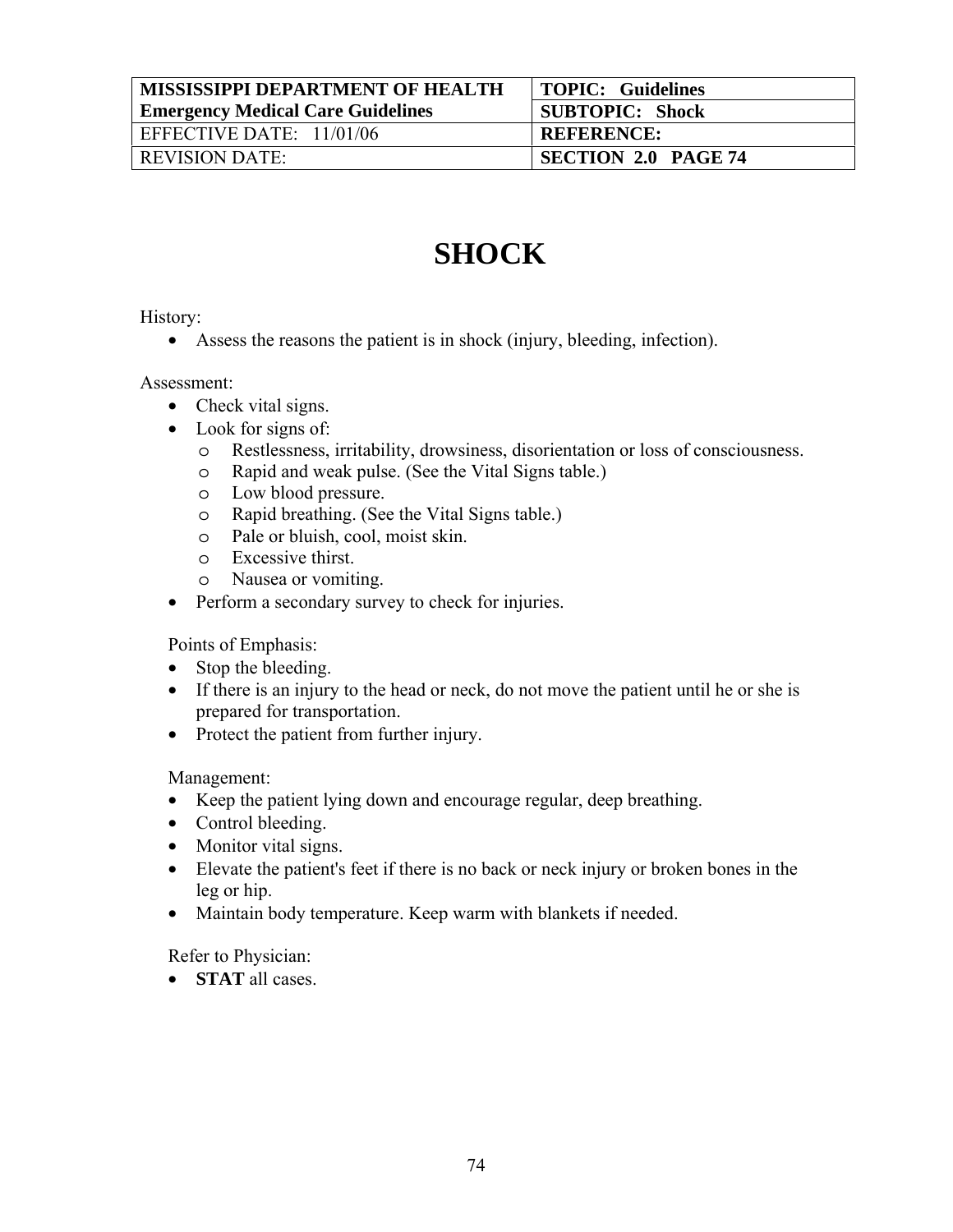| MISSISSIPPI DEPARTMENT OF HEALTH Emergency Medical Care Guidelines | TOPIC: Guidelines |
| --- | --- |
| | SUBTOPIC: Shock |
| EFFECTIVE DATE: 11/01/06 | REFERENCE: |
| REVISION DATE: | SECTION 2.0 PAGE 74 |

# SHOCK

History:

- Assess the reasons the patient is in shock (injury, bleeding, infection).

Assessment:

- Check vital signs.
- Look for signs of:
  - Restlessness, irritability, drowsiness, disorientation or loss of consciousness.
  - Rapid and weak pulse. (See the Vital Signs table.)
  - Low blood pressure.
  - Rapid breathing. (See the Vital Signs table.)
  - Pale or bluish, cool, moist skin.
  - Excessive thirst.
  - Nausea or vomiting.
- Perform a secondary survey to check for injuries.

Points of Emphasis:

- Stop the bleeding.
- If there is an injury to the head or neck, do not move the patient until he or she is prepared for transportation.
- Protect the patient from further injury.

Management:

- Keep the patient lying down and encourage regular, deep breathing.
- Control bleeding.
- Monitor vital signs.
- Elevate the patient's feet if there is no back or neck injury or broken bones in the leg or hip.
- Maintain body temperature. Keep warm with blankets if needed.

Refer to Physician:

- **STAT** all cases.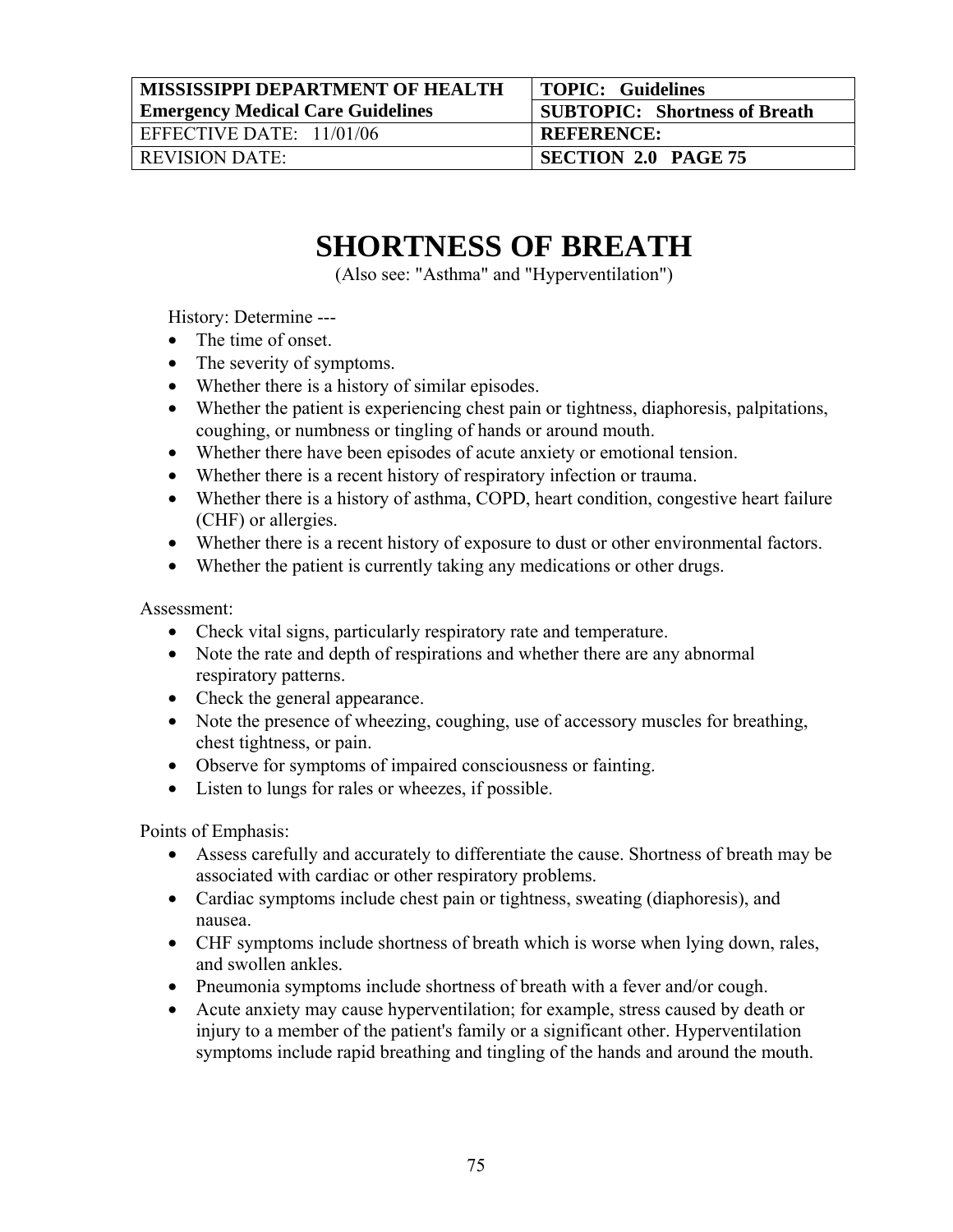| MISSISSIPPI DEPARTMENT OF HEALTH | TOPIC: Guidelines |
|---|---|
| Emergency Medical Care Guidelines | SUBTOPIC: Shortness of Breath |
| EFFECTIVE DATE: 11/01/06 | REFERENCE: |
| REVISION DATE: | SECTION 2.0 PAGE 75 |

# SHORTNESS OF BREATH

(Also see: "Asthma" and "Hyperventilation")

History: Determine ---

- The time of onset.
- The severity of symptoms.
- Whether there is a history of similar episodes.
- Whether the patient is experiencing chest pain or tightness, diaphoresis, palpitations, coughing, or numbness or tingling of hands or around mouth.
- Whether there have been episodes of acute anxiety or emotional tension.
- Whether there is a recent history of respiratory infection or trauma.
- Whether there is a history of asthma, COPD, heart condition, congestive heart failure (CHF) or allergies.
- Whether there is a recent history of exposure to dust or other environmental factors.
- Whether the patient is currently taking any medications or other drugs.

Assessment:

- Check vital signs, particularly respiratory rate and temperature.
- Note the rate and depth of respirations and whether there are any abnormal respiratory patterns.
- Check the general appearance.
- Note the presence of wheezing, coughing, use of accessory muscles for breathing, chest tightness, or pain.
- Observe for symptoms of impaired consciousness or fainting.
- Listen to lungs for rales or wheezes, if possible.

Points of Emphasis:

- Assess carefully and accurately to differentiate the cause. Shortness of breath may be associated with cardiac or other respiratory problems.
- Cardiac symptoms include chest pain or tightness, sweating (diaphoresis), and nausea.
- CHF symptoms include shortness of breath which is worse when lying down, rales, and swollen ankles.
- Pneumonia symptoms include shortness of breath with a fever and/or cough.
- Acute anxiety may cause hyperventilation; for example, stress caused by death or injury to a member of the patient's family or a significant other. Hyperventilation symptoms include rapid breathing and tingling of the hands and around the mouth.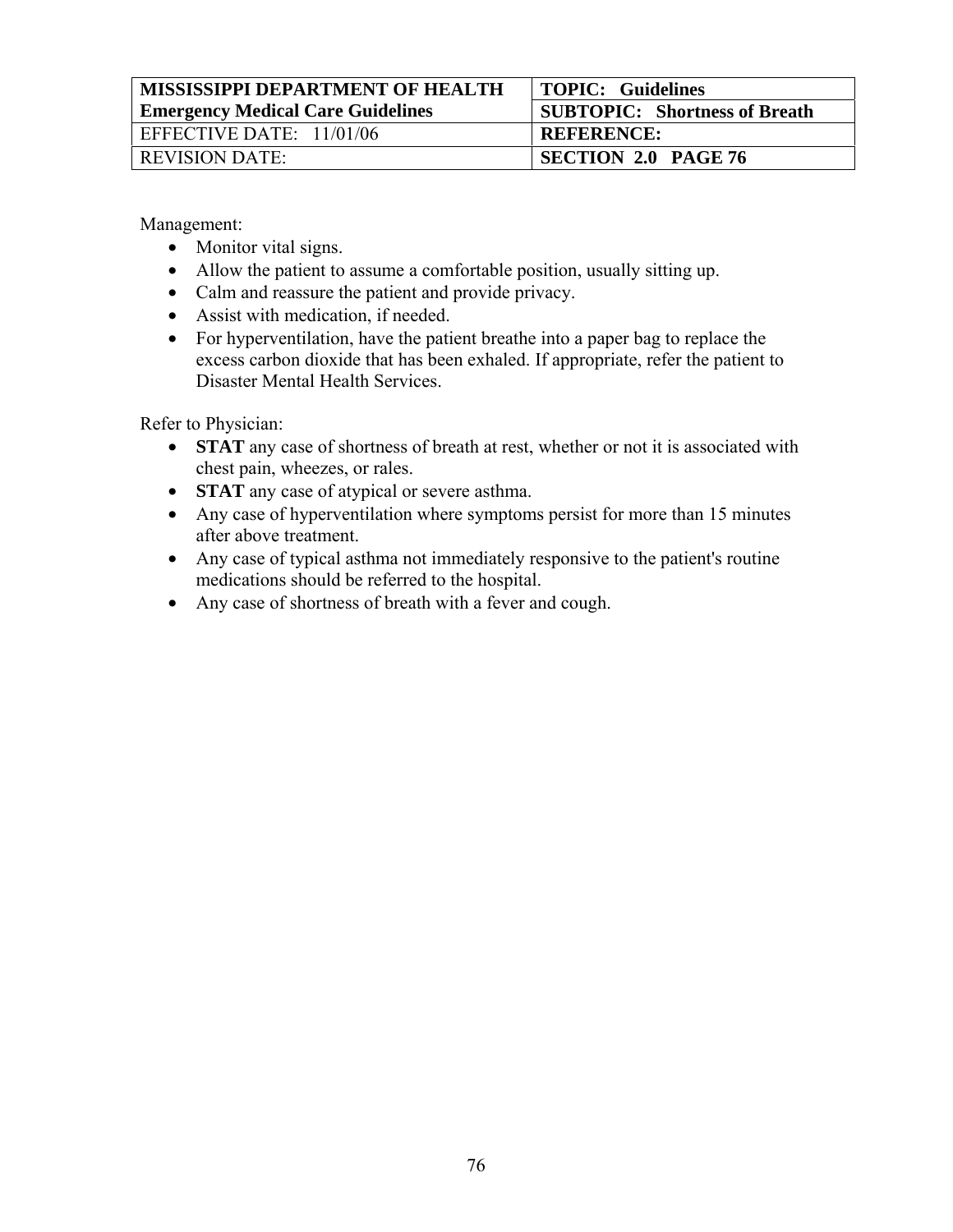Management:

- Monitor vital signs.
- Allow the patient to assume a comfortable position, usually sitting up.
- Calm and reassure the patient and provide privacy.
- Assist with medication, if needed.
- For hyperventilation, have the patient breathe into a paper bag to replace the excess carbon dioxide that has been exhaled. If appropriate, refer the patient to Disaster Mental Health Services.

Refer to Physician:

- **STAT** any case of shortness of breath at rest, whether or not it is associated with chest pain, wheezes, or rales.
- **STAT** any case of atypical or severe asthma.
- Any case of hyperventilation where symptoms persist for more than 15 minutes after above treatment.
- Any case of typical asthma not immediately responsive to the patient's routine medications should be referred to the hospital.
- Any case of shortness of breath with a fever and cough.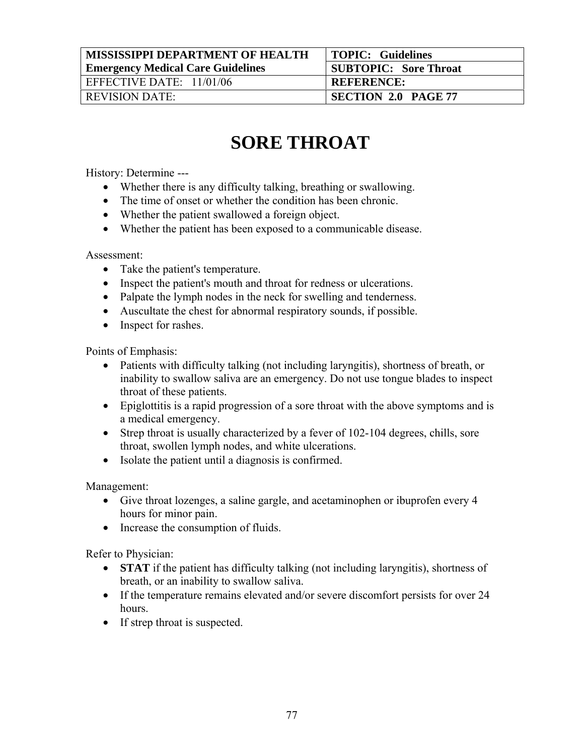| MISSISSIPPI DEPARTMENT OF HEALTH Emergency Medical Care Guidelines | TOPIC: Guidelines |
| --- | --- |
| | SUBTOPIC: Sore Throat |
| EFFECTIVE DATE: 11/01/06 | REFERENCE: |
| REVISION DATE: | SECTION 2.0 PAGE 77 |

# SORE THROAT

History: Determine ---

- Whether there is any difficulty talking, breathing or swallowing.
- The time of onset or whether the condition has been chronic.
- Whether the patient swallowed a foreign object.
- Whether the patient has been exposed to a communicable disease.

Assessment:

- Take the patient's temperature.
- Inspect the patient's mouth and throat for redness or ulcerations.
- Palpate the lymph nodes in the neck for swelling and tenderness.
- Auscultate the chest for abnormal respiratory sounds, if possible.
- Inspect for rashes.

Points of Emphasis:

- Patients with difficulty talking (not including laryngitis), shortness of breath, or inability to swallow saliva are an emergency. Do not use tongue blades to inspect throat of these patients.
- Epiglottitis is a rapid progression of a sore throat with the above symptoms and is a medical emergency.
- Strep throat is usually characterized by a fever of 102-104 degrees, chills, sore throat, swollen lymph nodes, and white ulcerations.
- Isolate the patient until a diagnosis is confirmed.

Management:

- Give throat lozenges, a saline gargle, and acetaminophen or ibuprofen every 4 hours for minor pain.
- Increase the consumption of fluids.

Refer to Physician:

- **STAT** if the patient has difficulty talking (not including laryngitis), shortness of breath, or an inability to swallow saliva.
- If the temperature remains elevated and/or severe discomfort persists for over 24 hours.
- If strep throat is suspected.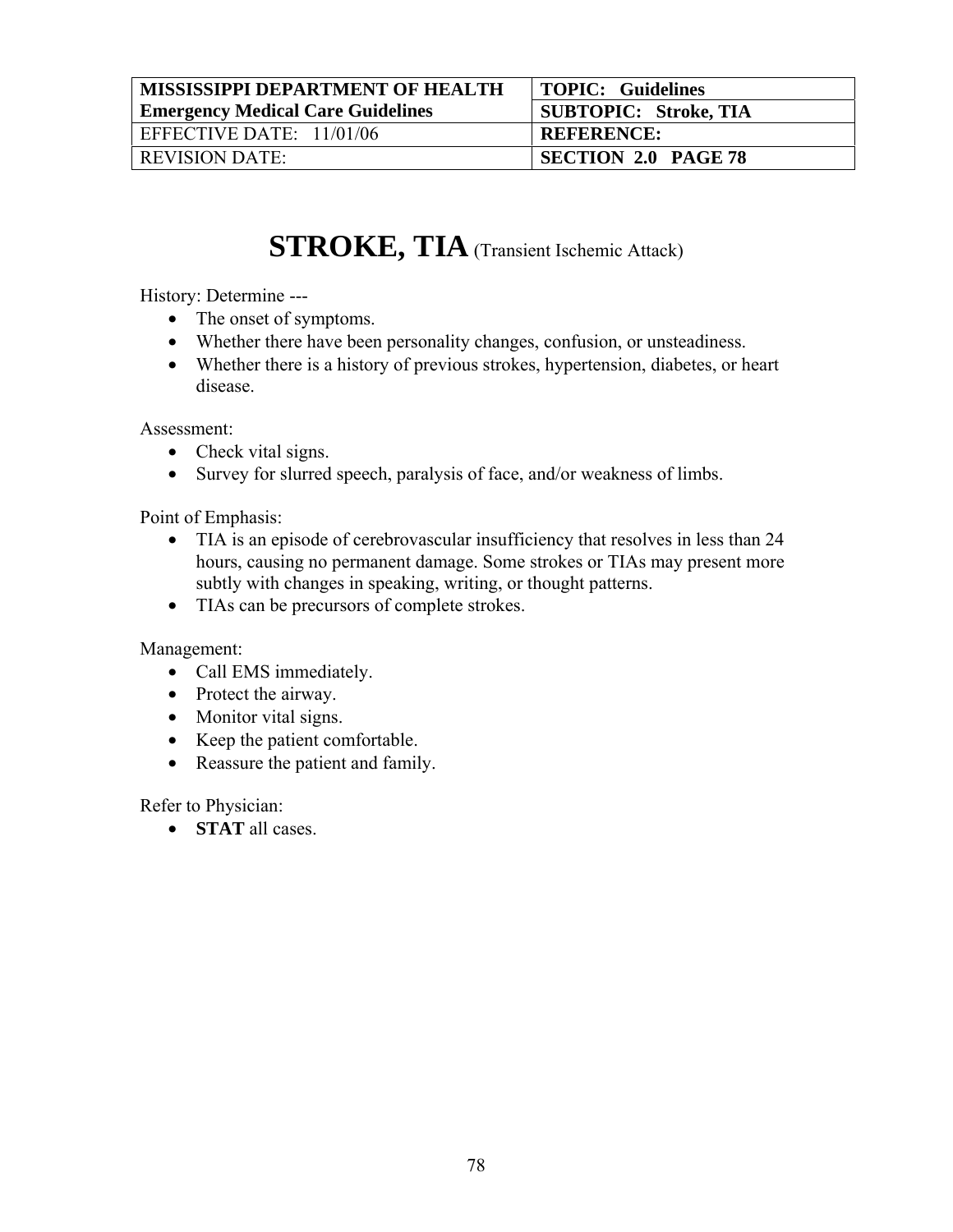| MISSISSIPPI DEPARTMENT OF HEALTH Emergency Medical Care Guidelines | TOPIC: Guidelines |
| --- | --- |
| | SUBTOPIC: Stroke, TIA |
| EFFECTIVE DATE: 11/01/06 | REFERENCE: |
| REVISION DATE: | SECTION 2.0 PAGE 78 |

# STROKE, TIA (Transient Ischemic Attack)

History: Determine ---

- The onset of symptoms.
- Whether there have been personality changes, confusion, or unsteadiness.
- Whether there is a history of previous strokes, hypertension, diabetes, or heart disease.

Assessment:

- Check vital signs.
- Survey for slurred speech, paralysis of face, and/or weakness of limbs.

Point of Emphasis:

- TIA is an episode of cerebrovascular insufficiency that resolves in less than 24 hours, causing no permanent damage. Some strokes or TIAs may present more subtly with changes in speaking, writing, or thought patterns.
- TIAs can be precursors of complete strokes.

Management:

- Call EMS immediately.
- Protect the airway.
- Monitor vital signs.
- Keep the patient comfortable.
- Reassure the patient and family.

Refer to Physician:

- **STAT** all cases.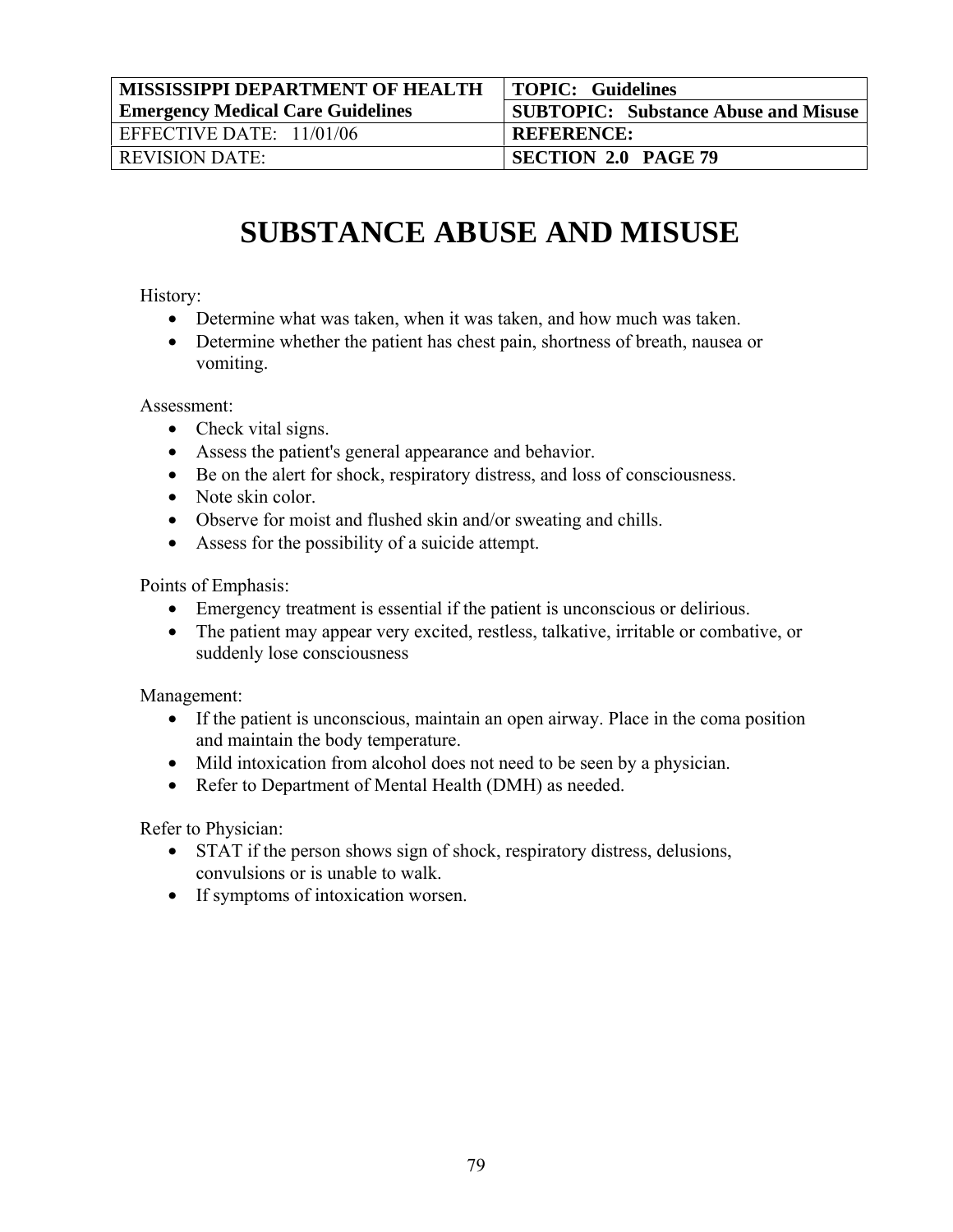| MISSISSIPPI DEPARTMENT OF HEALTH<br>Emergency Medical Care Guidelines | TOPIC: Guidelines<br>SUBTOPIC: Substance Abuse and Misuse |
|---|---|
| EFFECTIVE DATE: 11/01/06 | REFERENCE: |
| REVISION DATE: | SECTION 2.0 PAGE 79 |

# SUBSTANCE ABUSE AND MISUSE

History:

- Determine what was taken, when it was taken, and how much was taken.
- Determine whether the patient has chest pain, shortness of breath, nausea or vomiting.

Assessment:

- Check vital signs.
- Assess the patient's general appearance and behavior.
- Be on the alert for shock, respiratory distress, and loss of consciousness.
- Note skin color.
- Observe for moist and flushed skin and/or sweating and chills.
- Assess for the possibility of a suicide attempt.

Points of Emphasis:

- Emergency treatment is essential if the patient is unconscious or delirious.
- The patient may appear very excited, restless, talkative, irritable or combative, or suddenly lose consciousness

Management:

- If the patient is unconscious, maintain an open airway. Place in the coma position and maintain the body temperature.
- Mild intoxication from alcohol does not need to be seen by a physician.
- Refer to Department of Mental Health (DMH) as needed.

Refer to Physician:

- STAT if the person shows sign of shock, respiratory distress, delusions, convulsions or is unable to walk.
- If symptoms of intoxication worsen.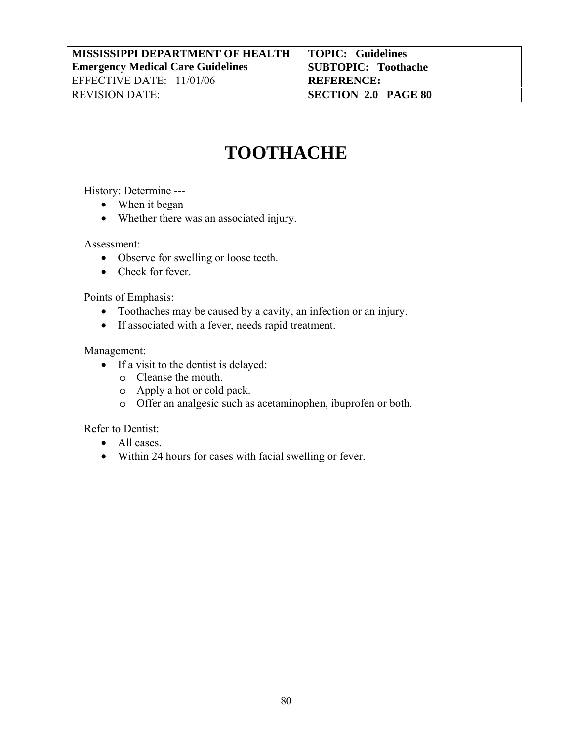| MISSISSIPPI DEPARTMENT OF HEALTH Emergency Medical Care Guidelines | TOPIC: Guidelines |
| --- | --- |
| | SUBTOPIC: Toothache |
| EFFECTIVE DATE: 11/01/06 | REFERENCE: |
| REVISION DATE: | SECTION 2.0 PAGE 80 |

# TOOTHACHE

History: Determine ---

- When it began
- Whether there was an associated injury.

Assessment:

- Observe for swelling or loose teeth.
- Check for fever.

Points of Emphasis:

- Toothaches may be caused by a cavity, an infection or an injury.
- If associated with a fever, needs rapid treatment.

Management:

- If a visit to the dentist is delayed:
  - Cleanse the mouth.
  - Apply a hot or cold pack.
  - Offer an analgesic such as acetaminophen, ibuprofen or both.

Refer to Dentist:

- All cases.
- Within 24 hours for cases with facial swelling or fever.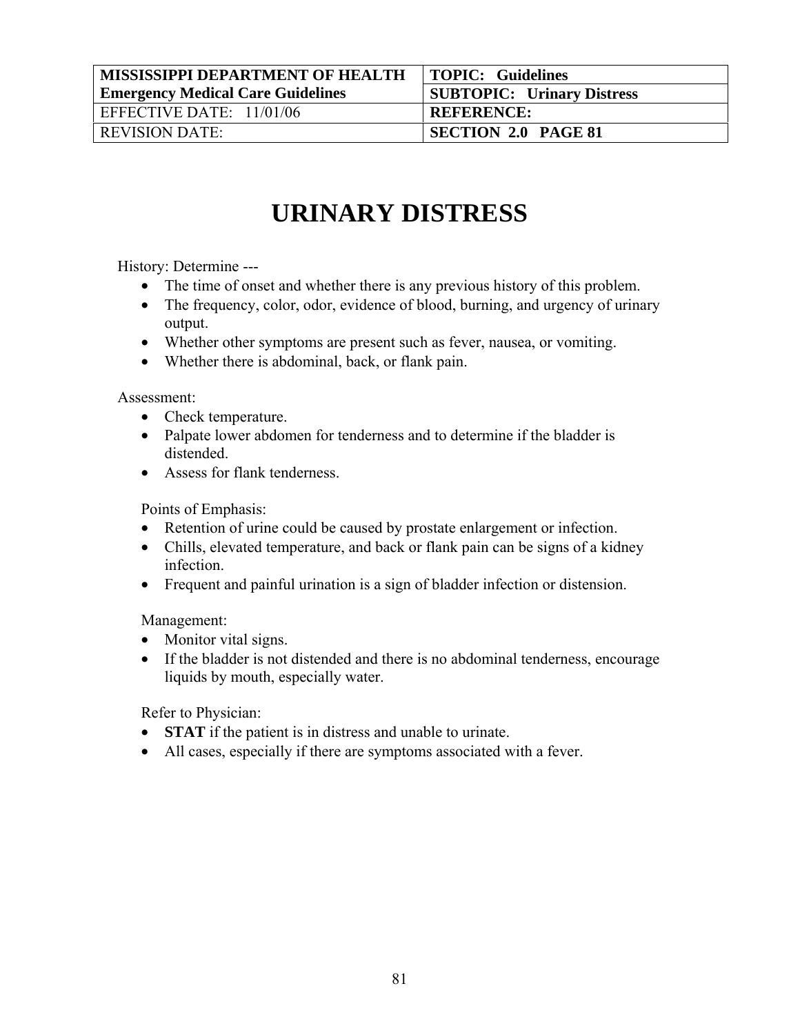| MISSISSIPPI DEPARTMENT OF HEALTH<br>Emergency Medical Care Guidelines | TOPIC: Guidelines |
| --- | --- |
| | SUBTOPIC: Urinary Distress |
| EFFECTIVE DATE: 11/01/06 | REFERENCE: |
| REVISION DATE: | SECTION 2.0 PAGE 81 |

# URINARY DISTRESS

History: Determine ---

- The time of onset and whether there is any previous history of this problem.
- The frequency, color, odor, evidence of blood, burning, and urgency of urinary output.
- Whether other symptoms are present such as fever, nausea, or vomiting.
- Whether there is abdominal, back, or flank pain.

Assessment:

- Check temperature.
- Palpate lower abdomen for tenderness and to determine if the bladder is distended.
- Assess for flank tenderness.

Points of Emphasis:

- Retention of urine could be caused by prostate enlargement or infection.
- Chills, elevated temperature, and back or flank pain can be signs of a kidney infection.
- Frequent and painful urination is a sign of bladder infection or distension.

Management:

- Monitor vital signs.
- If the bladder is not distended and there is no abdominal tenderness, encourage liquids by mouth, especially water.

Refer to Physician:

- **STAT** if the patient is in distress and unable to urinate.
- All cases, especially if there are symptoms associated with a fever.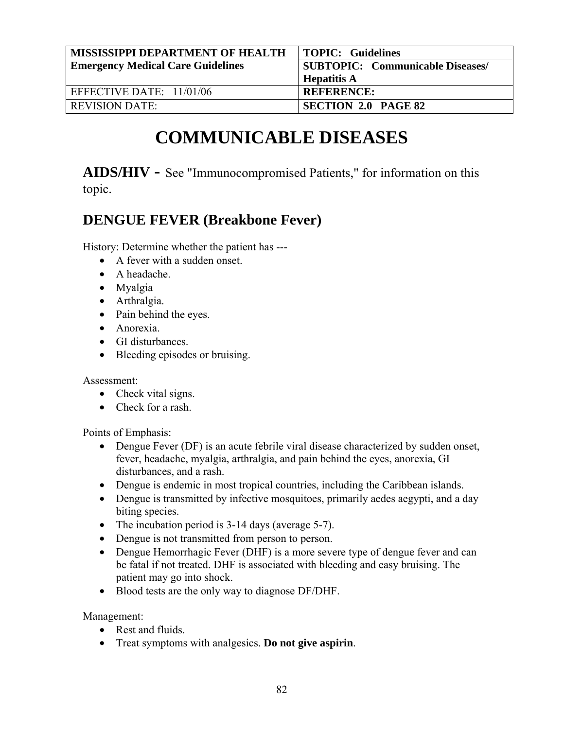| MISSISSIPPI DEPARTMENT OF HEALTH Emergency Medical Care Guidelines | TOPIC: Guidelines |
| --- | --- |
| | SUBTOPIC: Communicable Diseases/ Hepatitis A |
| EFFECTIVE DATE: 11/01/06 | REFERENCE: |
| REVISION DATE: | SECTION 2.0 PAGE 82 |

# COMMUNICABLE DISEASES

**AIDS/HIV -** See "Immunocompromised Patients," for information on this topic.

## DENGUE FEVER (Breakbone Fever)

History: Determine whether the patient has ---

- A fever with a sudden onset.
- A headache.
- Myalgia
- Arthralgia.
- Pain behind the eyes.
- Anorexia.
- GI disturbances.
- Bleeding episodes or bruising.

Assessment:

- Check vital signs.
- Check for a rash.

Points of Emphasis:

- Dengue Fever (DF) is an acute febrile viral disease characterized by sudden onset, fever, headache, myalgia, arthralgia, and pain behind the eyes, anorexia, GI disturbances, and a rash.
- Dengue is endemic in most tropical countries, including the Caribbean islands.
- Dengue is transmitted by infective mosquitoes, primarily aedes aegypti, and a day biting species.
- The incubation period is 3-14 days (average 5-7).
- Dengue is not transmitted from person to person.
- Dengue Hemorrhagic Fever (DHF) is a more severe type of dengue fever and can be fatal if not treated. DHF is associated with bleeding and easy bruising. The patient may go into shock.
- Blood tests are the only way to diagnose DF/DHF.

Management:

- Rest and fluids.
- Treat symptoms with analgesics. **Do not give aspirin**.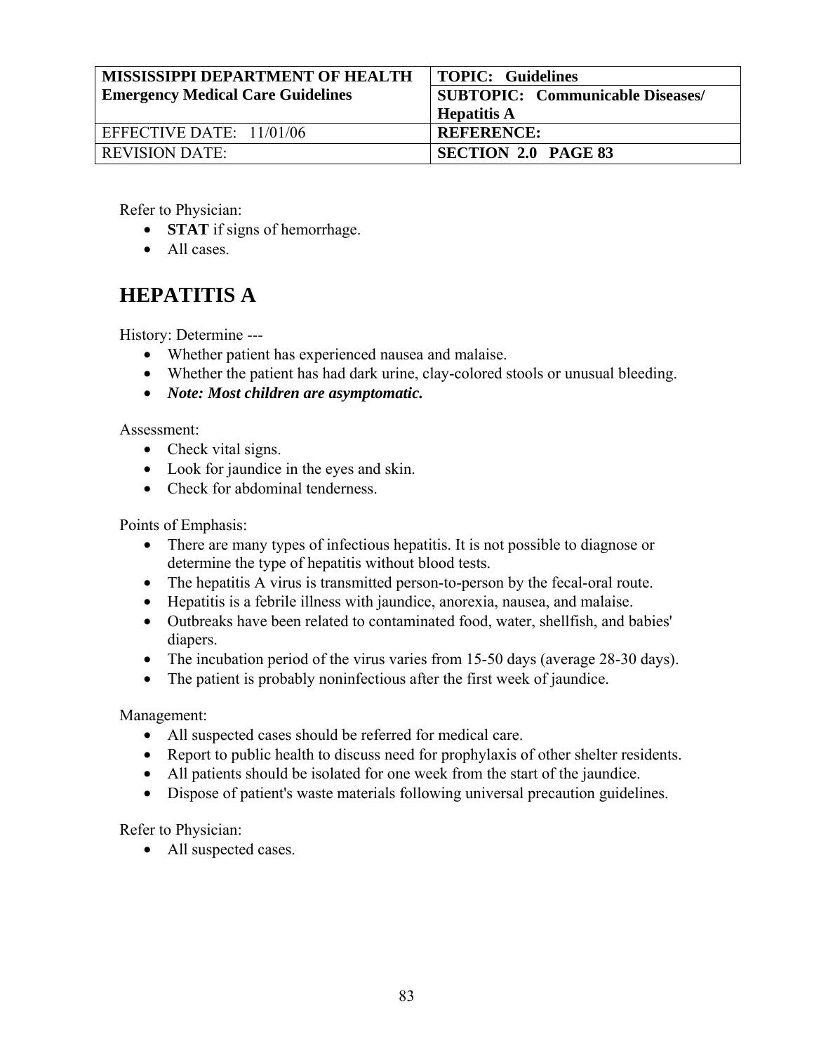| MISSISSIPPI DEPARTMENT OF HEALTH Emergency Medical Care Guidelines | TOPIC: Guidelines SUBTOPIC: Communicable Diseases/ Hepatitis A |
| --- | --- |
| EFFECTIVE DATE: 11/01/06 | REFERENCE: |
| REVISION DATE: | SECTION 2.0 PAGE 83 |

Refer to Physician:

- **STAT** if signs of hemorrhage.
- All cases.

## HEPATITIS A

History: Determine ---

- Whether patient has experienced nausea and malaise.
- Whether the patient has had dark urine, clay-colored stools or unusual bleeding.
- ***Note: Most children are asymptomatic.***

Assessment:

- Check vital signs.
- Look for jaundice in the eyes and skin.
- Check for abdominal tenderness.

Points of Emphasis:

- There are many types of infectious hepatitis. It is not possible to diagnose or determine the type of hepatitis without blood tests.
- The hepatitis A virus is transmitted person-to-person by the fecal-oral route.
- Hepatitis is a febrile illness with jaundice, anorexia, nausea, and malaise.
- Outbreaks have been related to contaminated food, water, shellfish, and babies' diapers.
- The incubation period of the virus varies from 15-50 days (average 28-30 days).
- The patient is probably noninfectious after the first week of jaundice.

Management:

- All suspected cases should be referred for medical care.
- Report to public health to discuss need for prophylaxis of other shelter residents.
- All patients should be isolated for one week from the start of the jaundice.
- Dispose of patient's waste materials following universal precaution guidelines.

Refer to Physician:

- All suspected cases.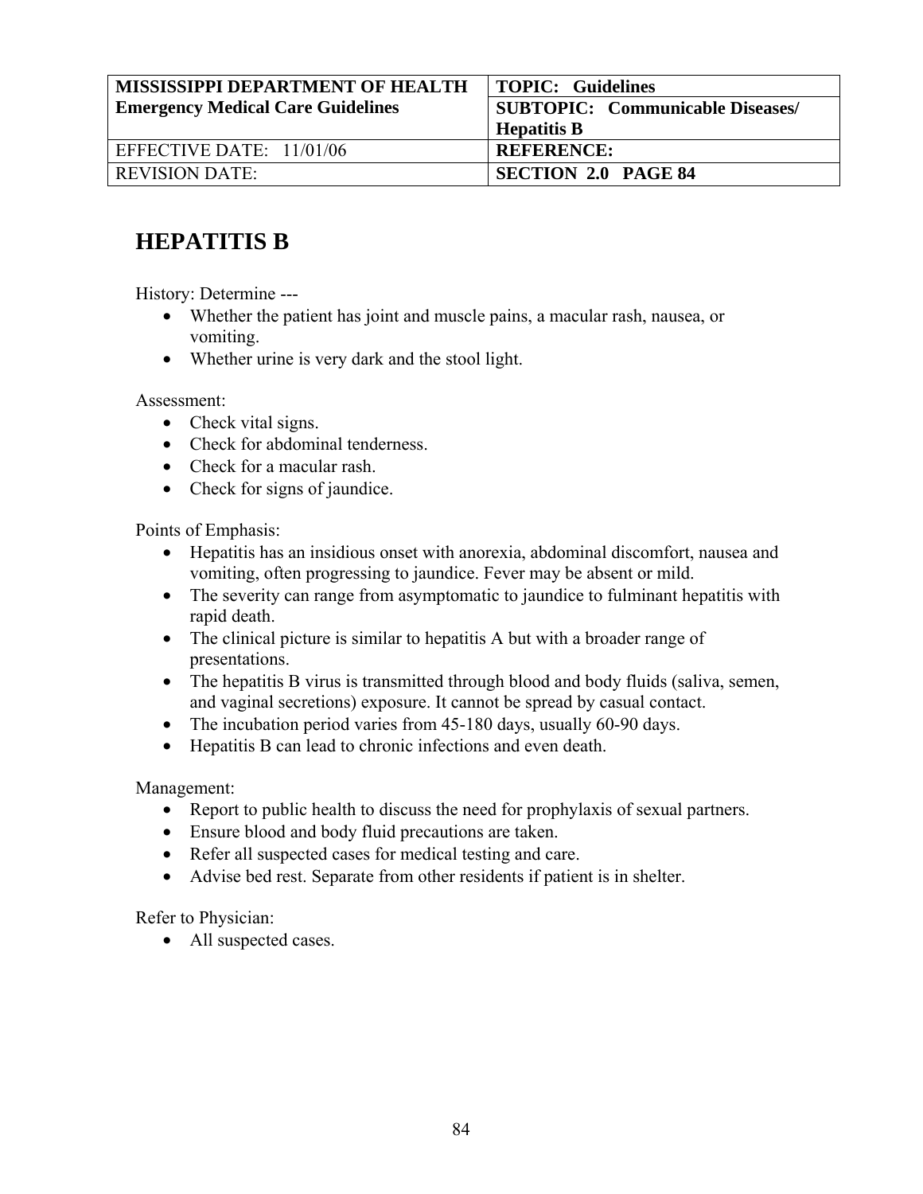| MISSISSIPPI DEPARTMENT OF HEALTH Emergency Medical Care Guidelines | TOPIC: Guidelines |
| --- | --- |
| | SUBTOPIC: Communicable Diseases/ Hepatitis B |
| EFFECTIVE DATE: 11/01/06 | REFERENCE: |
| REVISION DATE: | SECTION 2.0 PAGE 84 |

# HEPATITIS B

History: Determine ---

- Whether the patient has joint and muscle pains, a macular rash, nausea, or vomiting.
- Whether urine is very dark and the stool light.

Assessment:

- Check vital signs.
- Check for abdominal tenderness.
- Check for a macular rash.
- Check for signs of jaundice.

Points of Emphasis:

- Hepatitis has an insidious onset with anorexia, abdominal discomfort, nausea and vomiting, often progressing to jaundice. Fever may be absent or mild.
- The severity can range from asymptomatic to jaundice to fulminant hepatitis with rapid death.
- The clinical picture is similar to hepatitis A but with a broader range of presentations.
- The hepatitis B virus is transmitted through blood and body fluids (saliva, semen, and vaginal secretions) exposure. It cannot be spread by casual contact.
- The incubation period varies from 45-180 days, usually 60-90 days.
- Hepatitis B can lead to chronic infections and even death.

Management:

- Report to public health to discuss the need for prophylaxis of sexual partners.
- Ensure blood and body fluid precautions are taken.
- Refer all suspected cases for medical testing and care.
- Advise bed rest. Separate from other residents if patient is in shelter.

Refer to Physician:

- All suspected cases.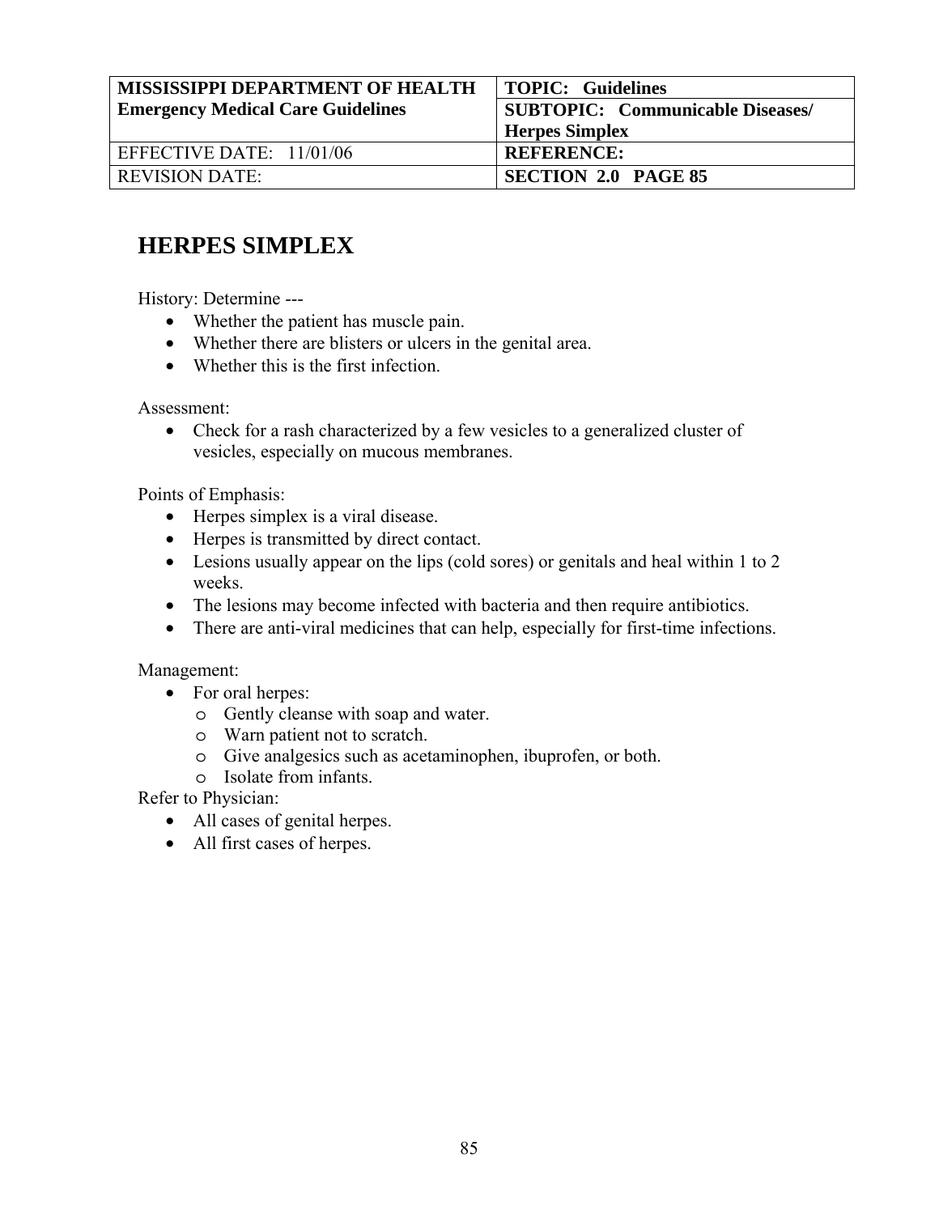| MISSISSIPPI DEPARTMENT OF HEALTH Emergency Medical Care Guidelines | TOPIC: Guidelines |
| --- | --- |
| | SUBTOPIC: Communicable Diseases/ Herpes Simplex |
| EFFECTIVE DATE: 11/01/06 | REFERENCE: |
| REVISION DATE: | SECTION 2.0 PAGE 85 |

# HERPES SIMPLEX

History: Determine ---

- Whether the patient has muscle pain.
- Whether there are blisters or ulcers in the genital area.
- Whether this is the first infection.

Assessment:

- Check for a rash characterized by a few vesicles to a generalized cluster of vesicles, especially on mucous membranes.

Points of Emphasis:

- Herpes simplex is a viral disease.
- Herpes is transmitted by direct contact.
- Lesions usually appear on the lips (cold sores) or genitals and heal within 1 to 2 weeks.
- The lesions may become infected with bacteria and then require antibiotics.
- There are anti-viral medicines that can help, especially for first-time infections.

Management:

- For oral herpes:
  - Gently cleanse with soap and water.
  - Warn patient not to scratch.
  - Give analgesics such as acetaminophen, ibuprofen, or both.
  - Isolate from infants.

Refer to Physician:

- All cases of genital herpes.
- All first cases of herpes.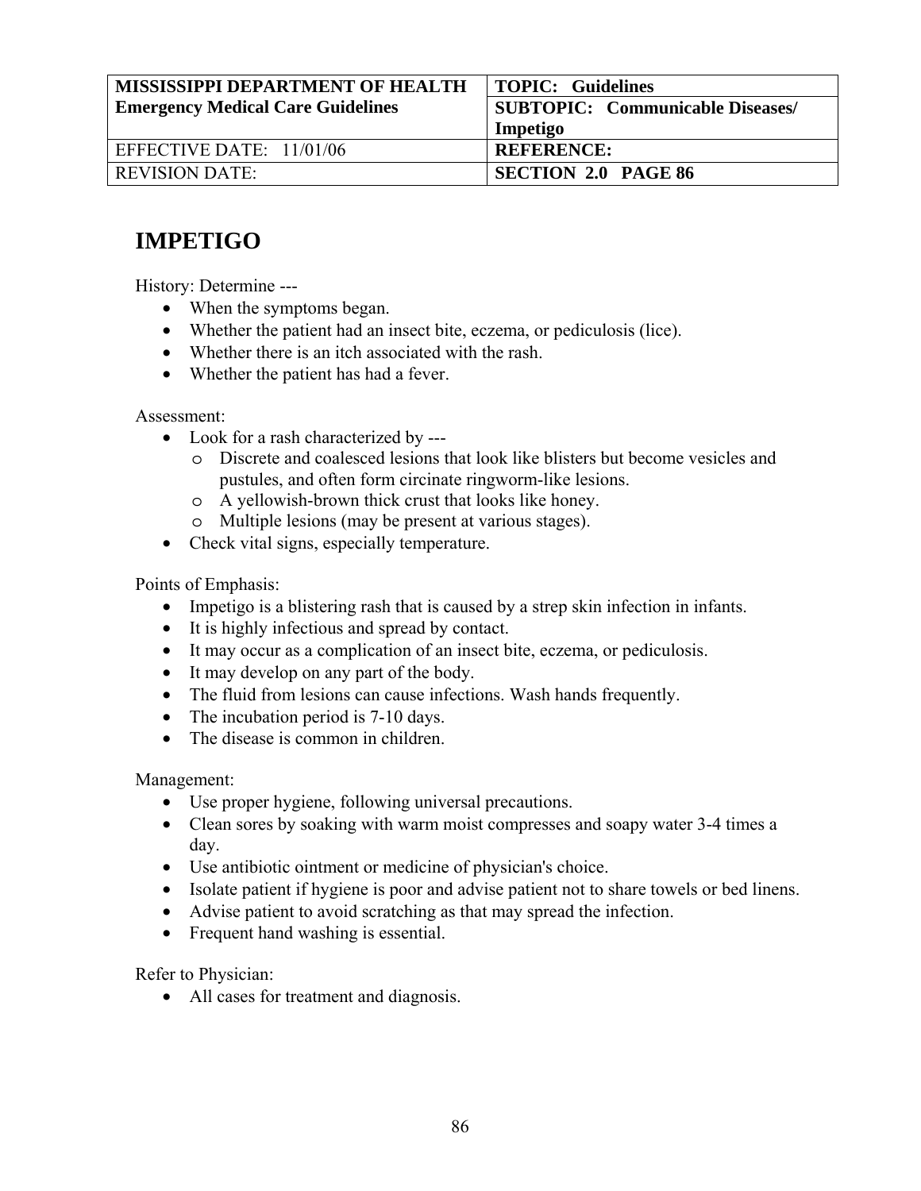| MISSISSIPPI DEPARTMENT OF HEALTH<br>Emergency Medical Care Guidelines | TOPIC: Guidelines |
| --- | --- |
| | SUBTOPIC: Communicable Diseases/ Impetigo |
| EFFECTIVE DATE: 11/01/06 | REFERENCE: |
| REVISION DATE: | SECTION 2.0 PAGE 86 |

# IMPETIGO

History: Determine ---

- When the symptoms began.
- Whether the patient had an insect bite, eczema, or pediculosis (lice).
- Whether there is an itch associated with the rash.
- Whether the patient has had a fever.

Assessment:

- Look for a rash characterized by ---
  - Discrete and coalesced lesions that look like blisters but become vesicles and pustules, and often form circinate ringworm-like lesions.
  - A yellowish-brown thick crust that looks like honey.
  - Multiple lesions (may be present at various stages).
- Check vital signs, especially temperature.

Points of Emphasis:

- Impetigo is a blistering rash that is caused by a strep skin infection in infants.
- It is highly infectious and spread by contact.
- It may occur as a complication of an insect bite, eczema, or pediculosis.
- It may develop on any part of the body.
- The fluid from lesions can cause infections. Wash hands frequently.
- The incubation period is 7-10 days.
- The disease is common in children.

Management:

- Use proper hygiene, following universal precautions.
- Clean sores by soaking with warm moist compresses and soapy water 3-4 times a day.
- Use antibiotic ointment or medicine of physician's choice.
- Isolate patient if hygiene is poor and advise patient not to share towels or bed linens.
- Advise patient to avoid scratching as that may spread the infection.
- Frequent hand washing is essential.

Refer to Physician:

- All cases for treatment and diagnosis.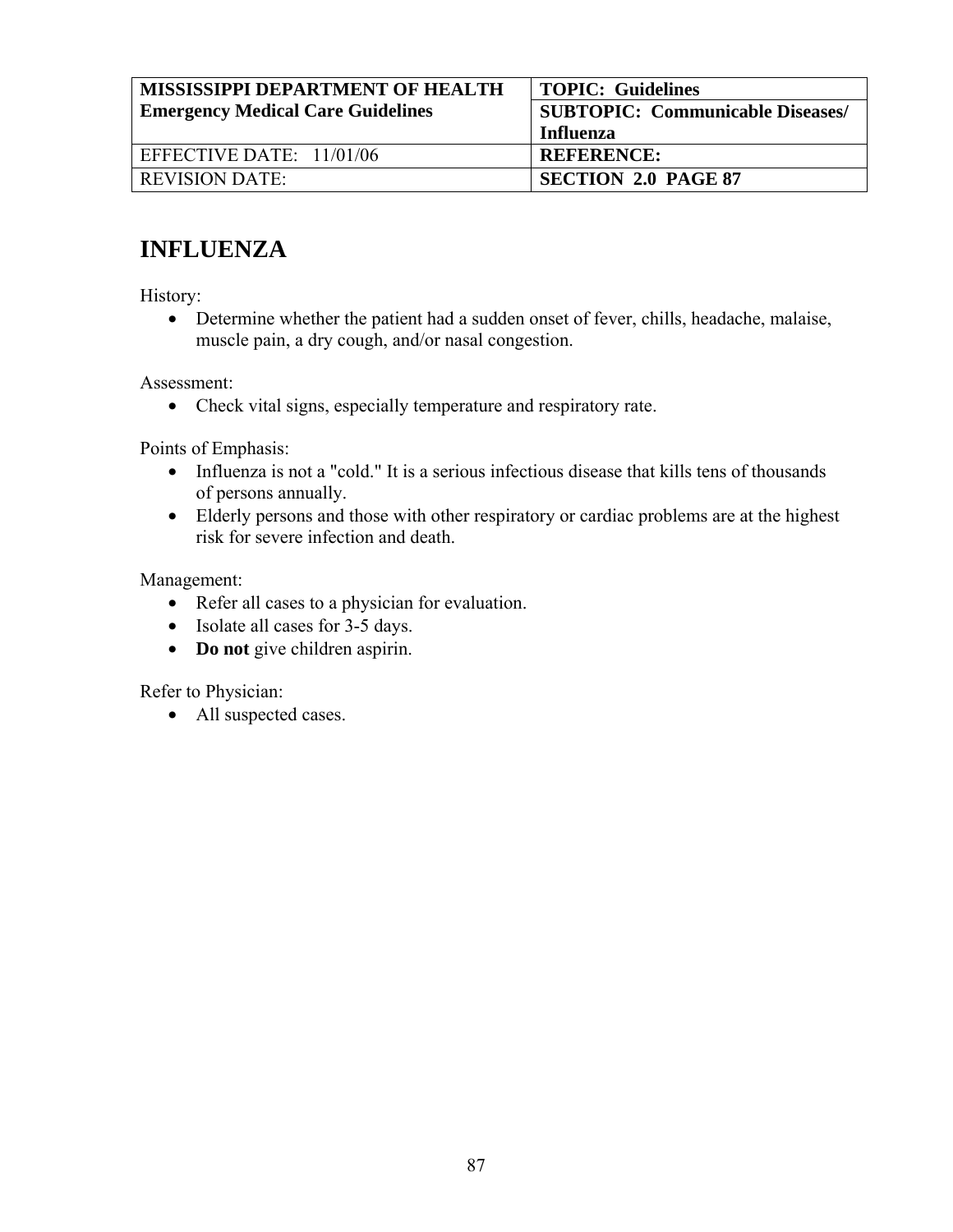| MISSISSIPPI DEPARTMENT OF HEALTH Emergency Medical Care Guidelines | TOPIC: Guidelines |
|---|---|
| | SUBTOPIC: Communicable Diseases/ Influenza |
| EFFECTIVE DATE: 11/01/06 | REFERENCE: |
| REVISION DATE: | SECTION 2.0 PAGE 87 |

# INFLUENZA

History:

- Determine whether the patient had a sudden onset of fever, chills, headache, malaise, muscle pain, a dry cough, and/or nasal congestion.

Assessment:

- Check vital signs, especially temperature and respiratory rate.

Points of Emphasis:

- Influenza is not a "cold." It is a serious infectious disease that kills tens of thousands of persons annually.
- Elderly persons and those with other respiratory or cardiac problems are at the highest risk for severe infection and death.

Management:

- Refer all cases to a physician for evaluation.
- Isolate all cases for 3-5 days.
- **Do not** give children aspirin.

Refer to Physician:

- All suspected cases.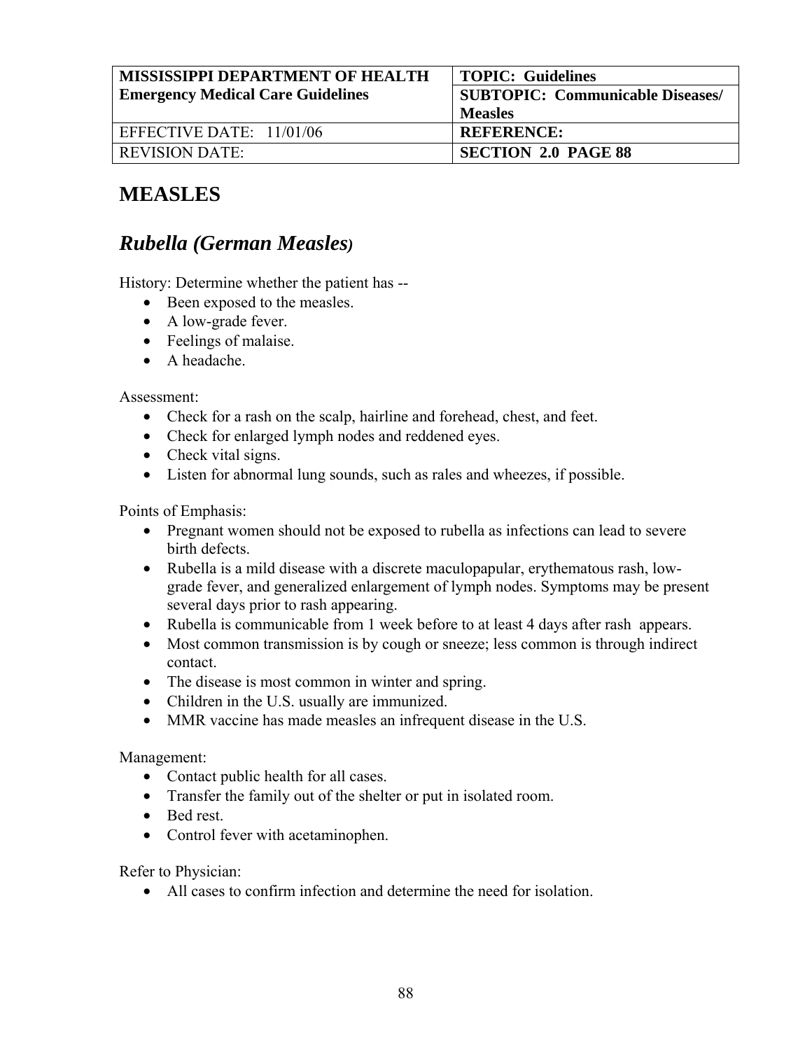| MISSISSIPPI DEPARTMENT OF HEALTH Emergency Medical Care Guidelines | TOPIC: Guidelines |
| --- | --- |
| | SUBTOPIC: Communicable Diseases/ Measles |
| EFFECTIVE DATE: 11/01/06 | REFERENCE: |
| REVISION DATE: | SECTION 2.0 PAGE 88 |

# MEASLES

## *Rubella (German Measles)*

History: Determine whether the patient has --

- Been exposed to the measles.
- A low-grade fever.
- Feelings of malaise.
- A headache.

Assessment:

- Check for a rash on the scalp, hairline and forehead, chest, and feet.
- Check for enlarged lymph nodes and reddened eyes.
- Check vital signs.
- Listen for abnormal lung sounds, such as rales and wheezes, if possible.

Points of Emphasis:

- Pregnant women should not be exposed to rubella as infections can lead to severe birth defects.
- Rubella is a mild disease with a discrete maculopapular, erythematous rash, low-grade fever, and generalized enlargement of lymph nodes. Symptoms may be present several days prior to rash appearing.
- Rubella is communicable from 1 week before to at least 4 days after rash appears.
- Most common transmission is by cough or sneeze; less common is through indirect contact.
- The disease is most common in winter and spring.
- Children in the U.S. usually are immunized.
- MMR vaccine has made measles an infrequent disease in the U.S.

Management:

- Contact public health for all cases.
- Transfer the family out of the shelter or put in isolated room.
- Bed rest.
- Control fever with acetaminophen.

Refer to Physician:

- All cases to confirm infection and determine the need for isolation.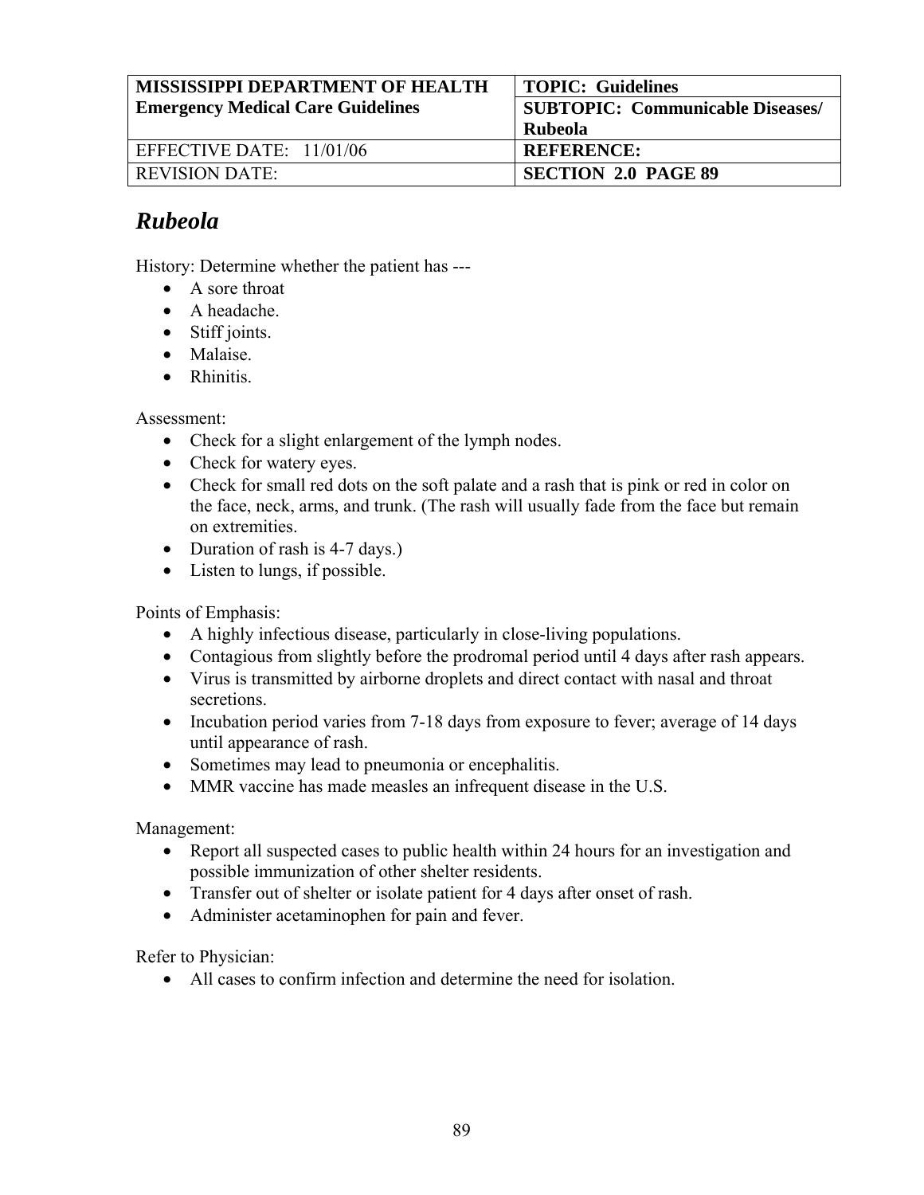| MISSISSIPPI DEPARTMENT OF HEALTH<br>Emergency Medical Care Guidelines | TOPIC: Guidelines<br>SUBTOPIC: Communicable Diseases/ Rubeola |
|---|---|
| EFFECTIVE DATE: 11/01/06 | REFERENCE: |
| REVISION DATE: | SECTION 2.0 PAGE 89 |

## *Rubeola*

History: Determine whether the patient has ---

- A sore throat
- A headache.
- Stiff joints.
- Malaise.
- Rhinitis.

Assessment:

- Check for a slight enlargement of the lymph nodes.
- Check for watery eyes.
- Check for small red dots on the soft palate and a rash that is pink or red in color on the face, neck, arms, and trunk. (The rash will usually fade from the face but remain on extremities.
- Duration of rash is 4-7 days.)
- Listen to lungs, if possible.

Points of Emphasis:

- A highly infectious disease, particularly in close-living populations.
- Contagious from slightly before the prodromal period until 4 days after rash appears.
- Virus is transmitted by airborne droplets and direct contact with nasal and throat secretions.
- Incubation period varies from 7-18 days from exposure to fever; average of 14 days until appearance of rash.
- Sometimes may lead to pneumonia or encephalitis.
- MMR vaccine has made measles an infrequent disease in the U.S.

Management:

- Report all suspected cases to public health within 24 hours for an investigation and possible immunization of other shelter residents.
- Transfer out of shelter or isolate patient for 4 days after onset of rash.
- Administer acetaminophen for pain and fever.

Refer to Physician:

- All cases to confirm infection and determine the need for isolation.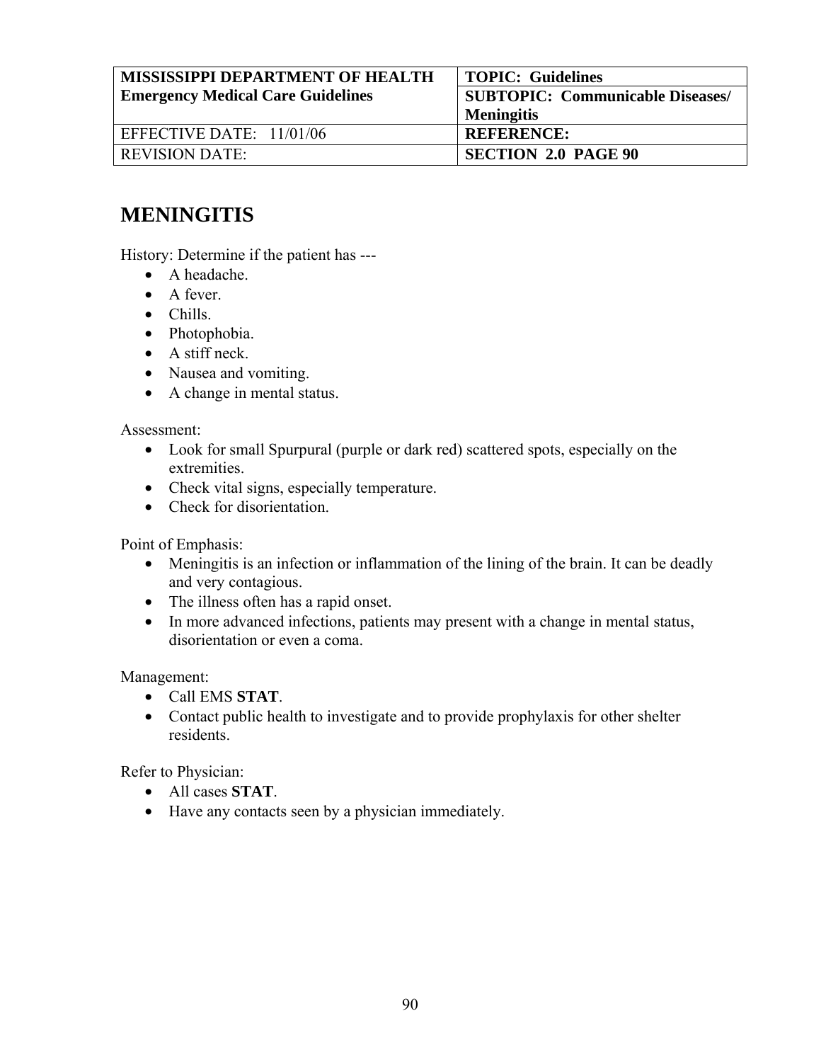| MISSISSIPPI DEPARTMENT OF HEALTH Emergency Medical Care Guidelines | TOPIC: Guidelines |
|---|---|
| | SUBTOPIC: Communicable Diseases/ Meningitis |
| EFFECTIVE DATE: 11/01/06 | REFERENCE: |
| REVISION DATE: | SECTION 2.0 PAGE 90 |

# MENINGITIS

History: Determine if the patient has ---

- A headache.
- A fever.
- Chills.
- Photophobia.
- A stiff neck.
- Nausea and vomiting.
- A change in mental status.

Assessment:

- Look for small Spurpural (purple or dark red) scattered spots, especially on the extremities.
- Check vital signs, especially temperature.
- Check for disorientation.

Point of Emphasis:

- Meningitis is an infection or inflammation of the lining of the brain. It can be deadly and very contagious.
- The illness often has a rapid onset.
- In more advanced infections, patients may present with a change in mental status, disorientation or even a coma.

Management:

- Call EMS **STAT**.
- Contact public health to investigate and to provide prophylaxis for other shelter residents.

Refer to Physician:

- All cases **STAT**.
- Have any contacts seen by a physician immediately.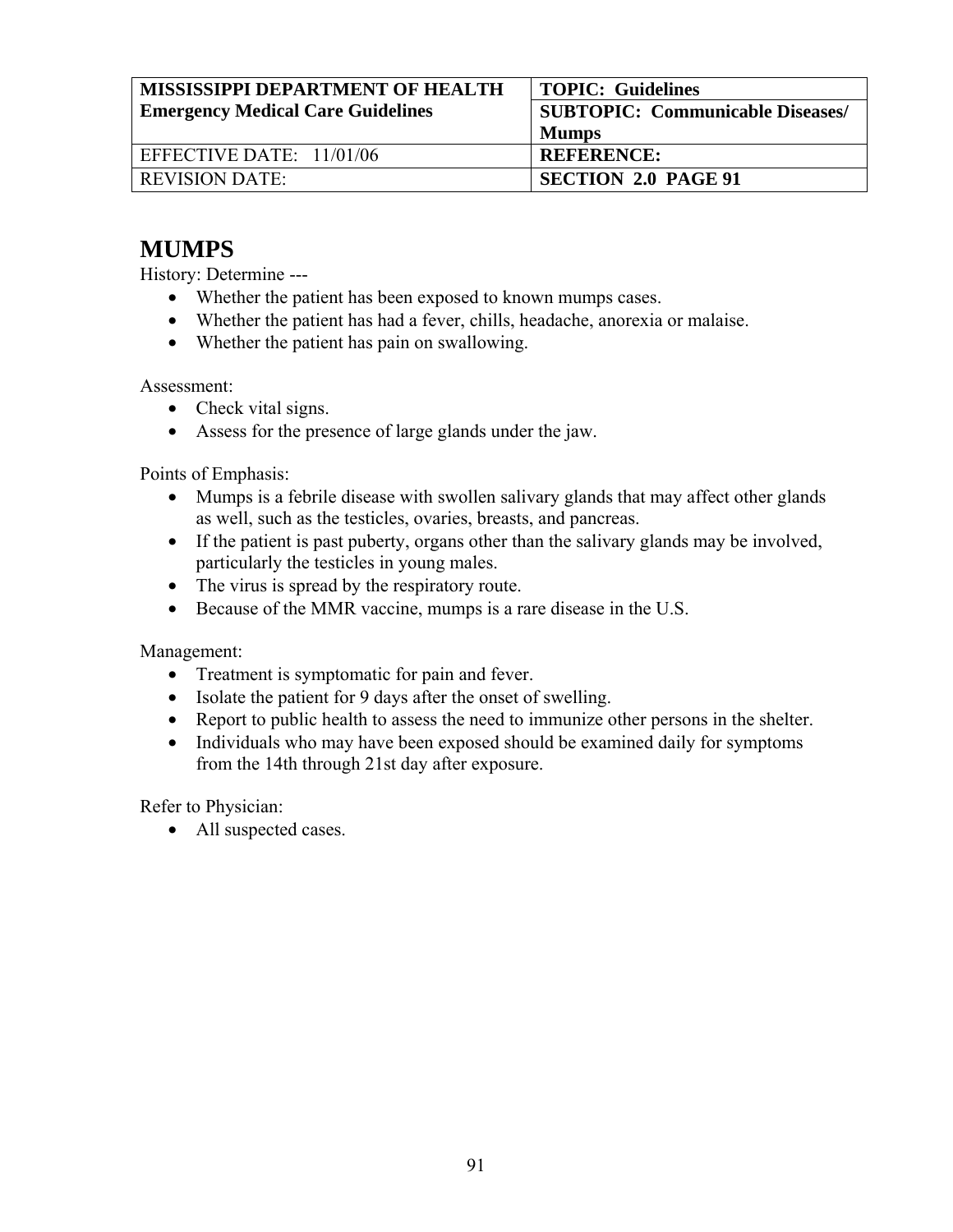| MISSISSIPPI DEPARTMENT OF HEALTH Emergency Medical Care Guidelines | TOPIC: Guidelines |
| --- | --- |
| | SUBTOPIC: Communicable Diseases/ Mumps |
| EFFECTIVE DATE: 11/01/06 | REFERENCE: |
| REVISION DATE: | SECTION 2.0 PAGE 91 |

# MUMPS

History: Determine ---

- Whether the patient has been exposed to known mumps cases.
- Whether the patient has had a fever, chills, headache, anorexia or malaise.
- Whether the patient has pain on swallowing.

Assessment:

- Check vital signs.
- Assess for the presence of large glands under the jaw.

Points of Emphasis:

- Mumps is a febrile disease with swollen salivary glands that may affect other glands as well, such as the testicles, ovaries, breasts, and pancreas.
- If the patient is past puberty, organs other than the salivary glands may be involved, particularly the testicles in young males.
- The virus is spread by the respiratory route.
- Because of the MMR vaccine, mumps is a rare disease in the U.S.

Management:

- Treatment is symptomatic for pain and fever.
- Isolate the patient for 9 days after the onset of swelling.
- Report to public health to assess the need to immunize other persons in the shelter.
- Individuals who may have been exposed should be examined daily for symptoms from the 14th through 21st day after exposure.

Refer to Physician:

- All suspected cases.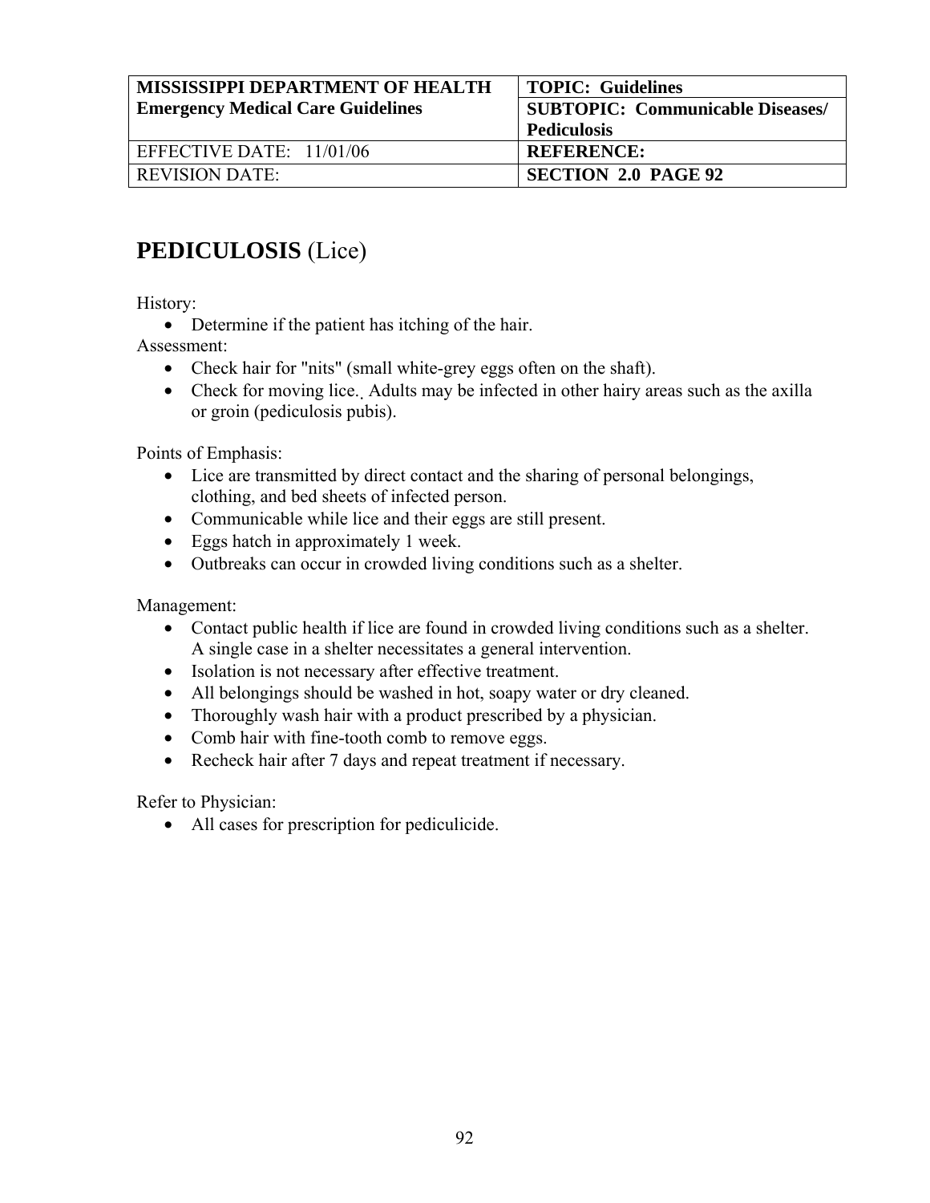| MISSISSIPPI DEPARTMENT OF HEALTH Emergency Medical Care Guidelines | TOPIC: Guidelines |
| --- | --- |
| | SUBTOPIC: Communicable Diseases/ Pediculosis |
| EFFECTIVE DATE: 11/01/06 | REFERENCE: |
| REVISION DATE: | SECTION 2.0 PAGE 92 |

# **PEDICULOSIS** (Lice)

History:

- Determine if the patient has itching of the hair.

Assessment:

- Check hair for "nits" (small white-grey eggs often on the shaft).
- Check for moving lice.¸ Adults may be infected in other hairy areas such as the axilla or groin (pediculosis pubis).

Points of Emphasis:

- Lice are transmitted by direct contact and the sharing of personal belongings, clothing, and bed sheets of infected person.
- Communicable while lice and their eggs are still present.
- Eggs hatch in approximately 1 week.
- Outbreaks can occur in crowded living conditions such as a shelter.

Management:

- Contact public health if lice are found in crowded living conditions such as a shelter. A single case in a shelter necessitates a general intervention.
- Isolation is not necessary after effective treatment.
- All belongings should be washed in hot, soapy water or dry cleaned.
- Thoroughly wash hair with a product prescribed by a physician.
- Comb hair with fine-tooth comb to remove eggs.
- Recheck hair after 7 days and repeat treatment if necessary.

Refer to Physician:

- All cases for prescription for pediculicide.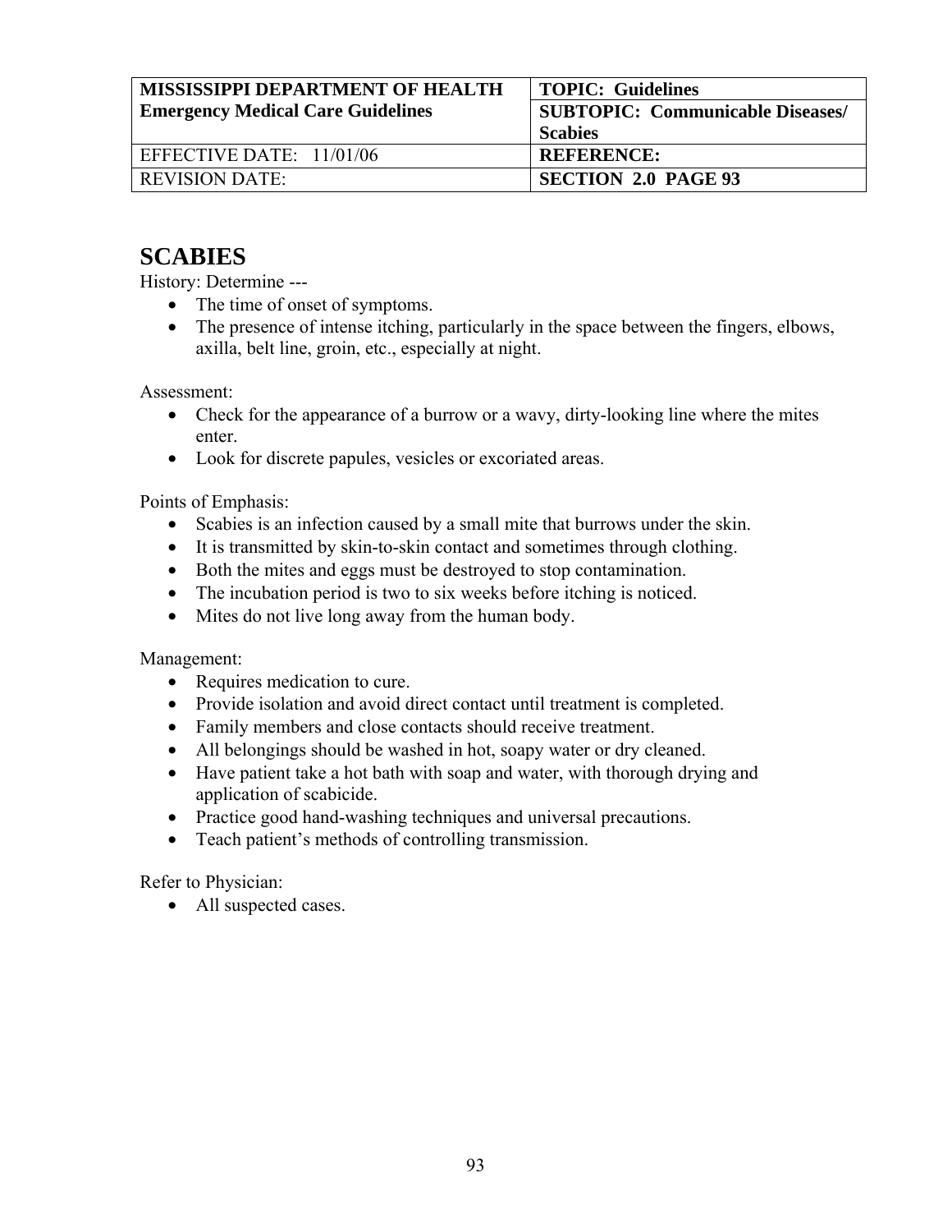| MISSISSIPPI DEPARTMENT OF HEALTH<br>Emergency Medical Care Guidelines | TOPIC: Guidelines<br>SUBTOPIC: Communicable Diseases/ Scabies |
|---|---|
| EFFECTIVE DATE: 11/01/06 | REFERENCE: |
| REVISION DATE: | SECTION 2.0 PAGE 93 |

# SCABIES

History: Determine ---

- The time of onset of symptoms.
- The presence of intense itching, particularly in the space between the fingers, elbows, axilla, belt line, groin, etc., especially at night.

Assessment:

- Check for the appearance of a burrow or a wavy, dirty-looking line where the mites enter.
- Look for discrete papules, vesicles or excoriated areas.

Points of Emphasis:

- Scabies is an infection caused by a small mite that burrows under the skin.
- It is transmitted by skin-to-skin contact and sometimes through clothing.
- Both the mites and eggs must be destroyed to stop contamination.
- The incubation period is two to six weeks before itching is noticed.
- Mites do not live long away from the human body.

Management:

- Requires medication to cure.
- Provide isolation and avoid direct contact until treatment is completed.
- Family members and close contacts should receive treatment.
- All belongings should be washed in hot, soapy water or dry cleaned.
- Have patient take a hot bath with soap and water, with thorough drying and application of scabicide.
- Practice good hand-washing techniques and universal precautions.
- Teach patient's methods of controlling transmission.

Refer to Physician:

- All suspected cases.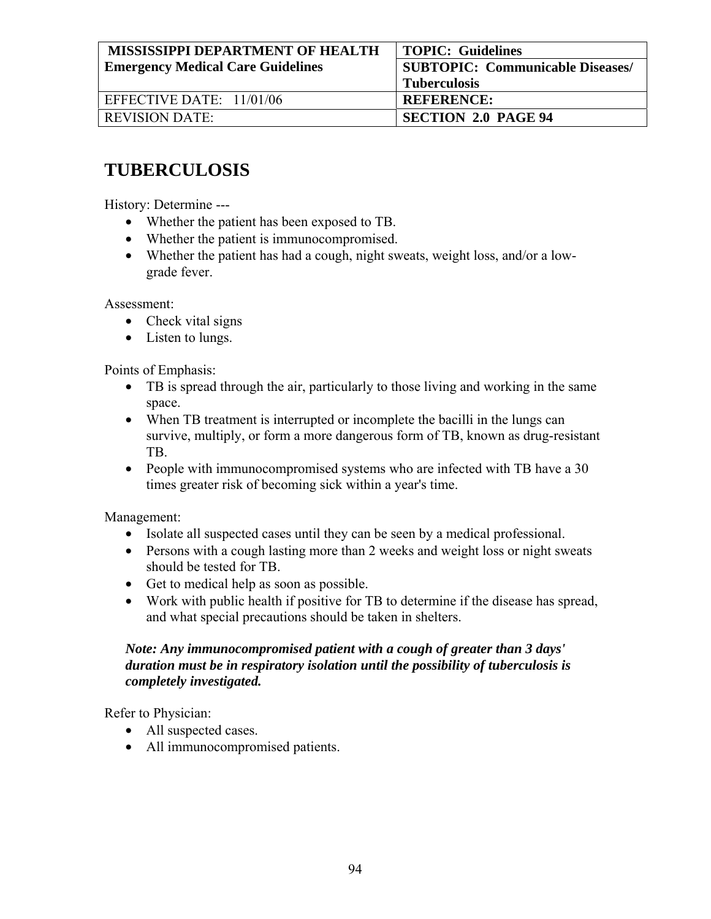| MISSISSIPPI DEPARTMENT OF HEALTH Emergency Medical Care Guidelines | TOPIC: Guidelines |
| --- | --- |
| | SUBTOPIC: Communicable Diseases/ Tuberculosis |
| EFFECTIVE DATE: 11/01/06 | REFERENCE: |
| REVISION DATE: | SECTION 2.0 PAGE 94 |

# TUBERCULOSIS

History: Determine ---

- Whether the patient has been exposed to TB.
- Whether the patient is immunocompromised.
- Whether the patient has had a cough, night sweats, weight loss, and/or a low-grade fever.

Assessment:

- Check vital signs
- Listen to lungs.

Points of Emphasis:

- TB is spread through the air, particularly to those living and working in the same space.
- When TB treatment is interrupted or incomplete the bacilli in the lungs can survive, multiply, or form a more dangerous form of TB, known as drug-resistant TB.
- People with immunocompromised systems who are infected with TB have a 30 times greater risk of becoming sick within a year's time.

Management:

- Isolate all suspected cases until they can be seen by a medical professional.
- Persons with a cough lasting more than 2 weeks and weight loss or night sweats should be tested for TB.
- Get to medical help as soon as possible.
- Work with public health if positive for TB to determine if the disease has spread, and what special precautions should be taken in shelters.

***Note: Any immunocompromised patient with a cough of greater than 3 days' duration must be in respiratory isolation until the possibility of tuberculosis is completely investigated.***

Refer to Physician:

- All suspected cases.
- All immunocompromised patients.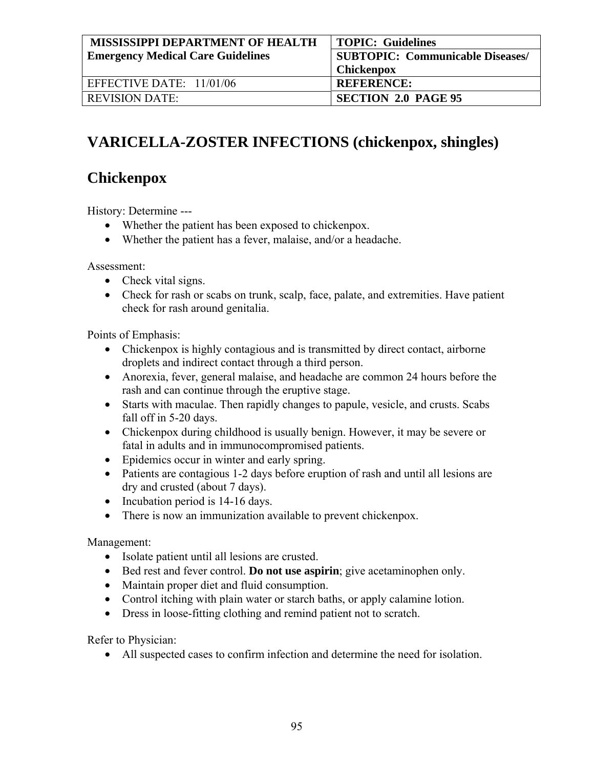| MISSISSIPPI DEPARTMENT OF HEALTH Emergency Medical Care Guidelines | TOPIC: Guidelines |
|---|---|
| | SUBTOPIC: Communicable Diseases/ Chickenpox |
| EFFECTIVE DATE: 11/01/06 | REFERENCE: |
| REVISION DATE: | SECTION 2.0 PAGE 95 |

# VARICELLA-ZOSTER INFECTIONS (chickenpox, shingles)

## Chickenpox

History: Determine ---

- Whether the patient has been exposed to chickenpox.
- Whether the patient has a fever, malaise, and/or a headache.

Assessment:

- Check vital signs.
- Check for rash or scabs on trunk, scalp, face, palate, and extremities. Have patient check for rash around genitalia.

Points of Emphasis:

- Chickenpox is highly contagious and is transmitted by direct contact, airborne droplets and indirect contact through a third person.
- Anorexia, fever, general malaise, and headache are common 24 hours before the rash and can continue through the eruptive stage.
- Starts with maculae. Then rapidly changes to papule, vesicle, and crusts. Scabs fall off in 5-20 days.
- Chickenpox during childhood is usually benign. However, it may be severe or fatal in adults and in immunocompromised patients.
- Epidemics occur in winter and early spring.
- Patients are contagious 1-2 days before eruption of rash and until all lesions are dry and crusted (about 7 days).
- Incubation period is 14-16 days.
- There is now an immunization available to prevent chickenpox.

Management:

- Isolate patient until all lesions are crusted.
- Bed rest and fever control. **Do not use aspirin**; give acetaminophen only.
- Maintain proper diet and fluid consumption.
- Control itching with plain water or starch baths, or apply calamine lotion.
- Dress in loose-fitting clothing and remind patient not to scratch.

Refer to Physician:

- All suspected cases to confirm infection and determine the need for isolation.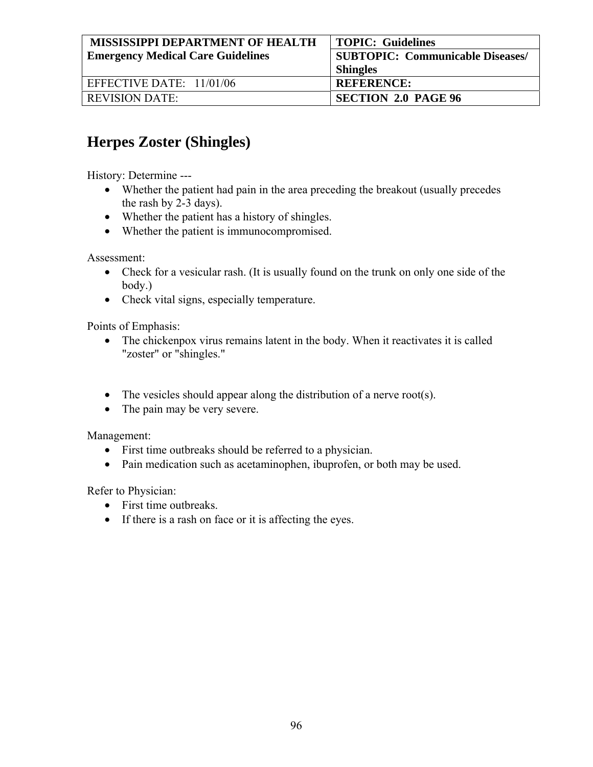| MISSISSIPPI DEPARTMENT OF HEALTH Emergency Medical Care Guidelines | TOPIC: Guidelines |
| --- | --- |
| | SUBTOPIC: Communicable Diseases/ Shingles |
| EFFECTIVE DATE: 11/01/06 | REFERENCE: |
| REVISION DATE: | SECTION 2.0 PAGE 96 |

# Herpes Zoster (Shingles)

History: Determine ---

- Whether the patient had pain in the area preceding the breakout (usually precedes the rash by 2-3 days).
- Whether the patient has a history of shingles.
- Whether the patient is immunocompromised.

Assessment:

- Check for a vesicular rash. (It is usually found on the trunk on only one side of the body.)
- Check vital signs, especially temperature.

Points of Emphasis:

- The chickenpox virus remains latent in the body. When it reactivates it is called "zoster" or "shingles."
- The vesicles should appear along the distribution of a nerve root(s).
- The pain may be very severe.

Management:

- First time outbreaks should be referred to a physician.
- Pain medication such as acetaminophen, ibuprofen, or both may be used.

Refer to Physician:

- First time outbreaks.
- If there is a rash on face or it is affecting the eyes.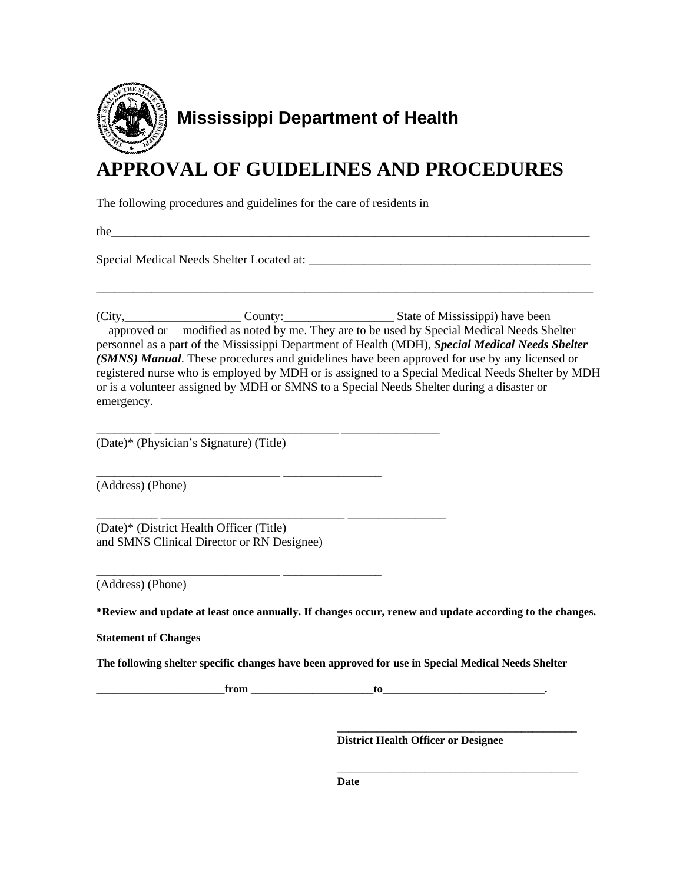**Mississippi Department of Health**

# APPROVAL OF GUIDELINES AND PROCEDURES

The following procedures and guidelines for the care of residents in

the_________________________________________________________________________________

Special Medical Needs Shelter Located at: ________________________________________________

____________________________________________________________________________________

(City,___________________ County:_________________ State of Mississippi) have been approved or modified as noted by me. They are to be used by Special Medical Needs Shelter personnel as a part of the Mississippi Department of Health (MDH), ***Special Medical Needs Shelter (SMNS) Manual***. These procedures and guidelines have been approved for use by any licensed or registered nurse who is employed by MDH or is assigned to a Special Medical Needs Shelter by MDH or is a volunteer assigned by MDH or SMNS to a Special Needs Shelter during a disaster or emergency.

_________ _____________________________ ________________
(Date)* (Physician's Signature) (Title)

______________________________ ________________
(Address) (Phone)

__________ _____________________________ ________________
(Date)* (District Health Officer (Title)
and SMNS Clinical Director or RN Designee)

______________________________ ________________
(Address) (Phone)

**\*Review and update at least once annually. If changes occur, renew and update according to the changes.**

**Statement of Changes**

**The following shelter specific changes have been approved for use in Special Medical Needs Shelter**

**______________________from _____________________to____________________________.**

___________________________________________
**District Health Officer or Designee**

___________________________________________
**Date**